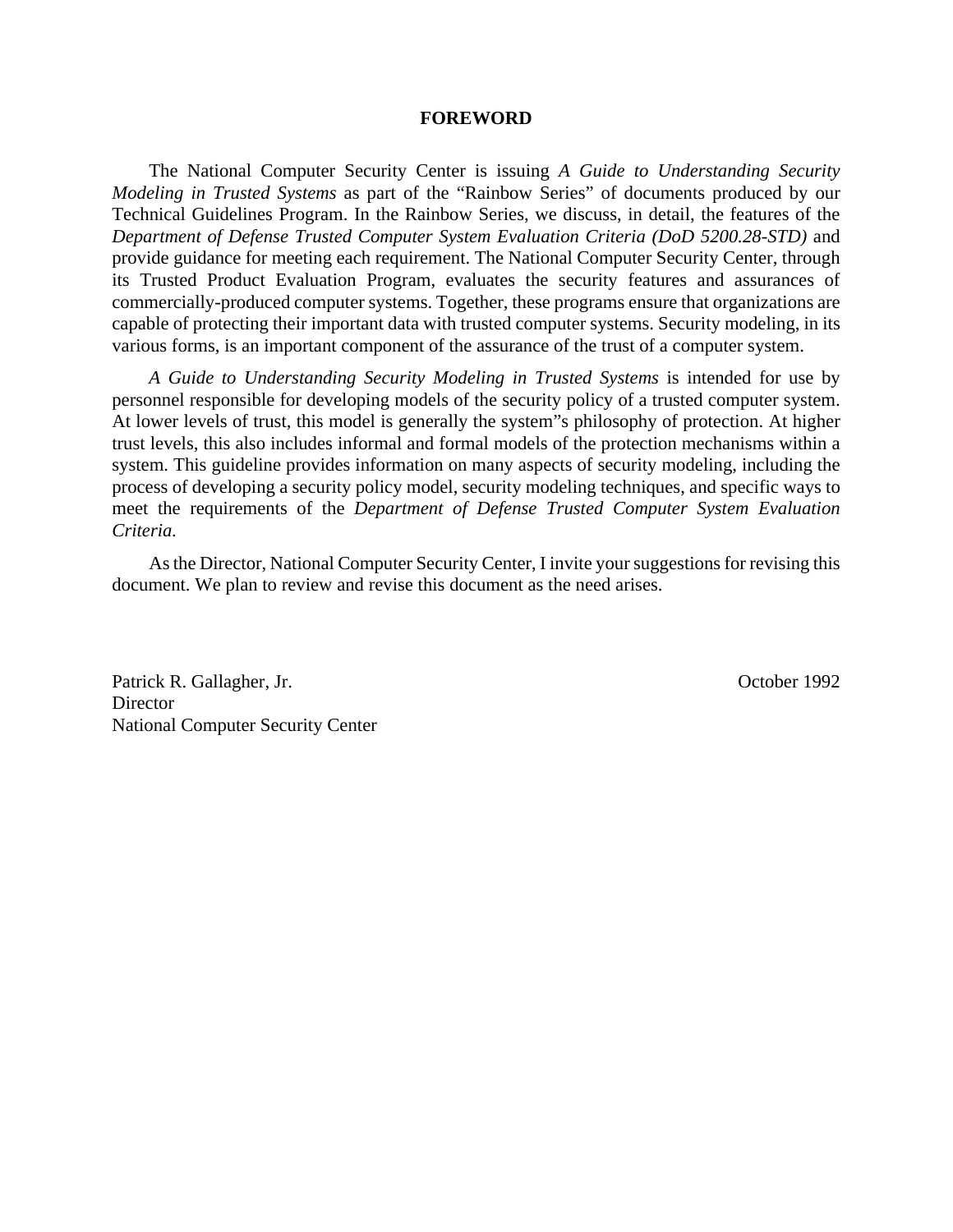# FOREWORD

The National Computer Security Center is issuing *A Guide to Understanding Security Modeling in Trusted Systems* as part of the "Rainbow Series" of documents produced by our Technical Guidelines Program. In the Rainbow Series, we discuss, in detail, the features of the *Department of Defense Trusted Computer System Evaluation Criteria (DoD 5200.28-STD)* and provide guidance for meeting each requirement. The National Computer Security Center, through its Trusted Product Evaluation Program, evaluates the security features and assurances of commercially-produced computer systems. Together, these programs ensure that organizations are capable of protecting their important data with trusted computer systems. Security modeling, in its various forms, is an important component of the assurance of the trust of a computer system.

*A Guide to Understanding Security Modeling in Trusted Systems* is intended for use by personnel responsible for developing models of the security policy of a trusted computer system. At lower levels of trust, this model is generally the system"s philosophy of protection. At higher trust levels, this also includes informal and formal models of the protection mechanisms within a system. This guideline provides information on many aspects of security modeling, including the process of developing a security policy model, security modeling techniques, and specific ways to meet the requirements of the *Department of Defense Trusted Computer System Evaluation Criteria.*

As the Director, National Computer Security Center, I invite your suggestions for revising this document. We plan to review and revise this document as the need arises.

Patrick R. Gallagher, Jr.
Director
National Computer Security Center

October 1992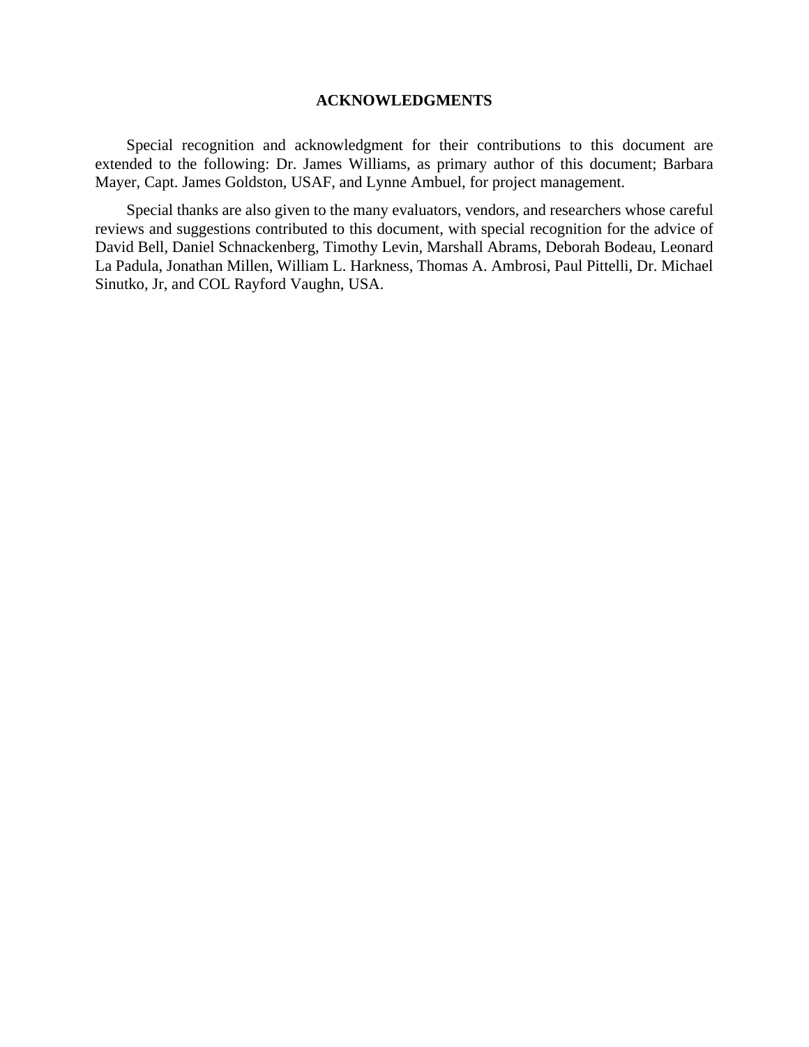## ACKNOWLEDGMENTS

Special recognition and acknowledgment for their contributions to this document are extended to the following: Dr. James Williams, as primary author of this document; Barbara Mayer, Capt. James Goldston, USAF, and Lynne Ambuel, for project management.

Special thanks are also given to the many evaluators, vendors, and researchers whose careful reviews and suggestions contributed to this document, with special recognition for the advice of David Bell, Daniel Schnackenberg, Timothy Levin, Marshall Abrams, Deborah Bodeau, Leonard La Padula, Jonathan Millen, William L. Harkness, Thomas A. Ambrosi, Paul Pittelli, Dr. Michael Sinutko, Jr, and COL Rayford Vaughn, USA.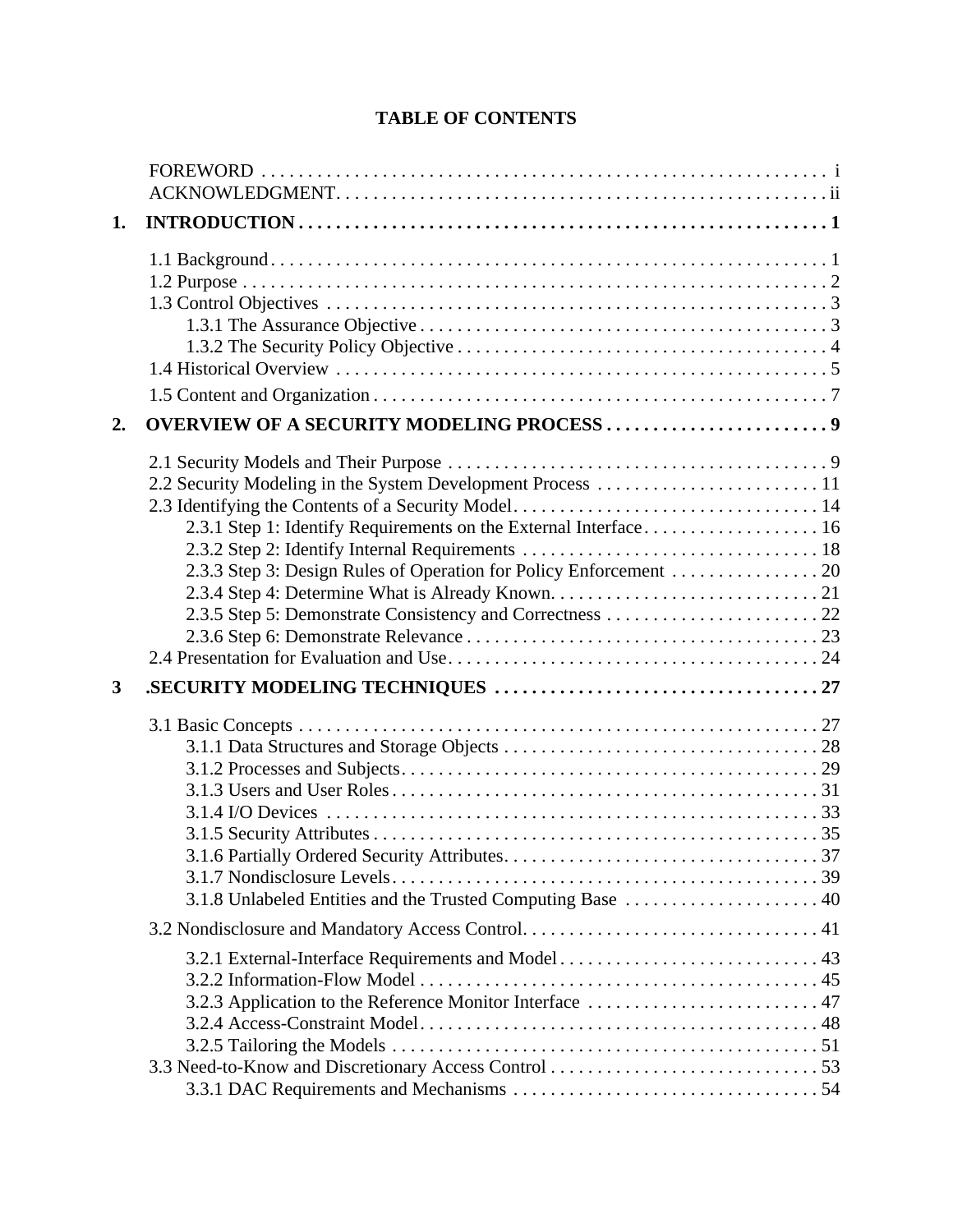# TABLE OF CONTENTS

FOREWORD . . . . . . . . . . . . . . . . . . . . . . . . . . . . . . . . . . . . . . . . . . . . . . . . . . . . . . . . . . . . i
ACKNOWLEDGMENT. . . . . . . . . . . . . . . . . . . . . . . . . . . . . . . . . . . . . . . . . . . . . . . . . . . . . ii

**1. INTRODUCTION . . . . . . . . . . . . . . . . . . . . . . . . . . . . . . . . . . . . . . . . . . . . . . . . . . . . . . . . 1**

1.1 Background . . . . . . . . . . . . . . . . . . . . . . . . . . . . . . . . . . . . . . . . . . . . . . . . . . . . . . . . . . . . 1
1.2 Purpose . . . . . . . . . . . . . . . . . . . . . . . . . . . . . . . . . . . . . . . . . . . . . . . . . . . . . . . . . . . . . . . 2
1.3 Control Objectives . . . . . . . . . . . . . . . . . . . . . . . . . . . . . . . . . . . . . . . . . . . . . . . . . . . . . . . 3
    1.3.1 The Assurance Objective . . . . . . . . . . . . . . . . . . . . . . . . . . . . . . . . . . . . . . . . . . . . . 3
    1.3.2 The Security Policy Objective . . . . . . . . . . . . . . . . . . . . . . . . . . . . . . . . . . . . . . . . . 4
1.4 Historical Overview . . . . . . . . . . . . . . . . . . . . . . . . . . . . . . . . . . . . . . . . . . . . . . . . . . . . . . 5
1.5 Content and Organization . . . . . . . . . . . . . . . . . . . . . . . . . . . . . . . . . . . . . . . . . . . . . . . . . . 7

**2. OVERVIEW OF A SECURITY MODELING PROCESS . . . . . . . . . . . . . . . . . . . . . . . . 9**

2.1 Security Models and Their Purpose . . . . . . . . . . . . . . . . . . . . . . . . . . . . . . . . . . . . . . . . . 9
2.2 Security Modeling in the System Development Process . . . . . . . . . . . . . . . . . . . . . . . . 11
2.3 Identifying the Contents of a Security Model. . . . . . . . . . . . . . . . . . . . . . . . . . . . . . . . . 14
    2.3.1 Step 1: Identify Requirements on the External Interface. . . . . . . . . . . . . . . . . . . 16
    2.3.2 Step 2: Identify Internal Requirements . . . . . . . . . . . . . . . . . . . . . . . . . . . . . . . . 18
    2.3.3 Step 3: Design Rules of Operation for Policy Enforcement . . . . . . . . . . . . . . . . 20
    2.3.4 Step 4: Determine What is Already Known. . . . . . . . . . . . . . . . . . . . . . . . . . . . . 21
    2.3.5 Step 5: Demonstrate Consistency and Correctness . . . . . . . . . . . . . . . . . . . . . . . 22
    2.3.6 Step 6: Demonstrate Relevance . . . . . . . . . . . . . . . . . . . . . . . . . . . . . . . . . . . . . . 23
2.4 Presentation for Evaluation and Use. . . . . . . . . . . . . . . . . . . . . . . . . . . . . . . . . . . . . . . . 24

**3 .SECURITY MODELING TECHNIQUES . . . . . . . . . . . . . . . . . . . . . . . . . . . . . . . . . . . 27**

3.1 Basic Concepts . . . . . . . . . . . . . . . . . . . . . . . . . . . . . . . . . . . . . . . . . . . . . . . . . . . . . . . . . 27
    3.1.1 Data Structures and Storage Objects . . . . . . . . . . . . . . . . . . . . . . . . . . . . . . . . . . 28
    3.1.2 Processes and Subjects. . . . . . . . . . . . . . . . . . . . . . . . . . . . . . . . . . . . . . . . . . . . . 29
    3.1.3 Users and User Roles . . . . . . . . . . . . . . . . . . . . . . . . . . . . . . . . . . . . . . . . . . . . . . 31
    3.1.4 I/O Devices . . . . . . . . . . . . . . . . . . . . . . . . . . . . . . . . . . . . . . . . . . . . . . . . . . . . . 33
    3.1.5 Security Attributes . . . . . . . . . . . . . . . . . . . . . . . . . . . . . . . . . . . . . . . . . . . . . . . . 35
    3.1.6 Partially Ordered Security Attributes. . . . . . . . . . . . . . . . . . . . . . . . . . . . . . . . . . 37
    3.1.7 Nondisclosure Levels. . . . . . . . . . . . . . . . . . . . . . . . . . . . . . . . . . . . . . . . . . . . . . 39
    3.1.8 Unlabeled Entities and the Trusted Computing Base . . . . . . . . . . . . . . . . . . . . . 40
3.2 Nondisclosure and Mandatory Access Control. . . . . . . . . . . . . . . . . . . . . . . . . . . . . . . . 41
    3.2.1 External-Interface Requirements and Model . . . . . . . . . . . . . . . . . . . . . . . . . . . . 43
    3.2.2 Information-Flow Model . . . . . . . . . . . . . . . . . . . . . . . . . . . . . . . . . . . . . . . . . . . 45
    3.2.3 Application to the Reference Monitor Interface . . . . . . . . . . . . . . . . . . . . . . . . . 47
    3.2.4 Access-Constraint Model. . . . . . . . . . . . . . . . . . . . . . . . . . . . . . . . . . . . . . . . . . . 48
    3.2.5 Tailoring the Models . . . . . . . . . . . . . . . . . . . . . . . . . . . . . . . . . . . . . . . . . . . . . . 51
3.3 Need-to-Know and Discretionary Access Control . . . . . . . . . . . . . . . . . . . . . . . . . . . . . 53
    3.3.1 DAC Requirements and Mechanisms . . . . . . . . . . . . . . . . . . . . . . . . . . . . . . . . . 54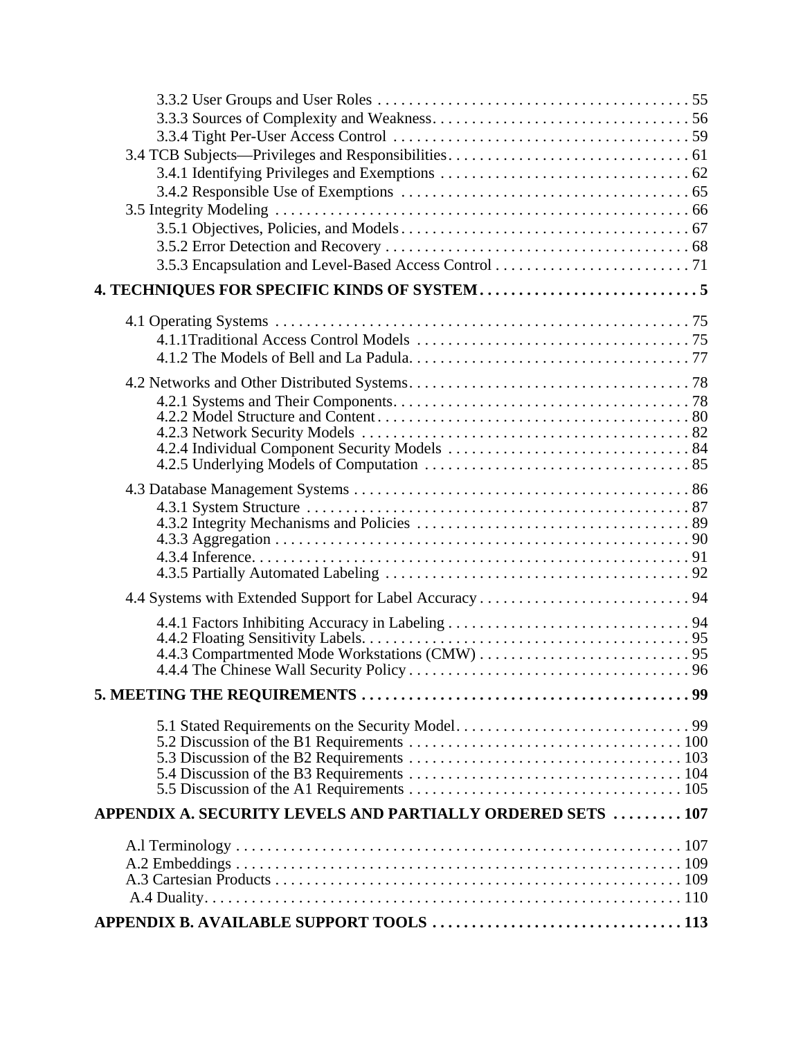3.3.2 User Groups and User Roles . . . . . . . . . . . . . . . . . . . . . . . . . . . . . . . . . . . . . . . . 55
3.3.3 Sources of Complexity and Weakness. . . . . . . . . . . . . . . . . . . . . . . . . . . . . . . . . 56
3.3.4 Tight Per-User Access Control . . . . . . . . . . . . . . . . . . . . . . . . . . . . . . . . . . . . . . 59
3.4 TCB Subjects—Privileges and Responsibilities. . . . . . . . . . . . . . . . . . . . . . . . . . . . . . . . 61
3.4.1 Identifying Privileges and Exemptions . . . . . . . . . . . . . . . . . . . . . . . . . . . . . . . . 62
3.4.2 Responsible Use of Exemptions . . . . . . . . . . . . . . . . . . . . . . . . . . . . . . . . . . . . . 65
3.5 Integrity Modeling . . . . . . . . . . . . . . . . . . . . . . . . . . . . . . . . . . . . . . . . . . . . . . . . . . . . . 66
3.5.1 Objectives, Policies, and Models . . . . . . . . . . . . . . . . . . . . . . . . . . . . . . . . . . . . . 67
3.5.2 Error Detection and Recovery . . . . . . . . . . . . . . . . . . . . . . . . . . . . . . . . . . . . . . . 68
3.5.3 Encapsulation and Level-Based Access Control . . . . . . . . . . . . . . . . . . . . . . . . . 71

**4. TECHNIQUES FOR SPECIFIC KINDS OF SYSTEM . . . . . . . . . . . . . . . . . . . . . . . . . . . . 5**

4.1 Operating Systems . . . . . . . . . . . . . . . . . . . . . . . . . . . . . . . . . . . . . . . . . . . . . . . . . . . . . 75
4.1.1Traditional Access Control Models . . . . . . . . . . . . . . . . . . . . . . . . . . . . . . . . . . . 75
4.1.2 The Models of Bell and La Padula. . . . . . . . . . . . . . . . . . . . . . . . . . . . . . . . . . . . 77

4.2 Networks and Other Distributed Systems. . . . . . . . . . . . . . . . . . . . . . . . . . . . . . . . . . . . 78
4.2.1 Systems and Their Components. . . . . . . . . . . . . . . . . . . . . . . . . . . . . . . . . . . . . . 78
4.2.2 Model Structure and Content . . . . . . . . . . . . . . . . . . . . . . . . . . . . . . . . . . . . . . . . 80
4.2.3 Network Security Models . . . . . . . . . . . . . . . . . . . . . . . . . . . . . . . . . . . . . . . . . . 82
4.2.4 Individual Component Security Models . . . . . . . . . . . . . . . . . . . . . . . . . . . . . . . 84
4.2.5 Underlying Models of Computation . . . . . . . . . . . . . . . . . . . . . . . . . . . . . . . . . . 85

4.3 Database Management Systems . . . . . . . . . . . . . . . . . . . . . . . . . . . . . . . . . . . . . . . . . . . 86
4.3.1 System Structure . . . . . . . . . . . . . . . . . . . . . . . . . . . . . . . . . . . . . . . . . . . . . . . . . . 87
4.3.2 Integrity Mechanisms and Policies . . . . . . . . . . . . . . . . . . . . . . . . . . . . . . . . . . . 89
4.3.3 Aggregation . . . . . . . . . . . . . . . . . . . . . . . . . . . . . . . . . . . . . . . . . . . . . . . . . . . . . 90
4.3.4 Inference. . . . . . . . . . . . . . . . . . . . . . . . . . . . . . . . . . . . . . . . . . . . . . . . . . . . . . . . 91
4.3.5 Partially Automated Labeling . . . . . . . . . . . . . . . . . . . . . . . . . . . . . . . . . . . . . . . 92

4.4 Systems with Extended Support for Label Accuracy . . . . . . . . . . . . . . . . . . . . . . . . . . . 94
4.4.1 Factors Inhibiting Accuracy in Labeling . . . . . . . . . . . . . . . . . . . . . . . . . . . . . . . 94
4.4.2 Floating Sensitivity Labels. . . . . . . . . . . . . . . . . . . . . . . . . . . . . . . . . . . . . . . . . . 95
4.4.3 Compartmented Mode Workstations (CMW) . . . . . . . . . . . . . . . . . . . . . . . . . . . 95
4.4.4 The Chinese Wall Security Policy . . . . . . . . . . . . . . . . . . . . . . . . . . . . . . . . . . . . 96

**5. MEETING THE REQUIREMENTS . . . . . . . . . . . . . . . . . . . . . . . . . . . . . . . . . . . . . . . . . . 99**

5.1 Stated Requirements on the Security Model. . . . . . . . . . . . . . . . . . . . . . . . . . . . . . 99
5.2 Discussion of the B1 Requirements . . . . . . . . . . . . . . . . . . . . . . . . . . . . . . . . . . . 100
5.3 Discussion of the B2 Requirements . . . . . . . . . . . . . . . . . . . . . . . . . . . . . . . . . . . 103
5.4 Discussion of the B3 Requirements . . . . . . . . . . . . . . . . . . . . . . . . . . . . . . . . . . . 104
5.5 Discussion of the A1 Requirements . . . . . . . . . . . . . . . . . . . . . . . . . . . . . . . . . . . 105

**APPENDIX A. SECURITY LEVELS AND PARTIALLY ORDERED SETS . . . . . . . . . 107**

A.l Terminology . . . . . . . . . . . . . . . . . . . . . . . . . . . . . . . . . . . . . . . . . . . . . . . . . . . . . . . . . 107
A.2 Embeddings . . . . . . . . . . . . . . . . . . . . . . . . . . . . . . . . . . . . . . . . . . . . . . . . . . . . . . . . . 109
A.3 Cartesian Products . . . . . . . . . . . . . . . . . . . . . . . . . . . . . . . . . . . . . . . . . . . . . . . . . . . . 109
A.4 Duality. . . . . . . . . . . . . . . . . . . . . . . . . . . . . . . . . . . . . . . . . . . . . . . . . . . . . . . . . . . . . 110

**APPENDIX B. AVAILABLE SUPPORT TOOLS . . . . . . . . . . . . . . . . . . . . . . . . . . . . . . . 113**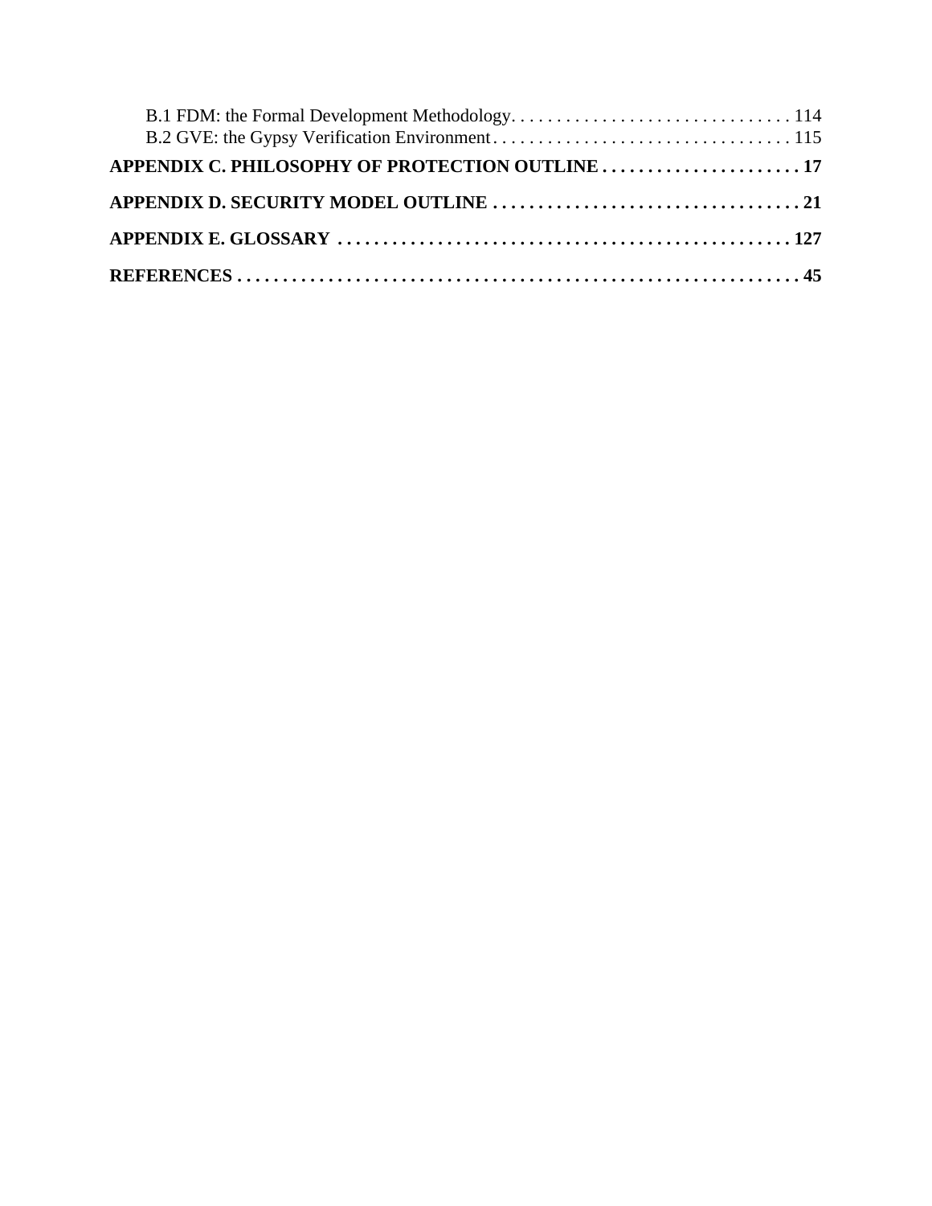B.1 FDM: the Formal Development Methodology. . . . . . . . . . . . . . . . . . . . . . . . . . . . . . . 114
B.2 GVE: the Gypsy Verification Environment . . . . . . . . . . . . . . . . . . . . . . . . . . . . . . . . . 115

**APPENDIX C. PHILOSOPHY OF PROTECTION OUTLINE . . . . . . . . . . . . . . . . . . . . . . 17**

**APPENDIX D. SECURITY MODEL OUTLINE . . . . . . . . . . . . . . . . . . . . . . . . . . . . . . . . . . 21**

**APPENDIX E. GLOSSARY . . . . . . . . . . . . . . . . . . . . . . . . . . . . . . . . . . . . . . . . . . . . . . . . . . 127**

**REFERENCES . . . . . . . . . . . . . . . . . . . . . . . . . . . . . . . . . . . . . . . . . . . . . . . . . . . . . . . . . . . . . 45**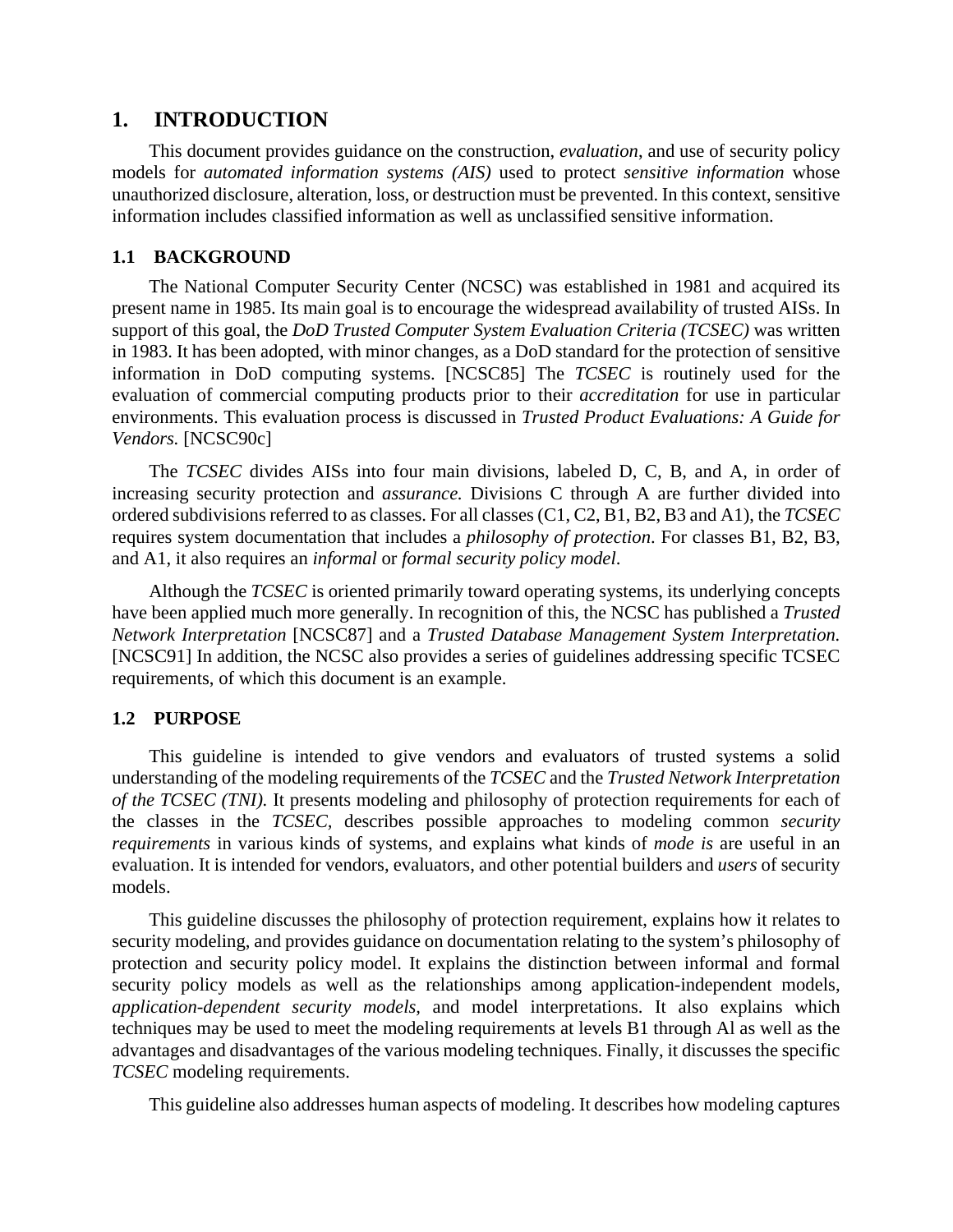# 1. INTRODUCTION

This document provides guidance on the construction, *evaluation*, and use of security policy models for *automated information systems (AIS)* used to protect *sensitive information* whose unauthorized disclosure, alteration, loss, or destruction must be prevented. In this context, sensitive information includes classified information as well as unclassified sensitive information.

## 1.1 BACKGROUND

The National Computer Security Center (NCSC) was established in 1981 and acquired its present name in 1985. Its main goal is to encourage the widespread availability of trusted AISs. In support of this goal, the *DoD Trusted Computer System Evaluation Criteria (TCSEC)* was written in 1983. It has been adopted, with minor changes, as a DoD standard for the protection of sensitive information in DoD computing systems. [NCSC85] The *TCSEC* is routinely used for the evaluation of commercial computing products prior to their *accreditation* for use in particular environments. This evaluation process is discussed in *Trusted Product Evaluations: A Guide for Vendors.* [NCSC90c]

The *TCSEC* divides AISs into four main divisions, labeled D, C, B, and A, in order of increasing security protection and *assurance.* Divisions C through A are further divided into ordered subdivisions referred to as classes. For all classes (C1, C2, B1, B2, B3 and A1), the *TCSEC* requires system documentation that includes a *philosophy of protection*. For classes B1, B2, B3, and A1, it also requires an *informal* or *formal security policy model*.

Although the *TCSEC* is oriented primarily toward operating systems, its underlying concepts have been applied much more generally. In recognition of this, the NCSC has published a *Trusted Network Interpretation* [NCSC87] and a *Trusted Database Management System Interpretation.* [NCSC91] In addition, the NCSC also provides a series of guidelines addressing specific TCSEC requirements, of which this document is an example.

## 1.2 PURPOSE

This guideline is intended to give vendors and evaluators of trusted systems a solid understanding of the modeling requirements of the *TCSEC* and the *Trusted Network Interpretation of the TCSEC (TNI).* It presents modeling and philosophy of protection requirements for each of the classes in the *TCSEC,* describes possible approaches to modeling common *security requirements* in various kinds of systems, and explains what kinds of *mode is* are useful in an evaluation. It is intended for vendors, evaluators, and other potential builders and *users* of security models.

This guideline discusses the philosophy of protection requirement, explains how it relates to security modeling, and provides guidance on documentation relating to the system's philosophy of protection and security policy model. It explains the distinction between informal and formal security policy models as well as the relationships among application-independent models, *application-dependent security models,* and model interpretations. It also explains which techniques may be used to meet the modeling requirements at levels B1 through Al as well as the advantages and disadvantages of the various modeling techniques. Finally, it discusses the specific *TCSEC* modeling requirements.

This guideline also addresses human aspects of modeling. It describes how modeling captures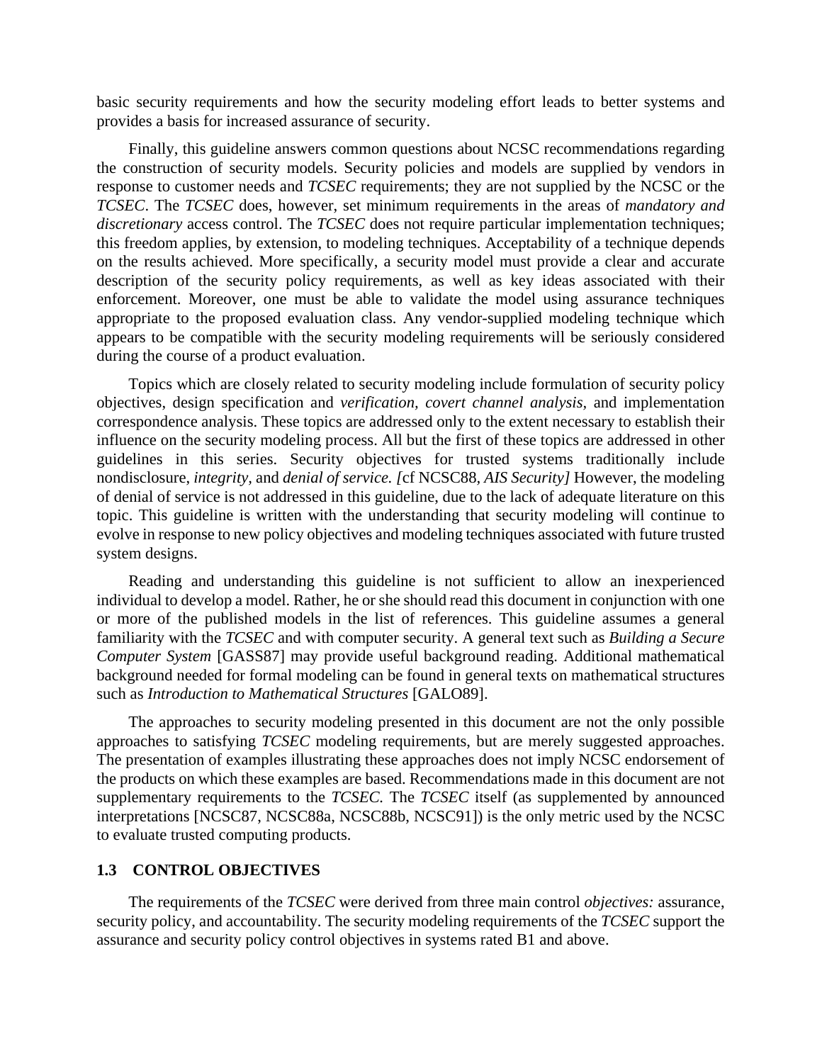basic security requirements and how the security modeling effort leads to better systems and provides a basis for increased assurance of security.

Finally, this guideline answers common questions about NCSC recommendations regarding the construction of security models. Security policies and models are supplied by vendors in response to customer needs and *TCSEC* requirements; they are not supplied by the NCSC or the *TCSEC*. The *TCSEC* does, however, set minimum requirements in the areas of *mandatory and discretionary* access control. The *TCSEC* does not require particular implementation techniques; this freedom applies, by extension, to modeling techniques. Acceptability of a technique depends on the results achieved. More specifically, a security model must provide a clear and accurate description of the security policy requirements, as well as key ideas associated with their enforcement. Moreover, one must be able to validate the model using assurance techniques appropriate to the proposed evaluation class. Any vendor-supplied modeling technique which appears to be compatible with the security modeling requirements will be seriously considered during the course of a product evaluation.

Topics which are closely related to security modeling include formulation of security policy objectives, design specification and *verification, covert channel analysis*, and implementation correspondence analysis. These topics are addressed only to the extent necessary to establish their influence on the security modeling process. All but the first of these topics are addressed in other guidelines in this series. Security objectives for trusted systems traditionally include nondisclosure, *integrity*, and *denial of service. [*cf NCSC88, *AIS Security]* However, the modeling of denial of service is not addressed in this guideline, due to the lack of adequate literature on this topic. This guideline is written with the understanding that security modeling will continue to evolve in response to new policy objectives and modeling techniques associated with future trusted system designs.

Reading and understanding this guideline is not sufficient to allow an inexperienced individual to develop a model. Rather, he or she should read this document in conjunction with one or more of the published models in the list of references. This guideline assumes a general familiarity with the *TCSEC* and with computer security. A general text such as *Building a Secure Computer System* [GASS87] may provide useful background reading. Additional mathematical background needed for formal modeling can be found in general texts on mathematical structures such as *Introduction to Mathematical Structures* [GALO89].

The approaches to security modeling presented in this document are not the only possible approaches to satisfying *TCSEC* modeling requirements, but are merely suggested approaches. The presentation of examples illustrating these approaches does not imply NCSC endorsement of the products on which these examples are based. Recommendations made in this document are not supplementary requirements to the *TCSEC.* The *TCSEC* itself (as supplemented by announced interpretations [NCSC87, NCSC88a, NCSC88b, NCSC91]) is the only metric used by the NCSC to evaluate trusted computing products.

### 1.3 CONTROL OBJECTIVES

The requirements of the *TCSEC* were derived from three main control *objectives:* assurance, security policy, and accountability. The security modeling requirements of the *TCSEC* support the assurance and security policy control objectives in systems rated B1 and above.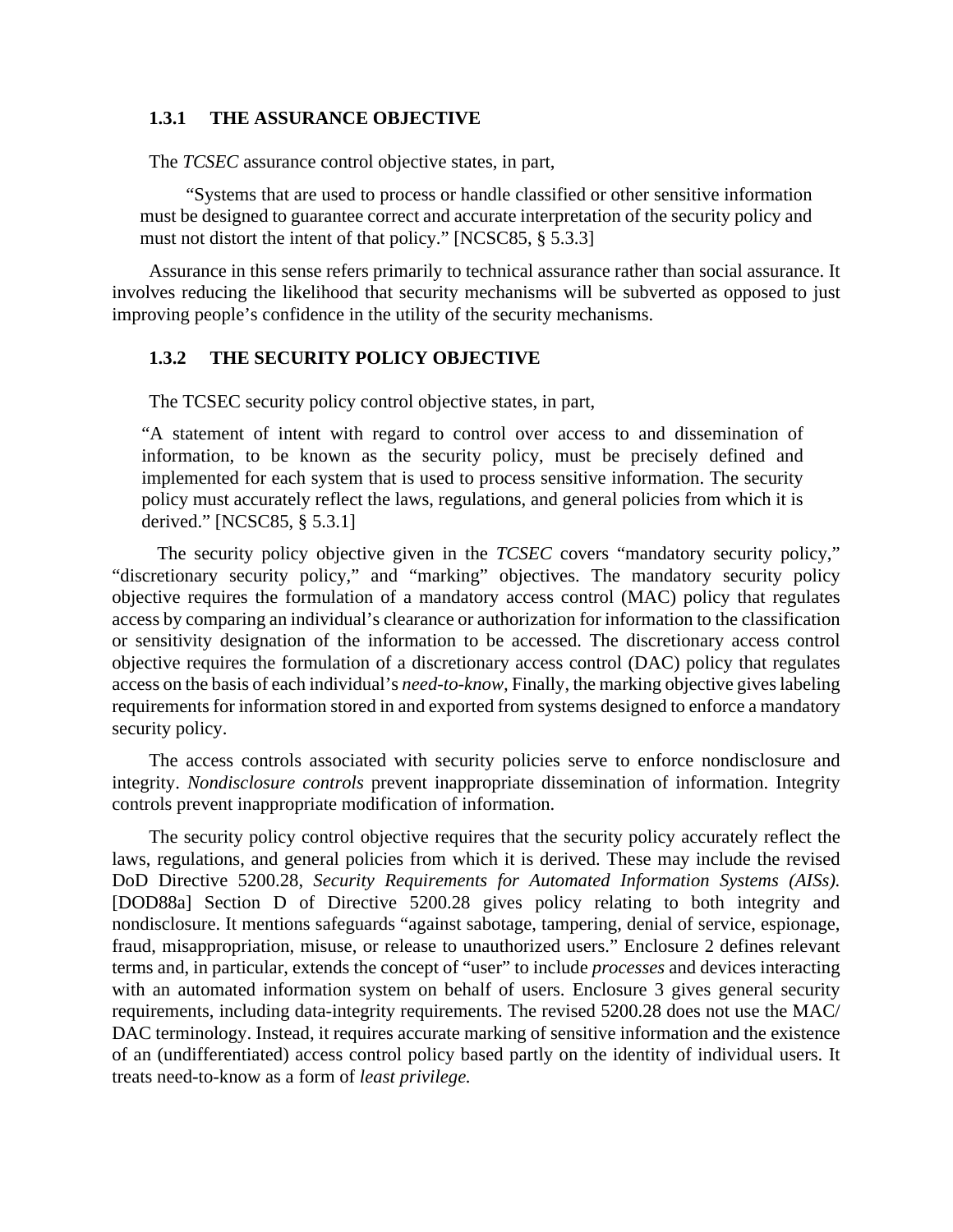### 1.3.1 THE ASSURANCE OBJECTIVE

The *TCSEC* assurance control objective states, in part,

> "Systems that are used to process or handle classified or other sensitive information must be designed to guarantee correct and accurate interpretation of the security policy and must not distort the intent of that policy." [NCSC85, § 5.3.3]

Assurance in this sense refers primarily to technical assurance rather than social assurance. It involves reducing the likelihood that security mechanisms will be subverted as opposed to just improving people's confidence in the utility of the security mechanisms.

### 1.3.2 THE SECURITY POLICY OBJECTIVE

The TCSEC security policy control objective states, in part,

> "A statement of intent with regard to control over access to and dissemination of information, to be known as the security policy, must be precisely defined and implemented for each system that is used to process sensitive information. The security policy must accurately reflect the laws, regulations, and general policies from which it is derived." [NCSC85, § 5.3.1]

The security policy objective given in the *TCSEC* covers "mandatory security policy," "discretionary security policy," and "marking" objectives. The mandatory security policy objective requires the formulation of a mandatory access control (MAC) policy that regulates access by comparing an individual's clearance or authorization for information to the classification or sensitivity designation of the information to be accessed. The discretionary access control objective requires the formulation of a discretionary access control (DAC) policy that regulates access on the basis of each individual's *need-to-know,* Finally, the marking objective gives labeling requirements for information stored in and exported from systems designed to enforce a mandatory security policy.

The access controls associated with security policies serve to enforce nondisclosure and integrity. *Nondisclosure controls* prevent inappropriate dissemination of information. Integrity controls prevent inappropriate modification of information.

The security policy control objective requires that the security policy accurately reflect the laws, regulations, and general policies from which it is derived. These may include the revised DoD Directive 5200.28, *Security Requirements for Automated Information Systems (AISs).* [DOD88a] Section D of Directive 5200.28 gives policy relating to both integrity and nondisclosure. It mentions safeguards "against sabotage, tampering, denial of service, espionage, fraud, misappropriation, misuse, or release to unauthorized users." Enclosure 2 defines relevant terms and, in particular, extends the concept of "user" to include *processes* and devices interacting with an automated information system on behalf of users. Enclosure 3 gives general security requirements, including data-integrity requirements. The revised 5200.28 does not use the MAC/DAC terminology. Instead, it requires accurate marking of sensitive information and the existence of an (undifferentiated) access control policy based partly on the identity of individual users. It treats need-to-know as a form of *least privilege.*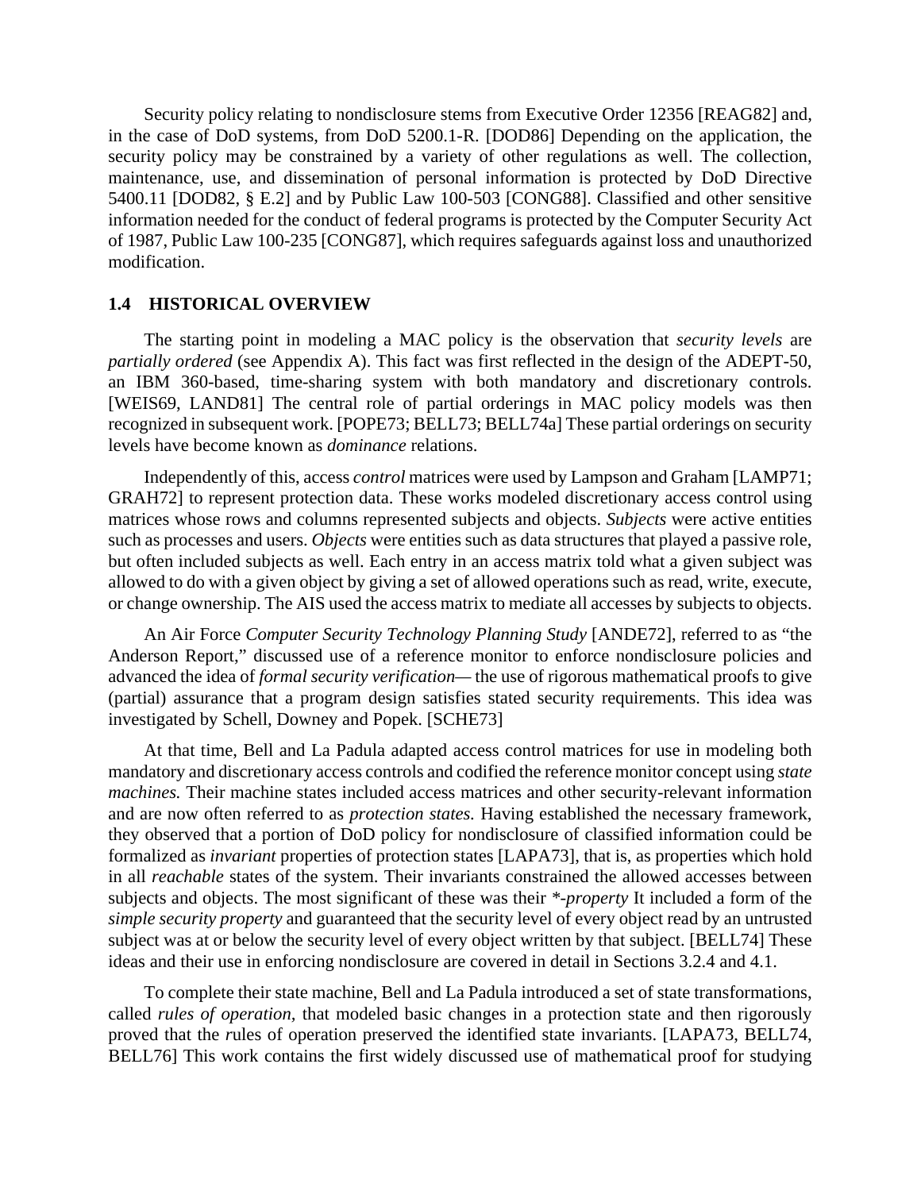Security policy relating to nondisclosure stems from Executive Order 12356 [REAG82] and, in the case of DoD systems, from DoD 5200.1-R. [DOD86] Depending on the application, the security policy may be constrained by a variety of other regulations as well. The collection, maintenance, use, and dissemination of personal information is protected by DoD Directive 5400.11 [DOD82, § E.2] and by Public Law 100-503 [CONG88]. Classified and other sensitive information needed for the conduct of federal programs is protected by the Computer Security Act of 1987, Public Law 100-235 [CONG87], which requires safeguards against loss and unauthorized modification.

## 1.4 HISTORICAL OVERVIEW

The starting point in modeling a MAC policy is the observation that *security levels* are *partially ordered* (see Appendix A). This fact was first reflected in the design of the ADEPT-50, an IBM 360-based, time-sharing system with both mandatory and discretionary controls. [WEIS69, LAND81] The central role of partial orderings in MAC policy models was then recognized in subsequent work. [POPE73; BELL73; BELL74a] These partial orderings on security levels have become known as *dominance* relations.

Independently of this, access *control* matrices were used by Lampson and Graham [LAMP71; GRAH72] to represent protection data. These works modeled discretionary access control using matrices whose rows and columns represented subjects and objects. *Subjects* were active entities such as processes and users. *Objects* were entities such as data structures that played a passive role, but often included subjects as well. Each entry in an access matrix told what a given subject was allowed to do with a given object by giving a set of allowed operations such as read, write, execute, or change ownership. The AIS used the access matrix to mediate all accesses by subjects to objects.

An Air Force *Computer Security Technology Planning Study* [ANDE72], referred to as "the Anderson Report," discussed use of a reference monitor to enforce nondisclosure policies and advanced the idea of *formal security verification*— the use of rigorous mathematical proofs to give (partial) assurance that a program design satisfies stated security requirements. This idea was investigated by Schell, Downey and Popek. [SCHE73]

At that time, Bell and La Padula adapted access control matrices for use in modeling both mandatory and discretionary access controls and codified the reference monitor concept using *state machines.* Their machine states included access matrices and other security-relevant information and are now often referred to as *protection states.* Having established the necessary framework, they observed that a portion of DoD policy for nondisclosure of classified information could be formalized as *invariant* properties of protection states [LAPA73], that is, as properties which hold in all *reachable* states of the system. Their invariants constrained the allowed accesses between subjects and objects. The most significant of these was their **-property* It included a form of the *simple security property* and guaranteed that the security level of every object read by an untrusted subject was at or below the security level of every object written by that subject. [BELL74] These ideas and their use in enforcing nondisclosure are covered in detail in Sections 3.2.4 and 4.1.

To complete their state machine, Bell and La Padula introduced a set of state transformations, called *rules of operation,* that modeled basic changes in a protection state and then rigorously proved that the *r*ules of operation preserved the identified state invariants. [LAPA73, BELL74, BELL76] This work contains the first widely discussed use of mathematical proof for studying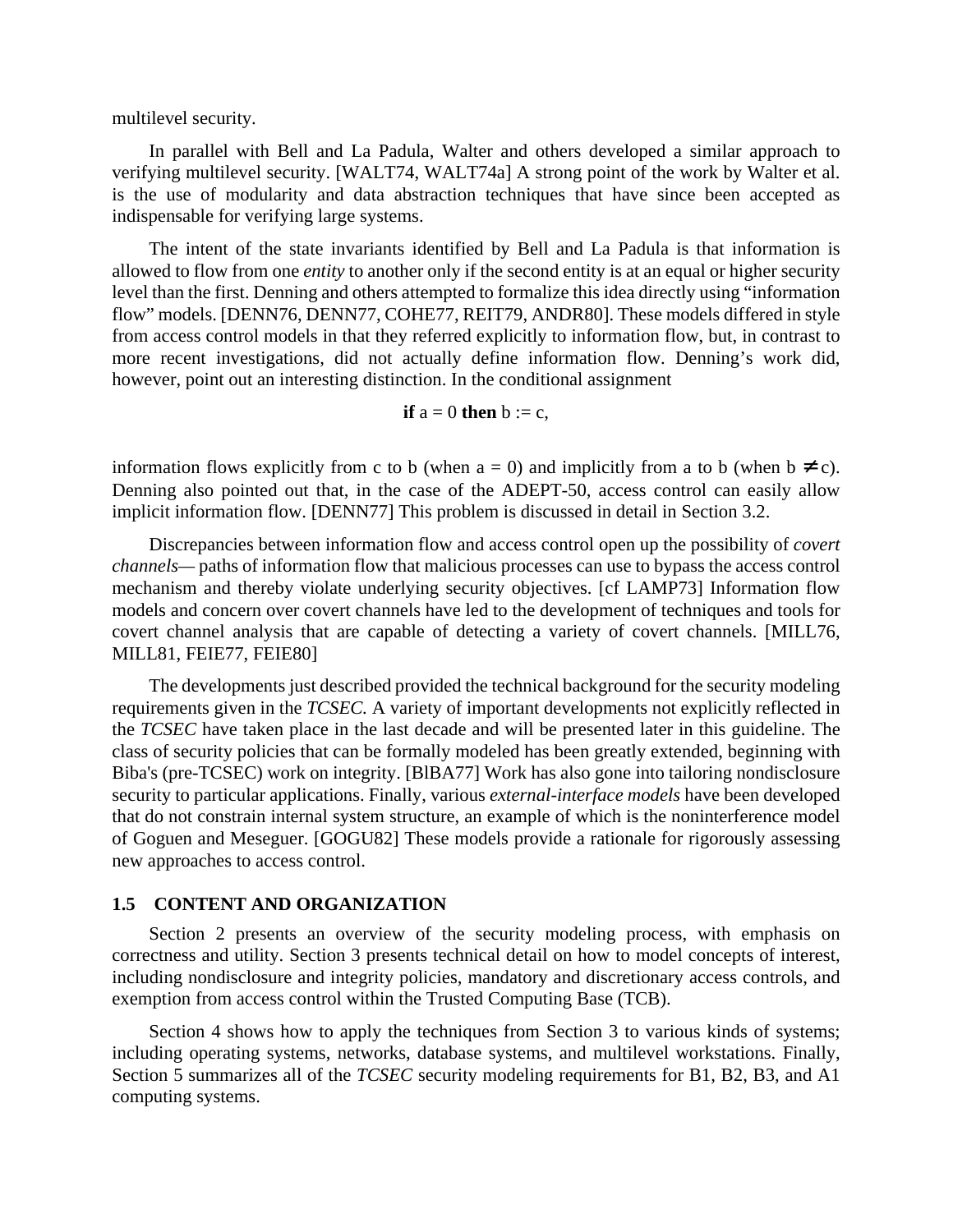multilevel security.

In parallel with Bell and La Padula, Walter and others developed a similar approach to verifying multilevel security. [WALT74, WALT74a] A strong point of the work by Walter et al. is the use of modularity and data abstraction techniques that have since been accepted as indispensable for verifying large systems.

The intent of the state invariants identified by Bell and La Padula is that information is allowed to flow from one *entity* to another only if the second entity is at an equal or higher security level than the first. Denning and others attempted to formalize this idea directly using "information flow" models. [DENN76, DENN77, COHE77, REIT79, ANDR80]. These models differed in style from access control models in that they referred explicitly to information flow, but, in contrast to more recent investigations, did not actually define information flow. Denning's work did, however, point out an interesting distinction. In the conditional assignment

$$\textbf{if}\ a = 0\ \textbf{then}\ b := c,$$

information flows explicitly from c to b (when $a = 0$) and implicitly from a to b (when $b \neq c$). Denning also pointed out that, in the case of the ADEPT-50, access control can easily allow implicit information flow. [DENN77] This problem is discussed in detail in Section 3.2.

Discrepancies between information flow and access control open up the possibility of *covert channels*— paths of information flow that malicious processes can use to bypass the access control mechanism and thereby violate underlying security objectives. [cf LAMP73] Information flow models and concern over covert channels have led to the development of techniques and tools for covert channel analysis that are capable of detecting a variety of covert channels. [MILL76, MILL81, FEIE77, FEIE80]

The developments just described provided the technical background for the security modeling requirements given in the *TCSEC*. A variety of important developments not explicitly reflected in the *TCSEC* have taken place in the last decade and will be presented later in this guideline. The class of security policies that can be formally modeled has been greatly extended, beginning with Biba's (pre-TCSEC) work on integrity. [BIBA77] Work has also gone into tailoring nondisclosure security to particular applications. Finally, various *external-interface models* have been developed that do not constrain internal system structure, an example of which is the noninterference model of Goguen and Meseguer. [GOGU82] These models provide a rationale for rigorously assessing new approaches to access control.

## 1.5 CONTENT AND ORGANIZATION

Section 2 presents an overview of the security modeling process, with emphasis on correctness and utility. Section 3 presents technical detail on how to model concepts of interest, including nondisclosure and integrity policies, mandatory and discretionary access controls, and exemption from access control within the Trusted Computing Base (TCB).

Section 4 shows how to apply the techniques from Section 3 to various kinds of systems; including operating systems, networks, database systems, and multilevel workstations. Finally, Section 5 summarizes all of the *TCSEC* security modeling requirements for B1, B2, B3, and A1 computing systems.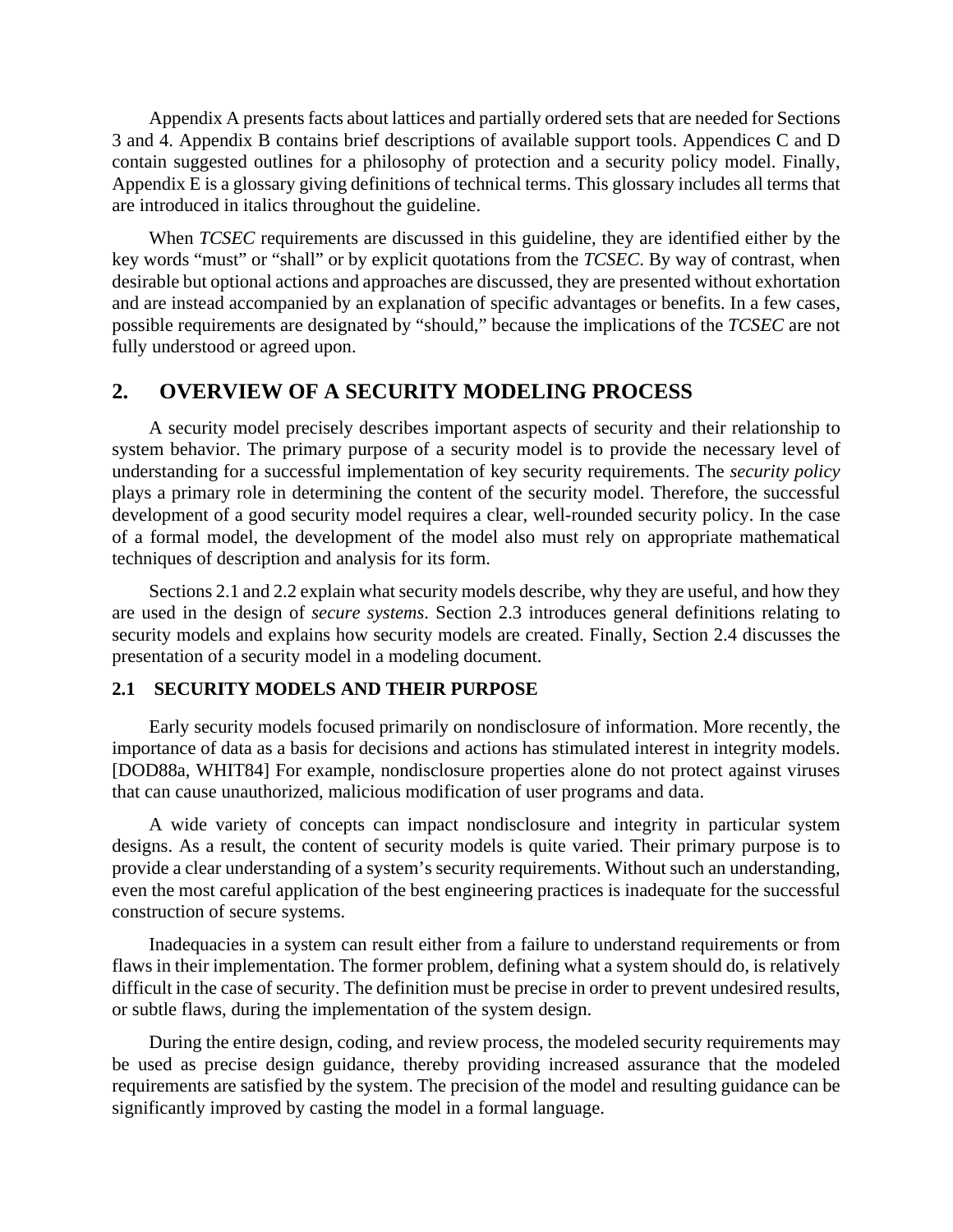Appendix A presents facts about lattices and partially ordered sets that are needed for Sections 3 and 4. Appendix B contains brief descriptions of available support tools. Appendices C and D contain suggested outlines for a philosophy of protection and a security policy model. Finally, Appendix E is a glossary giving definitions of technical terms. This glossary includes all terms that are introduced in italics throughout the guideline.

When *TCSEC* requirements are discussed in this guideline, they are identified either by the key words "must" or "shall" or by explicit quotations from the *TCSEC*. By way of contrast, when desirable but optional actions and approaches are discussed, they are presented without exhortation and are instead accompanied by an explanation of specific advantages or benefits. In a few cases, possible requirements are designated by "should," because the implications of the *TCSEC* are not fully understood or agreed upon.

## 2. OVERVIEW OF A SECURITY MODELING PROCESS

A security model precisely describes important aspects of security and their relationship to system behavior. The primary purpose of a security model is to provide the necessary level of understanding for a successful implementation of key security requirements. The *security policy* plays a primary role in determining the content of the security model. Therefore, the successful development of a good security model requires a clear, well-rounded security policy. In the case of a formal model, the development of the model also must rely on appropriate mathematical techniques of description and analysis for its form.

Sections 2.1 and 2.2 explain what security models describe, why they are useful, and how they are used in the design of *secure systems*. Section 2.3 introduces general definitions relating to security models and explains how security models are created. Finally, Section 2.4 discusses the presentation of a security model in a modeling document.

### 2.1 SECURITY MODELS AND THEIR PURPOSE

Early security models focused primarily on nondisclosure of information. More recently, the importance of data as a basis for decisions and actions has stimulated interest in integrity models. [DOD88a, WHIT84] For example, nondisclosure properties alone do not protect against viruses that can cause unauthorized, malicious modification of user programs and data.

A wide variety of concepts can impact nondisclosure and integrity in particular system designs. As a result, the content of security models is quite varied. Their primary purpose is to provide a clear understanding of a system's security requirements. Without such an understanding, even the most careful application of the best engineering practices is inadequate for the successful construction of secure systems.

Inadequacies in a system can result either from a failure to understand requirements or from flaws in their implementation. The former problem, defining what a system should do, is relatively difficult in the case of security. The definition must be precise in order to prevent undesired results, or subtle flaws, during the implementation of the system design.

During the entire design, coding, and review process, the modeled security requirements may be used as precise design guidance, thereby providing increased assurance that the modeled requirements are satisfied by the system. The precision of the model and resulting guidance can be significantly improved by casting the model in a formal language.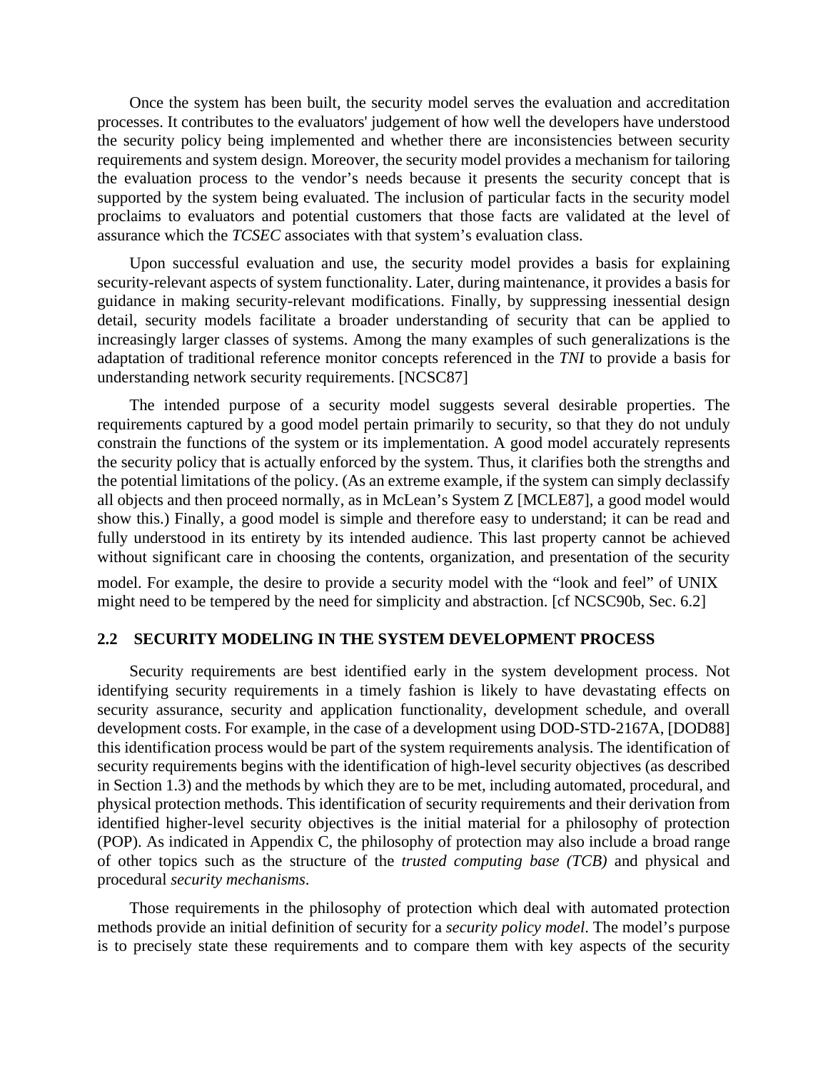Once the system has been built, the security model serves the evaluation and accreditation processes. It contributes to the evaluators' judgement of how well the developers have understood the security policy being implemented and whether there are inconsistencies between security requirements and system design. Moreover, the security model provides a mechanism for tailoring the evaluation process to the vendor's needs because it presents the security concept that is supported by the system being evaluated. The inclusion of particular facts in the security model proclaims to evaluators and potential customers that those facts are validated at the level of assurance which the *TCSEC* associates with that system's evaluation class.

Upon successful evaluation and use, the security model provides a basis for explaining security-relevant aspects of system functionality. Later, during maintenance, it provides a basis for guidance in making security-relevant modifications. Finally, by suppressing inessential design detail, security models facilitate a broader understanding of security that can be applied to increasingly larger classes of systems. Among the many examples of such generalizations is the adaptation of traditional reference monitor concepts referenced in the *TNI* to provide a basis for understanding network security requirements. [NCSC87]

The intended purpose of a security model suggests several desirable properties. The requirements captured by a good model pertain primarily to security, so that they do not unduly constrain the functions of the system or its implementation. A good model accurately represents the security policy that is actually enforced by the system. Thus, it clarifies both the strengths and the potential limitations of the policy. (As an extreme example, if the system can simply declassify all objects and then proceed normally, as in McLean's System Z [MCLE87], a good model would show this.) Finally, a good model is simple and therefore easy to understand; it can be read and fully understood in its entirety by its intended audience. This last property cannot be achieved without significant care in choosing the contents, organization, and presentation of the security model. For example, the desire to provide a security model with the "look and feel" of UNIX might need to be tempered by the need for simplicity and abstraction. [cf NCSC90b, Sec. 6.2]

## 2.2 SECURITY MODELING IN THE SYSTEM DEVELOPMENT PROCESS

Security requirements are best identified early in the system development process. Not identifying security requirements in a timely fashion is likely to have devastating effects on security assurance, security and application functionality, development schedule, and overall development costs. For example, in the case of a development using DOD-STD-2167A, [DOD88] this identification process would be part of the system requirements analysis. The identification of security requirements begins with the identification of high-level security objectives (as described in Section 1.3) and the methods by which they are to be met, including automated, procedural, and physical protection methods. This identification of security requirements and their derivation from identified higher-level security objectives is the initial material for a philosophy of protection (POP). As indicated in Appendix C, the philosophy of protection may also include a broad range of other topics such as the structure of the *trusted computing base (TCB)* and physical and procedural *security mechanisms*.

Those requirements in the philosophy of protection which deal with automated protection methods provide an initial definition of security for a *security policy model*. The model's purpose is to precisely state these requirements and to compare them with key aspects of the security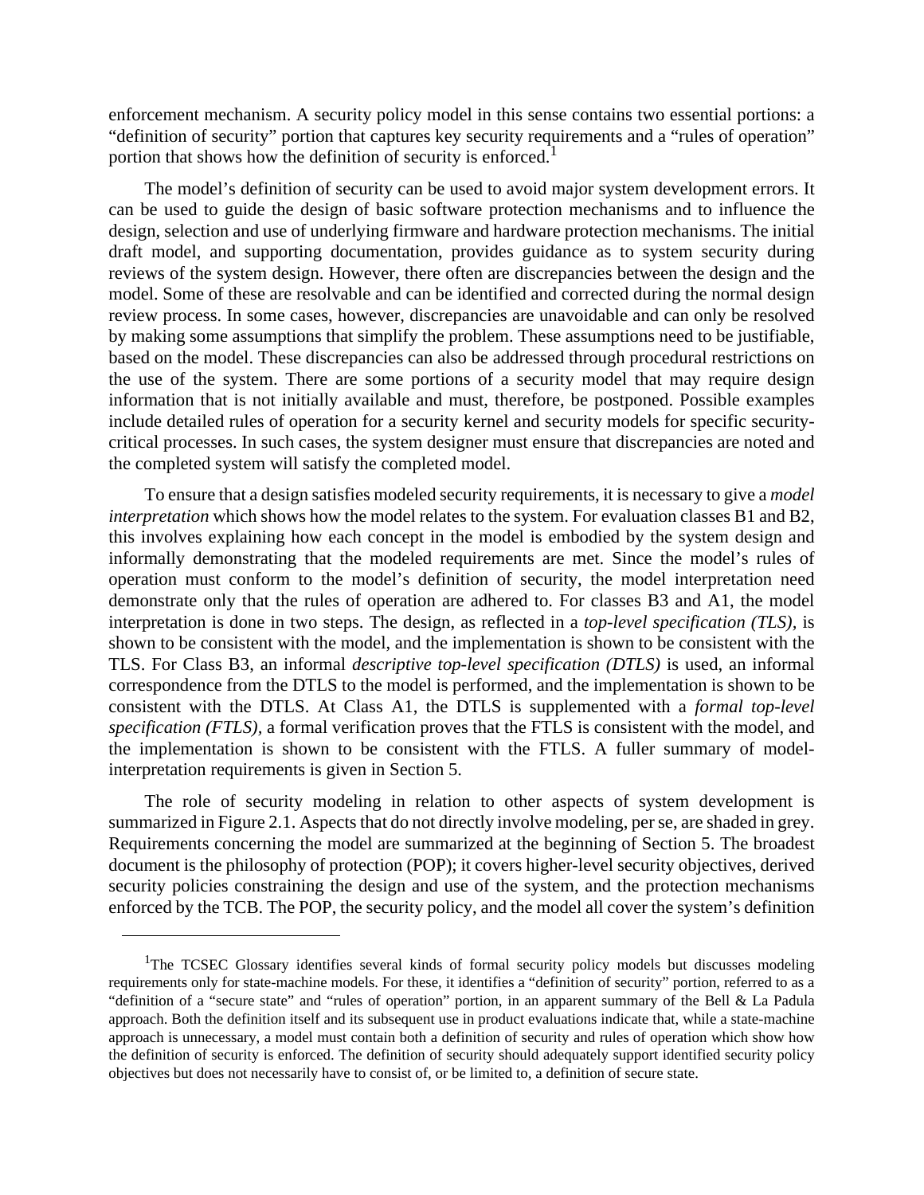enforcement mechanism. A security policy model in this sense contains two essential portions: a "definition of security" portion that captures key security requirements and a "rules of operation" portion that shows how the definition of security is enforced.[1]

The model's definition of security can be used to avoid major system development errors. It can be used to guide the design of basic software protection mechanisms and to influence the design, selection and use of underlying firmware and hardware protection mechanisms. The initial draft model, and supporting documentation, provides guidance as to system security during reviews of the system design. However, there often are discrepancies between the design and the model. Some of these are resolvable and can be identified and corrected during the normal design review process. In some cases, however, discrepancies are unavoidable and can only be resolved by making some assumptions that simplify the problem. These assumptions need to be justifiable, based on the model. These discrepancies can also be addressed through procedural restrictions on the use of the system. There are some portions of a security model that may require design information that is not initially available and must, therefore, be postponed. Possible examples include detailed rules of operation for a security kernel and security models for specific security-critical processes. In such cases, the system designer must ensure that discrepancies are noted and the completed system will satisfy the completed model.

To ensure that a design satisfies modeled security requirements, it is necessary to give a *model interpretation* which shows how the model relates to the system. For evaluation classes B1 and B2, this involves explaining how each concept in the model is embodied by the system design and informally demonstrating that the modeled requirements are met. Since the model's rules of operation must conform to the model's definition of security, the model interpretation need demonstrate only that the rules of operation are adhered to. For classes B3 and A1, the model interpretation is done in two steps. The design, as reflected in a *top-level specification (TLS),* is shown to be consistent with the model, and the implementation is shown to be consistent with the TLS. For Class B3, an informal *descriptive top-level specification (DTLS)* is used, an informal correspondence from the DTLS to the model is performed, and the implementation is shown to be consistent with the DTLS. At Class A1, the DTLS is supplemented with a *formal top-level specification (FTLS),* a formal verification proves that the FTLS is consistent with the model, and the implementation is shown to be consistent with the FTLS. A fuller summary of model-interpretation requirements is given in Section 5.

The role of security modeling in relation to other aspects of system development is summarized in Figure 2.1. Aspects that do not directly involve modeling, per se, are shaded in grey. Requirements concerning the model are summarized at the beginning of Section 5. The broadest document is the philosophy of protection (POP); it covers higher-level security objectives, derived security policies constraining the design and use of the system, and the protection mechanisms enforced by the TCB. The POP, the security policy, and the model all cover the system's definition

---

[1] The TCSEC Glossary identifies several kinds of formal security policy models but discusses modeling requirements only for state-machine models. For these, it identifies a "definition of security" portion, referred to as a "definition of a "secure state" and "rules of operation" portion, in an apparent summary of the Bell & La Padula approach. Both the definition itself and its subsequent use in product evaluations indicate that, while a state-machine approach is unnecessary, a model must contain both a definition of security and rules of operation which show how the definition of security is enforced. The definition of security should adequately support identified security policy objectives but does not necessarily have to consist of, or be limited to, a definition of secure state.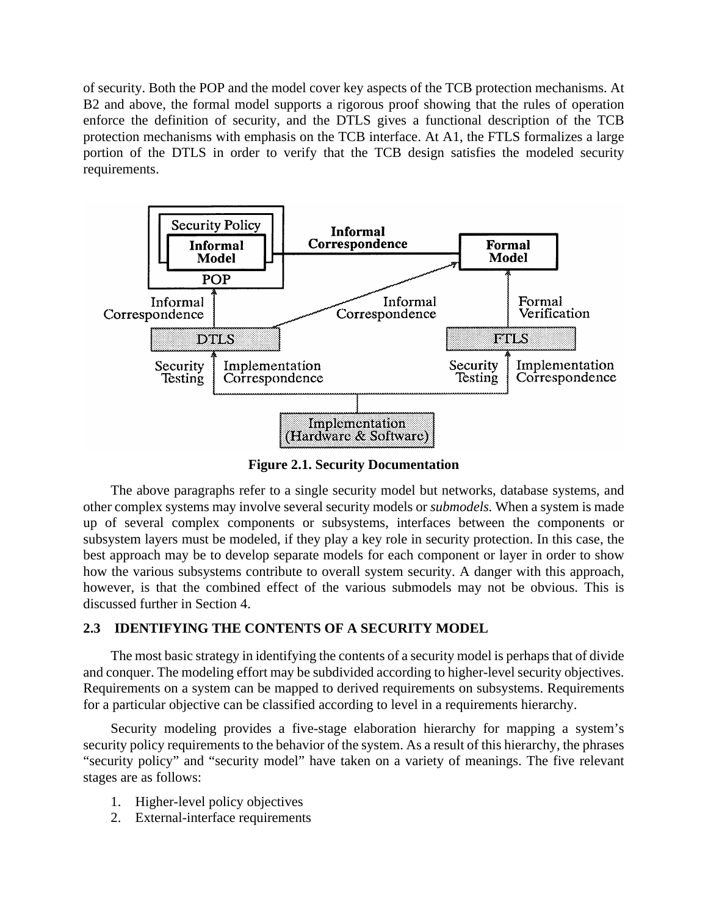of security. Both the POP and the model cover key aspects of the TCB protection mechanisms. At B2 and above, the formal model supports a rigorous proof showing that the rules of operation enforce the definition of security, and the DTLS gives a functional description of the TCB protection mechanisms with emphasis on the TCB interface. At A1, the FTLS formalizes a large portion of the DTLS in order to verify that the TCB design satisfies the modeled security requirements.

**Figure 2.1. Security Documentation**

The above paragraphs refer to a single security model but networks, database systems, and other complex systems may involve several security models or *submodels.* When a system is made up of several complex components or subsystems, interfaces between the components or subsystem layers must be modeled, if they play a key role in security protection. In this case, the best approach may be to develop separate models for each component or layer in order to show how the various subsystems contribute to overall system security. A danger with this approach, however, is that the combined effect of the various submodels may not be obvious. This is discussed further in Section 4.

## 2.3 IDENTIFYING THE CONTENTS OF A SECURITY MODEL

The most basic strategy in identifying the contents of a security model is perhaps that of divide and conquer. The modeling effort may be subdivided according to higher-level security objectives. Requirements on a system can be mapped to derived requirements on subsystems. Requirements for a particular objective can be classified according to level in a requirements hierarchy.

Security modeling provides a five-stage elaboration hierarchy for mapping a system's security policy requirements to the behavior of the system. As a result of this hierarchy, the phrases "security policy" and "security model" have taken on a variety of meanings. The five relevant stages are as follows:

1. Higher-level policy objectives
2. External-interface requirements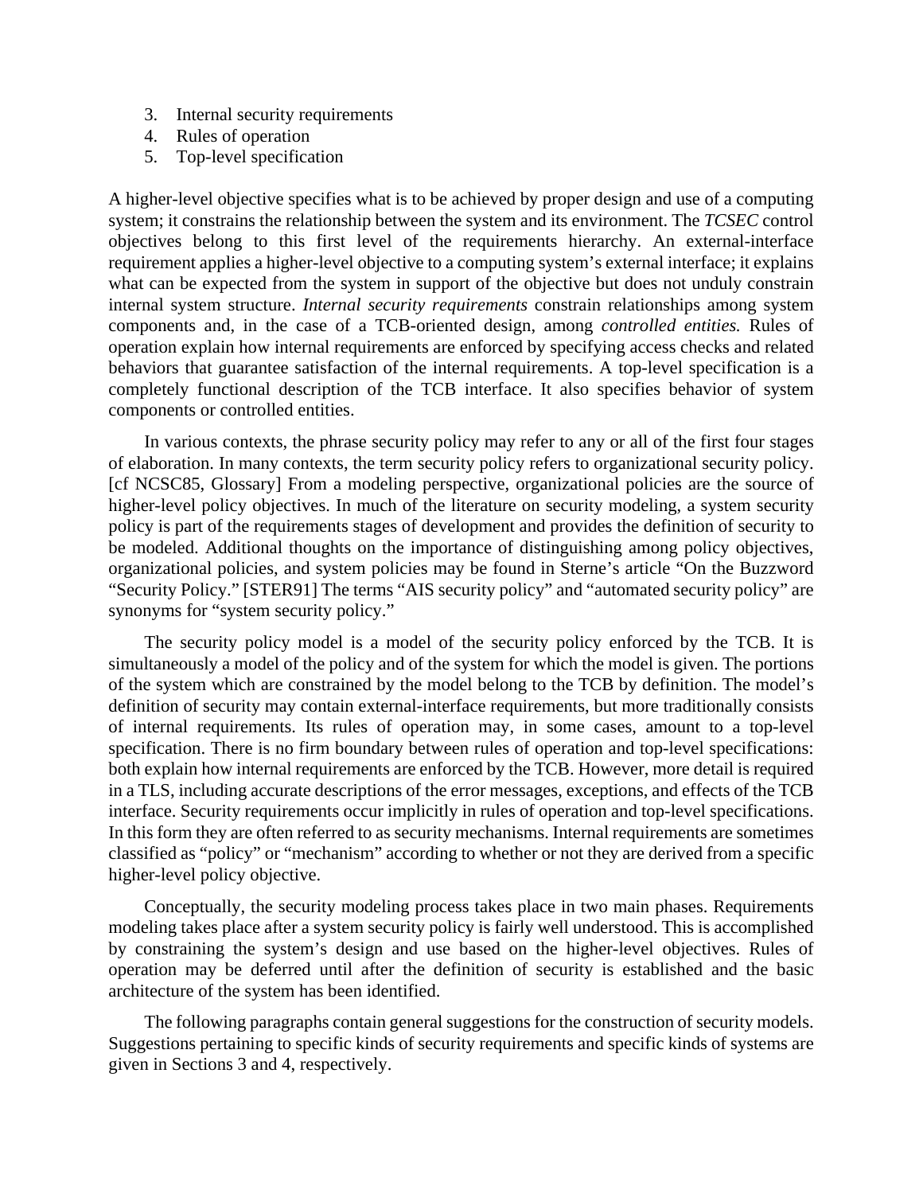3. Internal security requirements
4. Rules of operation
5. Top-level specification

A higher-level objective specifies what is to be achieved by proper design and use of a computing system; it constrains the relationship between the system and its environment. The *TCSEC* control objectives belong to this first level of the requirements hierarchy. An external-interface requirement applies a higher-level objective to a computing system's external interface; it explains what can be expected from the system in support of the objective but does not unduly constrain internal system structure. *Internal security requirements* constrain relationships among system components and, in the case of a TCB-oriented design, among *controlled entities.* Rules of operation explain how internal requirements are enforced by specifying access checks and related behaviors that guarantee satisfaction of the internal requirements. A top-level specification is a completely functional description of the TCB interface. It also specifies behavior of system components or controlled entities.

In various contexts, the phrase security policy may refer to any or all of the first four stages of elaboration. In many contexts, the term security policy refers to organizational security policy. [cf NCSC85, Glossary] From a modeling perspective, organizational policies are the source of higher-level policy objectives. In much of the literature on security modeling, a system security policy is part of the requirements stages of development and provides the definition of security to be modeled. Additional thoughts on the importance of distinguishing among policy objectives, organizational policies, and system policies may be found in Sterne's article "On the Buzzword "Security Policy." [STER91] The terms "AIS security policy" and "automated security policy" are synonyms for "system security policy."

The security policy model is a model of the security policy enforced by the TCB. It is simultaneously a model of the policy and of the system for which the model is given. The portions of the system which are constrained by the model belong to the TCB by definition. The model's definition of security may contain external-interface requirements, but more traditionally consists of internal requirements. Its rules of operation may, in some cases, amount to a top-level specification. There is no firm boundary between rules of operation and top-level specifications: both explain how internal requirements are enforced by the TCB. However, more detail is required in a TLS, including accurate descriptions of the error messages, exceptions, and effects of the TCB interface. Security requirements occur implicitly in rules of operation and top-level specifications. In this form they are often referred to as security mechanisms. Internal requirements are sometimes classified as "policy" or "mechanism" according to whether or not they are derived from a specific higher-level policy objective.

Conceptually, the security modeling process takes place in two main phases. Requirements modeling takes place after a system security policy is fairly well understood. This is accomplished by constraining the system's design and use based on the higher-level objectives. Rules of operation may be deferred until after the definition of security is established and the basic architecture of the system has been identified.

The following paragraphs contain general suggestions for the construction of security models. Suggestions pertaining to specific kinds of security requirements and specific kinds of systems are given in Sections 3 and 4, respectively.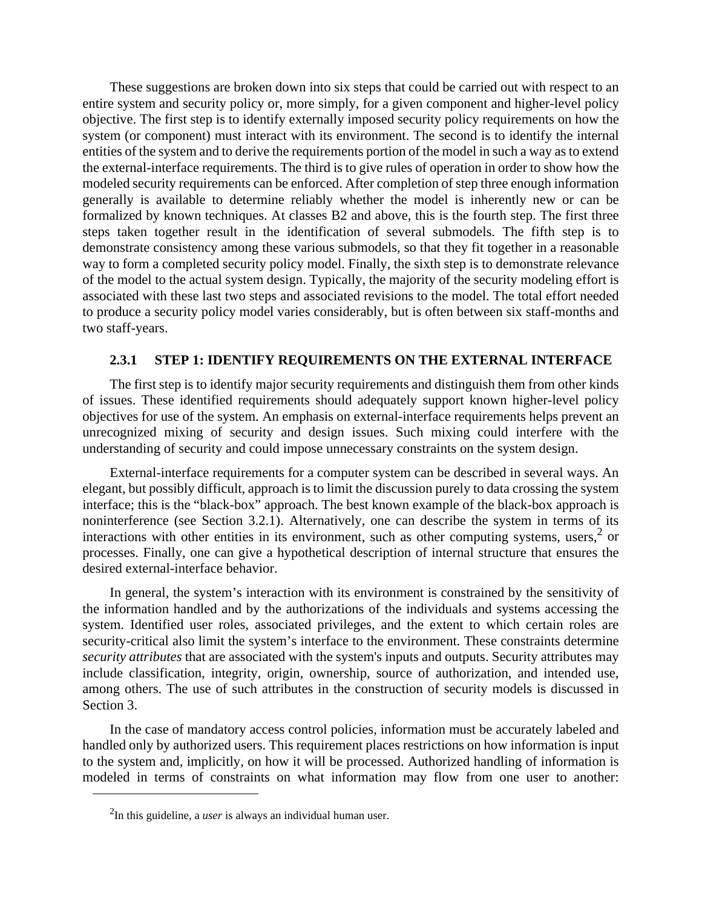These suggestions are broken down into six steps that could be carried out with respect to an entire system and security policy or, more simply, for a given component and higher-level policy objective. The first step is to identify externally imposed security policy requirements on how the system (or component) must interact with its environment. The second is to identify the internal entities of the system and to derive the requirements portion of the model in such a way as to extend the external-interface requirements. The third is to give rules of operation in order to show how the modeled security requirements can be enforced. After completion of step three enough information generally is available to determine reliably whether the model is inherently new or can be formalized by known techniques. At classes B2 and above, this is the fourth step. The first three steps taken together result in the identification of several submodels. The fifth step is to demonstrate consistency among these various submodels, so that they fit together in a reasonable way to form a completed security policy model. Finally, the sixth step is to demonstrate relevance of the model to the actual system design. Typically, the majority of the security modeling effort is associated with these last two steps and associated revisions to the model. The total effort needed to produce a security policy model varies considerably, but is often between six staff-months and two staff-years.

### 2.3.1 STEP 1: IDENTIFY REQUIREMENTS ON THE EXTERNAL INTERFACE

The first step is to identify major security requirements and distinguish them from other kinds of issues. These identified requirements should adequately support known higher-level policy objectives for use of the system. An emphasis on external-interface requirements helps prevent an unrecognized mixing of security and design issues. Such mixing could interfere with the understanding of security and could impose unnecessary constraints on the system design.

External-interface requirements for a computer system can be described in several ways. An elegant, but possibly difficult, approach is to limit the discussion purely to data crossing the system interface; this is the “black-box” approach. The best known example of the black-box approach is noninterference (see Section 3.2.1). Alternatively, one can describe the system in terms of its interactions with other entities in its environment, such as other computing systems, users,[2] or processes. Finally, one can give a hypothetical description of internal structure that ensures the desired external-interface behavior.

In general, the system’s interaction with its environment is constrained by the sensitivity of the information handled and by the authorizations of the individuals and systems accessing the system. Identified user roles, associated privileges, and the extent to which certain roles are security-critical also limit the system’s interface to the environment. These constraints determine *security attributes* that are associated with the system's inputs and outputs. Security attributes may include classification, integrity, origin, ownership, source of authorization, and intended use, among others. The use of such attributes in the construction of security models is discussed in Section 3.

In the case of mandatory access control policies, information must be accurately labeled and handled only by authorized users. This requirement places restrictions on how information is input to the system and, implicitly, on how it will be processed. Authorized handling of information is modeled in terms of constraints on what information may flow from one user to another:

---

[2]In this guideline, a *user* is always an individual human user.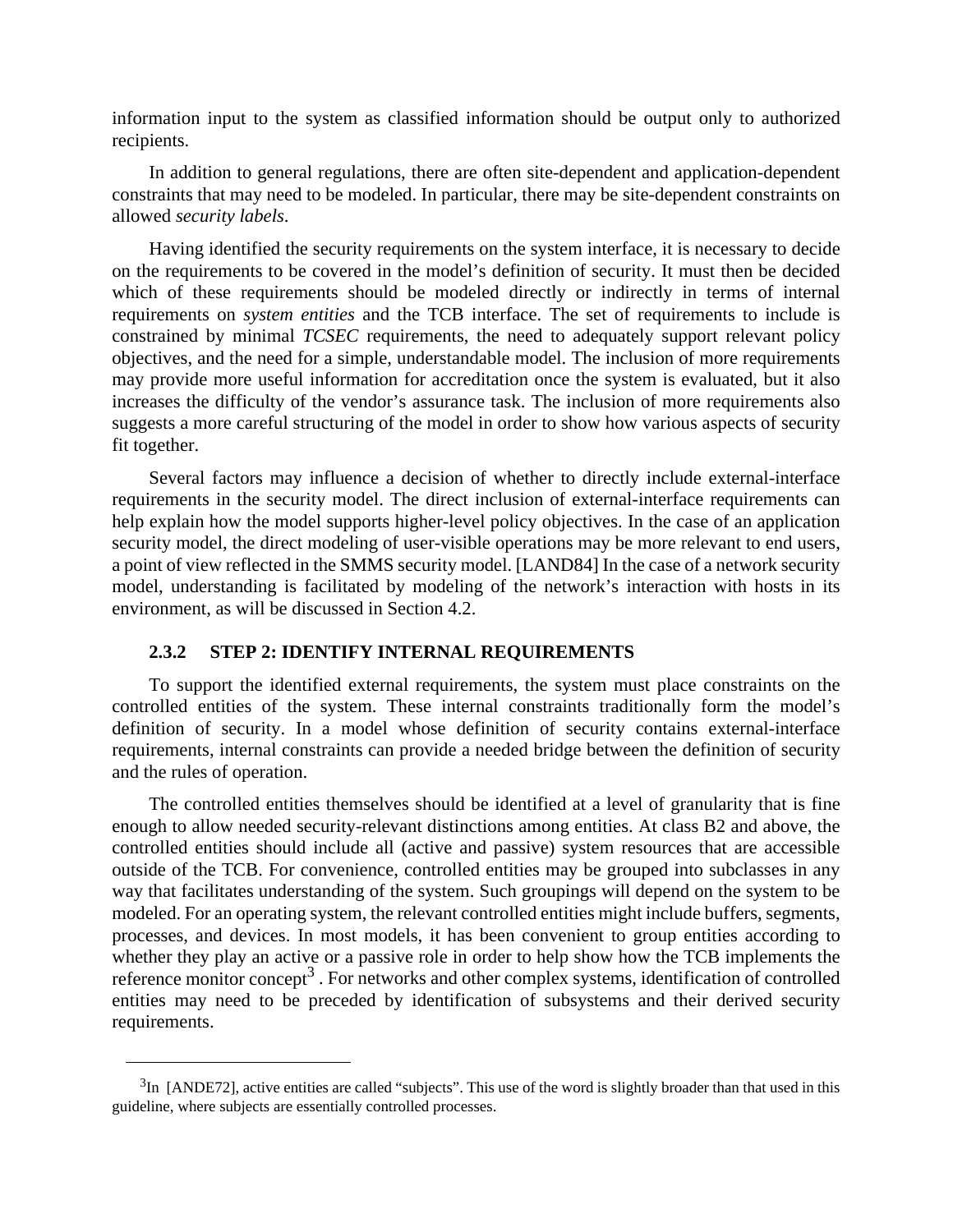information input to the system as classified information should be output only to authorized recipients.

In addition to general regulations, there are often site-dependent and application-dependent constraints that may need to be modeled. In particular, there may be site-dependent constraints on allowed *security labels*.

Having identified the security requirements on the system interface, it is necessary to decide on the requirements to be covered in the model's definition of security. It must then be decided which of these requirements should be modeled directly or indirectly in terms of internal requirements on *system entities* and the TCB interface. The set of requirements to include is constrained by minimal *TCSEC* requirements, the need to adequately support relevant policy objectives, and the need for a simple, understandable model. The inclusion of more requirements may provide more useful information for accreditation once the system is evaluated, but it also increases the difficulty of the vendor's assurance task. The inclusion of more requirements also suggests a more careful structuring of the model in order to show how various aspects of security fit together.

Several factors may influence a decision of whether to directly include external-interface requirements in the security model. The direct inclusion of external-interface requirements can help explain how the model supports higher-level policy objectives. In the case of an application security model, the direct modeling of user-visible operations may be more relevant to end users, a point of view reflected in the SMMS security model. [LAND84] In the case of a network security model, understanding is facilitated by modeling of the network's interaction with hosts in its environment, as will be discussed in Section 4.2.

### 2.3.2 STEP 2: IDENTIFY INTERNAL REQUIREMENTS

To support the identified external requirements, the system must place constraints on the controlled entities of the system. These internal constraints traditionally form the model's definition of security. In a model whose definition of security contains external-interface requirements, internal constraints can provide a needed bridge between the definition of security and the rules of operation.

The controlled entities themselves should be identified at a level of granularity that is fine enough to allow needed security-relevant distinctions among entities. At class B2 and above, the controlled entities should include all (active and passive) system resources that are accessible outside of the TCB. For convenience, controlled entities may be grouped into subclasses in any way that facilitates understanding of the system. Such groupings will depend on the system to be modeled. For an operating system, the relevant controlled entities might include buffers, segments, processes, and devices. In most models, it has been convenient to group entities according to whether they play an active or a passive role in order to help show how the TCB implements the reference monitor concept[3]. For networks and other complex systems, identification of controlled entities may need to be preceded by identification of subsystems and their derived security requirements.

[3] In [ANDE72], active entities are called "subjects". This use of the word is slightly broader than that used in this guideline, where subjects are essentially controlled processes.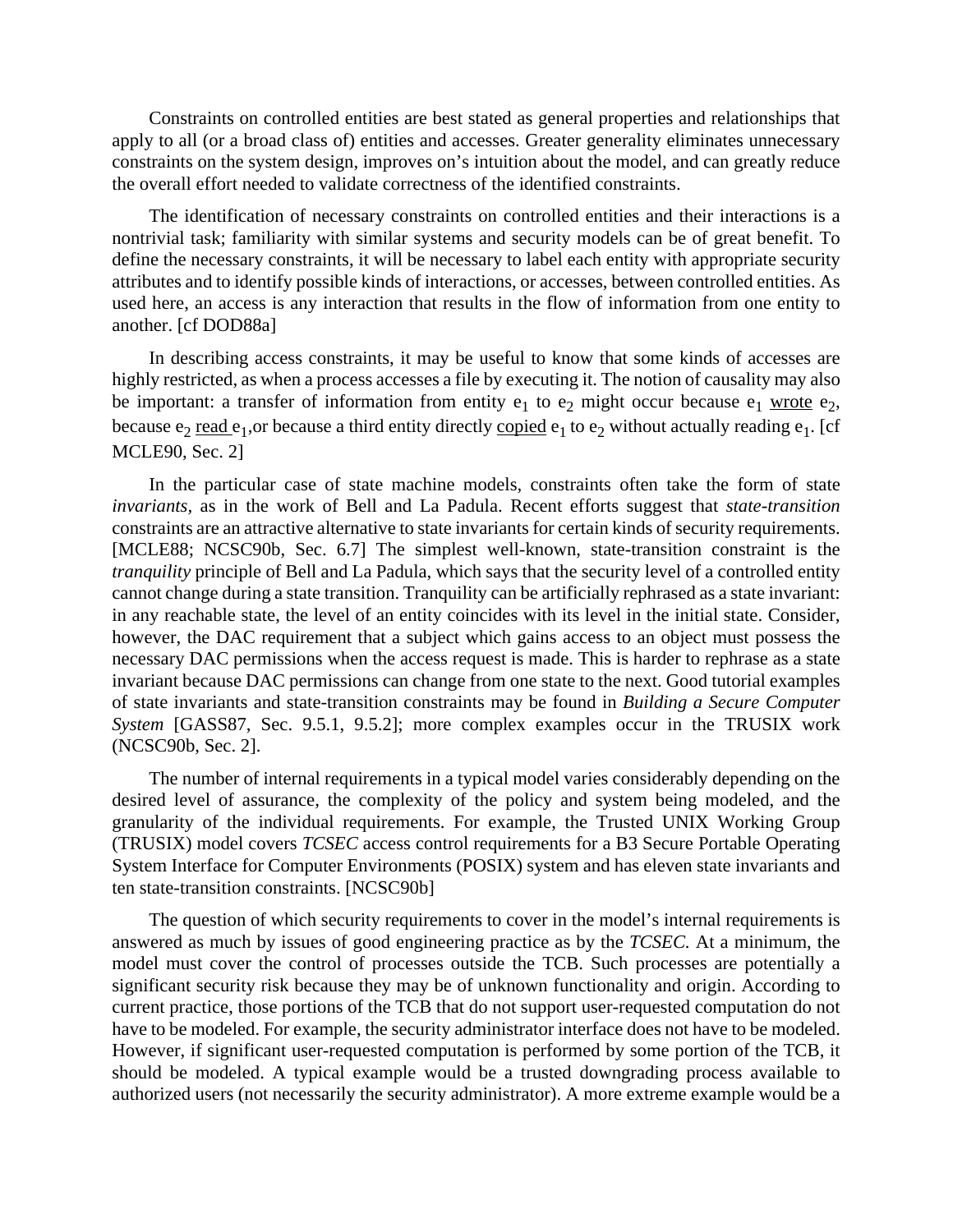Constraints on controlled entities are best stated as general properties and relationships that apply to all (or a broad class of) entities and accesses. Greater generality eliminates unnecessary constraints on the system design, improves on's intuition about the model, and can greatly reduce the overall effort needed to validate correctness of the identified constraints.

The identification of necessary constraints on controlled entities and their interactions is a nontrivial task; familiarity with similar systems and security models can be of great benefit. To define the necessary constraints, it will be necessary to label each entity with appropriate security attributes and to identify possible kinds of interactions, or accesses, between controlled entities. As used here, an access is any interaction that results in the flow of information from one entity to another. [cf DOD88a]

In describing access constraints, it may be useful to know that some kinds of accesses are highly restricted, as when a process accesses a file by executing it. The notion of causality may also be important: a transfer of information from entity $e_1$ to $e_2$ might occur because $e_1$ wrote $e_2$, because $e_2$ read $e_1$, or because a third entity directly copied $e_1$ to $e_2$ without actually reading $e_1$. [cf MCLE90, Sec. 2]

In the particular case of state machine models, constraints often take the form of state *invariants*, as in the work of Bell and La Padula. Recent efforts suggest that *state-transition* constraints are an attractive alternative to state invariants for certain kinds of security requirements. [MCLE88; NCSC90b, Sec. 6.7] The simplest well-known, state-transition constraint is the *tranquility* principle of Bell and La Padula, which says that the security level of a controlled entity cannot change during a state transition. Tranquility can be artificially rephrased as a state invariant: in any reachable state, the level of an entity coincides with its level in the initial state. Consider, however, the DAC requirement that a subject which gains access to an object must possess the necessary DAC permissions when the access request is made. This is harder to rephrase as a state invariant because DAC permissions can change from one state to the next. Good tutorial examples of state invariants and state-transition constraints may be found in *Building a Secure Computer System* [GASS87, Sec. 9.5.1, 9.5.2]; more complex examples occur in the TRUSIX work (NCSC90b, Sec. 2].

The number of internal requirements in a typical model varies considerably depending on the desired level of assurance, the complexity of the policy and system being modeled, and the granularity of the individual requirements. For example, the Trusted UNIX Working Group (TRUSIX) model covers *TCSEC* access control requirements for a B3 Secure Portable Operating System Interface for Computer Environments (POSIX) system and has eleven state invariants and ten state-transition constraints. [NCSC90b]

The question of which security requirements to cover in the model's internal requirements is answered as much by issues of good engineering practice as by the *TCSEC*. At a minimum, the model must cover the control of processes outside the TCB. Such processes are potentially a significant security risk because they may be of unknown functionality and origin. According to current practice, those portions of the TCB that do not support user-requested computation do not have to be modeled. For example, the security administrator interface does not have to be modeled. However, if significant user-requested computation is performed by some portion of the TCB, it should be modeled. A typical example would be a trusted downgrading process available to authorized users (not necessarily the security administrator). A more extreme example would be a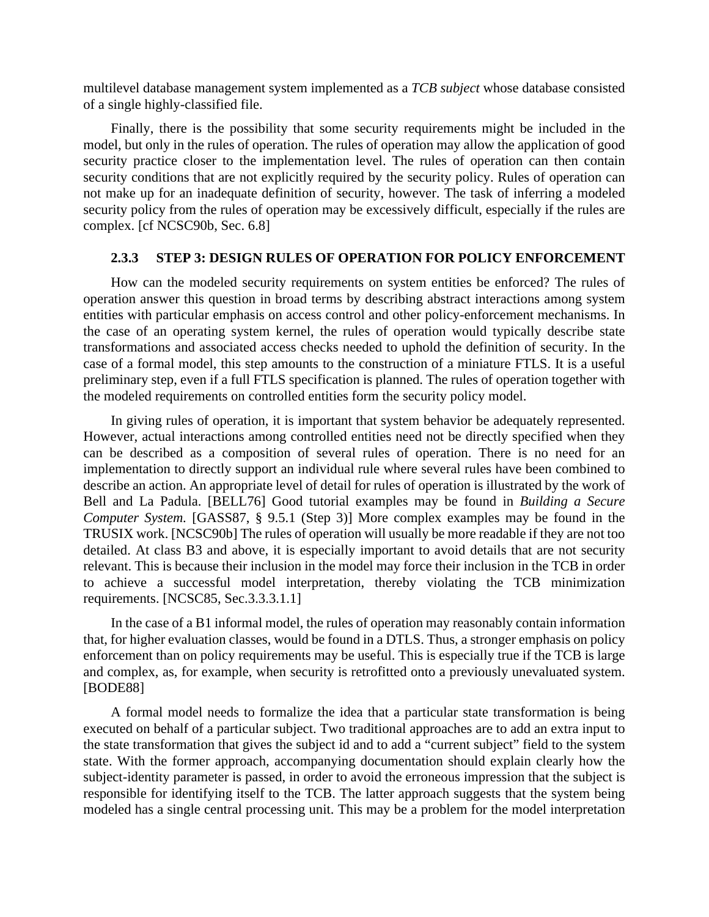multilevel database management system implemented as a *TCB subject* whose database consisted of a single highly-classified file.

Finally, there is the possibility that some security requirements might be included in the model, but only in the rules of operation. The rules of operation may allow the application of good security practice closer to the implementation level. The rules of operation can then contain security conditions that are not explicitly required by the security policy. Rules of operation can not make up for an inadequate definition of security, however. The task of inferring a modeled security policy from the rules of operation may be excessively difficult, especially if the rules are complex. [cf NCSC90b, Sec. 6.8]

### 2.3.3 STEP 3: DESIGN RULES OF OPERATION FOR POLICY ENFORCEMENT

How can the modeled security requirements on system entities be enforced? The rules of operation answer this question in broad terms by describing abstract interactions among system entities with particular emphasis on access control and other policy-enforcement mechanisms. In the case of an operating system kernel, the rules of operation would typically describe state transformations and associated access checks needed to uphold the definition of security. In the case of a formal model, this step amounts to the construction of a miniature FTLS. It is a useful preliminary step, even if a full FTLS specification is planned. The rules of operation together with the modeled requirements on controlled entities form the security policy model.

In giving rules of operation, it is important that system behavior be adequately represented. However, actual interactions among controlled entities need not be directly specified when they can be described as a composition of several rules of operation. There is no need for an implementation to directly support an individual rule where several rules have been combined to describe an action. An appropriate level of detail for rules of operation is illustrated by the work of Bell and La Padula. [BELL76] Good tutorial examples may be found in *Building a Secure Computer System.* [GASS87, § 9.5.1 (Step 3)] More complex examples may be found in the TRUSIX work. [NCSC90b] The rules of operation will usually be more readable if they are not too detailed. At class B3 and above, it is especially important to avoid details that are not security relevant. This is because their inclusion in the model may force their inclusion in the TCB in order to achieve a successful model interpretation, thereby violating the TCB minimization requirements. [NCSC85, Sec.3.3.3.1.1]

In the case of a B1 informal model, the rules of operation may reasonably contain information that, for higher evaluation classes, would be found in a DTLS. Thus, a stronger emphasis on policy enforcement than on policy requirements may be useful. This is especially true if the TCB is large and complex, as, for example, when security is retrofitted onto a previously unevaluated system. [BODE88]

A formal model needs to formalize the idea that a particular state transformation is being executed on behalf of a particular subject. Two traditional approaches are to add an extra input to the state transformation that gives the subject id and to add a "current subject" field to the system state. With the former approach, accompanying documentation should explain clearly how the subject-identity parameter is passed, in order to avoid the erroneous impression that the subject is responsible for identifying itself to the TCB. The latter approach suggests that the system being modeled has a single central processing unit. This may be a problem for the model interpretation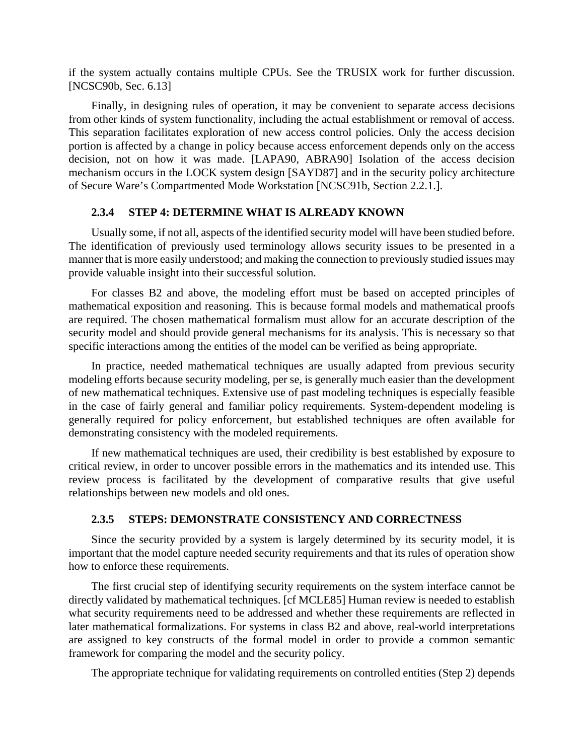if the system actually contains multiple CPUs. See the TRUSIX work for further discussion. [NCSC90b, Sec. 6.13]

Finally, in designing rules of operation, it may be convenient to separate access decisions from other kinds of system functionality, including the actual establishment or removal of access. This separation facilitates exploration of new access control policies. Only the access decision portion is affected by a change in policy because access enforcement depends only on the access decision, not on how it was made. [LAPA90, ABRA90] Isolation of the access decision mechanism occurs in the LOCK system design [SAYD87] and in the security policy architecture of Secure Ware's Compartmented Mode Workstation [NCSC91b, Section 2.2.1.].

### 2.3.4 STEP 4: DETERMINE WHAT IS ALREADY KNOWN

Usually some, if not all, aspects of the identified security model will have been studied before. The identification of previously used terminology allows security issues to be presented in a manner that is more easily understood; and making the connection to previously studied issues may provide valuable insight into their successful solution.

For classes B2 and above, the modeling effort must be based on accepted principles of mathematical exposition and reasoning. This is because formal models and mathematical proofs are required. The chosen mathematical formalism must allow for an accurate description of the security model and should provide general mechanisms for its analysis. This is necessary so that specific interactions among the entities of the model can be verified as being appropriate.

In practice, needed mathematical techniques are usually adapted from previous security modeling efforts because security modeling, per se, is generally much easier than the development of new mathematical techniques. Extensive use of past modeling techniques is especially feasible in the case of fairly general and familiar policy requirements. System-dependent modeling is generally required for policy enforcement, but established techniques are often available for demonstrating consistency with the modeled requirements.

If new mathematical techniques are used, their credibility is best established by exposure to critical review, in order to uncover possible errors in the mathematics and its intended use. This review process is facilitated by the development of comparative results that give useful relationships between new models and old ones.

### 2.3.5 STEPS: DEMONSTRATE CONSISTENCY AND CORRECTNESS

Since the security provided by a system is largely determined by its security model, it is important that the model capture needed security requirements and that its rules of operation show how to enforce these requirements.

The first crucial step of identifying security requirements on the system interface cannot be directly validated by mathematical techniques. [cf MCLE85] Human review is needed to establish what security requirements need to be addressed and whether these requirements are reflected in later mathematical formalizations. For systems in class B2 and above, real-world interpretations are assigned to key constructs of the formal model in order to provide a common semantic framework for comparing the model and the security policy.

The appropriate technique for validating requirements on controlled entities (Step 2) depends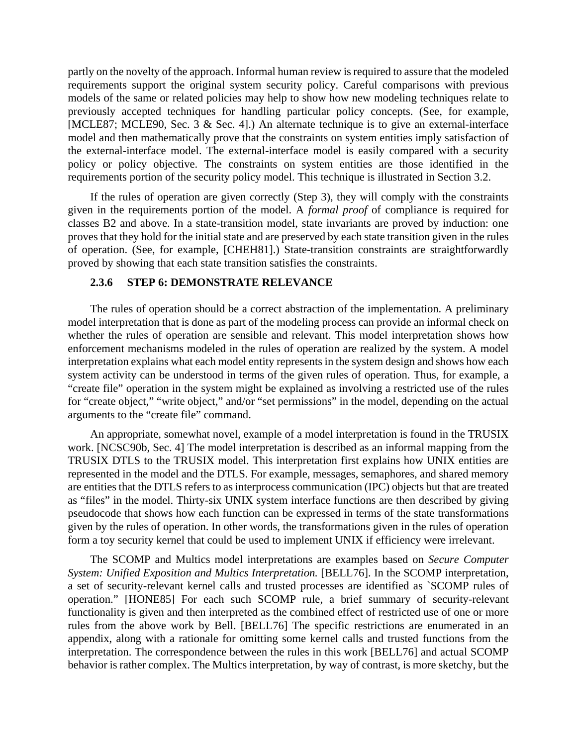partly on the novelty of the approach. Informal human review is required to assure that the modeled requirements support the original system security policy. Careful comparisons with previous models of the same or related policies may help to show how new modeling techniques relate to previously accepted techniques for handling particular policy concepts. (See, for example, [MCLE87; MCLE90, Sec. 3 & Sec. 4].) An alternate technique is to give an external-interface model and then mathematically prove that the constraints on system entities imply satisfaction of the external-interface model. The external-interface model is easily compared with a security policy or policy objective. The constraints on system entities are those identified in the requirements portion of the security policy model. This technique is illustrated in Section 3.2.

If the rules of operation are given correctly (Step 3), they will comply with the constraints given in the requirements portion of the model. A *formal proof* of compliance is required for classes B2 and above. In a state-transition model, state invariants are proved by induction: one proves that they hold for the initial state and are preserved by each state transition given in the rules of operation. (See, for example, [CHEH81].) State-transition constraints are straightforwardly proved by showing that each state transition satisfies the constraints.

### 2.3.6 STEP 6: DEMONSTRATE RELEVANCE

The rules of operation should be a correct abstraction of the implementation. A preliminary model interpretation that is done as part of the modeling process can provide an informal check on whether the rules of operation are sensible and relevant. This model interpretation shows how enforcement mechanisms modeled in the rules of operation are realized by the system. A model interpretation explains what each model entity represents in the system design and shows how each system activity can be understood in terms of the given rules of operation. Thus, for example, a "create file" operation in the system might be explained as involving a restricted use of the rules for "create object," "write object," and/or "set permissions" in the model, depending on the actual arguments to the "create file" command.

An appropriate, somewhat novel, example of a model interpretation is found in the TRUSIX work. [NCSC90b, Sec. 4] The model interpretation is described as an informal mapping from the TRUSIX DTLS to the TRUSIX model. This interpretation first explains how UNIX entities are represented in the model and the DTLS. For example, messages, semaphores, and shared memory are entities that the DTLS refers to as interprocess communication (IPC) objects but that are treated as "files" in the model. Thirty-six UNIX system interface functions are then described by giving pseudocode that shows how each function can be expressed in terms of the state transformations given by the rules of operation. In other words, the transformations given in the rules of operation form a toy security kernel that could be used to implement UNIX if efficiency were irrelevant.

The SCOMP and Multics model interpretations are examples based on *Secure Computer System: Unified Exposition and Multics Interpretation.* [BELL76]. In the SCOMP interpretation, a set of security-relevant kernel calls and trusted processes are identified as `SCOMP rules of operation." [HONE85] For each such SCOMP rule, a brief summary of security-relevant functionality is given and then interpreted as the combined effect of restricted use of one or more rules from the above work by Bell. [BELL76] The specific restrictions are enumerated in an appendix, along with a rationale for omitting some kernel calls and trusted functions from the interpretation. The correspondence between the rules in this work [BELL76] and actual SCOMP behavior is rather complex. The Multics interpretation, by way of contrast, is more sketchy, but the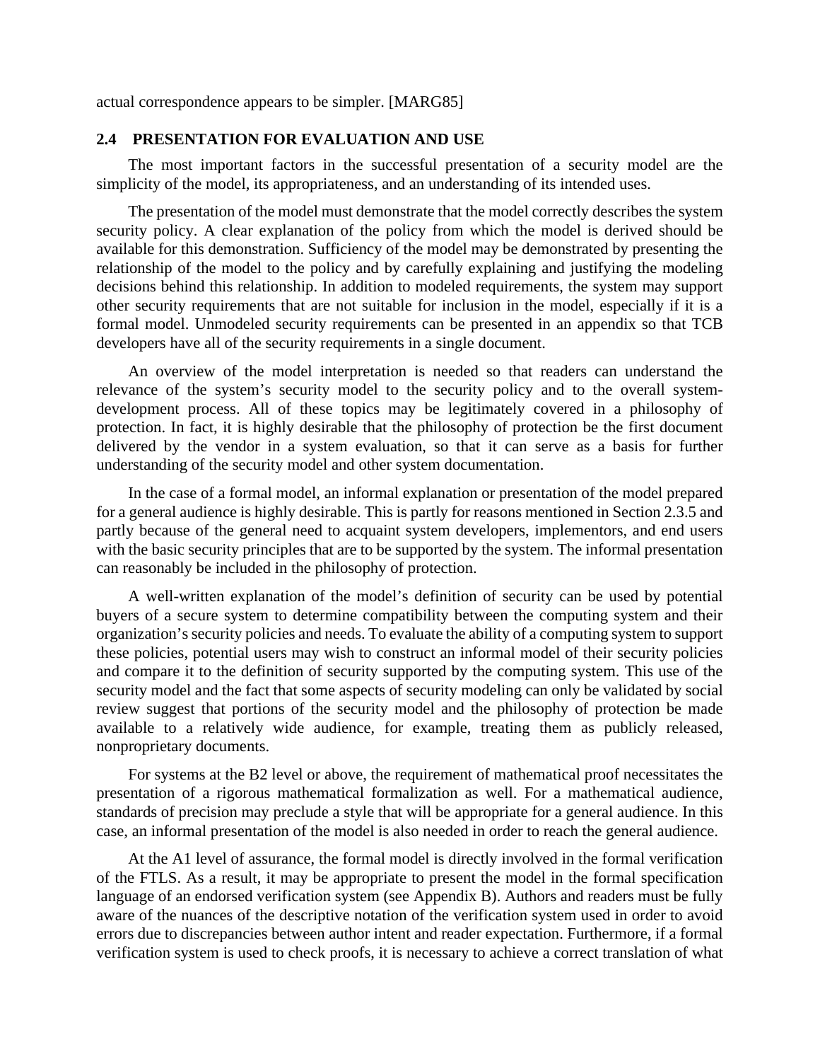actual correspondence appears to be simpler. [MARG85]

### 2.4 PRESENTATION FOR EVALUATION AND USE

The most important factors in the successful presentation of a security model are the simplicity of the model, its appropriateness, and an understanding of its intended uses.

The presentation of the model must demonstrate that the model correctly describes the system security policy. A clear explanation of the policy from which the model is derived should be available for this demonstration. Sufficiency of the model may be demonstrated by presenting the relationship of the model to the policy and by carefully explaining and justifying the modeling decisions behind this relationship. In addition to modeled requirements, the system may support other security requirements that are not suitable for inclusion in the model, especially if it is a formal model. Unmodeled security requirements can be presented in an appendix so that TCB developers have all of the security requirements in a single document.

An overview of the model interpretation is needed so that readers can understand the relevance of the system's security model to the security policy and to the overall system-development process. All of these topics may be legitimately covered in a philosophy of protection. In fact, it is highly desirable that the philosophy of protection be the first document delivered by the vendor in a system evaluation, so that it can serve as a basis for further understanding of the security model and other system documentation.

In the case of a formal model, an informal explanation or presentation of the model prepared for a general audience is highly desirable. This is partly for reasons mentioned in Section 2.3.5 and partly because of the general need to acquaint system developers, implementors, and end users with the basic security principles that are to be supported by the system. The informal presentation can reasonably be included in the philosophy of protection.

A well-written explanation of the model's definition of security can be used by potential buyers of a secure system to determine compatibility between the computing system and their organization's security policies and needs. To evaluate the ability of a computing system to support these policies, potential users may wish to construct an informal model of their security policies and compare it to the definition of security supported by the computing system. This use of the security model and the fact that some aspects of security modeling can only be validated by social review suggest that portions of the security model and the philosophy of protection be made available to a relatively wide audience, for example, treating them as publicly released, nonproprietary documents.

For systems at the B2 level or above, the requirement of mathematical proof necessitates the presentation of a rigorous mathematical formalization as well. For a mathematical audience, standards of precision may preclude a style that will be appropriate for a general audience. In this case, an informal presentation of the model is also needed in order to reach the general audience.

At the A1 level of assurance, the formal model is directly involved in the formal verification of the FTLS. As a result, it may be appropriate to present the model in the formal specification language of an endorsed verification system (see Appendix B). Authors and readers must be fully aware of the nuances of the descriptive notation of the verification system used in order to avoid errors due to discrepancies between author intent and reader expectation. Furthermore, if a formal verification system is used to check proofs, it is necessary to achieve a correct translation of what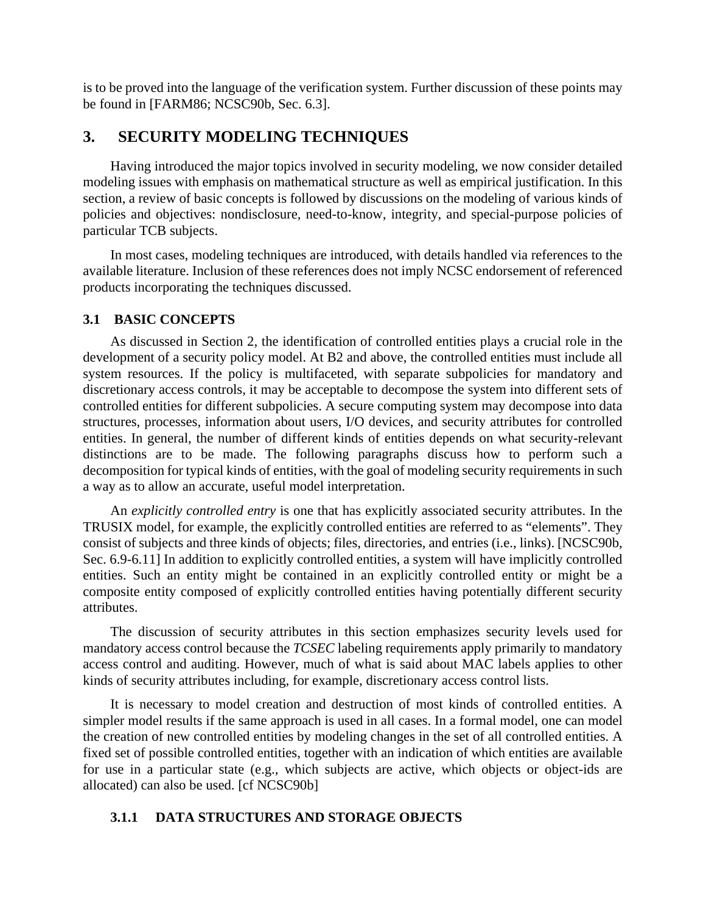is to be proved into the language of the verification system. Further discussion of these points may be found in [FARM86; NCSC90b, Sec. 6.3].

# 3. SECURITY MODELING TECHNIQUES

Having introduced the major topics involved in security modeling, we now consider detailed modeling issues with emphasis on mathematical structure as well as empirical justification. In this section, a review of basic concepts is followed by discussions on the modeling of various kinds of policies and objectives: nondisclosure, need-to-know, integrity, and special-purpose policies of particular TCB subjects.

In most cases, modeling techniques are introduced, with details handled via references to the available literature. Inclusion of these references does not imply NCSC endorsement of referenced products incorporating the techniques discussed.

## 3.1 BASIC CONCEPTS

As discussed in Section 2, the identification of controlled entities plays a crucial role in the development of a security policy model. At B2 and above, the controlled entities must include all system resources. If the policy is multifaceted, with separate subpolicies for mandatory and discretionary access controls, it may be acceptable to decompose the system into different sets of controlled entities for different subpolicies. A secure computing system may decompose into data structures, processes, information about users, I/O devices, and security attributes for controlled entities. In general, the number of different kinds of entities depends on what security-relevant distinctions are to be made. The following paragraphs discuss how to perform such a decomposition for typical kinds of entities, with the goal of modeling security requirements in such a way as to allow an accurate, useful model interpretation.

An *explicitly controlled entry* is one that has explicitly associated security attributes. In the TRUSIX model, for example, the explicitly controlled entities are referred to as “elements”. They consist of subjects and three kinds of objects; files, directories, and entries (i.e., links). [NCSC90b, Sec. 6.9-6.11] In addition to explicitly controlled entities, a system will have implicitly controlled entities. Such an entity might be contained in an explicitly controlled entity or might be a composite entity composed of explicitly controlled entities having potentially different security attributes.

The discussion of security attributes in this section emphasizes security levels used for mandatory access control because the *TCSEC* labeling requirements apply primarily to mandatory access control and auditing. However, much of what is said about MAC labels applies to other kinds of security attributes including, for example, discretionary access control lists.

It is necessary to model creation and destruction of most kinds of controlled entities. A simpler model results if the same approach is used in all cases. In a formal model, one can model the creation of new controlled entities by modeling changes in the set of all controlled entities. A fixed set of possible controlled entities, together with an indication of which entities are available for use in a particular state (e.g., which subjects are active, which objects or object-ids are allocated) can also be used. [cf NCSC90b]

### 3.1.1 DATA STRUCTURES AND STORAGE OBJECTS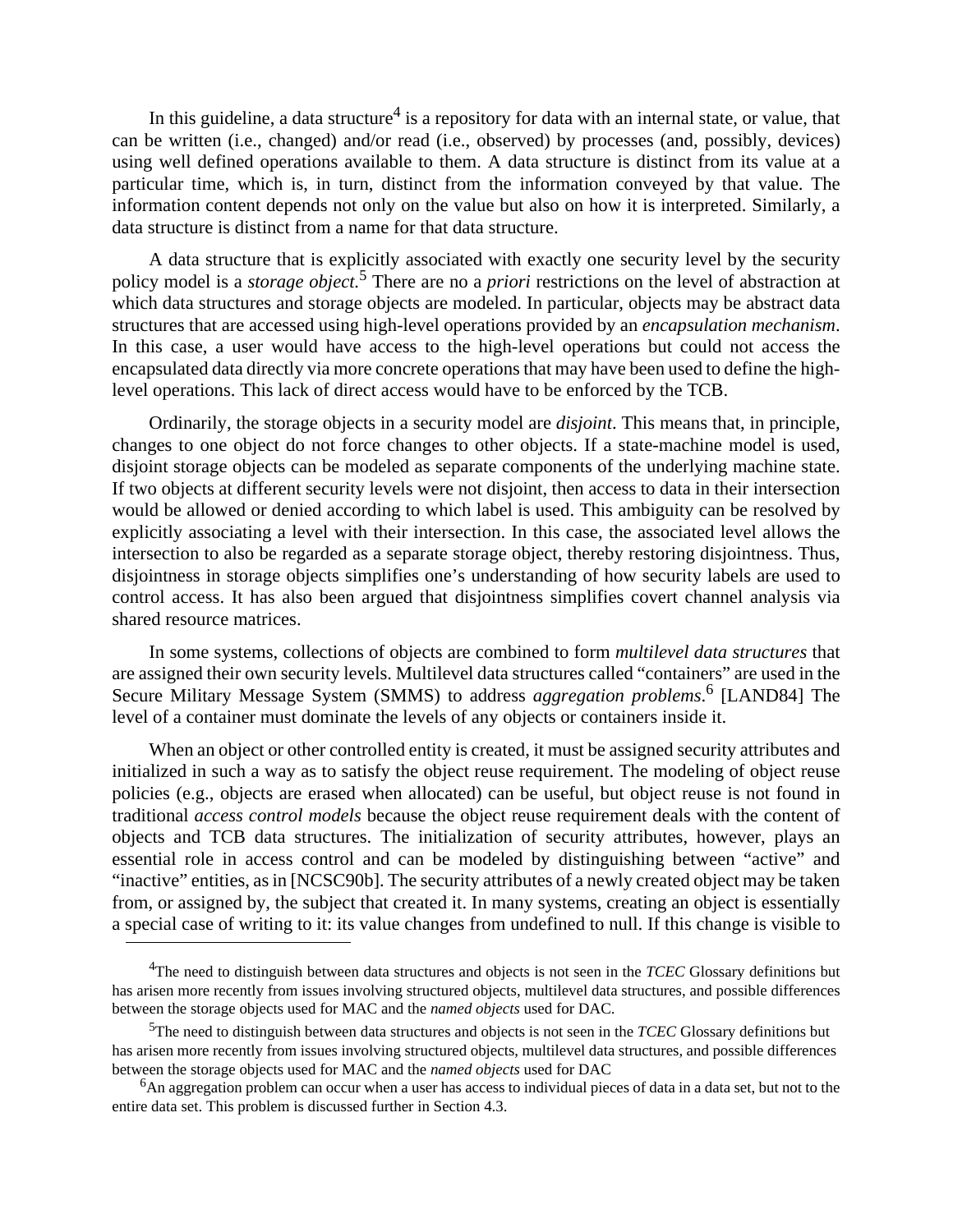In this guideline, a data structure[4] is a repository for data with an internal state, or value, that can be written (i.e., changed) and/or read (i.e., observed) by processes (and, possibly, devices) using well defined operations available to them. A data structure is distinct from its value at a particular time, which is, in turn, distinct from the information conveyed by that value. The information content depends not only on the value but also on how it is interpreted. Similarly, a data structure is distinct from a name for that data structure.

A data structure that is explicitly associated with exactly one security level by the security policy model is a *storage object.*[5] There are no a *priori* restrictions on the level of abstraction at which data structures and storage objects are modeled. In particular, objects may be abstract data structures that are accessed using high-level operations provided by an *encapsulation mechanism*. In this case, a user would have access to the high-level operations but could not access the encapsulated data directly via more concrete operations that may have been used to define the high-level operations. This lack of direct access would have to be enforced by the TCB.

Ordinarily, the storage objects in a security model are *disjoint*. This means that, in principle, changes to one object do not force changes to other objects. If a state-machine model is used, disjoint storage objects can be modeled as separate components of the underlying machine state. If two objects at different security levels were not disjoint, then access to data in their intersection would be allowed or denied according to which label is used. This ambiguity can be resolved by explicitly associating a level with their intersection. In this case, the associated level allows the intersection to also be regarded as a separate storage object, thereby restoring disjointness. Thus, disjointness in storage objects simplifies one's understanding of how security labels are used to control access. It has also been argued that disjointness simplifies covert channel analysis via shared resource matrices.

In some systems, collections of objects are combined to form *multilevel data structures* that are assigned their own security levels. Multilevel data structures called "containers" are used in the Secure Military Message System (SMMS) to address *aggregation problems*.[6] [LAND84] The level of a container must dominate the levels of any objects or containers inside it.

When an object or other controlled entity is created, it must be assigned security attributes and initialized in such a way as to satisfy the object reuse requirement. The modeling of object reuse policies (e.g., objects are erased when allocated) can be useful, but object reuse is not found in traditional *access control models* because the object reuse requirement deals with the content of objects and TCB data structures. The initialization of security attributes, however, plays an essential role in access control and can be modeled by distinguishing between "active" and "inactive" entities, as in [NCSC90b]. The security attributes of a newly created object may be taken from, or assigned by, the subject that created it. In many systems, creating an object is essentially a special case of writing to it: its value changes from undefined to null. If this change is visible to

---

[4]The need to distinguish between data structures and objects is not seen in the *TCEC* Glossary definitions but has arisen more recently from issues involving structured objects, multilevel data structures, and possible differences between the storage objects used for MAC and the *named objects* used for DAC.

[5]The need to distinguish between data structures and objects is not seen in the *TCEC* Glossary definitions but has arisen more recently from issues involving structured objects, multilevel data structures, and possible differences between the storage objects used for MAC and the *named objects* used for DAC

[6]An aggregation problem can occur when a user has access to individual pieces of data in a data set, but not to the entire data set. This problem is discussed further in Section 4.3.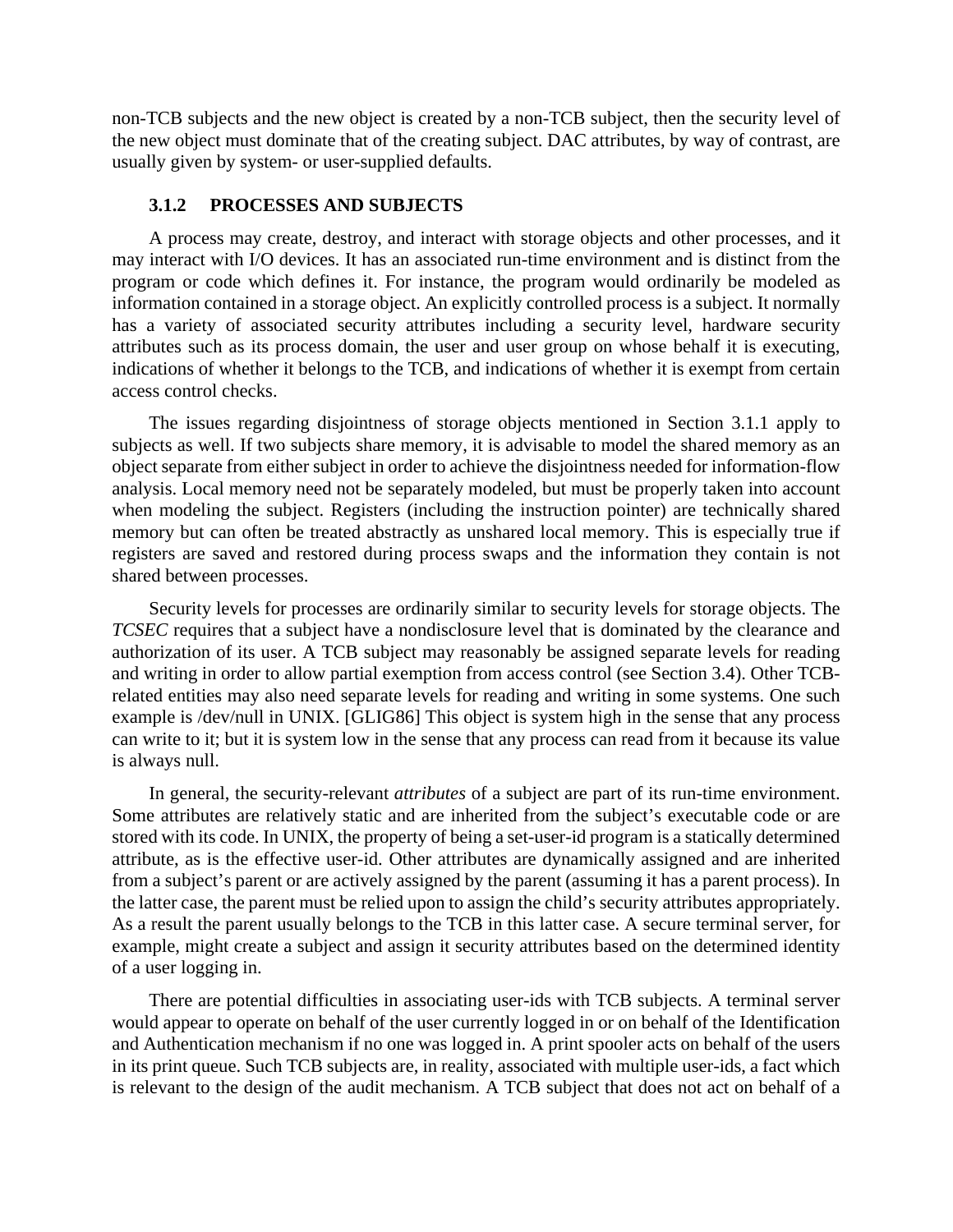non-TCB subjects and the new object is created by a non-TCB subject, then the security level of the new object must dominate that of the creating subject. DAC attributes, by way of contrast, are usually given by system- or user-supplied defaults.

### 3.1.2 PROCESSES AND SUBJECTS

A process may create, destroy, and interact with storage objects and other processes, and it may interact with I/O devices. It has an associated run-time environment and is distinct from the program or code which defines it. For instance, the program would ordinarily be modeled as information contained in a storage object. An explicitly controlled process is a subject. It normally has a variety of associated security attributes including a security level, hardware security attributes such as its process domain, the user and user group on whose behalf it is executing, indications of whether it belongs to the TCB, and indications of whether it is exempt from certain access control checks.

The issues regarding disjointness of storage objects mentioned in Section 3.1.1 apply to subjects as well. If two subjects share memory, it is advisable to model the shared memory as an object separate from either subject in order to achieve the disjointness needed for information-flow analysis. Local memory need not be separately modeled, but must be properly taken into account when modeling the subject. Registers (including the instruction pointer) are technically shared memory but can often be treated abstractly as unshared local memory. This is especially true if registers are saved and restored during process swaps and the information they contain is not shared between processes.

Security levels for processes are ordinarily similar to security levels for storage objects. The *TCSEC* requires that a subject have a nondisclosure level that is dominated by the clearance and authorization of its user. A TCB subject may reasonably be assigned separate levels for reading and writing in order to allow partial exemption from access control (see Section 3.4). Other TCB-related entities may also need separate levels for reading and writing in some systems. One such example is /dev/null in UNIX. [GLIG86] This object is system high in the sense that any process can write to it; but it is system low in the sense that any process can read from it because its value is always null.

In general, the security-relevant *attributes* of a subject are part of its run-time environment. Some attributes are relatively static and are inherited from the subject's executable code or are stored with its code. In UNIX, the property of being a set-user-id program is a statically determined attribute, as is the effective user-id. Other attributes are dynamically assigned and are inherited from a subject's parent or are actively assigned by the parent (assuming it has a parent process). In the latter case, the parent must be relied upon to assign the child's security attributes appropriately. As a result the parent usually belongs to the TCB in this latter case. A secure terminal server, for example, might create a subject and assign it security attributes based on the determined identity of a user logging in.

There are potential difficulties in associating user-ids with TCB subjects. A terminal server would appear to operate on behalf of the user currently logged in or on behalf of the Identification and Authentication mechanism if no one was logged in. A print spooler acts on behalf of the users in its print queue. Such TCB subjects are, in reality, associated with multiple user-ids, a fact which is relevant to the design of the audit mechanism. A TCB subject that does not act on behalf of a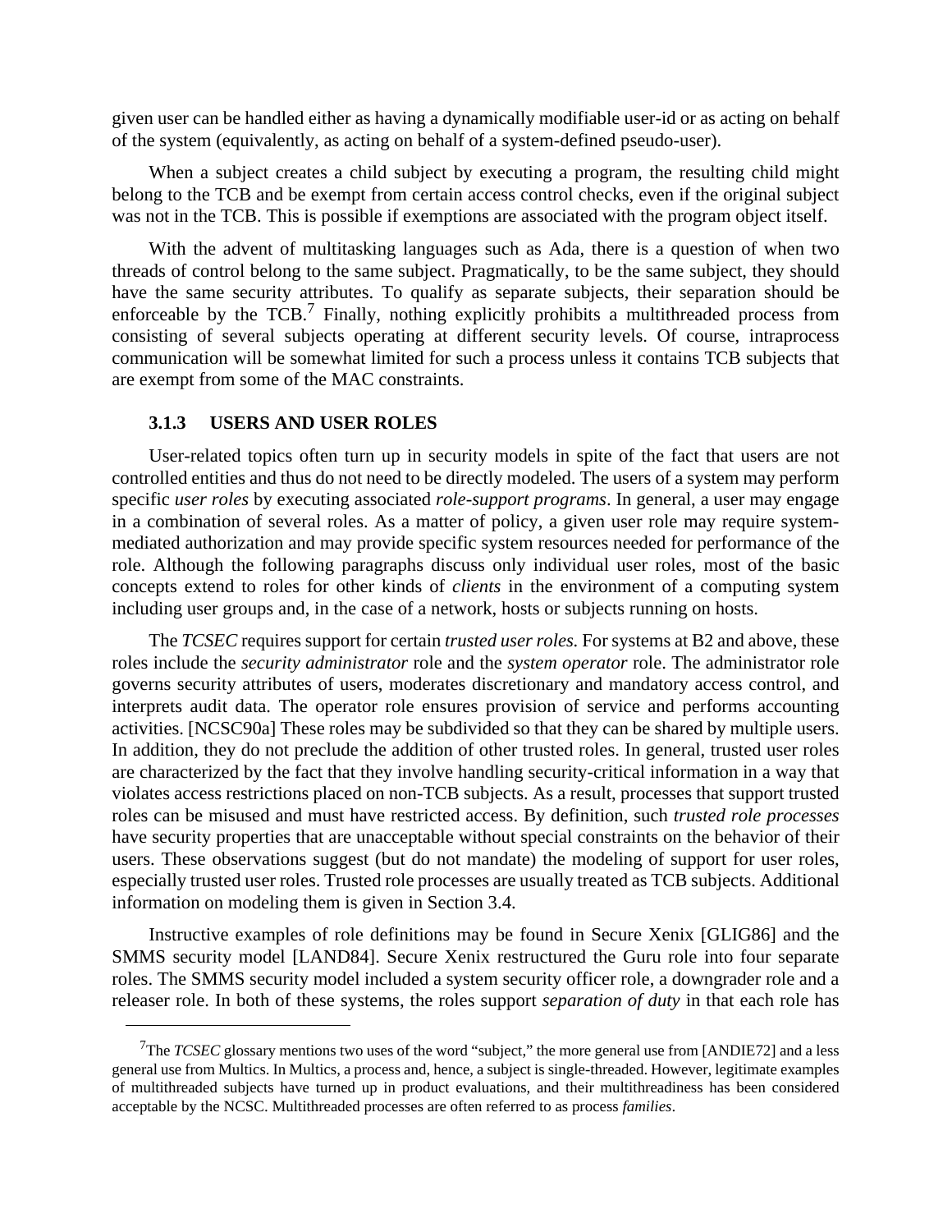given user can be handled either as having a dynamically modifiable user-id or as acting on behalf of the system (equivalently, as acting on behalf of a system-defined pseudo-user).

When a subject creates a child subject by executing a program, the resulting child might belong to the TCB and be exempt from certain access control checks, even if the original subject was not in the TCB. This is possible if exemptions are associated with the program object itself.

With the advent of multitasking languages such as Ada, there is a question of when two threads of control belong to the same subject. Pragmatically, to be the same subject, they should have the same security attributes. To qualify as separate subjects, their separation should be enforceable by the TCB.[7] Finally, nothing explicitly prohibits a multithreaded process from consisting of several subjects operating at different security levels. Of course, intraprocess communication will be somewhat limited for such a process unless it contains TCB subjects that are exempt from some of the MAC constraints.

### 3.1.3 USERS AND USER ROLES

User-related topics often turn up in security models in spite of the fact that users are not controlled entities and thus do not need to be directly modeled. The users of a system may perform specific *user roles* by executing associated *role-support programs*. In general, a user may engage in a combination of several roles. As a matter of policy, a given user role may require system-mediated authorization and may provide specific system resources needed for performance of the role. Although the following paragraphs discuss only individual user roles, most of the basic concepts extend to roles for other kinds of *clients* in the environment of a computing system including user groups and, in the case of a network, hosts or subjects running on hosts.

The *TCSEC* requires support for certain *trusted user roles*. For systems at B2 and above, these roles include the *security administrator* role and the *system operator* role. The administrator role governs security attributes of users, moderates discretionary and mandatory access control, and interprets audit data. The operator role ensures provision of service and performs accounting activities. [NCSC90a] These roles may be subdivided so that they can be shared by multiple users. In addition, they do not preclude the addition of other trusted roles. In general, trusted user roles are characterized by the fact that they involve handling security-critical information in a way that violates access restrictions placed on non-TCB subjects. As a result, processes that support trusted roles can be misused and must have restricted access. By definition, such *trusted role processes* have security properties that are unacceptable without special constraints on the behavior of their users. These observations suggest (but do not mandate) the modeling of support for user roles, especially trusted user roles. Trusted role processes are usually treated as TCB subjects. Additional information on modeling them is given in Section 3.4.

Instructive examples of role definitions may be found in Secure Xenix [GLIG86] and the SMMS security model [LAND84]. Secure Xenix restructured the Guru role into four separate roles. The SMMS security model included a system security officer role, a downgrader role and a releaser role. In both of these systems, the roles support *separation of duty* in that each role has

---

[7] The *TCSEC* glossary mentions two uses of the word "subject," the more general use from [ANDIE72] and a less general use from Multics. In Multics, a process and, hence, a subject is single-threaded. However, legitimate examples of multithreaded subjects have turned up in product evaluations, and their multithreadiness has been considered acceptable by the NCSC. Multithreaded processes are often referred to as process *families*.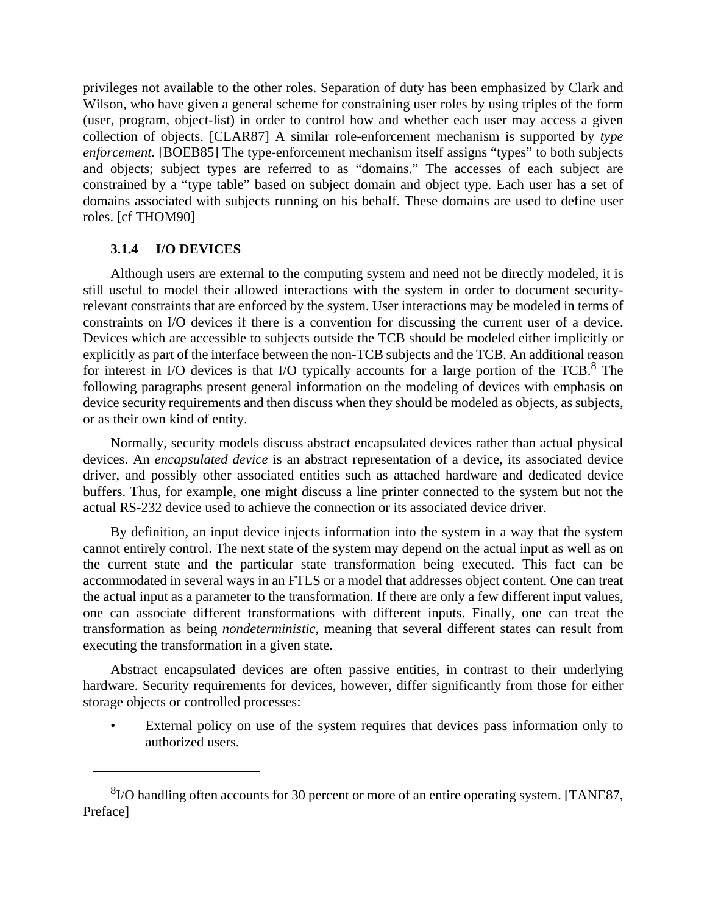privileges not available to the other roles. Separation of duty has been emphasized by Clark and Wilson, who have given a general scheme for constraining user roles by using triples of the form (user, program, object-list) in order to control how and whether each user may access a given collection of objects. [CLAR87] A similar role-enforcement mechanism is supported by *type enforcement.* [BOEB85] The type-enforcement mechanism itself assigns "types" to both subjects and objects; subject types are referred to as "domains." The accesses of each subject are constrained by a "type table" based on subject domain and object type. Each user has a set of domains associated with subjects running on his behalf. These domains are used to define user roles. [cf THOM90]

### 3.1.4 I/O DEVICES

Although users are external to the computing system and need not be directly modeled, it is still useful to model their allowed interactions with the system in order to document security-relevant constraints that are enforced by the system. User interactions may be modeled in terms of constraints on I/O devices if there is a convention for discussing the current user of a device. Devices which are accessible to subjects outside the TCB should be modeled either implicitly or explicitly as part of the interface between the non-TCB subjects and the TCB. An additional reason for interest in I/O devices is that I/O typically accounts for a large portion of the TCB.[8] The following paragraphs present general information on the modeling of devices with emphasis on device security requirements and then discuss when they should be modeled as objects, as subjects, or as their own kind of entity.

Normally, security models discuss abstract encapsulated devices rather than actual physical devices. An *encapsulated device* is an abstract representation of a device, its associated device driver, and possibly other associated entities such as attached hardware and dedicated device buffers. Thus, for example, one might discuss a line printer connected to the system but not the actual RS-232 device used to achieve the connection or its associated device driver.

By definition, an input device injects information into the system in a way that the system cannot entirely control. The next state of the system may depend on the actual input as well as on the current state and the particular state transformation being executed. This fact can be accommodated in several ways in an FTLS or a model that addresses object content. One can treat the actual input as a parameter to the transformation. If there are only a few different input values, one can associate different transformations with different inputs. Finally, one can treat the transformation as being *nondeterministic*, meaning that several different states can result from executing the transformation in a given state.

Abstract encapsulated devices are often passive entities, in contrast to their underlying hardware. Security requirements for devices, however, differ significantly from those for either storage objects or controlled processes:

- External policy on use of the system requires that devices pass information only to authorized users.

---

[8] I/O handling often accounts for 30 percent or more of an entire operating system. [TANE87, Preface]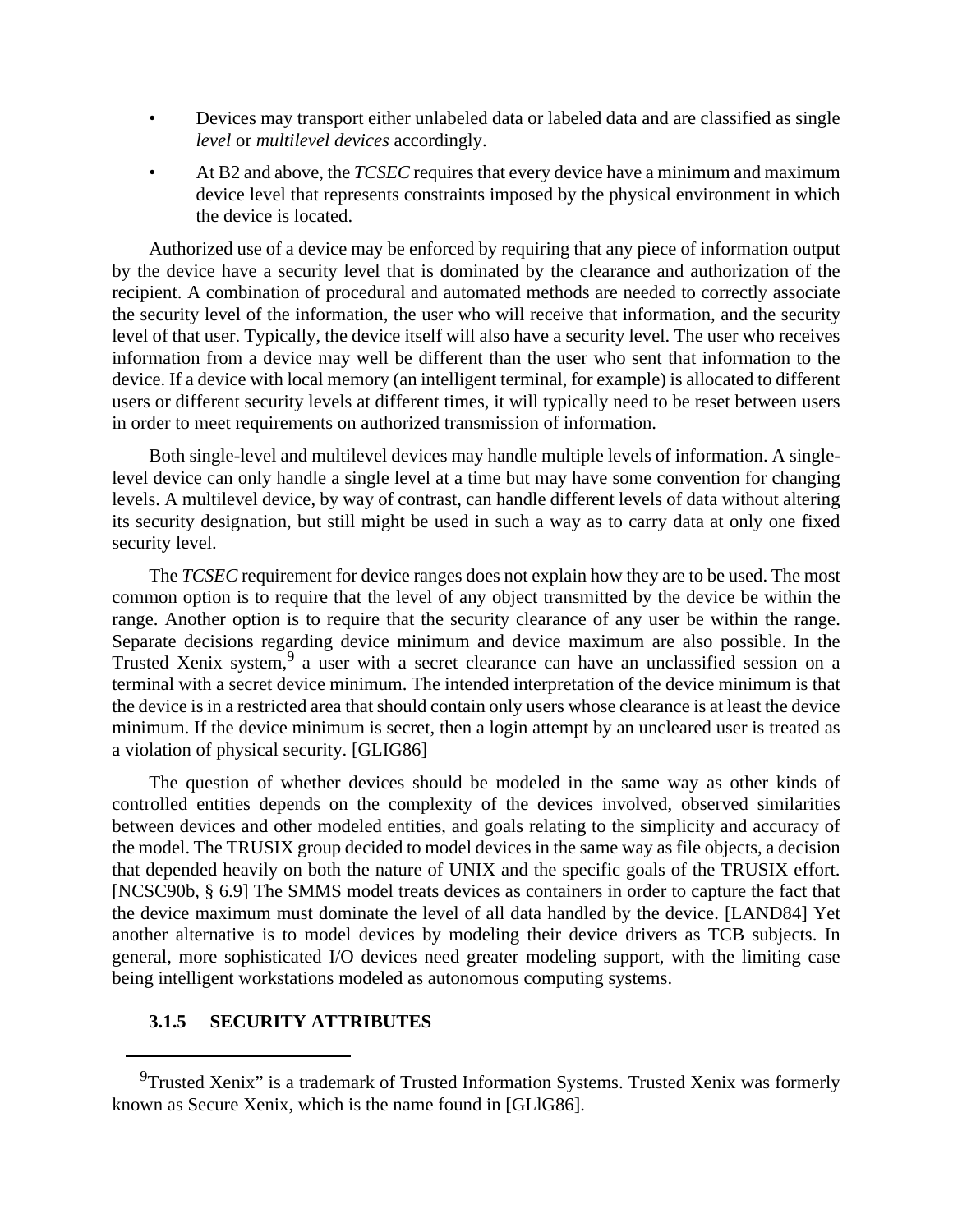- Devices may transport either unlabeled data or labeled data and are classified as single *level* or *multilevel devices* accordingly.
- At B2 and above, the *TCSEC* requires that every device have a minimum and maximum device level that represents constraints imposed by the physical environment in which the device is located.

Authorized use of a device may be enforced by requiring that any piece of information output by the device have a security level that is dominated by the clearance and authorization of the recipient. A combination of procedural and automated methods are needed to correctly associate the security level of the information, the user who will receive that information, and the security level of that user. Typically, the device itself will also have a security level. The user who receives information from a device may well be different than the user who sent that information to the device. If a device with local memory (an intelligent terminal, for example) is allocated to different users or different security levels at different times, it will typically need to be reset between users in order to meet requirements on authorized transmission of information.

Both single-level and multilevel devices may handle multiple levels of information. A single-level device can only handle a single level at a time but may have some convention for changing levels. A multilevel device, by way of contrast, can handle different levels of data without altering its security designation, but still might be used in such a way as to carry data at only one fixed security level.

The *TCSEC* requirement for device ranges does not explain how they are to be used. The most common option is to require that the level of any object transmitted by the device be within the range. Another option is to require that the security clearance of any user be within the range. Separate decisions regarding device minimum and device maximum are also possible. In the Trusted Xenix system,[9] a user with a secret clearance can have an unclassified session on a terminal with a secret device minimum. The intended interpretation of the device minimum is that the device is in a restricted area that should contain only users whose clearance is at least the device minimum. If the device minimum is secret, then a login attempt by an uncleared user is treated as a violation of physical security. [GLIG86]

The question of whether devices should be modeled in the same way as other kinds of controlled entities depends on the complexity of the devices involved, observed similarities between devices and other modeled entities, and goals relating to the simplicity and accuracy of the model. The TRUSIX group decided to model devices in the same way as file objects, a decision that depended heavily on both the nature of UNIX and the specific goals of the TRUSIX effort. [NCSC90b, § 6.9] The SMMS model treats devices as containers in order to capture the fact that the device maximum must dominate the level of all data handled by the device. [LAND84] Yet another alternative is to model devices by modeling their device drivers as TCB subjects. In general, more sophisticated I/O devices need greater modeling support, with the limiting case being intelligent workstations modeled as autonomous computing systems.

### 3.1.5 SECURITY ATTRIBUTES

---

[9]Trusted Xenix" is a trademark of Trusted Information Systems. Trusted Xenix was formerly known as Secure Xenix, which is the name found in [GLlG86].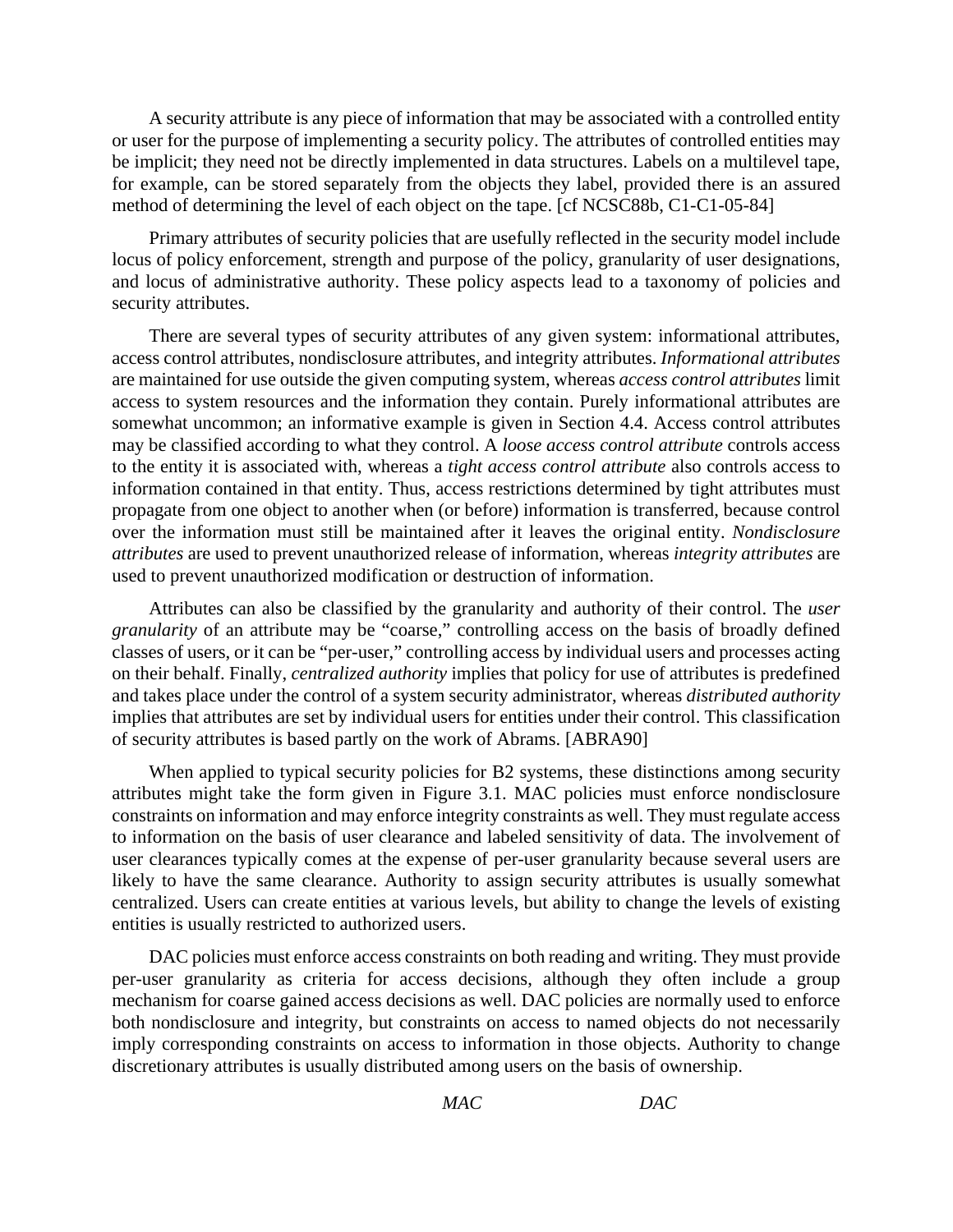A security attribute is any piece of information that may be associated with a controlled entity or user for the purpose of implementing a security policy. The attributes of controlled entities may be implicit; they need not be directly implemented in data structures. Labels on a multilevel tape, for example, can be stored separately from the objects they label, provided there is an assured method of determining the level of each object on the tape. [cf NCSC88b, C1-C1-05-84]

Primary attributes of security policies that are usefully reflected in the security model include locus of policy enforcement, strength and purpose of the policy, granularity of user designations, and locus of administrative authority. These policy aspects lead to a taxonomy of policies and security attributes.

There are several types of security attributes of any given system: informational attributes, access control attributes, nondisclosure attributes, and integrity attributes. *Informational attributes* are maintained for use outside the given computing system, whereas *access control attributes* limit access to system resources and the information they contain. Purely informational attributes are somewhat uncommon; an informative example is given in Section 4.4. Access control attributes may be classified according to what they control. A *loose access control attribute* controls access to the entity it is associated with, whereas a *tight access control attribute* also controls access to information contained in that entity. Thus, access restrictions determined by tight attributes must propagate from one object to another when (or before) information is transferred, because control over the information must still be maintained after it leaves the original entity. *Nondisclosure attributes* are used to prevent unauthorized release of information, whereas *integrity attributes* are used to prevent unauthorized modification or destruction of information.

Attributes can also be classified by the granularity and authority of their control. The *user granularity* of an attribute may be "coarse," controlling access on the basis of broadly defined classes of users, or it can be "per-user," controlling access by individual users and processes acting on their behalf. Finally, *centralized authority* implies that policy for use of attributes is predefined and takes place under the control of a system security administrator, whereas *distributed authority* implies that attributes are set by individual users for entities under their control. This classification of security attributes is based partly on the work of Abrams. [ABRA90]

When applied to typical security policies for B2 systems, these distinctions among security attributes might take the form given in Figure 3.1. MAC policies must enforce nondisclosure constraints on information and may enforce integrity constraints as well. They must regulate access to information on the basis of user clearance and labeled sensitivity of data. The involvement of user clearances typically comes at the expense of per-user granularity because several users are likely to have the same clearance. Authority to assign security attributes is usually somewhat centralized. Users can create entities at various levels, but ability to change the levels of existing entities is usually restricted to authorized users.

DAC policies must enforce access constraints on both reading and writing. They must provide per-user granularity as criteria for access decisions, although they often include a group mechanism for coarse gained access decisions as well. DAC policies are normally used to enforce both nondisclosure and integrity, but constraints on access to named objects do not necessarily imply corresponding constraints on access to information in those objects. Authority to change discretionary attributes is usually distributed among users on the basis of ownership.

| | *MAC* | *DAC* |
|---|---|---|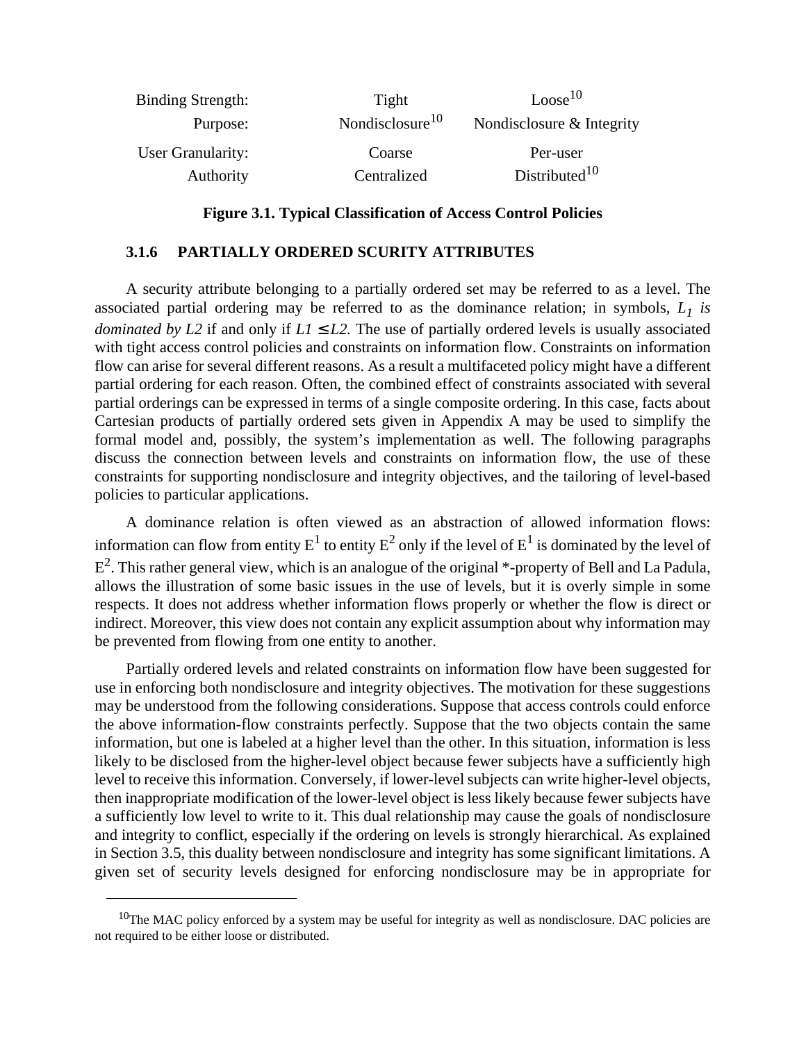| | | |
|---|---|---|
| Binding Strength: | Tight | Loose[10] |
| Purpose: | Nondisclosure[10] | Nondisclosure & Integrity |
| User Granularity: | Coarse | Per-user |
| Authority | Centralized | Distributed[10] |

**Figure 3.1. Typical Classification of Access Control Policies**

### 3.1.6 PARTIALLY ORDERED SCURITY ATTRIBUTES

A security attribute belonging to a partially ordered set may be referred to as a level. The associated partial ordering may be referred to as the dominance relation; in symbols, $L_1$ *is dominated by L2* if and only if $L1 \leq L2$. The use of partially ordered levels is usually associated with tight access control policies and constraints on information flow. Constraints on information flow can arise for several different reasons. As a result a multifaceted policy might have a different partial ordering for each reason. Often, the combined effect of constraints associated with several partial orderings can be expressed in terms of a single composite ordering. In this case, facts about Cartesian products of partially ordered sets given in Appendix A may be used to simplify the formal model and, possibly, the system's implementation as well. The following paragraphs discuss the connection between levels and constraints on information flow, the use of these constraints for supporting nondisclosure and integrity objectives, and the tailoring of level-based policies to particular applications.

A dominance relation is often viewed as an abstraction of allowed information flows: information can flow from entity $E^1$ to entity $E^2$ only if the level of $E^1$ is dominated by the level of $E^2$. This rather general view, which is an analogue of the original *-property of Bell and La Padula, allows the illustration of some basic issues in the use of levels, but it is overly simple in some respects. It does not address whether information flows properly or whether the flow is direct or indirect. Moreover, this view does not contain any explicit assumption about why information may be prevented from flowing from one entity to another.

Partially ordered levels and related constraints on information flow have been suggested for use in enforcing both nondisclosure and integrity objectives. The motivation for these suggestions may be understood from the following considerations. Suppose that access controls could enforce the above information-flow constraints perfectly. Suppose that the two objects contain the same information, but one is labeled at a higher level than the other. In this situation, information is less likely to be disclosed from the higher-level object because fewer subjects have a sufficiently high level to receive this information. Conversely, if lower-level subjects can write higher-level objects, then inappropriate modification of the lower-level object is less likely because fewer subjects have a sufficiently low level to write to it. This dual relationship may cause the goals of nondisclosure and integrity to conflict, especially if the ordering on levels is strongly hierarchical. As explained in Section 3.5, this duality between nondisclosure and integrity has some significant limitations. A given set of security levels designed for enforcing nondisclosure may be in appropriate for

[10]The MAC policy enforced by a system may be useful for integrity as well as nondisclosure. DAC policies are not required to be either loose or distributed.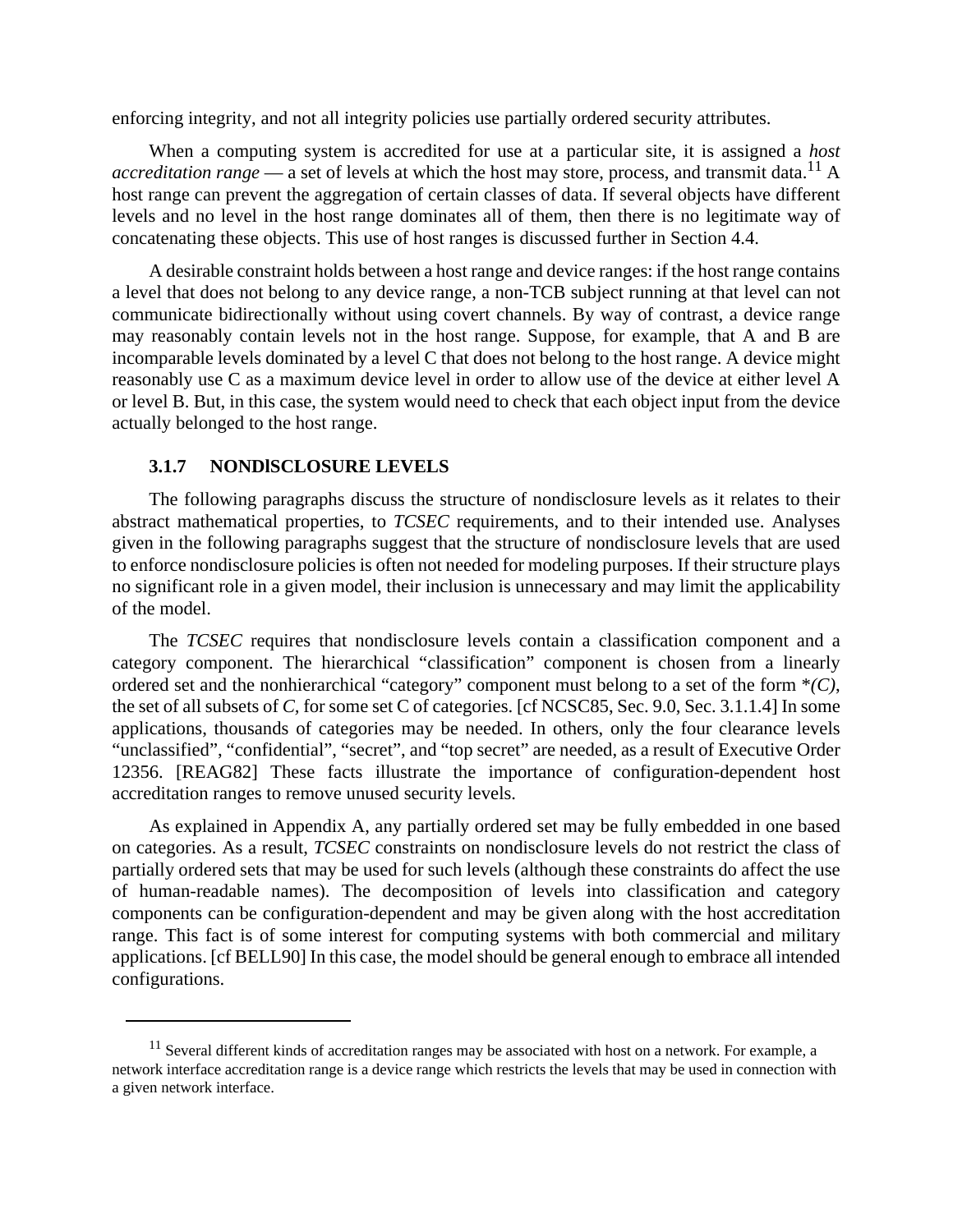enforcing integrity, and not all integrity policies use partially ordered security attributes.

When a computing system is accredited for use at a particular site, it is assigned a *host accreditation range* — a set of levels at which the host may store, process, and transmit data.[11] A host range can prevent the aggregation of certain classes of data. If several objects have different levels and no level in the host range dominates all of them, then there is no legitimate way of concatenating these objects. This use of host ranges is discussed further in Section 4.4.

A desirable constraint holds between a host range and device ranges: if the host range contains a level that does not belong to any device range, a non-TCB subject running at that level can not communicate bidirectionally without using covert channels. By way of contrast, a device range may reasonably contain levels not in the host range. Suppose, for example, that A and B are incomparable levels dominated by a level C that does not belong to the host range. A device might reasonably use C as a maximum device level in order to allow use of the device at either level A or level B. But, in this case, the system would need to check that each object input from the device actually belonged to the host range.

### 3.1.7 NONDlSCLOSURE LEVELS

The following paragraphs discuss the structure of nondisclosure levels as it relates to their abstract mathematical properties, to *TCSEC* requirements, and to their intended use. Analyses given in the following paragraphs suggest that the structure of nondisclosure levels that are used to enforce nondisclosure policies is often not needed for modeling purposes. If their structure plays no significant role in a given model, their inclusion is unnecessary and may limit the applicability of the model.

The *TCSEC* requires that nondisclosure levels contain a classification component and a category component. The hierarchical "classification" component is chosen from a linearly ordered set and the nonhierarchical "category" component must belong to a set of the form *$(C)$, the set of all subsets of $C$, for some set C of categories. [cf NCSC85, Sec. 9.0, Sec. 3.1.1.4] In some applications, thousands of categories may be needed. In others, only the four clearance levels "unclassified", "confidential", "secret", and "top secret" are needed, as a result of Executive Order 12356. [REAG82] These facts illustrate the importance of configuration-dependent host accreditation ranges to remove unused security levels.

As explained in Appendix A, any partially ordered set may be fully embedded in one based on categories. As a result, *TCSEC* constraints on nondisclosure levels do not restrict the class of partially ordered sets that may be used for such levels (although these constraints do affect the use of human-readable names). The decomposition of levels into classification and category components can be configuration-dependent and may be given along with the host accreditation range. This fact is of some interest for computing systems with both commercial and military applications. [cf BELL90] In this case, the model should be general enough to embrace all intended configurations.

---

[11] Several different kinds of accreditation ranges may be associated with host on a network. For example, a network interface accreditation range is a device range which restricts the levels that may be used in connection with a given network interface.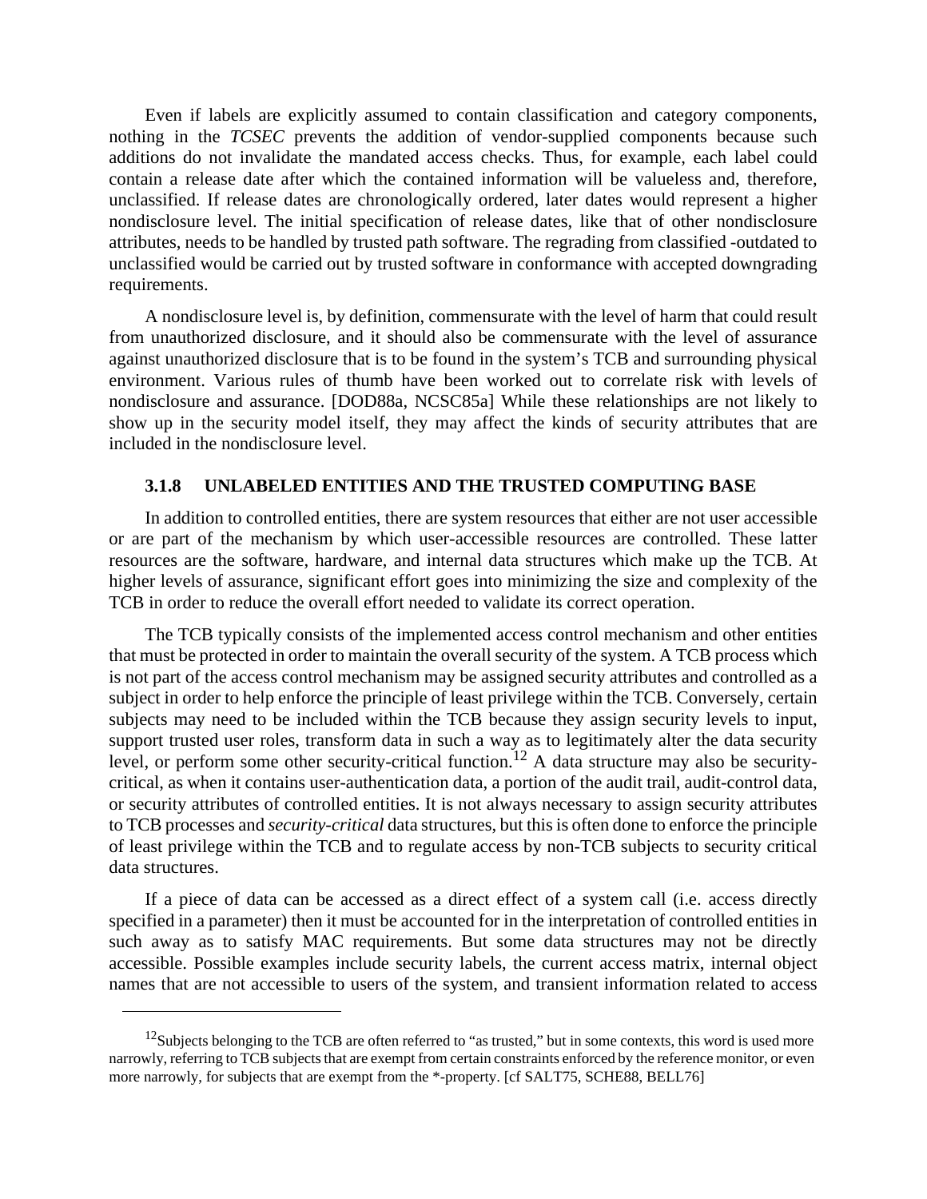Even if labels are explicitly assumed to contain classification and category components, nothing in the *TCSEC* prevents the addition of vendor-supplied components because such additions do not invalidate the mandated access checks. Thus, for example, each label could contain a release date after which the contained information will be valueless and, therefore, unclassified. If release dates are chronologically ordered, later dates would represent a higher nondisclosure level. The initial specification of release dates, like that of other nondisclosure attributes, needs to be handled by trusted path software. The regrading from classified -outdated to unclassified would be carried out by trusted software in conformance with accepted downgrading requirements.

A nondisclosure level is, by definition, commensurate with the level of harm that could result from unauthorized disclosure, and it should also be commensurate with the level of assurance against unauthorized disclosure that is to be found in the system's TCB and surrounding physical environment. Various rules of thumb have been worked out to correlate risk with levels of nondisclosure and assurance. [DOD88a, NCSC85a] While these relationships are not likely to show up in the security model itself, they may affect the kinds of security attributes that are included in the nondisclosure level.

### 3.1.8 UNLABELED ENTITIES AND THE TRUSTED COMPUTING BASE

In addition to controlled entities, there are system resources that either are not user accessible or are part of the mechanism by which user-accessible resources are controlled. These latter resources are the software, hardware, and internal data structures which make up the TCB. At higher levels of assurance, significant effort goes into minimizing the size and complexity of the TCB in order to reduce the overall effort needed to validate its correct operation.

The TCB typically consists of the implemented access control mechanism and other entities that must be protected in order to maintain the overall security of the system. A TCB process which is not part of the access control mechanism may be assigned security attributes and controlled as a subject in order to help enforce the principle of least privilege within the TCB. Conversely, certain subjects may need to be included within the TCB because they assign security levels to input, support trusted user roles, transform data in such a way as to legitimately alter the data security level, or perform some other security-critical function.[12] A data structure may also be security-critical, as when it contains user-authentication data, a portion of the audit trail, audit-control data, or security attributes of controlled entities. It is not always necessary to assign security attributes to TCB processes and *security-critical* data structures, but this is often done to enforce the principle of least privilege within the TCB and to regulate access by non-TCB subjects to security critical data structures.

If a piece of data can be accessed as a direct effect of a system call (i.e. access directly specified in a parameter) then it must be accounted for in the interpretation of controlled entities in such away as to satisfy MAC requirements. But some data structures may not be directly accessible. Possible examples include security labels, the current access matrix, internal object names that are not accessible to users of the system, and transient information related to access

---

[12] Subjects belonging to the TCB are often referred to "as trusted," but in some contexts, this word is used more narrowly, referring to TCB subjects that are exempt from certain constraints enforced by the reference monitor, or even more narrowly, for subjects that are exempt from the *-property. [cf SALT75, SCHE88, BELL76]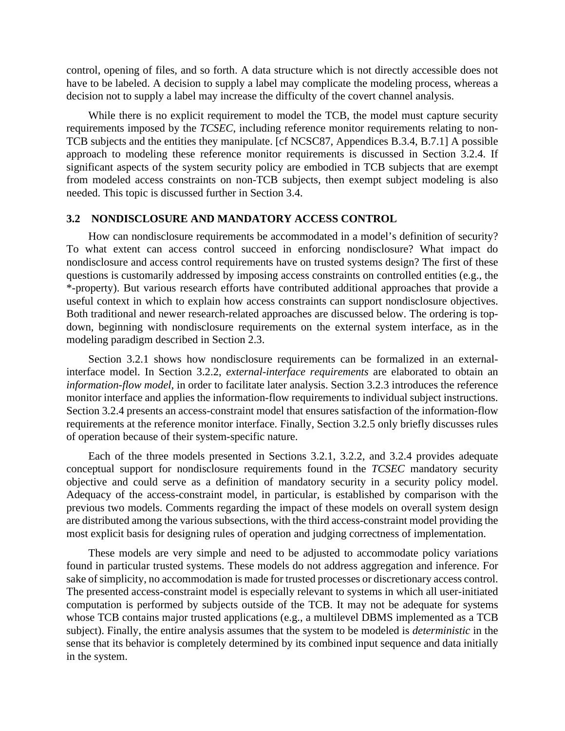control, opening of files, and so forth. A data structure which is not directly accessible does not have to be labeled. A decision to supply a label may complicate the modeling process, whereas a decision not to supply a label may increase the difficulty of the covert channel analysis.

While there is no explicit requirement to model the TCB, the model must capture security requirements imposed by the *TCSEC*, including reference monitor requirements relating to non-TCB subjects and the entities they manipulate. [cf NCSC87, Appendices B.3.4, B.7.1] A possible approach to modeling these reference monitor requirements is discussed in Section 3.2.4. If significant aspects of the system security policy are embodied in TCB subjects that are exempt from modeled access constraints on non-TCB subjects, then exempt subject modeling is also needed. This topic is discussed further in Section 3.4.

## 3.2 NONDISCLOSURE AND MANDATORY ACCESS CONTROL

How can nondisclosure requirements be accommodated in a model's definition of security? To what extent can access control succeed in enforcing nondisclosure? What impact do nondisclosure and access control requirements have on trusted systems design? The first of these questions is customarily addressed by imposing access constraints on controlled entities (e.g., the *-property). But various research efforts have contributed additional approaches that provide a useful context in which to explain how access constraints can support nondisclosure objectives. Both traditional and newer research-related approaches are discussed below. The ordering is top-down, beginning with nondisclosure requirements on the external system interface, as in the modeling paradigm described in Section 2.3.

Section 3.2.1 shows how nondisclosure requirements can be formalized in an external-interface model. In Section 3.2.2, *external-interface requirements* are elaborated to obtain an *information-flow model*, in order to facilitate later analysis. Section 3.2.3 introduces the reference monitor interface and applies the information-flow requirements to individual subject instructions. Section 3.2.4 presents an access-constraint model that ensures satisfaction of the information-flow requirements at the reference monitor interface. Finally, Section 3.2.5 only briefly discusses rules of operation because of their system-specific nature.

Each of the three models presented in Sections 3.2.1, 3.2.2, and 3.2.4 provides adequate conceptual support for nondisclosure requirements found in the *TCSEC* mandatory security objective and could serve as a definition of mandatory security in a security policy model. Adequacy of the access-constraint model, in particular, is established by comparison with the previous two models. Comments regarding the impact of these models on overall system design are distributed among the various subsections, with the third access-constraint model providing the most explicit basis for designing rules of operation and judging correctness of implementation.

These models are very simple and need to be adjusted to accommodate policy variations found in particular trusted systems. These models do not address aggregation and inference. For sake of simplicity, no accommodation is made for trusted processes or discretionary access control. The presented access-constraint model is especially relevant to systems in which all user-initiated computation is performed by subjects outside of the TCB. It may not be adequate for systems whose TCB contains major trusted applications (e.g., a multilevel DBMS implemented as a TCB subject). Finally, the entire analysis assumes that the system to be modeled is *deterministic* in the sense that its behavior is completely determined by its combined input sequence and data initially in the system.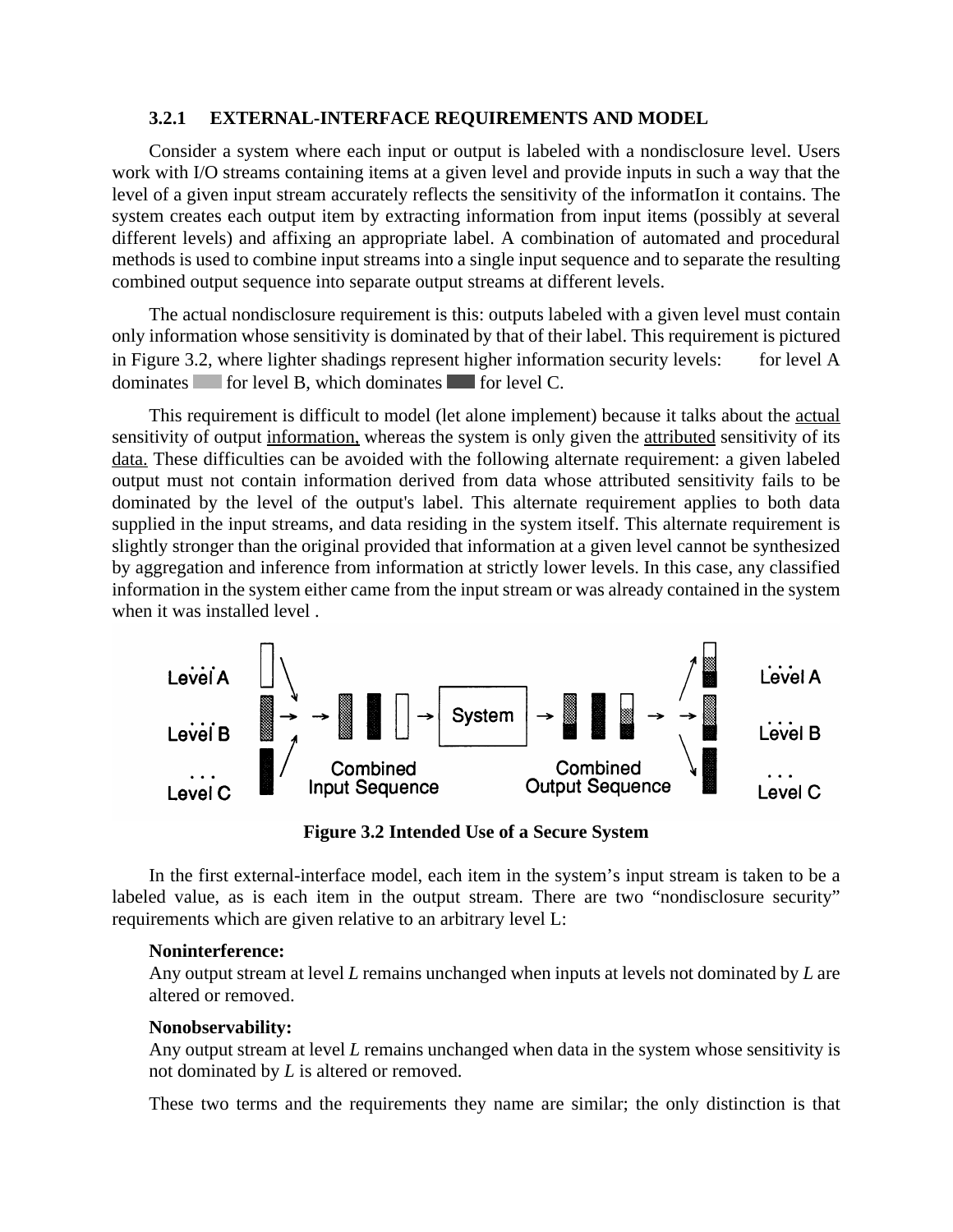### 3.2.1 EXTERNAL-INTERFACE REQUIREMENTS AND MODEL

Consider a system where each input or output is labeled with a nondisclosure level. Users work with I/O streams containing items at a given level and provide inputs in such a way that the level of a given input stream accurately reflects the sensitivity of the informatIon it contains. The system creates each output item by extracting information from input items (possibly at several different levels) and affixing an appropriate label. A combination of automated and procedural methods is used to combine input streams into a single input sequence and to separate the resulting combined output sequence into separate output streams at different levels.

The actual nondisclosure requirement is this: outputs labeled with a given level must contain only information whose sensitivity is dominated by that of their label. This requirement is pictured in Figure 3.2, where lighter shadings represent higher information security levels: for level A dominates for level B, which dominates for level C.

This requirement is difficult to model (let alone implement) because it talks about the actual sensitivity of output information, whereas the system is only given the attributed sensitivity of its data. These difficulties can be avoided with the following alternate requirement: a given labeled output must not contain information derived from data whose attributed sensitivity fails to be dominated by the level of the output's label. This alternate requirement applies to both data supplied in the input streams, and data residing in the system itself. This alternate requirement is slightly stronger than the original provided that information at a given level cannot be synthesized by aggregation and inference from information at strictly lower levels. In this case, any classified information in the system either came from the input stream or was already contained in the system when it was installed level .

**Figure 3.2 Intended Use of a Secure System**

In the first external-interface model, each item in the system's input stream is taken to be a labeled value, as is each item in the output stream. There are two "nondisclosure security" requirements which are given relative to an arbitrary level L:

**Noninterference:**
Any output stream at level *L* remains unchanged when inputs at levels not dominated by *L* are altered or removed.

**Nonobservability:**
Any output stream at level *L* remains unchanged when data in the system whose sensitivity is not dominated by *L* is altered or removed.

These two terms and the requirements they name are similar; the only distinction is that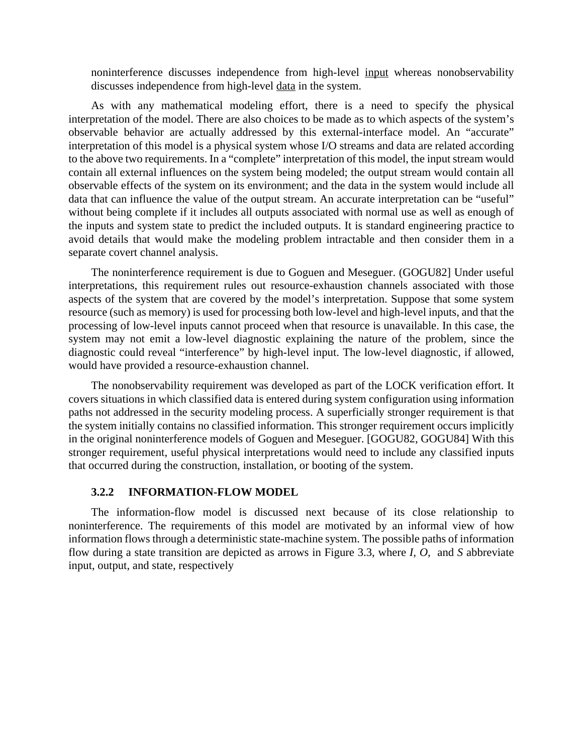noninterference discusses independence from high-level <u>input</u> whereas nonobservability discusses independence from high-level <u>data</u> in the system.

As with any mathematical modeling effort, there is a need to specify the physical interpretation of the model. There are also choices to be made as to which aspects of the system's observable behavior are actually addressed by this external-interface model. An "accurate" interpretation of this model is a physical system whose I/O streams and data are related according to the above two requirements. In a "complete" interpretation of this model, the input stream would contain all external influences on the system being modeled; the output stream would contain all observable effects of the system on its environment; and the data in the system would include all data that can influence the value of the output stream. An accurate interpretation can be "useful" without being complete if it includes all outputs associated with normal use as well as enough of the inputs and system state to predict the included outputs. It is standard engineering practice to avoid details that would make the modeling problem intractable and then consider them in a separate covert channel analysis.

The noninterference requirement is due to Goguen and Meseguer. (GOGU82] Under useful interpretations, this requirement rules out resource-exhaustion channels associated with those aspects of the system that are covered by the model's interpretation. Suppose that some system resource (such as memory) is used for processing both low-level and high-level inputs, and that the processing of low-level inputs cannot proceed when that resource is unavailable. In this case, the system may not emit a low-level diagnostic explaining the nature of the problem, since the diagnostic could reveal "interference" by high-level input. The low-level diagnostic, if allowed, would have provided a resource-exhaustion channel.

The nonobservability requirement was developed as part of the LOCK verification effort. It covers situations in which classified data is entered during system configuration using information paths not addressed in the security modeling process. A superficially stronger requirement is that the system initially contains no classified information. This stronger requirement occurs implicitly in the original noninterference models of Goguen and Meseguer. [GOGU82, GOGU84] With this stronger requirement, useful physical interpretations would need to include any classified inputs that occurred during the construction, installation, or booting of the system.

### 3.2.2 INFORMATION-FLOW MODEL

The information-flow model is discussed next because of its close relationship to noninterference. The requirements of this model are motivated by an informal view of how information flows through a deterministic state-machine system. The possible paths of information flow during a state transition are depicted as arrows in Figure 3.3, where *I*, *O*, and *S* abbreviate input, output, and state, respectively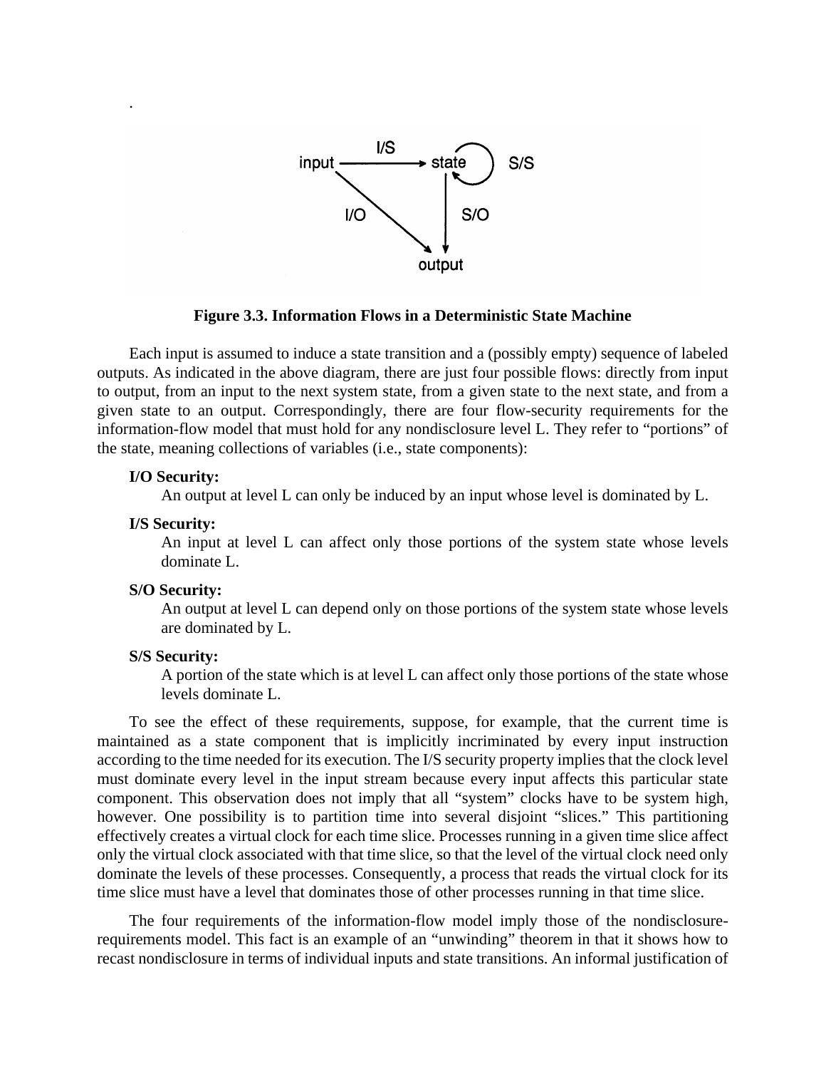**Figure 3.3. Information Flows in a Deterministic State Machine**

Each input is assumed to induce a state transition and a (possibly empty) sequence of labeled outputs. As indicated in the above diagram, there are just four possible flows: directly from input to output, from an input to the next system state, from a given state to the next state, and from a given state to an output. Correspondingly, there are four flow-security requirements for the information-flow model that must hold for any nondisclosure level L. They refer to "portions" of the state, meaning collections of variables (i.e., state components):

**I/O Security:**
An output at level L can only be induced by an input whose level is dominated by L.

**I/S Security:**
An input at level L can affect only those portions of the system state whose levels dominate L.

**S/O Security:**
An output at level L can depend only on those portions of the system state whose levels are dominated by L.

**S/S Security:**
A portion of the state which is at level L can affect only those portions of the state whose levels dominate L.

To see the effect of these requirements, suppose, for example, that the current time is maintained as a state component that is implicitly incriminated by every input instruction according to the time needed for its execution. The I/S security property implies that the clock level must dominate every level in the input stream because every input affects this particular state component. This observation does not imply that all "system" clocks have to be system high, however. One possibility is to partition time into several disjoint "slices." This partitioning effectively creates a virtual clock for each time slice. Processes running in a given time slice affect only the virtual clock associated with that time slice, so that the level of the virtual clock need only dominate the levels of these processes. Consequently, a process that reads the virtual clock for its time slice must have a level that dominates those of other processes running in that time slice.

The four requirements of the information-flow model imply those of the nondisclosure-requirements model. This fact is an example of an "unwinding" theorem in that it shows how to recast nondisclosure in terms of individual inputs and state transitions. An informal justification of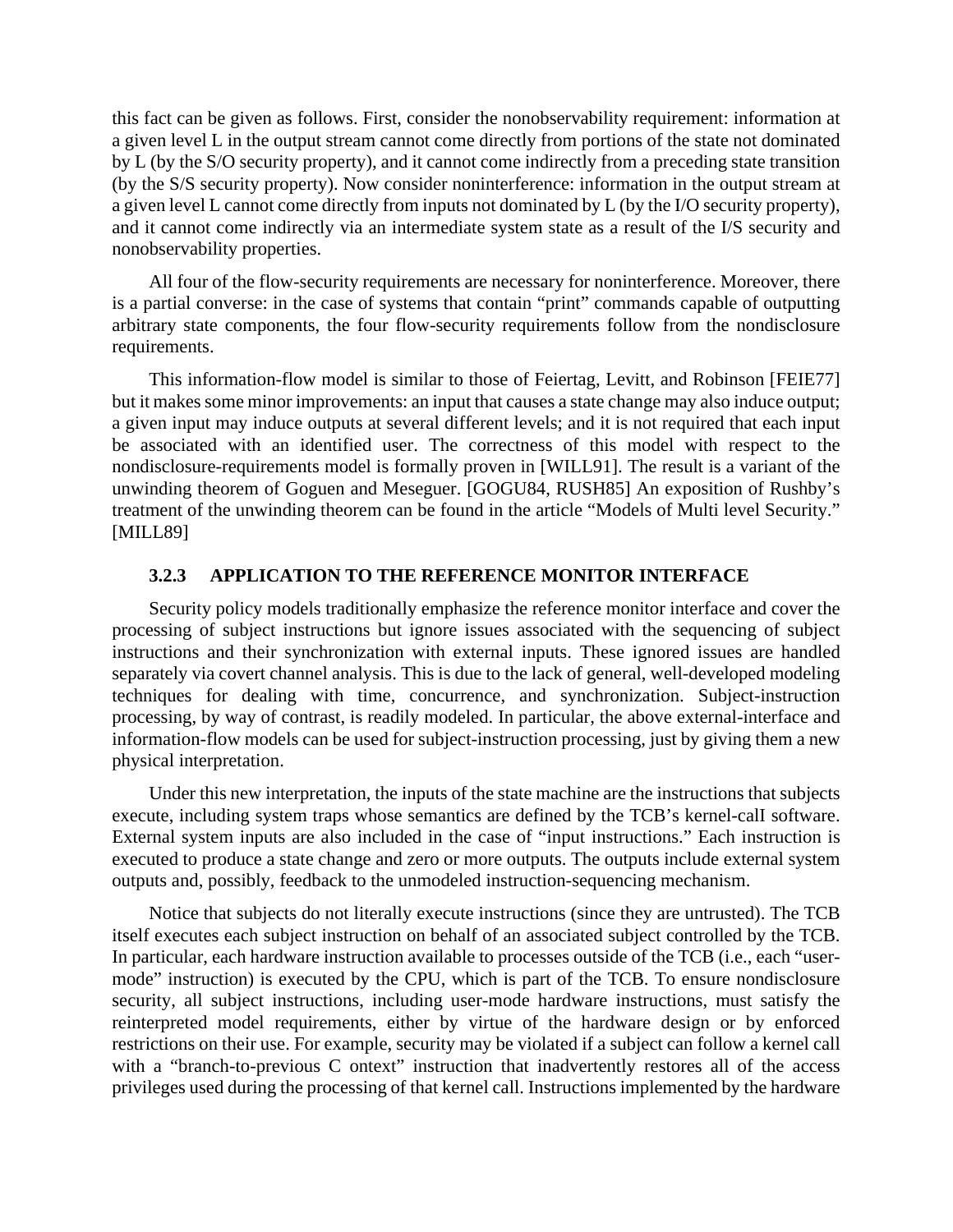this fact can be given as follows. First, consider the nonobservability requirement: information at a given level L in the output stream cannot come directly from portions of the state not dominated by L (by the S/O security property), and it cannot come indirectly from a preceding state transition (by the S/S security property). Now consider noninterference: information in the output stream at a given level L cannot come directly from inputs not dominated by L (by the I/O security property), and it cannot come indirectly via an intermediate system state as a result of the I/S security and nonobservability properties.

All four of the flow-security requirements are necessary for noninterference. Moreover, there is a partial converse: in the case of systems that contain "print" commands capable of outputting arbitrary state components, the four flow-security requirements follow from the nondisclosure requirements.

This information-flow model is similar to those of Feiertag, Levitt, and Robinson [FEIE77] but it makes some minor improvements: an input that causes a state change may also induce output; a given input may induce outputs at several different levels; and it is not required that each input be associated with an identified user. The correctness of this model with respect to the nondisclosure-requirements model is formally proven in [WILL91]. The result is a variant of the unwinding theorem of Goguen and Meseguer. [GOGU84, RUSH85] An exposition of Rushby's treatment of the unwinding theorem can be found in the article "Models of Multi level Security." [MILL89]

### 3.2.3 APPLICATION TO THE REFERENCE MONITOR INTERFACE

Security policy models traditionally emphasize the reference monitor interface and cover the processing of subject instructions but ignore issues associated with the sequencing of subject instructions and their synchronization with external inputs. These ignored issues are handled separately via covert channel analysis. This is due to the lack of general, well-developed modeling techniques for dealing with time, concurrence, and synchronization. Subject-instruction processing, by way of contrast, is readily modeled. In particular, the above external-interface and information-flow models can be used for subject-instruction processing, just by giving them a new physical interpretation.

Under this new interpretation, the inputs of the state machine are the instructions that subjects execute, including system traps whose semantics are defined by the TCB's kernel-calI software. External system inputs are also included in the case of "input instructions." Each instruction is executed to produce a state change and zero or more outputs. The outputs include external system outputs and, possibly, feedback to the unmodeled instruction-sequencing mechanism.

Notice that subjects do not literally execute instructions (since they are untrusted). The TCB itself executes each subject instruction on behalf of an associated subject controlled by the TCB. In particular, each hardware instruction available to processes outside of the TCB (i.e., each "user-mode" instruction) is executed by the CPU, which is part of the TCB. To ensure nondisclosure security, all subject instructions, including user-mode hardware instructions, must satisfy the reinterpreted model requirements, either by virtue of the hardware design or by enforced restrictions on their use. For example, security may be violated if a subject can follow a kernel call with a "branch-to-previous C ontext" instruction that inadvertently restores all of the access privileges used during the processing of that kernel call. Instructions implemented by the hardware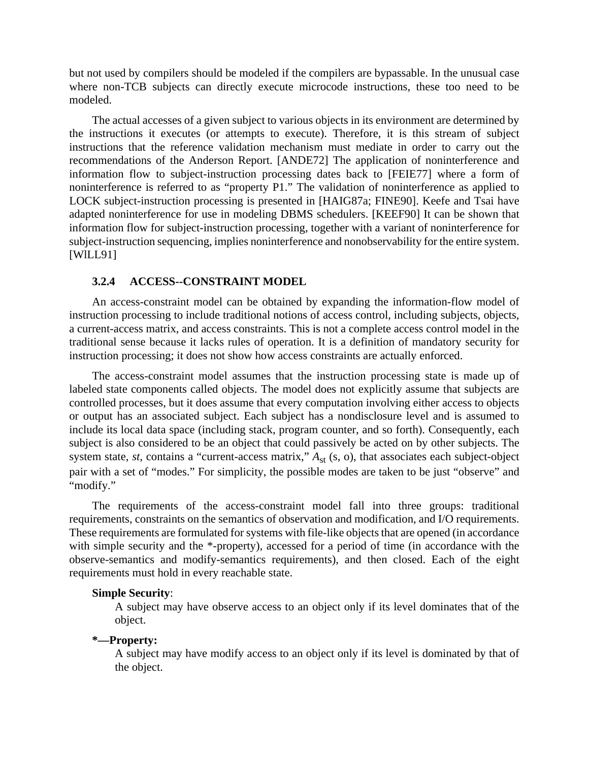but not used by compilers should be modeled if the compilers are bypassable. In the unusual case where non-TCB subjects can directly execute microcode instructions, these too need to be modeled.

The actual accesses of a given subject to various objects in its environment are determined by the instructions it executes (or attempts to execute). Therefore, it is this stream of subject instructions that the reference validation mechanism must mediate in order to carry out the recommendations of the Anderson Report. [ANDE72] The application of noninterference and information flow to subject-instruction processing dates back to [FEIE77] where a form of noninterference is referred to as "property P1." The validation of noninterference as applied to LOCK subject-instruction processing is presented in [HAIG87a; FINE90]. Keefe and Tsai have adapted noninterference for use in modeling DBMS schedulers. [KEEF90] It can be shown that information flow for subject-instruction processing, together with a variant of noninterference for subject-instruction sequencing, implies noninterference and nonobservability for the entire system. [WlLL91]

### 3.2.4 ACCESS--CONSTRAINT MODEL

An access-constraint model can be obtained by expanding the information-flow model of instruction processing to include traditional notions of access control, including subjects, objects, a current-access matrix, and access constraints. This is not a complete access control model in the traditional sense because it lacks rules of operation. It is a definition of mandatory security for instruction processing; it does not show how access constraints are actually enforced.

The access-constraint model assumes that the instruction processing state is made up of labeled state components called objects. The model does not explicitly assume that subjects are controlled processes, but it does assume that every computation involving either access to objects or output has an associated subject. Each subject has a nondisclosure level and is assumed to include its local data space (including stack, program counter, and so forth). Consequently, each subject is also considered to be an object that could passively be acted on by other subjects. The system state, *st*, contains a "current-access matrix," $A_{st}$ (s, o), that associates each subject-object pair with a set of "modes." For simplicity, the possible modes are taken to be just "observe" and "modify."

The requirements of the access-constraint model fall into three groups: traditional requirements, constraints on the semantics of observation and modification, and I/O requirements. These requirements are formulated for systems with file-like objects that are opened (in accordance with simple security and the *-property), accessed for a period of time (in accordance with the observe-semantics and modify-semantics requirements), and then closed. Each of the eight requirements must hold in every reachable state.

**Simple Security**:
A subject may have observe access to an object only if its level dominates that of the object.

***—Property:**
A subject may have modify access to an object only if its level is dominated by that of the object.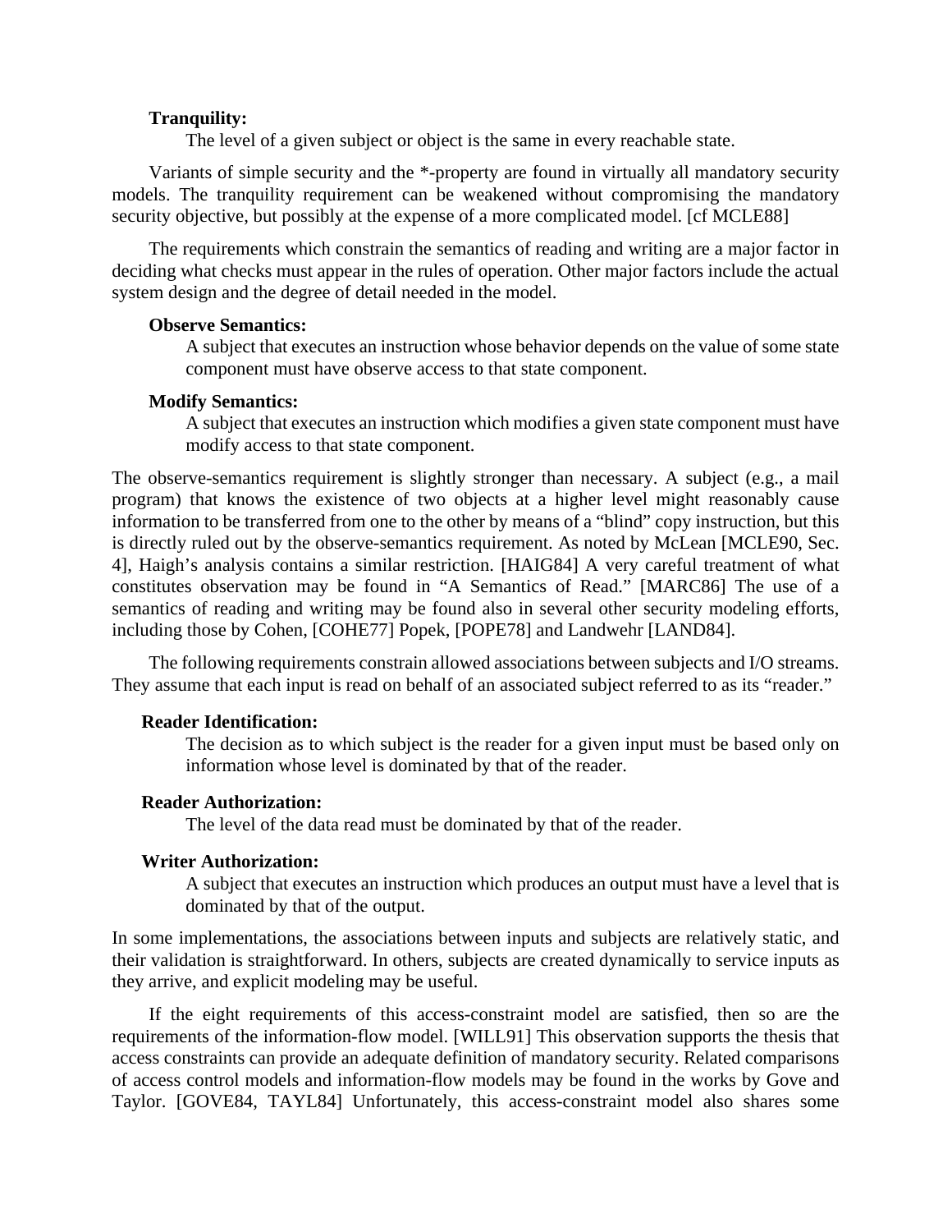**Tranquility:**

The level of a given subject or object is the same in every reachable state.

Variants of simple security and the *-property are found in virtually all mandatory security models. The tranquility requirement can be weakened without compromising the mandatory security objective, but possibly at the expense of a more complicated model. [cf MCLE88]

The requirements which constrain the semantics of reading and writing are a major factor in deciding what checks must appear in the rules of operation. Other major factors include the actual system design and the degree of detail needed in the model.

**Observe Semantics:**

A subject that executes an instruction whose behavior depends on the value of some state component must have observe access to that state component.

**Modify Semantics:**

A subject that executes an instruction which modifies a given state component must have modify access to that state component.

The observe-semantics requirement is slightly stronger than necessary. A subject (e.g., a mail program) that knows the existence of two objects at a higher level might reasonably cause information to be transferred from one to the other by means of a "blind" copy instruction, but this is directly ruled out by the observe-semantics requirement. As noted by McLean [MCLE90, Sec. 4], Haigh's analysis contains a similar restriction. [HAIG84] A very careful treatment of what constitutes observation may be found in "A Semantics of Read." [MARC86] The use of a semantics of reading and writing may be found also in several other security modeling efforts, including those by Cohen, [COHE77] Popek, [POPE78] and Landwehr [LAND84].

The following requirements constrain allowed associations between subjects and I/O streams. They assume that each input is read on behalf of an associated subject referred to as its "reader."

**Reader Identification:**

The decision as to which subject is the reader for a given input must be based only on information whose level is dominated by that of the reader.

**Reader Authorization:**

The level of the data read must be dominated by that of the reader.

**Writer Authorization:**

A subject that executes an instruction which produces an output must have a level that is dominated by that of the output.

In some implementations, the associations between inputs and subjects are relatively static, and their validation is straightforward. In others, subjects are created dynamically to service inputs as they arrive, and explicit modeling may be useful.

If the eight requirements of this access-constraint model are satisfied, then so are the requirements of the information-flow model. [WILL91] This observation supports the thesis that access constraints can provide an adequate definition of mandatory security. Related comparisons of access control models and information-flow models may be found in the works by Gove and Taylor. [GOVE84, TAYL84] Unfortunately, this access-constraint model also shares some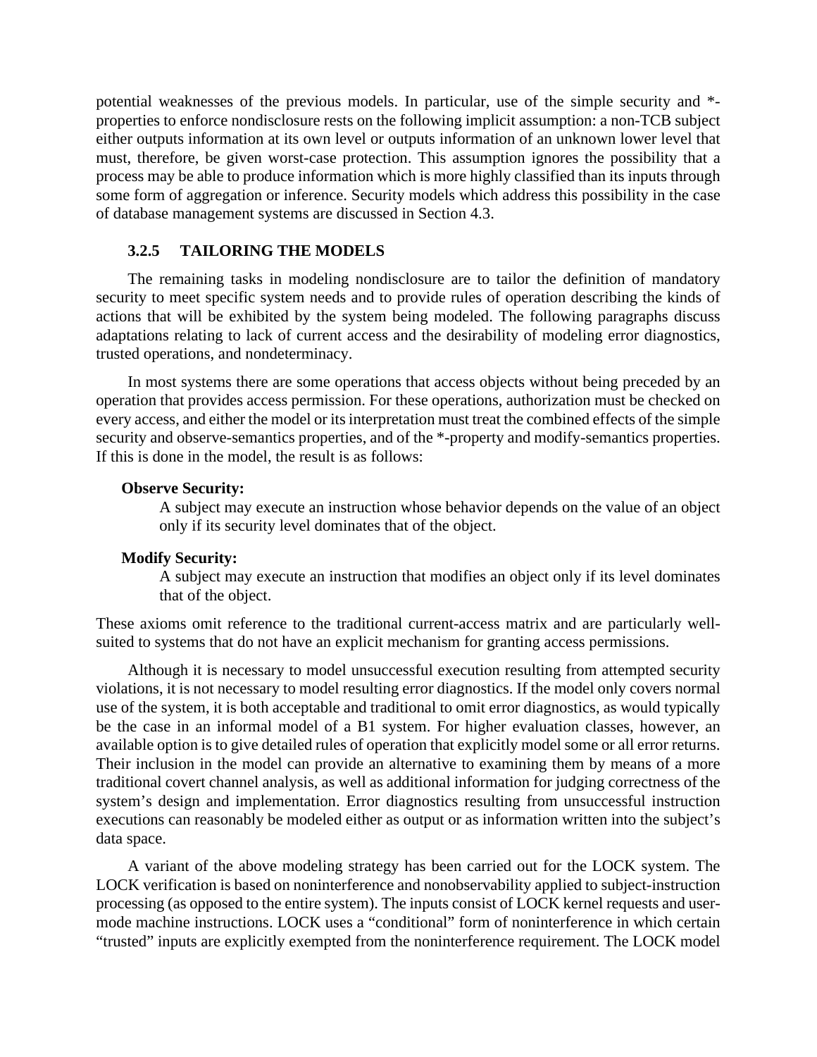potential weaknesses of the previous models. In particular, use of the simple security and *-properties to enforce nondisclosure rests on the following implicit assumption: a non-TCB subject either outputs information at its own level or outputs information of an unknown lower level that must, therefore, be given worst-case protection. This assumption ignores the possibility that a process may be able to produce information which is more highly classified than its inputs through some form of aggregation or inference. Security models which address this possibility in the case of database management systems are discussed in Section 4.3.

### 3.2.5 TAILORING THE MODELS

The remaining tasks in modeling nondisclosure are to tailor the definition of mandatory security to meet specific system needs and to provide rules of operation describing the kinds of actions that will be exhibited by the system being modeled. The following paragraphs discuss adaptations relating to lack of current access and the desirability of modeling error diagnostics, trusted operations, and nondeterminacy.

In most systems there are some operations that access objects without being preceded by an operation that provides access permission. For these operations, authorization must be checked on every access, and either the model or its interpretation must treat the combined effects of the simple security and observe-semantics properties, and of the *-property and modify-semantics properties. If this is done in the model, the result is as follows:

**Observe Security:**

A subject may execute an instruction whose behavior depends on the value of an object only if its security level dominates that of the object.

**Modify Security:**

A subject may execute an instruction that modifies an object only if its level dominates that of the object.

These axioms omit reference to the traditional current-access matrix and are particularly well-suited to systems that do not have an explicit mechanism for granting access permissions.

Although it is necessary to model unsuccessful execution resulting from attempted security violations, it is not necessary to model resulting error diagnostics. If the model only covers normal use of the system, it is both acceptable and traditional to omit error diagnostics, as would typically be the case in an informal model of a B1 system. For higher evaluation classes, however, an available option is to give detailed rules of operation that explicitly model some or all error returns. Their inclusion in the model can provide an alternative to examining them by means of a more traditional covert channel analysis, as well as additional information for judging correctness of the system's design and implementation. Error diagnostics resulting from unsuccessful instruction executions can reasonably be modeled either as output or as information written into the subject's data space.

A variant of the above modeling strategy has been carried out for the LOCK system. The LOCK verification is based on noninterference and nonobservability applied to subject-instruction processing (as opposed to the entire system). The inputs consist of LOCK kernel requests and user-mode machine instructions. LOCK uses a "conditional" form of noninterference in which certain "trusted" inputs are explicitly exempted from the noninterference requirement. The LOCK model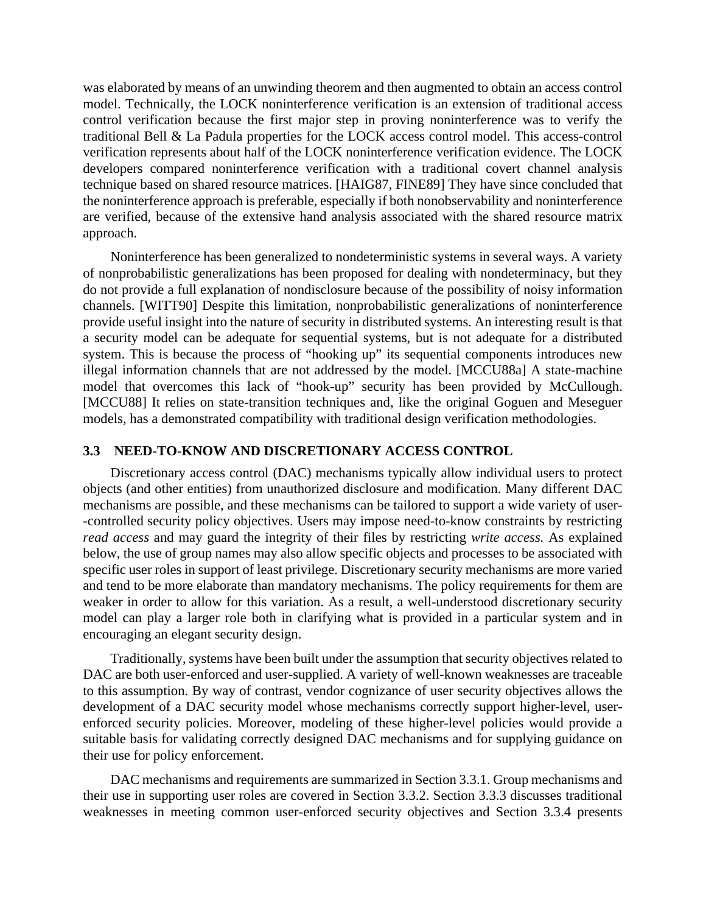was elaborated by means of an unwinding theorem and then augmented to obtain an access control model. Technically, the LOCK noninterference verification is an extension of traditional access control verification because the first major step in proving noninterference was to verify the traditional Bell & La Padula properties for the LOCK access control model. This access-control verification represents about half of the LOCK noninterference verification evidence. The LOCK developers compared noninterference verification with a traditional covert channel analysis technique based on shared resource matrices. [HAIG87, FINE89] They have since concluded that the noninterference approach is preferable, especially if both nonobservability and noninterference are verified, because of the extensive hand analysis associated with the shared resource matrix approach.

Noninterference has been generalized to nondeterministic systems in several ways. A variety of nonprobabilistic generalizations has been proposed for dealing with nondeterminacy, but they do not provide a full explanation of nondisclosure because of the possibility of noisy information channels. [WITT90] Despite this limitation, nonprobabilistic generalizations of noninterference provide useful insight into the nature of security in distributed systems. An interesting result is that a security model can be adequate for sequential systems, but is not adequate for a distributed system. This is because the process of "hooking up" its sequential components introduces new illegal information channels that are not addressed by the model. [MCCU88a] A state-machine model that overcomes this lack of "hook-up" security has been provided by McCullough. [MCCU88] It relies on state-transition techniques and, like the original Goguen and Meseguer models, has a demonstrated compatibility with traditional design verification methodologies.

### 3.3 NEED-TO-KNOW AND DISCRETIONARY ACCESS CONTROL

Discretionary access control (DAC) mechanisms typically allow individual users to protect objects (and other entities) from unauthorized disclosure and modification. Many different DAC mechanisms are possible, and these mechanisms can be tailored to support a wide variety of user--controlled security policy objectives. Users may impose need-to-know constraints by restricting *read access* and may guard the integrity of their files by restricting *write access.* As explained below, the use of group names may also allow specific objects and processes to be associated with specific user roles in support of least privilege. Discretionary security mechanisms are more varied and tend to be more elaborate than mandatory mechanisms. The policy requirements for them are weaker in order to allow for this variation. As a result, a well-understood discretionary security model can play a larger role both in clarifying what is provided in a particular system and in encouraging an elegant security design.

Traditionally, systems have been built under the assumption that security objectives related to DAC are both user-enforced and user-supplied. A variety of well-known weaknesses are traceable to this assumption. By way of contrast, vendor cognizance of user security objectives allows the development of a DAC security model whose mechanisms correctly support higher-level, user-enforced security policies. Moreover, modeling of these higher-level policies would provide a suitable basis for validating correctly designed DAC mechanisms and for supplying guidance on their use for policy enforcement.

DAC mechanisms and requirements are summarized in Section 3.3.1. Group mechanisms and their use in supporting user roles are covered in Section 3.3.2. Section 3.3.3 discusses traditional weaknesses in meeting common user-enforced security objectives and Section 3.3.4 presents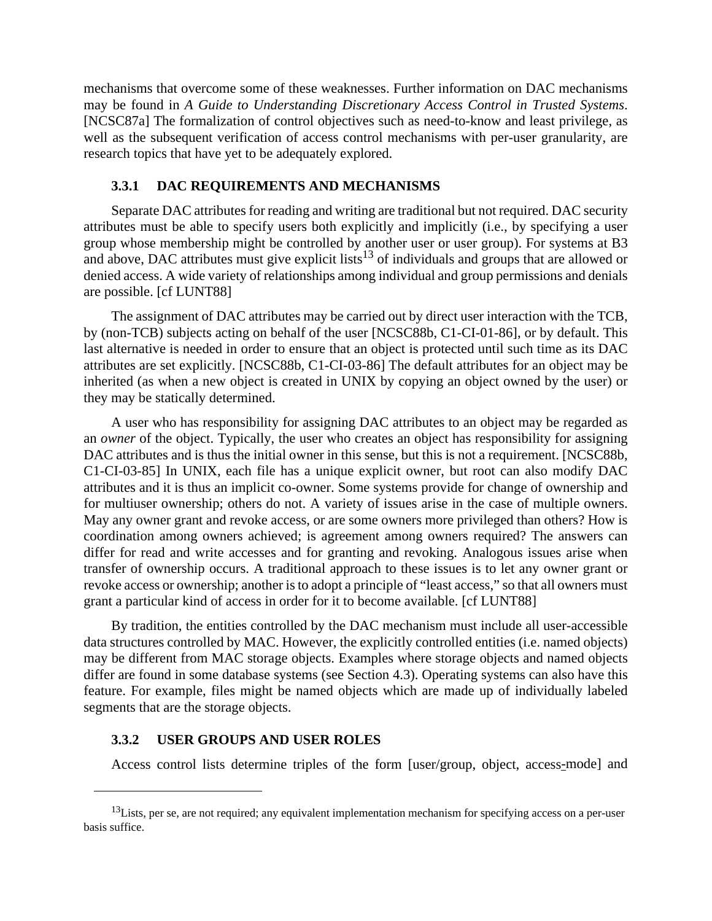mechanisms that overcome some of these weaknesses. Further information on DAC mechanisms may be found in *A Guide to Understanding Discretionary Access Control in Trusted Systems*. [NCSC87a] The formalization of control objectives such as need-to-know and least privilege, as well as the subsequent verification of access control mechanisms with per-user granularity, are research topics that have yet to be adequately explored.

### 3.3.1 DAC REQUIREMENTS AND MECHANISMS

Separate DAC attributes for reading and writing are traditional but not required. DAC security attributes must be able to specify users both explicitly and implicitly (i.e., by specifying a user group whose membership might be controlled by another user or user group). For systems at B3 and above, DAC attributes must give explicit lists[13] of individuals and groups that are allowed or denied access. A wide variety of relationships among individual and group permissions and denials are possible. [cf LUNT88]

The assignment of DAC attributes may be carried out by direct user interaction with the TCB, by (non-TCB) subjects acting on behalf of the user [NCSC88b, C1-CI-01-86], or by default. This last alternative is needed in order to ensure that an object is protected until such time as its DAC attributes are set explicitly. [NCSC88b, C1-CI-03-86] The default attributes for an object may be inherited (as when a new object is created in UNIX by copying an object owned by the user) or they may be statically determined.

A user who has responsibility for assigning DAC attributes to an object may be regarded as an *owner* of the object. Typically, the user who creates an object has responsibility for assigning DAC attributes and is thus the initial owner in this sense, but this is not a requirement. [NCSC88b, C1-CI-03-85] In UNIX, each file has a unique explicit owner, but root can also modify DAC attributes and it is thus an implicit co-owner. Some systems provide for change of ownership and for multiuser ownership; others do not. A variety of issues arise in the case of multiple owners. May any owner grant and revoke access, or are some owners more privileged than others? How is coordination among owners achieved; is agreement among owners required? The answers can differ for read and write accesses and for granting and revoking. Analogous issues arise when transfer of ownership occurs. A traditional approach to these issues is to let any owner grant or revoke access or ownership; another is to adopt a principle of "least access," so that all owners must grant a particular kind of access in order for it to become available. [cf LUNT88]

By tradition, the entities controlled by the DAC mechanism must include all user-accessible data structures controlled by MAC. However, the explicitly controlled entities (i.e. named objects) may be different from MAC storage objects. Examples where storage objects and named objects differ are found in some database systems (see Section 4.3). Operating systems can also have this feature. For example, files might be named objects which are made up of individually labeled segments that are the storage objects.

### 3.3.2 USER GROUPS AND USER ROLES

Access control lists determine triples of the form [user/group, object, access-mode] and

---

[13] Lists, per se, are not required; any equivalent implementation mechanism for specifying access on a per-user basis suffice.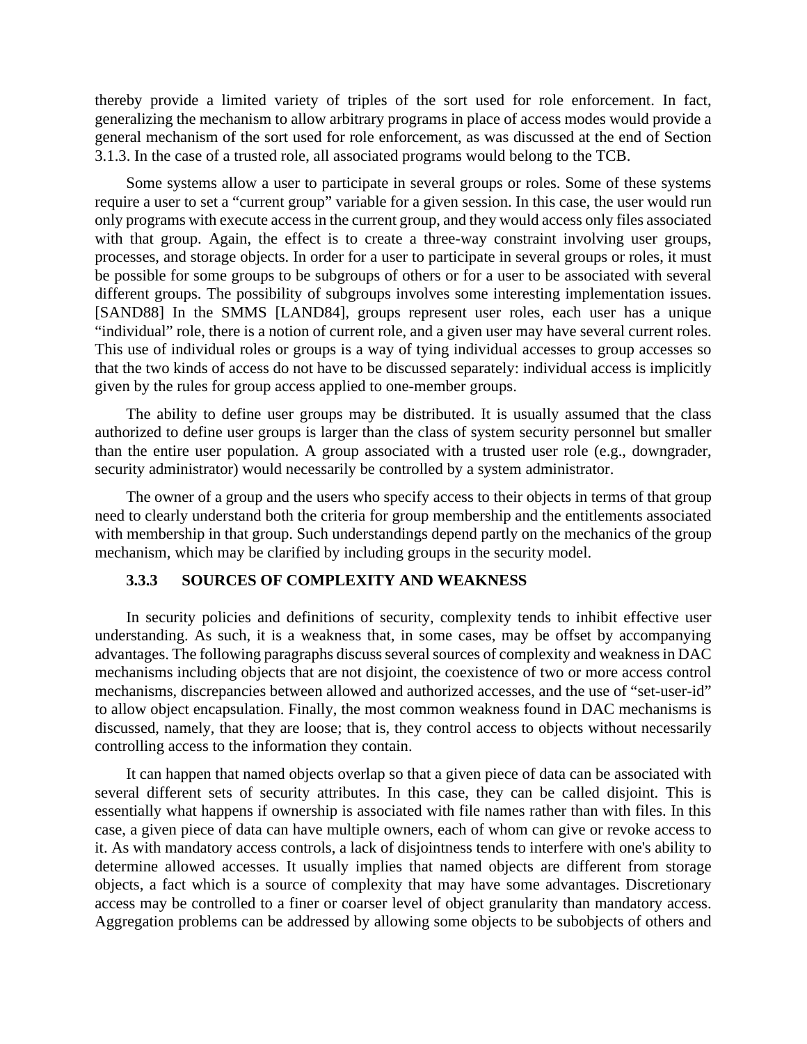thereby provide a limited variety of triples of the sort used for role enforcement. In fact, generalizing the mechanism to allow arbitrary programs in place of access modes would provide a general mechanism of the sort used for role enforcement, as was discussed at the end of Section 3.1.3. In the case of a trusted role, all associated programs would belong to the TCB.

Some systems allow a user to participate in several groups or roles. Some of these systems require a user to set a "current group" variable for a given session. In this case, the user would run only programs with execute access in the current group, and they would access only files associated with that group. Again, the effect is to create a three-way constraint involving user groups, processes, and storage objects. In order for a user to participate in several groups or roles, it must be possible for some groups to be subgroups of others or for a user to be associated with several different groups. The possibility of subgroups involves some interesting implementation issues. [SAND88] In the SMMS [LAND84], groups represent user roles, each user has a unique "individual" role, there is a notion of current role, and a given user may have several current roles. This use of individual roles or groups is a way of tying individual accesses to group accesses so that the two kinds of access do not have to be discussed separately: individual access is implicitly given by the rules for group access applied to one-member groups.

The ability to define user groups may be distributed. It is usually assumed that the class authorized to define user groups is larger than the class of system security personnel but smaller than the entire user population. A group associated with a trusted user role (e.g., downgrader, security administrator) would necessarily be controlled by a system administrator.

The owner of a group and the users who specify access to their objects in terms of that group need to clearly understand both the criteria for group membership and the entitlements associated with membership in that group. Such understandings depend partly on the mechanics of the group mechanism, which may be clarified by including groups in the security model.

### 3.3.3 SOURCES OF COMPLEXITY AND WEAKNESS

In security policies and definitions of security, complexity tends to inhibit effective user understanding. As such, it is a weakness that, in some cases, may be offset by accompanying advantages. The following paragraphs discuss several sources of complexity and weakness in DAC mechanisms including objects that are not disjoint, the coexistence of two or more access control mechanisms, discrepancies between allowed and authorized accesses, and the use of "set-user-id" to allow object encapsulation. Finally, the most common weakness found in DAC mechanisms is discussed, namely, that they are loose; that is, they control access to objects without necessarily controlling access to the information they contain.

It can happen that named objects overlap so that a given piece of data can be associated with several different sets of security attributes. In this case, they can be called disjoint. This is essentially what happens if ownership is associated with file names rather than with files. In this case, a given piece of data can have multiple owners, each of whom can give or revoke access to it. As with mandatory access controls, a lack of disjointness tends to interfere with one's ability to determine allowed accesses. It usually implies that named objects are different from storage objects, a fact which is a source of complexity that may have some advantages. Discretionary access may be controlled to a finer or coarser level of object granularity than mandatory access. Aggregation problems can be addressed by allowing some objects to be subobjects of others and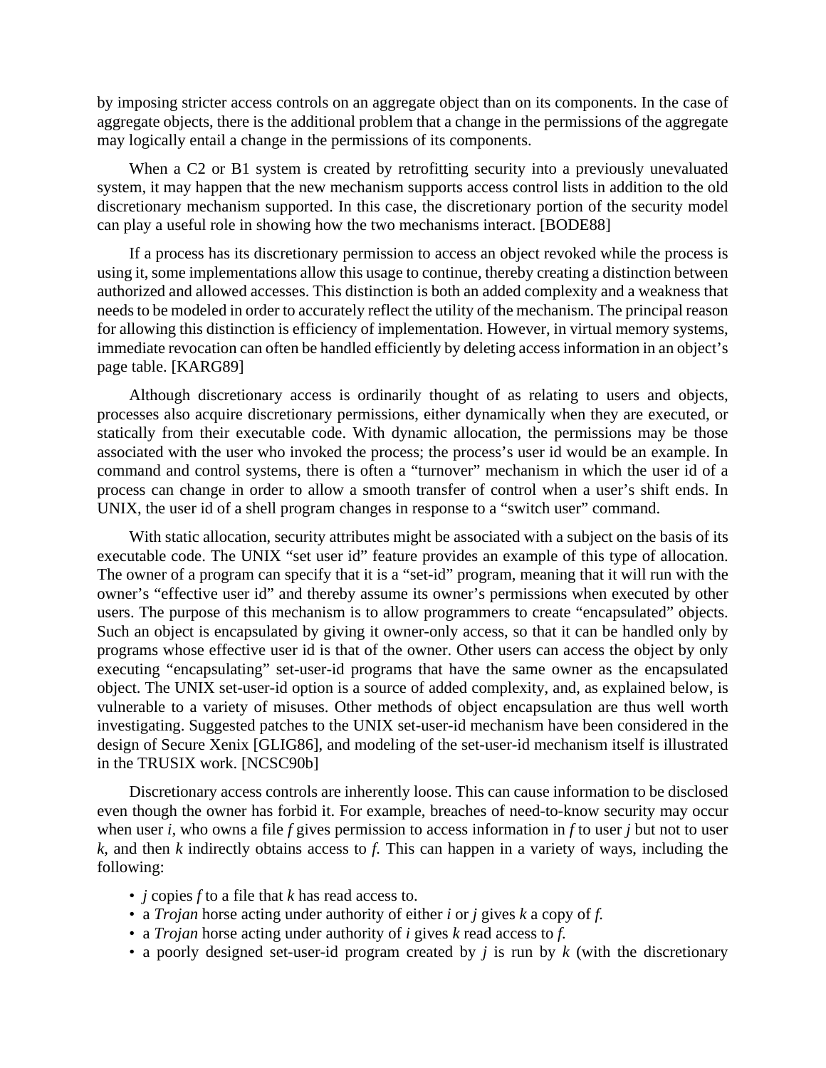by imposing stricter access controls on an aggregate object than on its components. In the case of aggregate objects, there is the additional problem that a change in the permissions of the aggregate may logically entail a change in the permissions of its components.

When a C2 or B1 system is created by retrofitting security into a previously unevaluated system, it may happen that the new mechanism supports access control lists in addition to the old discretionary mechanism supported. In this case, the discretionary portion of the security model can play a useful role in showing how the two mechanisms interact. [BODE88]

If a process has its discretionary permission to access an object revoked while the process is using it, some implementations allow this usage to continue, thereby creating a distinction between authorized and allowed accesses. This distinction is both an added complexity and a weakness that needs to be modeled in order to accurately reflect the utility of the mechanism. The principal reason for allowing this distinction is efficiency of implementation. However, in virtual memory systems, immediate revocation can often be handled efficiently by deleting access information in an object's page table. [KARG89]

Although discretionary access is ordinarily thought of as relating to users and objects, processes also acquire discretionary permissions, either dynamically when they are executed, or statically from their executable code. With dynamic allocation, the permissions may be those associated with the user who invoked the process; the process's user id would be an example. In command and control systems, there is often a "turnover" mechanism in which the user id of a process can change in order to allow a smooth transfer of control when a user's shift ends. In UNIX, the user id of a shell program changes in response to a "switch user" command.

With static allocation, security attributes might be associated with a subject on the basis of its executable code. The UNIX "set user id" feature provides an example of this type of allocation. The owner of a program can specify that it is a "set-id" program, meaning that it will run with the owner's "effective user id" and thereby assume its owner's permissions when executed by other users. The purpose of this mechanism is to allow programmers to create "encapsulated" objects. Such an object is encapsulated by giving it owner-only access, so that it can be handled only by programs whose effective user id is that of the owner. Other users can access the object by only executing "encapsulating" set-user-id programs that have the same owner as the encapsulated object. The UNIX set-user-id option is a source of added complexity, and, as explained below, is vulnerable to a variety of misuses. Other methods of object encapsulation are thus well worth investigating. Suggested patches to the UNIX set-user-id mechanism have been considered in the design of Secure Xenix [GLIG86], and modeling of the set-user-id mechanism itself is illustrated in the TRUSIX work. [NCSC90b]

Discretionary access controls are inherently loose. This can cause information to be disclosed even though the owner has forbid it. For example, breaches of need-to-know security may occur when user *i*, who owns a file *f* gives permission to access information in *f* to user *j* but not to user *k*, and then *k* indirectly obtains access to *f*. This can happen in a variety of ways, including the following:

- *j* copies *f* to a file that *k* has read access to.
- a *Trojan* horse acting under authority of either *i* or *j* gives *k* a copy of *f*.
- a *Trojan* horse acting under authority of *i* gives *k* read access to *f*.
- a poorly designed set-user-id program created by *j* is run by *k* (with the discretionary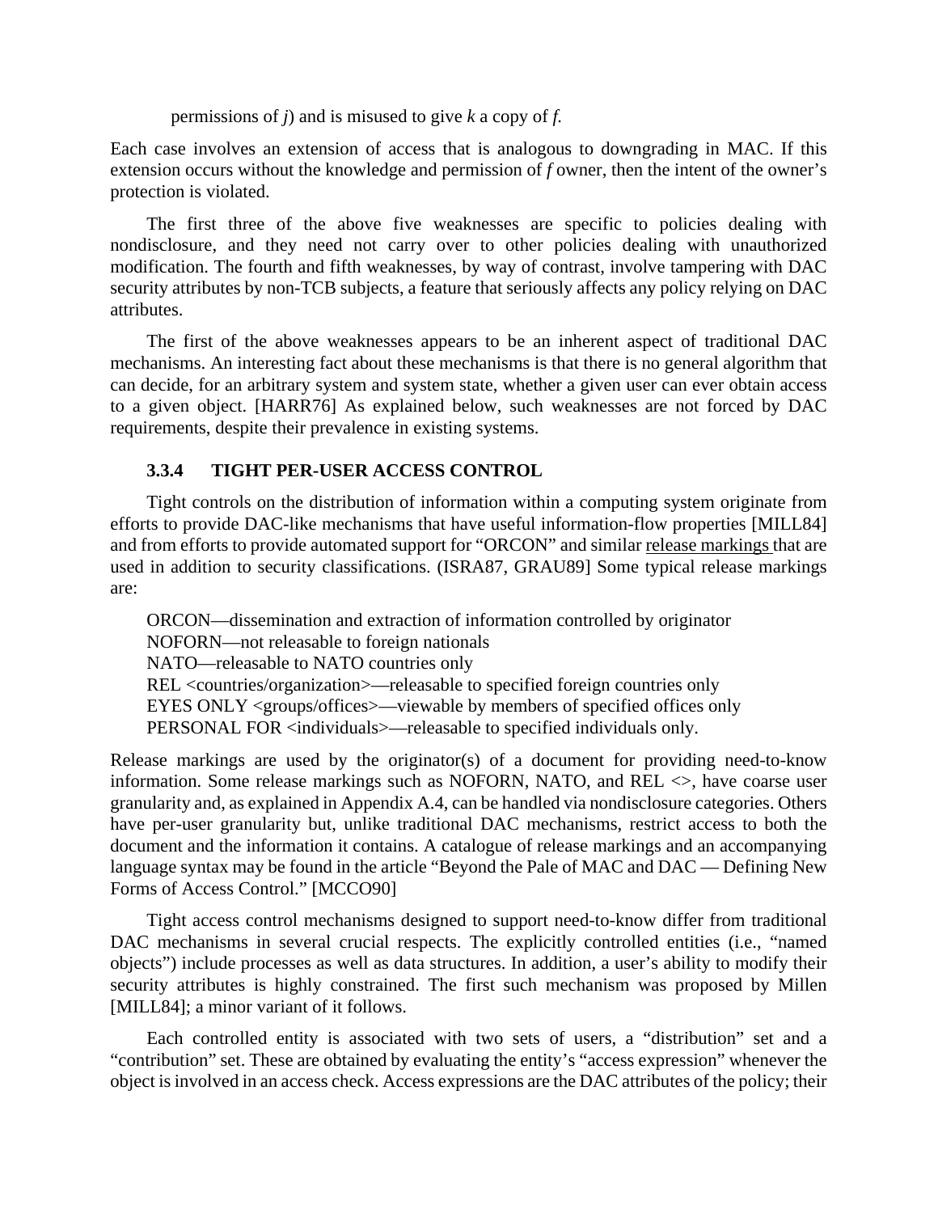permissions of *j*) and is misused to give *k* a copy of *f.*

Each case involves an extension of access that is analogous to downgrading in MAC. If this extension occurs without the knowledge and permission of *f* owner, then the intent of the owner's protection is violated.

The first three of the above five weaknesses are specific to policies dealing with nondisclosure, and they need not carry over to other policies dealing with unauthorized modification. The fourth and fifth weaknesses, by way of contrast, involve tampering with DAC security attributes by non-TCB subjects, a feature that seriously affects any policy relying on DAC attributes.

The first of the above weaknesses appears to be an inherent aspect of traditional DAC mechanisms. An interesting fact about these mechanisms is that there is no general algorithm that can decide, for an arbitrary system and system state, whether a given user can ever obtain access to a given object. [HARR76] As explained below, such weaknesses are not forced by DAC requirements, despite their prevalence in existing systems.

### 3.3.4 TIGHT PER-USER ACCESS CONTROL

Tight controls on the distribution of information within a computing system originate from efforts to provide DAC-like mechanisms that have useful information-flow properties [MILL84] and from efforts to provide automated support for "ORCON" and similar release markings that are used in addition to security classifications. (ISRA87, GRAU89] Some typical release markings are:

ORCON—dissemination and extraction of information controlled by originator
NOFORN—not releasable to foreign nationals
NATO—releasable to NATO countries only
REL <countries/organization>—releasable to specified foreign countries only
EYES ONLY <groups/offices>—viewable by members of specified offices only
PERSONAL FOR <individuals>—releasable to specified individuals only.

Release markings are used by the originator(s) of a document for providing need-to-know information. Some release markings such as NOFORN, NATO, and REL <>, have coarse user granularity and, as explained in Appendix A.4, can be handled via nondisclosure categories. Others have per-user granularity but, unlike traditional DAC mechanisms, restrict access to both the document and the information it contains. A catalogue of release markings and an accompanying language syntax may be found in the article "Beyond the Pale of MAC and DAC — Defining New Forms of Access Control." [MCCO90]

Tight access control mechanisms designed to support need-to-know differ from traditional DAC mechanisms in several crucial respects. The explicitly controlled entities (i.e., "named objects") include processes as well as data structures. In addition, a user's ability to modify their security attributes is highly constrained. The first such mechanism was proposed by Millen [MILL84]; a minor variant of it follows.

Each controlled entity is associated with two sets of users, a "distribution" set and a "contribution" set. These are obtained by evaluating the entity's "access expression" whenever the object is involved in an access check. Access expressions are the DAC attributes of the policy; their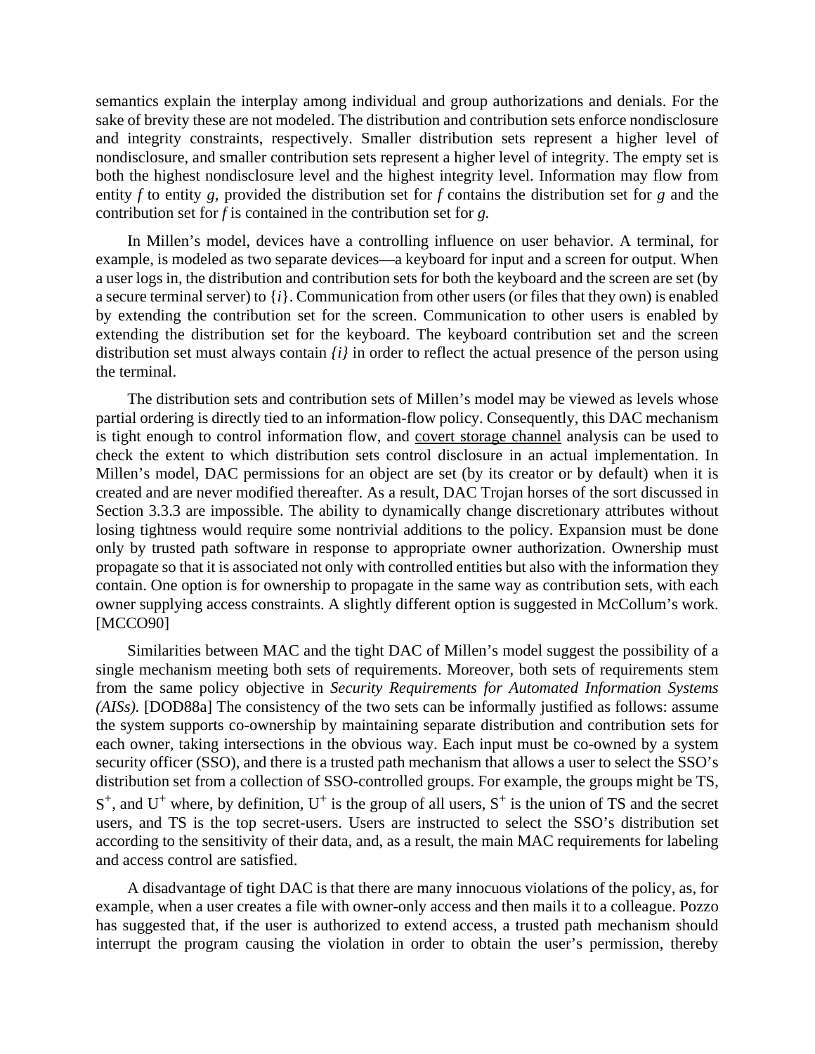semantics explain the interplay among individual and group authorizations and denials. For the sake of brevity these are not modeled. The distribution and contribution sets enforce nondisclosure and integrity constraints, respectively. Smaller distribution sets represent a higher level of nondisclosure, and smaller contribution sets represent a higher level of integrity. The empty set is both the highest nondisclosure level and the highest integrity level. Information may flow from entity *f* to entity *g,* provided the distribution set for *f* contains the distribution set for *g* and the contribution set for *f* is contained in the contribution set for *g.*

In Millen's model, devices have a controlling influence on user behavior. A terminal, for example, is modeled as two separate devices—a keyboard for input and a screen for output. When a user logs in, the distribution and contribution sets for both the keyboard and the screen are set (by a secure terminal server) to $\{i\}$. Communication from other users (or files that they own) is enabled by extending the contribution set for the screen. Communication to other users is enabled by extending the distribution set for the keyboard. The keyboard contribution set and the screen distribution set must always contain $\{i\}$ in order to reflect the actual presence of the person using the terminal.

The distribution sets and contribution sets of Millen's model may be viewed as levels whose partial ordering is directly tied to an information-flow policy. Consequently, this DAC mechanism is tight enough to control information flow, and covert storage channel analysis can be used to check the extent to which distribution sets control disclosure in an actual implementation. In Millen's model, DAC permissions for an object are set (by its creator or by default) when it is created and are never modified thereafter. As a result, DAC Trojan horses of the sort discussed in Section 3.3.3 are impossible. The ability to dynamically change discretionary attributes without losing tightness would require some nontrivial additions to the policy. Expansion must be done only by trusted path software in response to appropriate owner authorization. Ownership must propagate so that it is associated not only with controlled entities but also with the information they contain. One option is for ownership to propagate in the same way as contribution sets, with each owner supplying access constraints. A slightly different option is suggested in McCollum's work. [MCCO90]

Similarities between MAC and the tight DAC of Millen's model suggest the possibility of a single mechanism meeting both sets of requirements. Moreover, both sets of requirements stem from the same policy objective in *Security Requirements for Automated Information Systems (AISs).* [DOD88a] The consistency of the two sets can be informally justified as follows: assume the system supports co-ownership by maintaining separate distribution and contribution sets for each owner, taking intersections in the obvious way. Each input must be co-owned by a system security officer (SSO), and there is a trusted path mechanism that allows a user to select the SSO's distribution set from a collection of SSO-controlled groups. For example, the groups might be TS, $S^+$, and $U^+$ where, by definition, $U^+$ is the group of all users, $S^+$ is the union of TS and the secret users, and TS is the top secret-users. Users are instructed to select the SSO's distribution set according to the sensitivity of their data, and, as a result, the main MAC requirements for labeling and access control are satisfied.

A disadvantage of tight DAC is that there are many innocuous violations of the policy, as, for example, when a user creates a file with owner-only access and then mails it to a colleague. Pozzo has suggested that, if the user is authorized to extend access, a trusted path mechanism should interrupt the program causing the violation in order to obtain the user's permission, thereby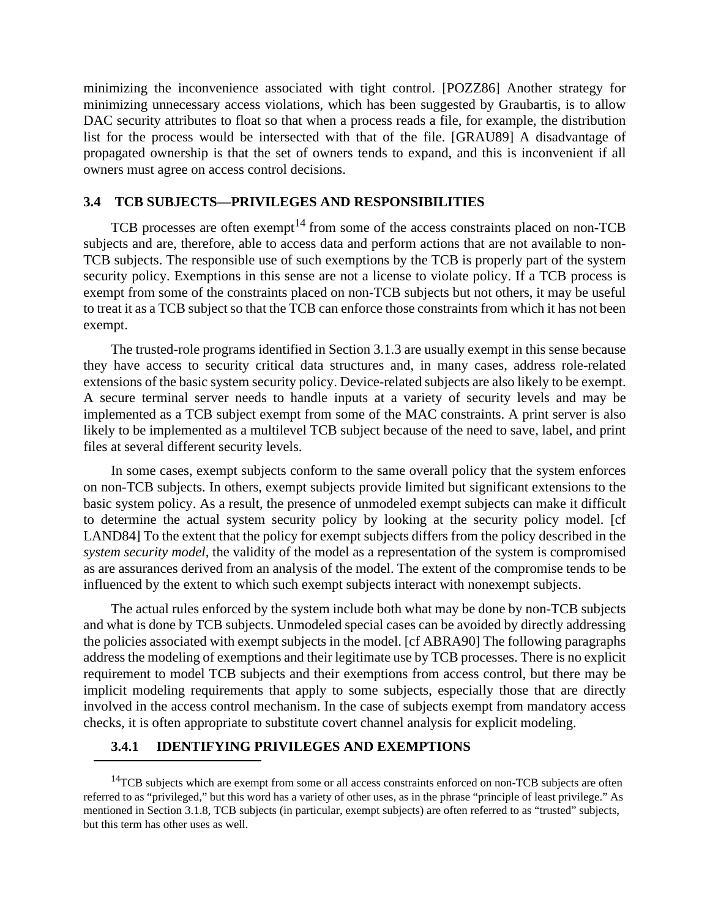minimizing the inconvenience associated with tight control. [POZZ86] Another strategy for minimizing unnecessary access violations, which has been suggested by Graubartis, is to allow DAC security attributes to float so that when a process reads a file, for example, the distribution list for the process would be intersected with that of the file. [GRAU89] A disadvantage of propagated ownership is that the set of owners tends to expand, and this is inconvenient if all owners must agree on access control decisions.

## 3.4 TCB SUBJECTS—PRIVILEGES AND RESPONSIBILITIES

TCB processes are often exempt[14] from some of the access constraints placed on non-TCB subjects and are, therefore, able to access data and perform actions that are not available to non-TCB subjects. The responsible use of such exemptions by the TCB is properly part of the system security policy. Exemptions in this sense are not a license to violate policy. If a TCB process is exempt from some of the constraints placed on non-TCB subjects but not others, it may be useful to treat it as a TCB subject so that the TCB can enforce those constraints from which it has not been exempt.

The trusted-role programs identified in Section 3.1.3 are usually exempt in this sense because they have access to security critical data structures and, in many cases, address role-related extensions of the basic system security policy. Device-related subjects are also likely to be exempt. A secure terminal server needs to handle inputs at a variety of security levels and may be implemented as a TCB subject exempt from some of the MAC constraints. A print server is also likely to be implemented as a multilevel TCB subject because of the need to save, label, and print files at several different security levels.

In some cases, exempt subjects conform to the same overall policy that the system enforces on non-TCB subjects. In others, exempt subjects provide limited but significant extensions to the basic system policy. As a result, the presence of unmodeled exempt subjects can make it difficult to determine the actual system security policy by looking at the security policy model. [cf LAND84] To the extent that the policy for exempt subjects differs from the policy described in the *system security model*, the validity of the model as a representation of the system is compromised as are assurances derived from an analysis of the model. The extent of the compromise tends to be influenced by the extent to which such exempt subjects interact with nonexempt subjects.

The actual rules enforced by the system include both what may be done by non-TCB subjects and what is done by TCB subjects. Unmodeled special cases can be avoided by directly addressing the policies associated with exempt subjects in the model. [cf ABRA90] The following paragraphs address the modeling of exemptions and their legitimate use by TCB processes. There is no explicit requirement to model TCB subjects and their exemptions from access control, but there may be implicit modeling requirements that apply to some subjects, especially those that are directly involved in the access control mechanism. In the case of subjects exempt from mandatory access checks, it is often appropriate to substitute covert channel analysis for explicit modeling.

### 3.4.1 IDENTIFYING PRIVILEGES AND EXEMPTIONS

---

[14]TCB subjects which are exempt from some or all access constraints enforced on non-TCB subjects are often referred to as "privileged," but this word has a variety of other uses, as in the phrase "principle of least privilege." As mentioned in Section 3.1.8, TCB subjects (in particular, exempt subjects) are often referred to as "trusted" subjects, but this term has other uses as well.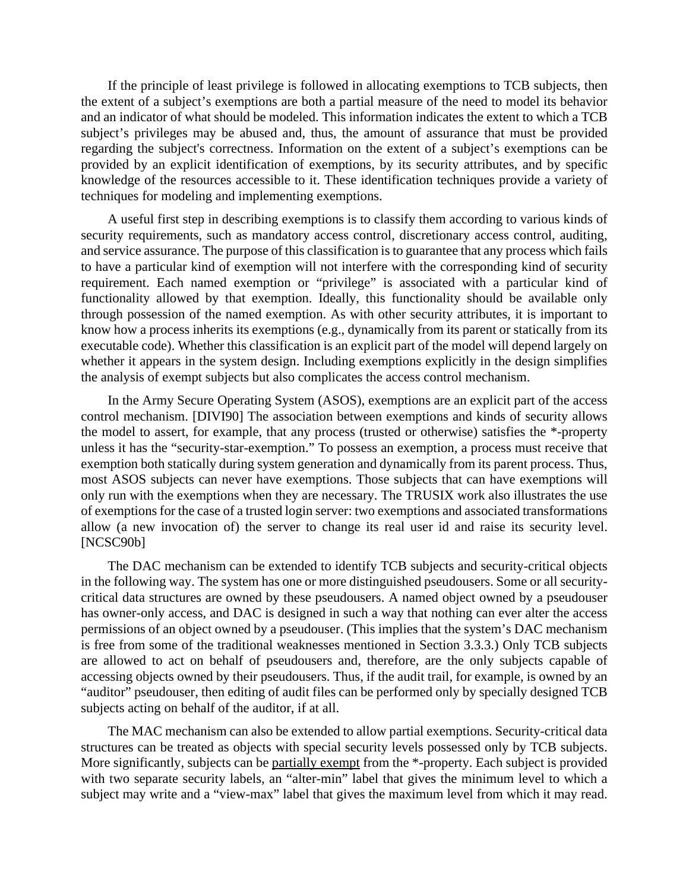If the principle of least privilege is followed in allocating exemptions to TCB subjects, then the extent of a subject's exemptions are both a partial measure of the need to model its behavior and an indicator of what should be modeled. This information indicates the extent to which a TCB subject's privileges may be abused and, thus, the amount of assurance that must be provided regarding the subject's correctness. Information on the extent of a subject's exemptions can be provided by an explicit identification of exemptions, by its security attributes, and by specific knowledge of the resources accessible to it. These identification techniques provide a variety of techniques for modeling and implementing exemptions.

A useful first step in describing exemptions is to classify them according to various kinds of security requirements, such as mandatory access control, discretionary access control, auditing, and service assurance. The purpose of this classification is to guarantee that any process which fails to have a particular kind of exemption will not interfere with the corresponding kind of security requirement. Each named exemption or "privilege" is associated with a particular kind of functionality allowed by that exemption. Ideally, this functionality should be available only through possession of the named exemption. As with other security attributes, it is important to know how a process inherits its exemptions (e.g., dynamically from its parent or statically from its executable code). Whether this classification is an explicit part of the model will depend largely on whether it appears in the system design. Including exemptions explicitly in the design simplifies the analysis of exempt subjects but also complicates the access control mechanism.

In the Army Secure Operating System (ASOS), exemptions are an explicit part of the access control mechanism. [DIVI90] The association between exemptions and kinds of security allows the model to assert, for example, that any process (trusted or otherwise) satisfies the *-property unless it has the "security-star-exemption." To possess an exemption, a process must receive that exemption both statically during system generation and dynamically from its parent process. Thus, most ASOS subjects can never have exemptions. Those subjects that can have exemptions will only run with the exemptions when they are necessary. The TRUSIX work also illustrates the use of exemptions for the case of a trusted login server: two exemptions and associated transformations allow (a new invocation of) the server to change its real user id and raise its security level. [NCSC90b]

The DAC mechanism can be extended to identify TCB subjects and security-critical objects in the following way. The system has one or more distinguished pseudousers. Some or all security-critical data structures are owned by these pseudousers. A named object owned by a pseudouser has owner-only access, and DAC is designed in such a way that nothing can ever alter the access permissions of an object owned by a pseudouser. (This implies that the system's DAC mechanism is free from some of the traditional weaknesses mentioned in Section 3.3.3.) Only TCB subjects are allowed to act on behalf of pseudousers and, therefore, are the only subjects capable of accessing objects owned by their pseudousers. Thus, if the audit trail, for example, is owned by an "auditor" pseudouser, then editing of audit files can be performed only by specially designed TCB subjects acting on behalf of the auditor, if at all.

The MAC mechanism can also be extended to allow partial exemptions. Security-critical data structures can be treated as objects with special security levels possessed only by TCB subjects. More significantly, subjects can be <u>partially exempt</u> from the *-property. Each subject is provided with two separate security labels, an "alter-min" label that gives the minimum level to which a subject may write and a "view-max" label that gives the maximum level from which it may read.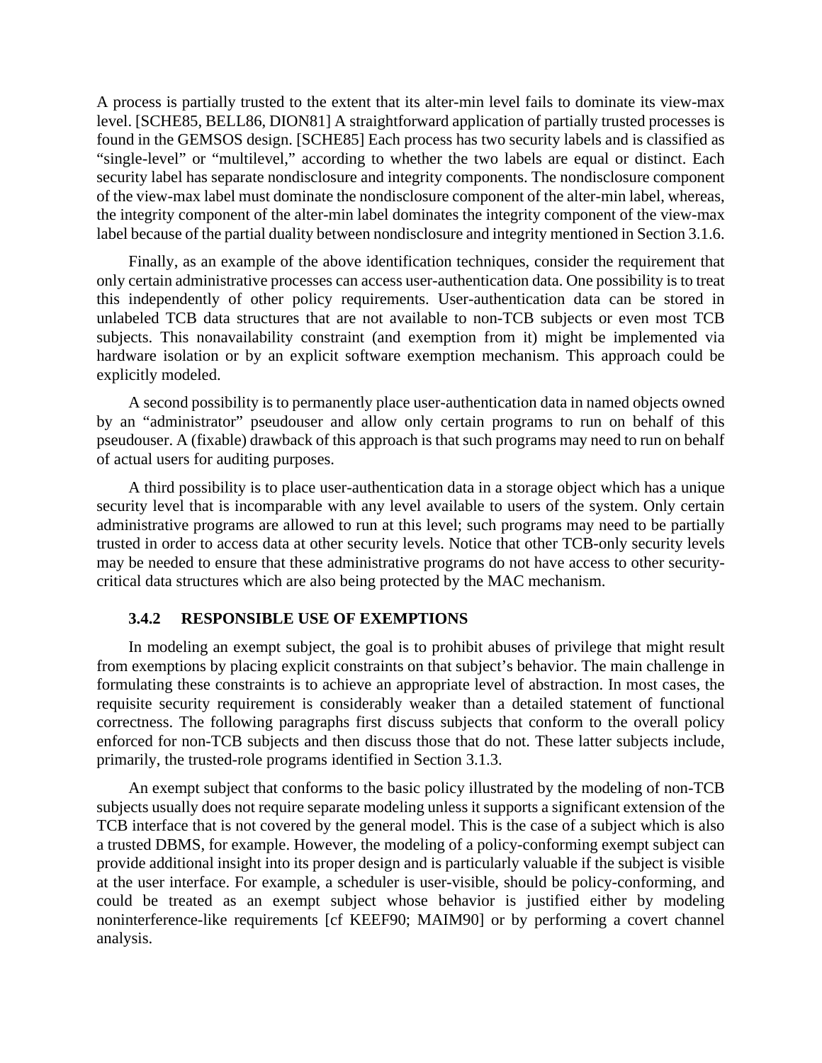A process is partially trusted to the extent that its alter-min level fails to dominate its view-max level. [SCHE85, BELL86, DION81] A straightforward application of partially trusted processes is found in the GEMSOS design. [SCHE85] Each process has two security labels and is classified as "single-level" or "multilevel," according to whether the two labels are equal or distinct. Each security label has separate nondisclosure and integrity components. The nondisclosure component of the view-max label must dominate the nondisclosure component of the alter-min label, whereas, the integrity component of the alter-min label dominates the integrity component of the view-max label because of the partial duality between nondisclosure and integrity mentioned in Section 3.1.6.

Finally, as an example of the above identification techniques, consider the requirement that only certain administrative processes can access user-authentication data. One possibility is to treat this independently of other policy requirements. User-authentication data can be stored in unlabeled TCB data structures that are not available to non-TCB subjects or even most TCB subjects. This nonavailability constraint (and exemption from it) might be implemented via hardware isolation or by an explicit software exemption mechanism. This approach could be explicitly modeled.

A second possibility is to permanently place user-authentication data in named objects owned by an "administrator" pseudouser and allow only certain programs to run on behalf of this pseudouser. A (fixable) drawback of this approach is that such programs may need to run on behalf of actual users for auditing purposes.

A third possibility is to place user-authentication data in a storage object which has a unique security level that is incomparable with any level available to users of the system. Only certain administrative programs are allowed to run at this level; such programs may need to be partially trusted in order to access data at other security levels. Notice that other TCB-only security levels may be needed to ensure that these administrative programs do not have access to other security-critical data structures which are also being protected by the MAC mechanism.

### 3.4.2 RESPONSIBLE USE OF EXEMPTIONS

In modeling an exempt subject, the goal is to prohibit abuses of privilege that might result from exemptions by placing explicit constraints on that subject's behavior. The main challenge in formulating these constraints is to achieve an appropriate level of abstraction. In most cases, the requisite security requirement is considerably weaker than a detailed statement of functional correctness. The following paragraphs first discuss subjects that conform to the overall policy enforced for non-TCB subjects and then discuss those that do not. These latter subjects include, primarily, the trusted-role programs identified in Section 3.1.3.

An exempt subject that conforms to the basic policy illustrated by the modeling of non-TCB subjects usually does not require separate modeling unless it supports a significant extension of the TCB interface that is not covered by the general model. This is the case of a subject which is also a trusted DBMS, for example. However, the modeling of a policy-conforming exempt subject can provide additional insight into its proper design and is particularly valuable if the subject is visible at the user interface. For example, a scheduler is user-visible, should be policy-conforming, and could be treated as an exempt subject whose behavior is justified either by modeling noninterference-like requirements [cf KEEF90; MAIM90] or by performing a covert channel analysis.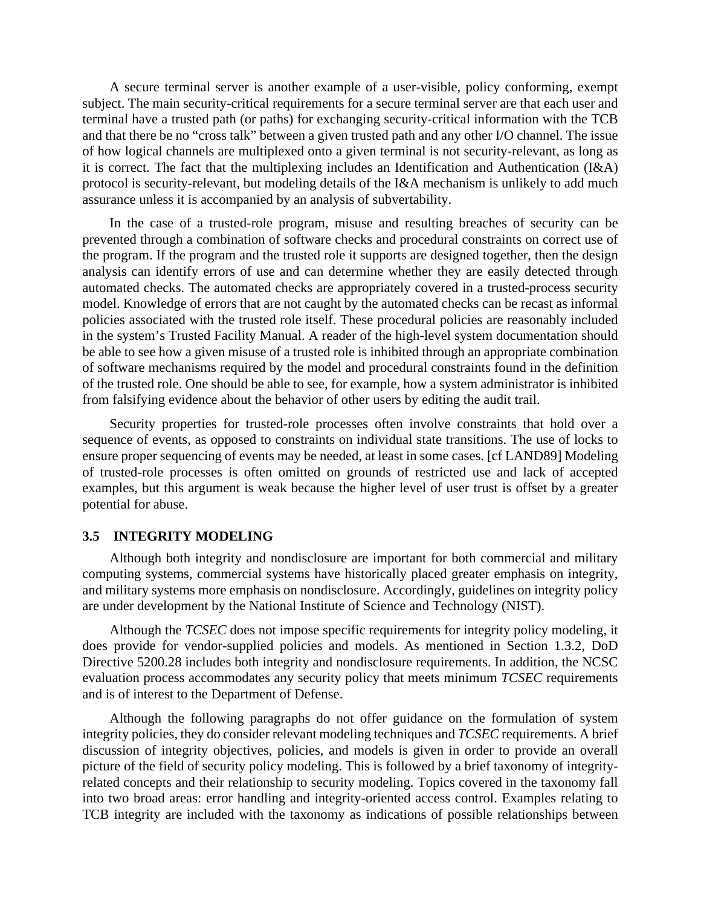A secure terminal server is another example of a user-visible, policy conforming, exempt subject. The main security-critical requirements for a secure terminal server are that each user and terminal have a trusted path (or paths) for exchanging security-critical information with the TCB and that there be no "cross talk" between a given trusted path and any other I/O channel. The issue of how logical channels are multiplexed onto a given terminal is not security-relevant, as long as it is correct. The fact that the multiplexing includes an Identification and Authentication (I&A) protocol is security-relevant, but modeling details of the I&A mechanism is unlikely to add much assurance unless it is accompanied by an analysis of subvertability.

In the case of a trusted-role program, misuse and resulting breaches of security can be prevented through a combination of software checks and procedural constraints on correct use of the program. If the program and the trusted role it supports are designed together, then the design analysis can identify errors of use and can determine whether they are easily detected through automated checks. The automated checks are appropriately covered in a trusted-process security model. Knowledge of errors that are not caught by the automated checks can be recast as informal policies associated with the trusted role itself. These procedural policies are reasonably included in the system's Trusted Facility Manual. A reader of the high-level system documentation should be able to see how a given misuse of a trusted role is inhibited through an appropriate combination of software mechanisms required by the model and procedural constraints found in the definition of the trusted role. One should be able to see, for example, how a system administrator is inhibited from falsifying evidence about the behavior of other users by editing the audit trail.

Security properties for trusted-role processes often involve constraints that hold over a sequence of events, as opposed to constraints on individual state transitions. The use of locks to ensure proper sequencing of events may be needed, at least in some cases. [cf LAND89] Modeling of trusted-role processes is often omitted on grounds of restricted use and lack of accepted examples, but this argument is weak because the higher level of user trust is offset by a greater potential for abuse.

### 3.5 INTEGRITY MODELING

Although both integrity and nondisclosure are important for both commercial and military computing systems, commercial systems have historically placed greater emphasis on integrity, and military systems more emphasis on nondisclosure. Accordingly, guidelines on integrity policy are under development by the National Institute of Science and Technology (NIST).

Although the *TCSEC* does not impose specific requirements for integrity policy modeling, it does provide for vendor-supplied policies and models. As mentioned in Section 1.3.2, DoD Directive 5200.28 includes both integrity and nondisclosure requirements. In addition, the NCSC evaluation process accommodates any security policy that meets minimum *TCSEC* requirements and is of interest to the Department of Defense.

Although the following paragraphs do not offer guidance on the formulation of system integrity policies, they do consider relevant modeling techniques and *TCSEC* requirements. A brief discussion of integrity objectives, policies, and models is given in order to provide an overall picture of the field of security policy modeling. This is followed by a brief taxonomy of integrity-related concepts and their relationship to security modeling. Topics covered in the taxonomy fall into two broad areas: error handling and integrity-oriented access control. Examples relating to TCB integrity are included with the taxonomy as indications of possible relationships between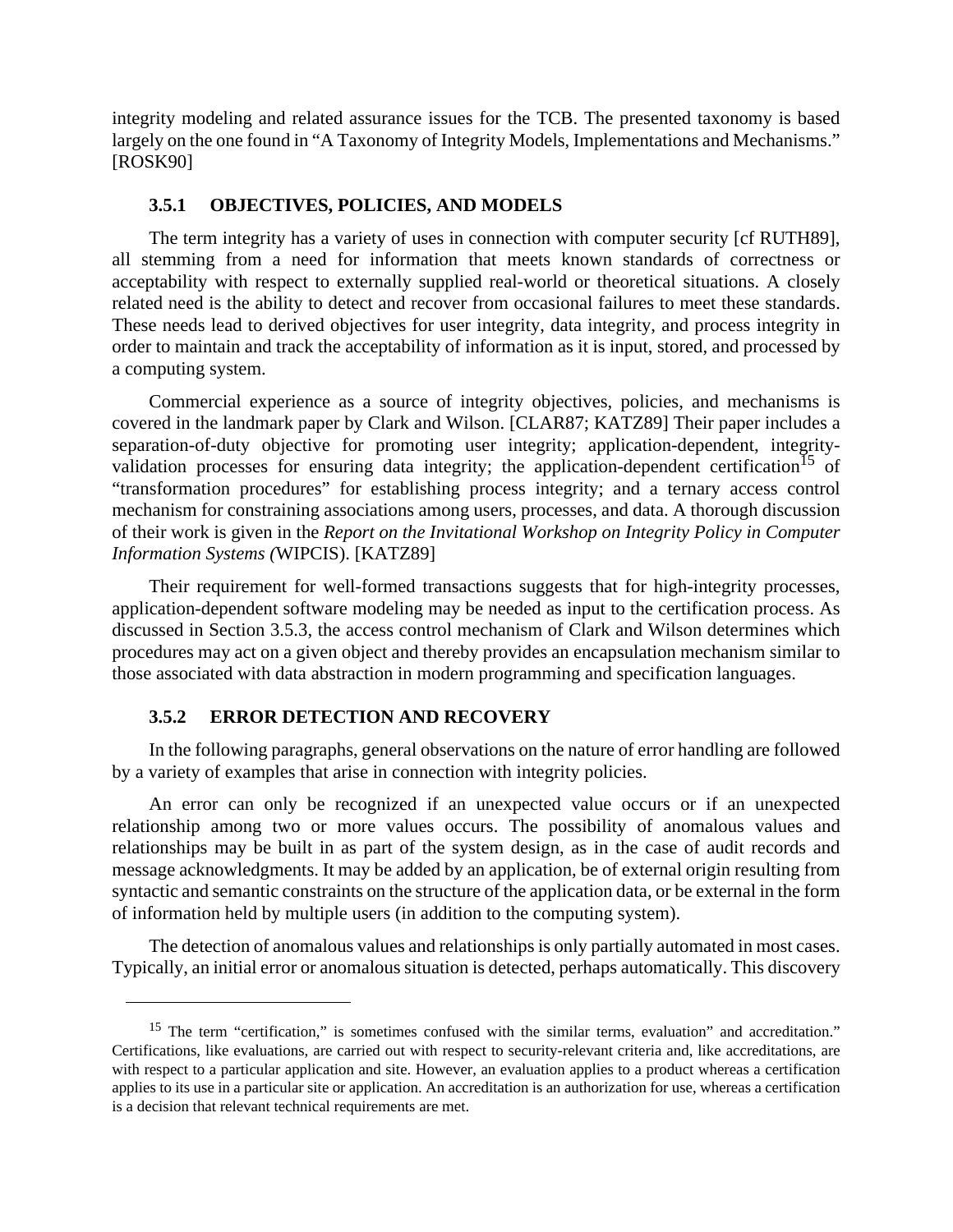integrity modeling and related assurance issues for the TCB. The presented taxonomy is based largely on the one found in “A Taxonomy of Integrity Models, Implementations and Mechanisms.” [ROSK90]

### 3.5.1 OBJECTIVES, POLICIES, AND MODELS

The term integrity has a variety of uses in connection with computer security [cf RUTH89], all stemming from a need for information that meets known standards of correctness or acceptability with respect to externally supplied real-world or theoretical situations. A closely related need is the ability to detect and recover from occasional failures to meet these standards. These needs lead to derived objectives for user integrity, data integrity, and process integrity in order to maintain and track the acceptability of information as it is input, stored, and processed by a computing system.

Commercial experience as a source of integrity objectives, policies, and mechanisms is covered in the landmark paper by Clark and Wilson. [CLAR87; KATZ89] Their paper includes a separation-of-duty objective for promoting user integrity; application-dependent, integrity-validation processes for ensuring data integrity; the application-dependent certification[15] of “transformation procedures” for establishing process integrity; and a ternary access control mechanism for constraining associations among users, processes, and data. A thorough discussion of their work is given in the *Report on the Invitational Workshop on Integrity Policy in Computer Information Systems (*WIPCIS). [KATZ89]

Their requirement for well-formed transactions suggests that for high-integrity processes, application-dependent software modeling may be needed as input to the certification process. As discussed in Section 3.5.3, the access control mechanism of Clark and Wilson determines which procedures may act on a given object and thereby provides an encapsulation mechanism similar to those associated with data abstraction in modern programming and specification languages.

### 3.5.2 ERROR DETECTION AND RECOVERY

In the following paragraphs, general observations on the nature of error handling are followed by a variety of examples that arise in connection with integrity policies.

An error can only be recognized if an unexpected value occurs or if an unexpected relationship among two or more values occurs. The possibility of anomalous values and relationships may be built in as part of the system design, as in the case of audit records and message acknowledgments. It may be added by an application, be of external origin resulting from syntactic and semantic constraints on the structure of the application data, or be external in the form of information held by multiple users (in addition to the computing system).

The detection of anomalous values and relationships is only partially automated in most cases. Typically, an initial error or anomalous situation is detected, perhaps automatically. This discovery

---

[15] The term “certification,” is sometimes confused with the similar terms, evaluation” and accreditation.” Certifications, like evaluations, are carried out with respect to security-relevant criteria and, like accreditations, are with respect to a particular application and site. However, an evaluation applies to a product whereas a certification applies to its use in a particular site or application. An accreditation is an authorization for use, whereas a certification is a decision that relevant technical requirements are met.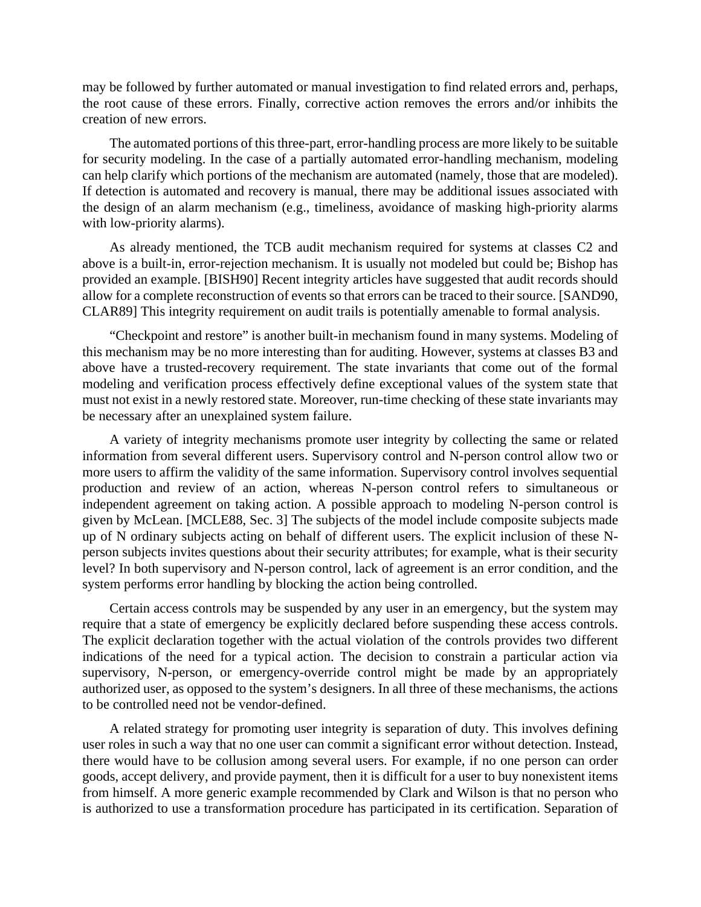may be followed by further automated or manual investigation to find related errors and, perhaps, the root cause of these errors. Finally, corrective action removes the errors and/or inhibits the creation of new errors.

The automated portions of this three-part, error-handling process are more likely to be suitable for security modeling. In the case of a partially automated error-handling mechanism, modeling can help clarify which portions of the mechanism are automated (namely, those that are modeled). If detection is automated and recovery is manual, there may be additional issues associated with the design of an alarm mechanism (e.g., timeliness, avoidance of masking high-priority alarms with low-priority alarms).

As already mentioned, the TCB audit mechanism required for systems at classes C2 and above is a built-in, error-rejection mechanism. It is usually not modeled but could be; Bishop has provided an example. [BISH90] Recent integrity articles have suggested that audit records should allow for a complete reconstruction of events so that errors can be traced to their source. [SAND90, CLAR89] This integrity requirement on audit trails is potentially amenable to formal analysis.

"Checkpoint and restore" is another built-in mechanism found in many systems. Modeling of this mechanism may be no more interesting than for auditing. However, systems at classes B3 and above have a trusted-recovery requirement. The state invariants that come out of the formal modeling and verification process effectively define exceptional values of the system state that must not exist in a newly restored state. Moreover, run-time checking of these state invariants may be necessary after an unexplained system failure.

A variety of integrity mechanisms promote user integrity by collecting the same or related information from several different users. Supervisory control and N-person control allow two or more users to affirm the validity of the same information. Supervisory control involves sequential production and review of an action, whereas N-person control refers to simultaneous or independent agreement on taking action. A possible approach to modeling N-person control is given by McLean. [MCLE88, Sec. 3] The subjects of the model include composite subjects made up of N ordinary subjects acting on behalf of different users. The explicit inclusion of these N-person subjects invites questions about their security attributes; for example, what is their security level? In both supervisory and N-person control, lack of agreement is an error condition, and the system performs error handling by blocking the action being controlled.

Certain access controls may be suspended by any user in an emergency, but the system may require that a state of emergency be explicitly declared before suspending these access controls. The explicit declaration together with the actual violation of the controls provides two different indications of the need for a typical action. The decision to constrain a particular action via supervisory, N-person, or emergency-override control might be made by an appropriately authorized user, as opposed to the system's designers. In all three of these mechanisms, the actions to be controlled need not be vendor-defined.

A related strategy for promoting user integrity is separation of duty. This involves defining user roles in such a way that no one user can commit a significant error without detection. Instead, there would have to be collusion among several users. For example, if no one person can order goods, accept delivery, and provide payment, then it is difficult for a user to buy nonexistent items from himself. A more generic example recommended by Clark and Wilson is that no person who is authorized to use a transformation procedure has participated in its certification. Separation of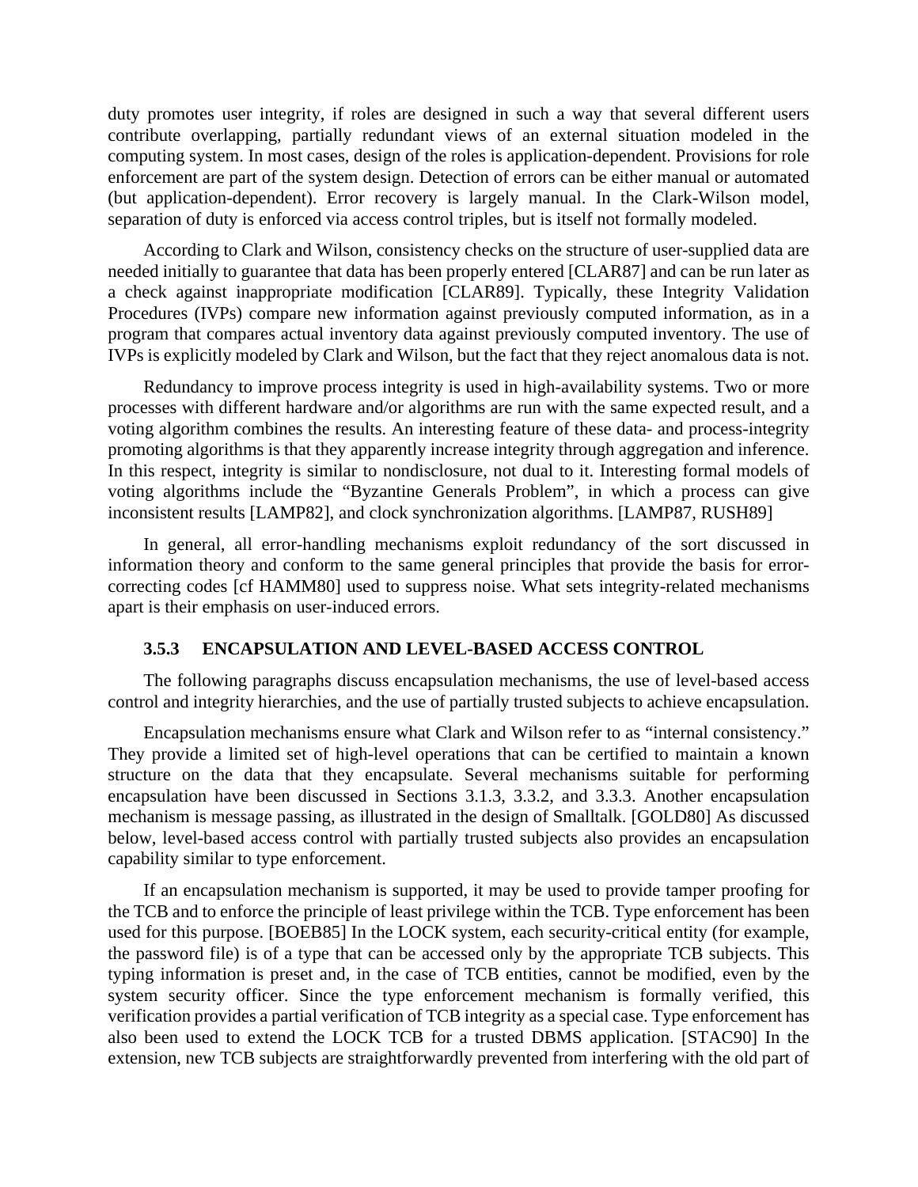duty promotes user integrity, if roles are designed in such a way that several different users contribute overlapping, partially redundant views of an external situation modeled in the computing system. In most cases, design of the roles is application-dependent. Provisions for role enforcement are part of the system design. Detection of errors can be either manual or automated (but application-dependent). Error recovery is largely manual. In the Clark-Wilson model, separation of duty is enforced via access control triples, but is itself not formally modeled.

According to Clark and Wilson, consistency checks on the structure of user-supplied data are needed initially to guarantee that data has been properly entered [CLAR87] and can be run later as a check against inappropriate modification [CLAR89]. Typically, these Integrity Validation Procedures (IVPs) compare new information against previously computed information, as in a program that compares actual inventory data against previously computed inventory. The use of IVPs is explicitly modeled by Clark and Wilson, but the fact that they reject anomalous data is not.

Redundancy to improve process integrity is used in high-availability systems. Two or more processes with different hardware and/or algorithms are run with the same expected result, and a voting algorithm combines the results. An interesting feature of these data- and process-integrity promoting algorithms is that they apparently increase integrity through aggregation and inference. In this respect, integrity is similar to nondisclosure, not dual to it. Interesting formal models of voting algorithms include the "Byzantine Generals Problem", in which a process can give inconsistent results [LAMP82], and clock synchronization algorithms. [LAMP87, RUSH89]

In general, all error-handling mechanisms exploit redundancy of the sort discussed in information theory and conform to the same general principles that provide the basis for error-correcting codes [cf HAMM80] used to suppress noise. What sets integrity-related mechanisms apart is their emphasis on user-induced errors.

### 3.5.3 ENCAPSULATION AND LEVEL-BASED ACCESS CONTROL

The following paragraphs discuss encapsulation mechanisms, the use of level-based access control and integrity hierarchies, and the use of partially trusted subjects to achieve encapsulation.

Encapsulation mechanisms ensure what Clark and Wilson refer to as "internal consistency." They provide a limited set of high-level operations that can be certified to maintain a known structure on the data that they encapsulate. Several mechanisms suitable for performing encapsulation have been discussed in Sections 3.1.3, 3.3.2, and 3.3.3. Another encapsulation mechanism is message passing, as illustrated in the design of Smalltalk. [GOLD80] As discussed below, level-based access control with partially trusted subjects also provides an encapsulation capability similar to type enforcement.

If an encapsulation mechanism is supported, it may be used to provide tamper proofing for the TCB and to enforce the principle of least privilege within the TCB. Type enforcement has been used for this purpose. [BOEB85] In the LOCK system, each security-critical entity (for example, the password file) is of a type that can be accessed only by the appropriate TCB subjects. This typing information is preset and, in the case of TCB entities, cannot be modified, even by the system security officer. Since the type enforcement mechanism is formally verified, this verification provides a partial verification of TCB integrity as a special case. Type enforcement has also been used to extend the LOCK TCB for a trusted DBMS application. [STAC90] In the extension, new TCB subjects are straightforwardly prevented from interfering with the old part of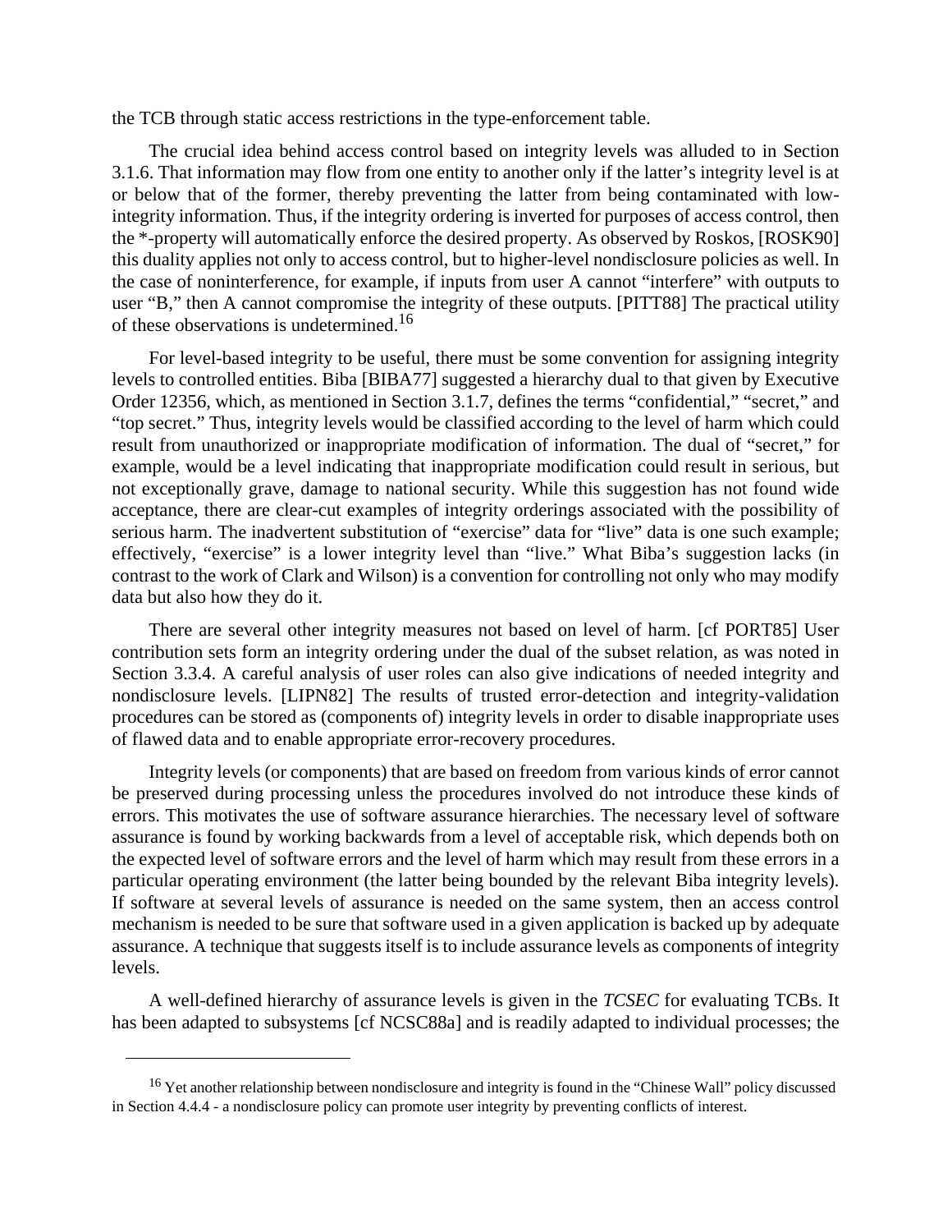the TCB through static access restrictions in the type-enforcement table.

The crucial idea behind access control based on integrity levels was alluded to in Section 3.1.6. That information may flow from one entity to another only if the latter's integrity level is at or below that of the former, thereby preventing the latter from being contaminated with low-integrity information. Thus, if the integrity ordering is inverted for purposes of access control, then the *-property will automatically enforce the desired property. As observed by Roskos, [ROSK90] this duality applies not only to access control, but to higher-level nondisclosure policies as well. In the case of noninterference, for example, if inputs from user A cannot "interfere" with outputs to user "B," then A cannot compromise the integrity of these outputs. [PITT88] The practical utility of these observations is undetermined.[16]

For level-based integrity to be useful, there must be some convention for assigning integrity levels to controlled entities. Biba [BIBA77] suggested a hierarchy dual to that given by Executive Order 12356, which, as mentioned in Section 3.1.7, defines the terms "confidential," "secret," and "top secret." Thus, integrity levels would be classified according to the level of harm which could result from unauthorized or inappropriate modification of information. The dual of "secret," for example, would be a level indicating that inappropriate modification could result in serious, but not exceptionally grave, damage to national security. While this suggestion has not found wide acceptance, there are clear-cut examples of integrity orderings associated with the possibility of serious harm. The inadvertent substitution of "exercise" data for "live" data is one such example; effectively, "exercise" is a lower integrity level than "live." What Biba's suggestion lacks (in contrast to the work of Clark and Wilson) is a convention for controlling not only who may modify data but also how they do it.

There are several other integrity measures not based on level of harm. [cf PORT85] User contribution sets form an integrity ordering under the dual of the subset relation, as was noted in Section 3.3.4. A careful analysis of user roles can also give indications of needed integrity and nondisclosure levels. [LIPN82] The results of trusted error-detection and integrity-validation procedures can be stored as (components of) integrity levels in order to disable inappropriate uses of flawed data and to enable appropriate error-recovery procedures.

Integrity levels (or components) that are based on freedom from various kinds of error cannot be preserved during processing unless the procedures involved do not introduce these kinds of errors. This motivates the use of software assurance hierarchies. The necessary level of software assurance is found by working backwards from a level of acceptable risk, which depends both on the expected level of software errors and the level of harm which may result from these errors in a particular operating environment (the latter being bounded by the relevant Biba integrity levels). If software at several levels of assurance is needed on the same system, then an access control mechanism is needed to be sure that software used in a given application is backed up by adequate assurance. A technique that suggests itself is to include assurance levels as components of integrity levels.

A well-defined hierarchy of assurance levels is given in the *TCSEC* for evaluating TCBs. It has been adapted to subsystems [cf NCSC88a] and is readily adapted to individual processes; the

---

[16] Yet another relationship between nondisclosure and integrity is found in the "Chinese Wall" policy discussed in Section 4.4.4 - a nondisclosure policy can promote user integrity by preventing conflicts of interest.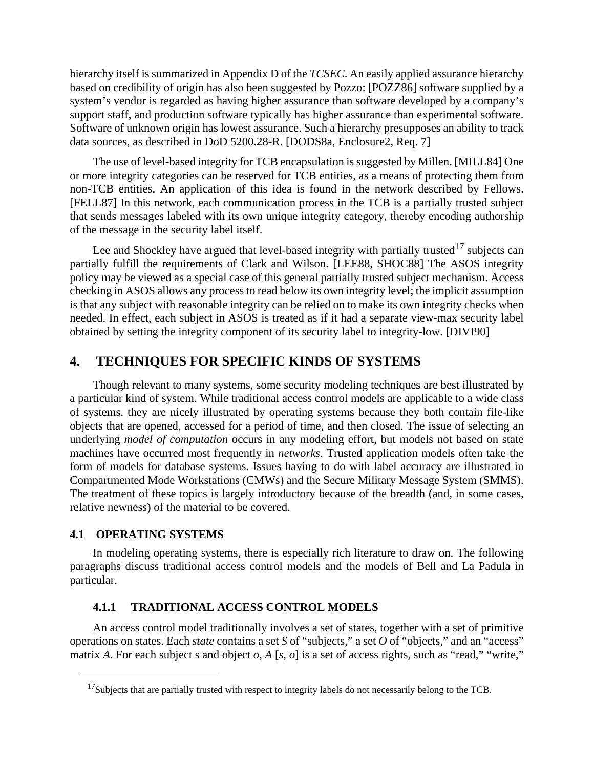hierarchy itself is summarized in Appendix D of the *TCSEC*. An easily applied assurance hierarchy based on credibility of origin has also been suggested by Pozzo: [POZZ86] software supplied by a system's vendor is regarded as having higher assurance than software developed by a company's support staff, and production software typically has higher assurance than experimental software. Software of unknown origin has lowest assurance. Such a hierarchy presupposes an ability to track data sources, as described in DoD 5200.28-R. [DODS8a, Enclosure2, Req. 7]

The use of level-based integrity for TCB encapsulation is suggested by Millen. [MILL84] One or more integrity categories can be reserved for TCB entities, as a means of protecting them from non-TCB entities. An application of this idea is found in the network described by Fellows. [FELL87] In this network, each communication process in the TCB is a partially trusted subject that sends messages labeled with its own unique integrity category, thereby encoding authorship of the message in the security label itself.

Lee and Shockley have argued that level-based integrity with partially trusted[17] subjects can partially fulfill the requirements of Clark and Wilson. [LEE88, SHOC88] The ASOS integrity policy may be viewed as a special case of this general partially trusted subject mechanism. Access checking in ASOS allows any process to read below its own integrity level; the implicit assumption is that any subject with reasonable integrity can be relied on to make its own integrity checks when needed. In effect, each subject in ASOS is treated as if it had a separate view-max security label obtained by setting the integrity component of its security label to integrity-low. [DIVI90]

# 4. TECHNIQUES FOR SPECIFIC KINDS OF SYSTEMS

Though relevant to many systems, some security modeling techniques are best illustrated by a particular kind of system. While traditional access control models are applicable to a wide class of systems, they are nicely illustrated by operating systems because they both contain file-like objects that are opened, accessed for a period of time, and then closed. The issue of selecting an underlying *model of computation* occurs in any modeling effort, but models not based on state machines have occurred most frequently in *networks*. Trusted application models often take the form of models for database systems. Issues having to do with label accuracy are illustrated in Compartmented Mode Workstations (CMWs) and the Secure Military Message System (SMMS). The treatment of these topics is largely introductory because of the breadth (and, in some cases, relative newness) of the material to be covered.

## 4.1 OPERATING SYSTEMS

In modeling operating systems, there is especially rich literature to draw on. The following paragraphs discuss traditional access control models and the models of Bell and La Padula in particular.

### 4.1.1 TRADITIONAL ACCESS CONTROL MODELS

An access control model traditionally involves a set of states, together with a set of primitive operations on states. Each *state* contains a set $S$ of "subjects," a set $O$ of "objects," and an "access" matrix $A$. For each subject s and object $o$, $A[s, o]$ is a set of access rights, such as "read," "write,"

---

[17] Subjects that are partially trusted with respect to integrity labels do not necessarily belong to the TCB.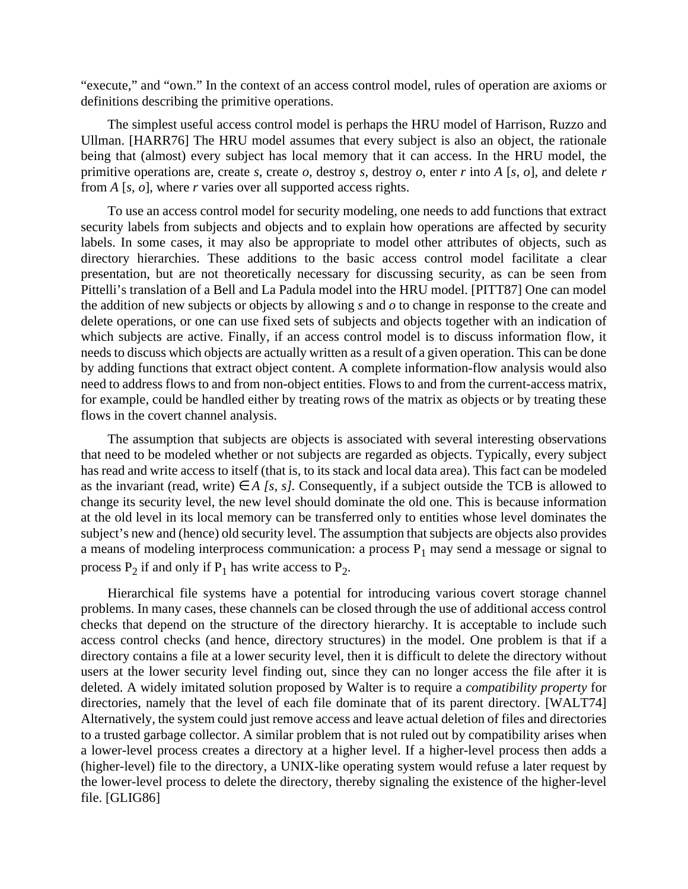"execute," and "own." In the context of an access control model, rules of operation are axioms or definitions describing the primitive operations.

The simplest useful access control model is perhaps the HRU model of Harrison, Ruzzo and Ullman. [HARR76] The HRU model assumes that every subject is also an object, the rationale being that (almost) every subject has local memory that it can access. In the HRU model, the primitive operations are, create *s*, create *o*, destroy *s*, destroy *o*, enter *r* into *A* [*s*, *o*], and delete *r* from *A* [*s*, *o*], where *r* varies over all supported access rights.

To use an access control model for security modeling, one needs to add functions that extract security labels from subjects and objects and to explain how operations are affected by security labels. In some cases, it may also be appropriate to model other attributes of objects, such as directory hierarchies. These additions to the basic access control model facilitate a clear presentation, but are not theoretically necessary for discussing security, as can be seen from Pittelli's translation of a Bell and La Padula model into the HRU model. [PITT87] One can model the addition of new subjects or objects by allowing *s* and *o* to change in response to the create and delete operations, or one can use fixed sets of subjects and objects together with an indication of which subjects are active. Finally, if an access control model is to discuss information flow, it needs to discuss which objects are actually written as a result of a given operation. This can be done by adding functions that extract object content. A complete information-flow analysis would also need to address flows to and from non-object entities. Flows to and from the current-access matrix, for example, could be handled either by treating rows of the matrix as objects or by treating these flows in the covert channel analysis.

The assumption that subjects are objects is associated with several interesting observations that need to be modeled whether or not subjects are regarded as objects. Typically, every subject has read and write access to itself (that is, to its stack and local data area). This fact can be modeled as the invariant (read, write) $\in A\ [s, s]$. Consequently, if a subject outside the TCB is allowed to change its security level, the new level should dominate the old one. This is because information at the old level in its local memory can be transferred only to entities whose level dominates the subject's new and (hence) old security level. The assumption that subjects are objects also provides a means of modeling interprocess communication: a process $P_1$ may send a message or signal to process $P_2$ if and only if $P_1$ has write access to $P_2$.

Hierarchical file systems have a potential for introducing various covert storage channel problems. In many cases, these channels can be closed through the use of additional access control checks that depend on the structure of the directory hierarchy. It is acceptable to include such access control checks (and hence, directory structures) in the model. One problem is that if a directory contains a file at a lower security level, then it is difficult to delete the directory without users at the lower security level finding out, since they can no longer access the file after it is deleted. A widely imitated solution proposed by Walter is to require a *compatibility property* for directories, namely that the level of each file dominate that of its parent directory. [WALT74] Alternatively, the system could just remove access and leave actual deletion of files and directories to a trusted garbage collector. A similar problem that is not ruled out by compatibility arises when a lower-level process creates a directory at a higher level. If a higher-level process then adds a (higher-level) file to the directory, a UNIX-like operating system would refuse a later request by the lower-level process to delete the directory, thereby signaling the existence of the higher-level file. [GLIG86]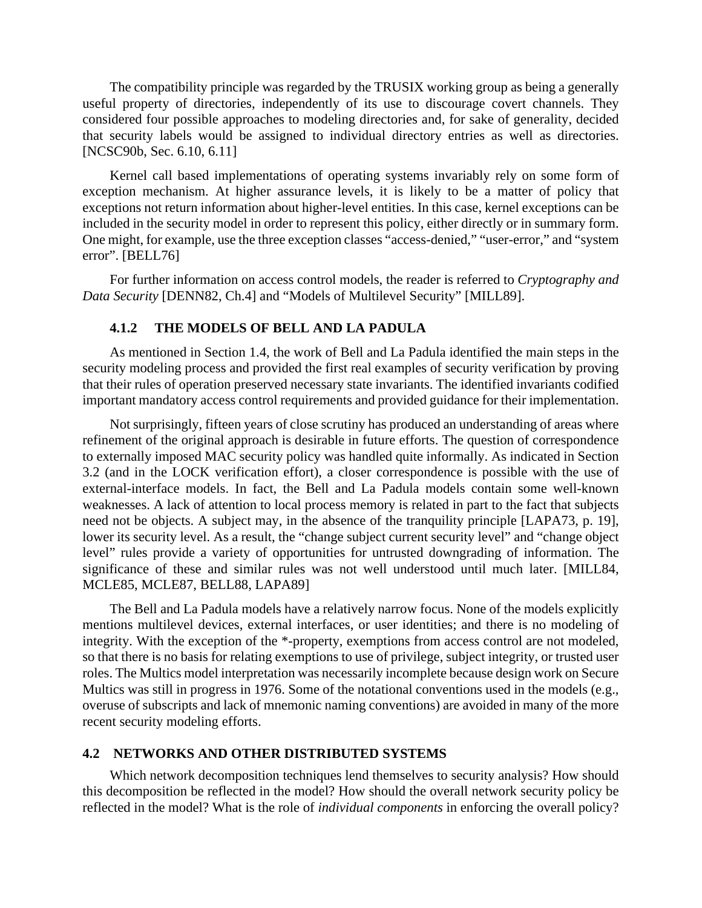The compatibility principle was regarded by the TRUSIX working group as being a generally useful property of directories, independently of its use to discourage covert channels. They considered four possible approaches to modeling directories and, for sake of generality, decided that security labels would be assigned to individual directory entries as well as directories. [NCSC90b, Sec. 6.10, 6.11]

Kernel call based implementations of operating systems invariably rely on some form of exception mechanism. At higher assurance levels, it is likely to be a matter of policy that exceptions not return information about higher-level entities. In this case, kernel exceptions can be included in the security model in order to represent this policy, either directly or in summary form. One might, for example, use the three exception classes "access-denied," "user-error," and "system error". [BELL76]

For further information on access control models, the reader is referred to *Cryptography and Data Security* [DENN82, Ch.4] and "Models of Multilevel Security" [MILL89].

### 4.1.2 THE MODELS OF BELL AND LA PADULA

As mentioned in Section 1.4, the work of Bell and La Padula identified the main steps in the security modeling process and provided the first real examples of security verification by proving that their rules of operation preserved necessary state invariants. The identified invariants codified important mandatory access control requirements and provided guidance for their implementation.

Not surprisingly, fifteen years of close scrutiny has produced an understanding of areas where refinement of the original approach is desirable in future efforts. The question of correspondence to externally imposed MAC security policy was handled quite informally. As indicated in Section 3.2 (and in the LOCK verification effort), a closer correspondence is possible with the use of external-interface models. In fact, the Bell and La Padula models contain some well-known weaknesses. A lack of attention to local process memory is related in part to the fact that subjects need not be objects. A subject may, in the absence of the tranquility principle [LAPA73, p. 19], lower its security level. As a result, the "change subject current security level" and "change object level" rules provide a variety of opportunities for untrusted downgrading of information. The significance of these and similar rules was not well understood until much later. [MILL84, MCLE85, MCLE87, BELL88, LAPA89]

The Bell and La Padula models have a relatively narrow focus. None of the models explicitly mentions multilevel devices, external interfaces, or user identities; and there is no modeling of integrity. With the exception of the *-property, exemptions from access control are not modeled, so that there is no basis for relating exemptions to use of privilege, subject integrity, or trusted user roles. The Multics model interpretation was necessarily incomplete because design work on Secure Multics was still in progress in 1976. Some of the notational conventions used in the models (e.g., overuse of subscripts and lack of mnemonic naming conventions) are avoided in many of the more recent security modeling efforts.

## 4.2 NETWORKS AND OTHER DISTRIBUTED SYSTEMS

Which network decomposition techniques lend themselves to security analysis? How should this decomposition be reflected in the model? How should the overall network security policy be reflected in the model? What is the role of *individual components* in enforcing the overall policy?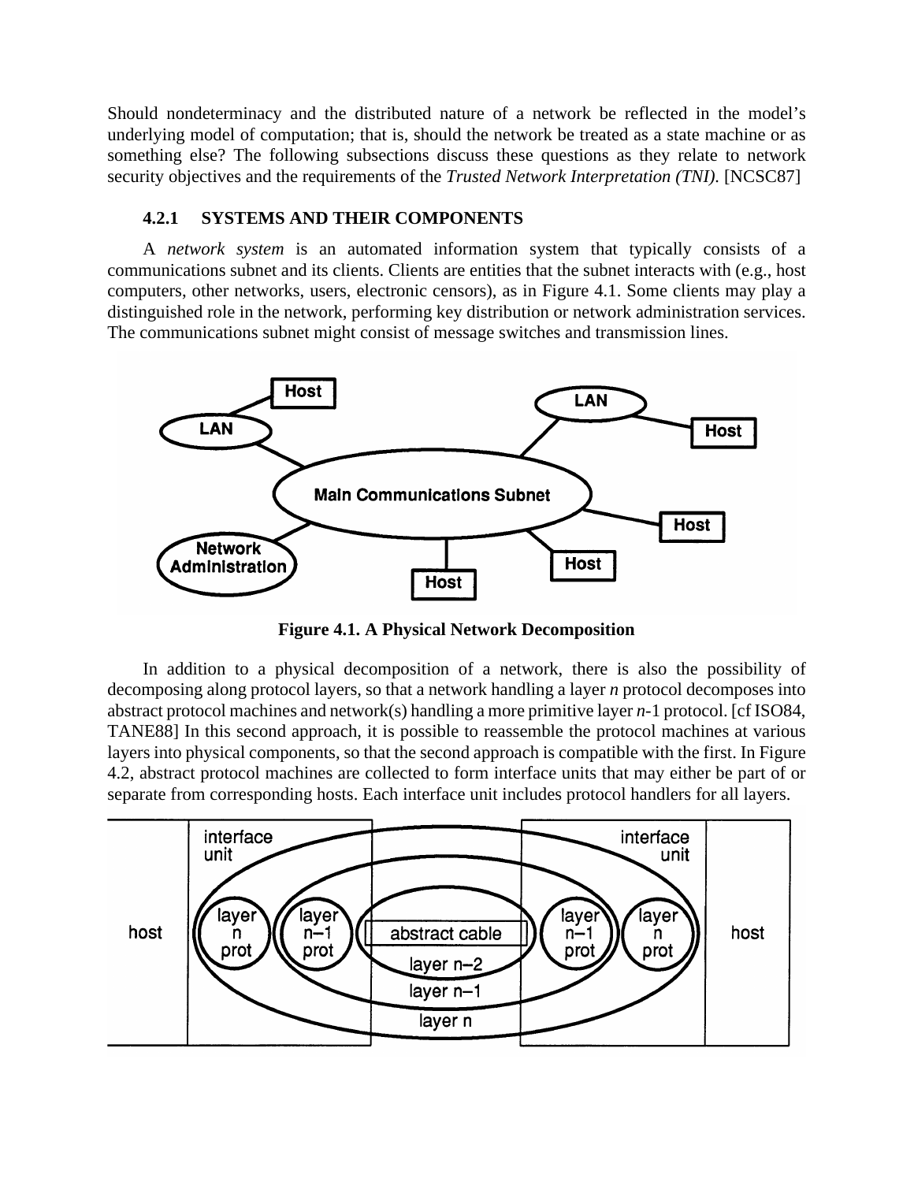Should nondeterminacy and the distributed nature of a network be reflected in the model's underlying model of computation; that is, should the network be treated as a state machine or as something else? The following subsections discuss these questions as they relate to network security objectives and the requirements of the *Trusted Network Interpretation (TNI).* [NCSC87]

### 4.2.1 SYSTEMS AND THEIR COMPONENTS

A *network system* is an automated information system that typically consists of a communications subnet and its clients. Clients are entities that the subnet interacts with (e.g., host computers, other networks, users, electronic censors), as in Figure 4.1. Some clients may play a distinguished role in the network, performing key distribution or network administration services. The communications subnet might consist of message switches and transmission lines.

**Figure 4.1. A Physical Network Decomposition**

In addition to a physical decomposition of a network, there is also the possibility of decomposing along protocol layers, so that a network handling a layer *n* protocol decomposes into abstract protocol machines and network(s) handling a more primitive layer *n*-1 protocol. [cf ISO84, TANE88] In this second approach, it is possible to reassemble the protocol machines at various layers into physical components, so that the second approach is compatible with the first. In Figure 4.2, abstract protocol machines are collected to form interface units that may either be part of or separate from corresponding hosts. Each interface unit includes protocol handlers for all layers.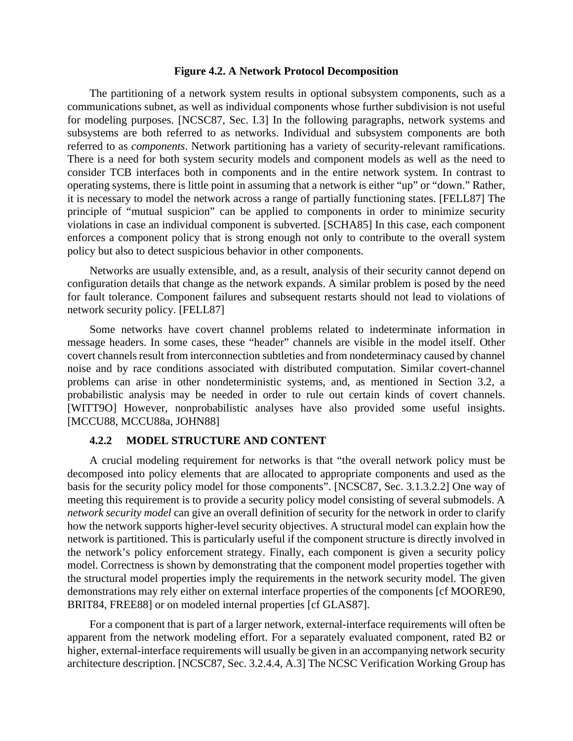**Figure 4.2. A Network Protocol Decomposition**

The partitioning of a network system results in optional subsystem components, such as a communications subnet, as well as individual components whose further subdivision is not useful for modeling purposes. [NCSC87, Sec. I.3] In the following paragraphs, network systems and subsystems are both referred to as networks. Individual and subsystem components are both referred to as *components*. Network partitioning has a variety of security-relevant ramifications. There is a need for both system security models and component models as well as the need to consider TCB interfaces both in components and in the entire network system. In contrast to operating systems, there is little point in assuming that a network is either "up" or "down." Rather, it is necessary to model the network across a range of partially functioning states. [FELL87] The principle of "mutual suspicion" can be applied to components in order to minimize security violations in case an individual component is subverted. [SCHA85] In this case, each component enforces a component policy that is strong enough not only to contribute to the overall system policy but also to detect suspicious behavior in other components.

Networks are usually extensible, and, as a result, analysis of their security cannot depend on configuration details that change as the network expands. A similar problem is posed by the need for fault tolerance. Component failures and subsequent restarts should not lead to violations of network security policy. [FELL87]

Some networks have covert channel problems related to indeterminate information in message headers. In some cases, these "header" channels are visible in the model itself. Other covert channels result from interconnection subtleties and from nondeterminacy caused by channel noise and by race conditions associated with distributed computation. Similar covert-channel problems can arise in other nondeterministic systems, and, as mentioned in Section 3.2, a probabilistic analysis may be needed in order to rule out certain kinds of covert channels. [WITT9O] However, nonprobabilistic analyses have also provided some useful insights. [MCCU88, MCCU88a, JOHN88]

### 4.2.2 MODEL STRUCTURE AND CONTENT

A crucial modeling requirement for networks is that "the overall network policy must be decomposed into policy elements that are allocated to appropriate components and used as the basis for the security policy model for those components". [NCSC87, Sec. 3.1.3.2.2] One way of meeting this requirement is to provide a security policy model consisting of several submodels. A *network security model* can give an overall definition of security for the network in order to clarify how the network supports higher-level security objectives. A structural model can explain how the network is partitioned. This is particularly useful if the component structure is directly involved in the network's policy enforcement strategy. Finally, each component is given a security policy model. Correctness is shown by demonstrating that the component model properties together with the structural model properties imply the requirements in the network security model. The given demonstrations may rely either on external interface properties of the components [cf MOORE90, BRIT84, FREE88] or on modeled internal properties [cf GLAS87].

For a component that is part of a larger network, external-interface requirements will often be apparent from the network modeling effort. For a separately evaluated component, rated B2 or higher, external-interface requirements will usually be given in an accompanying network security architecture description. [NCSC87, Sec. 3.2.4.4, A.3] The NCSC Verification Working Group has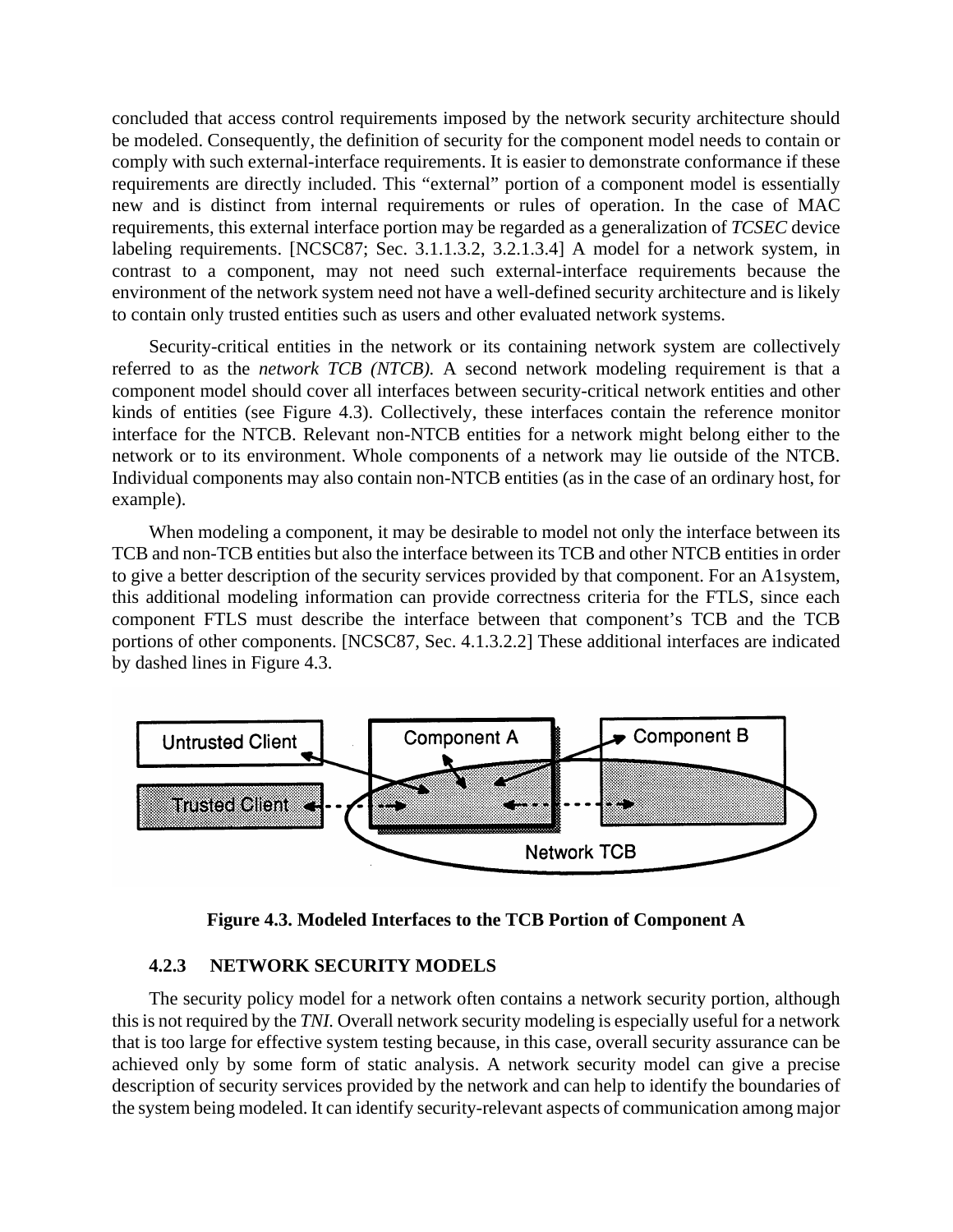concluded that access control requirements imposed by the network security architecture should be modeled. Consequently, the definition of security for the component model needs to contain or comply with such external-interface requirements. It is easier to demonstrate conformance if these requirements are directly included. This “external” portion of a component model is essentially new and is distinct from internal requirements or rules of operation. In the case of MAC requirements, this external interface portion may be regarded as a generalization of *TCSEC* device labeling requirements. [NCSC87; Sec. 3.1.1.3.2, 3.2.1.3.4] A model for a network system, in contrast to a component, may not need such external-interface requirements because the environment of the network system need not have a well-defined security architecture and is likely to contain only trusted entities such as users and other evaluated network systems.

Security-critical entities in the network or its containing network system are collectively referred to as the *network TCB (NTCB).* A second network modeling requirement is that a component model should cover all interfaces between security-critical network entities and other kinds of entities (see Figure 4.3). Collectively, these interfaces contain the reference monitor interface for the NTCB. Relevant non-NTCB entities for a network might belong either to the network or to its environment. Whole components of a network may lie outside of the NTCB. Individual components may also contain non-NTCB entities (as in the case of an ordinary host, for example).

When modeling a component, it may be desirable to model not only the interface between its TCB and non-TCB entities but also the interface between its TCB and other NTCB entities in order to give a better description of the security services provided by that component. For an A1system, this additional modeling information can provide correctness criteria for the FTLS, since each component FTLS must describe the interface between that component’s TCB and the TCB portions of other components. [NCSC87, Sec. 4.1.3.2.2] These additional interfaces are indicated by dashed lines in Figure 4.3.

**Figure 4.3. Modeled Interfaces to the TCB Portion of Component A**

### 4.2.3 NETWORK SECURITY MODELS

The security policy model for a network often contains a network security portion, although this is not required by the *TNI.* Overall network security modeling is especially useful for a network that is too large for effective system testing because, in this case, overall security assurance can be achieved only by some form of static analysis. A network security model can give a precise description of security services provided by the network and can help to identify the boundaries of the system being modeled. It can identify security-relevant aspects of communication among major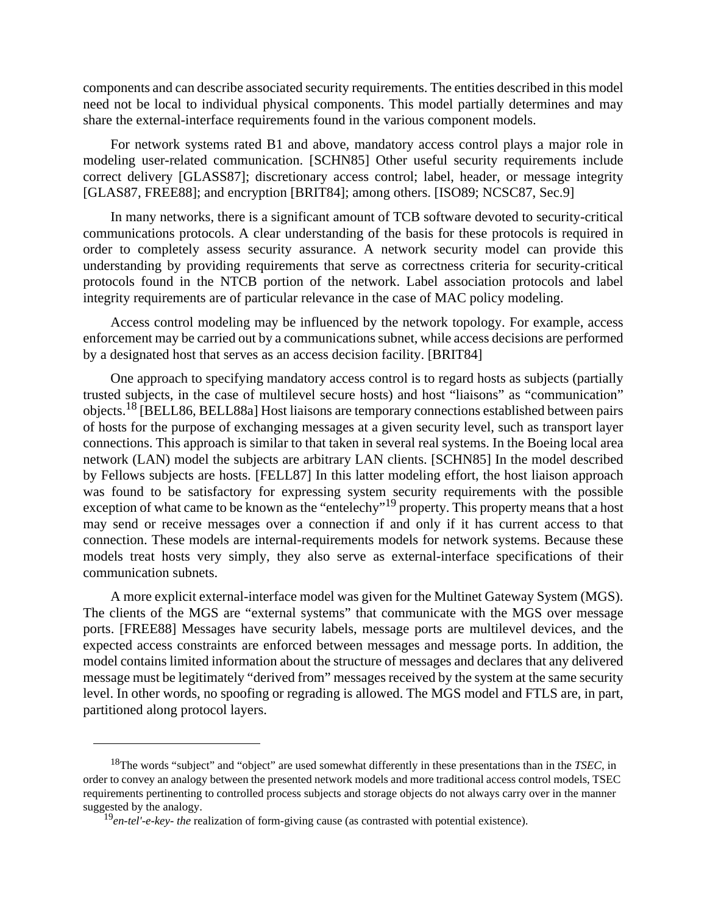components and can describe associated security requirements. The entities described in this model need not be local to individual physical components. This model partially determines and may share the external-interface requirements found in the various component models.

For network systems rated B1 and above, mandatory access control plays a major role in modeling user-related communication. [SCHN85] Other useful security requirements include correct delivery [GLASS87]; discretionary access control; label, header, or message integrity [GLAS87, FREE88]; and encryption [BRIT84]; among others. [ISO89; NCSC87, Sec.9]

In many networks, there is a significant amount of TCB software devoted to security-critical communications protocols. A clear understanding of the basis for these protocols is required in order to completely assess security assurance. A network security model can provide this understanding by providing requirements that serve as correctness criteria for security-critical protocols found in the NTCB portion of the network. Label association protocols and label integrity requirements are of particular relevance in the case of MAC policy modeling.

Access control modeling may be influenced by the network topology. For example, access enforcement may be carried out by a communications subnet, while access decisions are performed by a designated host that serves as an access decision facility. [BRIT84]

One approach to specifying mandatory access control is to regard hosts as subjects (partially trusted subjects, in the case of multilevel secure hosts) and host "liaisons" as "communication" objects.[18] [BELL86, BELL88a] Host liaisons are temporary connections established between pairs of hosts for the purpose of exchanging messages at a given security level, such as transport layer connections. This approach is similar to that taken in several real systems. In the Boeing local area network (LAN) model the subjects are arbitrary LAN clients. [SCHN85] In the model described by Fellows subjects are hosts. [FELL87] In this latter modeling effort, the host liaison approach was found to be satisfactory for expressing system security requirements with the possible exception of what came to be known as the "entelechy"[19] property. This property means that a host may send or receive messages over a connection if and only if it has current access to that connection. These models are internal-requirements models for network systems. Because these models treat hosts very simply, they also serve as external-interface specifications of their communication subnets.

A more explicit external-interface model was given for the Multinet Gateway System (MGS). The clients of the MGS are "external systems" that communicate with the MGS over message ports. [FREE88] Messages have security labels, message ports are multilevel devices, and the expected access constraints are enforced between messages and message ports. In addition, the model contains limited information about the structure of messages and declares that any delivered message must be legitimately "derived from" messages received by the system at the same security level. In other words, no spoofing or regrading is allowed. The MGS model and FTLS are, in part, partitioned along protocol layers.

---

[18]The words "subject" and "object" are used somewhat differently in these presentations than in the *TSEC*, in order to convey an analogy between the presented network models and more traditional access control models, TSEC requirements pertinenting to controlled process subjects and storage objects do not always carry over in the manner suggested by the analogy.

[19]*en-tel'-e-key- the* realization of form-giving cause (as contrasted with potential existence).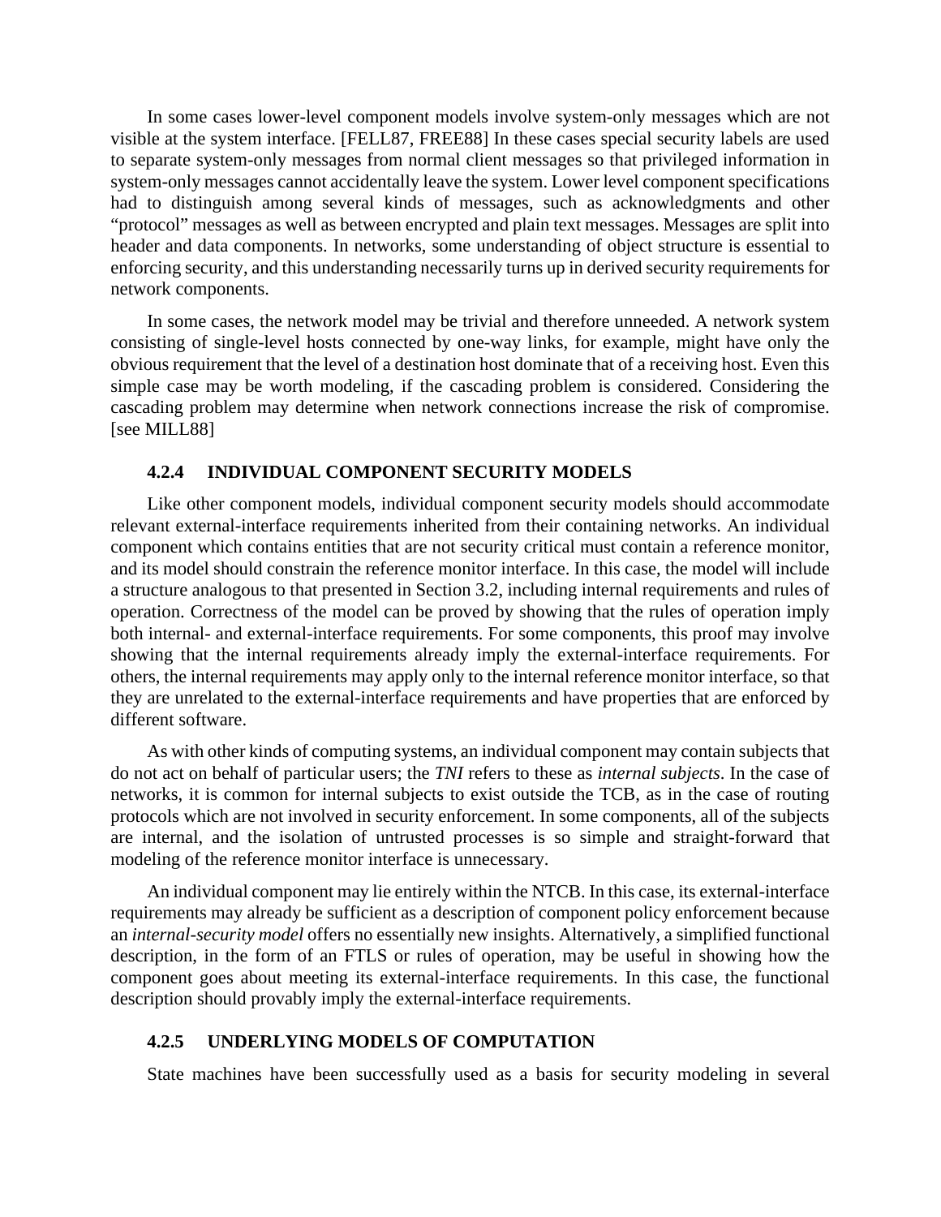In some cases lower-level component models involve system-only messages which are not visible at the system interface. [FELL87, FREE88] In these cases special security labels are used to separate system-only messages from normal client messages so that privileged information in system-only messages cannot accidentally leave the system. Lower level component specifications had to distinguish among several kinds of messages, such as acknowledgments and other "protocol" messages as well as between encrypted and plain text messages. Messages are split into header and data components. In networks, some understanding of object structure is essential to enforcing security, and this understanding necessarily turns up in derived security requirements for network components.

In some cases, the network model may be trivial and therefore unneeded. A network system consisting of single-level hosts connected by one-way links, for example, might have only the obvious requirement that the level of a destination host dominate that of a receiving host. Even this simple case may be worth modeling, if the cascading problem is considered. Considering the cascading problem may determine when network connections increase the risk of compromise. [see MILL88]

### 4.2.4 INDIVIDUAL COMPONENT SECURITY MODELS

Like other component models, individual component security models should accommodate relevant external-interface requirements inherited from their containing networks. An individual component which contains entities that are not security critical must contain a reference monitor, and its model should constrain the reference monitor interface. In this case, the model will include a structure analogous to that presented in Section 3.2, including internal requirements and rules of operation. Correctness of the model can be proved by showing that the rules of operation imply both internal- and external-interface requirements. For some components, this proof may involve showing that the internal requirements already imply the external-interface requirements. For others, the internal requirements may apply only to the internal reference monitor interface, so that they are unrelated to the external-interface requirements and have properties that are enforced by different software.

As with other kinds of computing systems, an individual component may contain subjects that do not act on behalf of particular users; the *TNI* refers to these as *internal subjects*. In the case of networks, it is common for internal subjects to exist outside the TCB, as in the case of routing protocols which are not involved in security enforcement. In some components, all of the subjects are internal, and the isolation of untrusted processes is so simple and straight-forward that modeling of the reference monitor interface is unnecessary.

An individual component may lie entirely within the NTCB. In this case, its external-interface requirements may already be sufficient as a description of component policy enforcement because an *internal-security model* offers no essentially new insights. Alternatively, a simplified functional description, in the form of an FTLS or rules of operation, may be useful in showing how the component goes about meeting its external-interface requirements. In this case, the functional description should provably imply the external-interface requirements.

### 4.2.5 UNDERLYING MODELS OF COMPUTATION

State machines have been successfully used as a basis for security modeling in several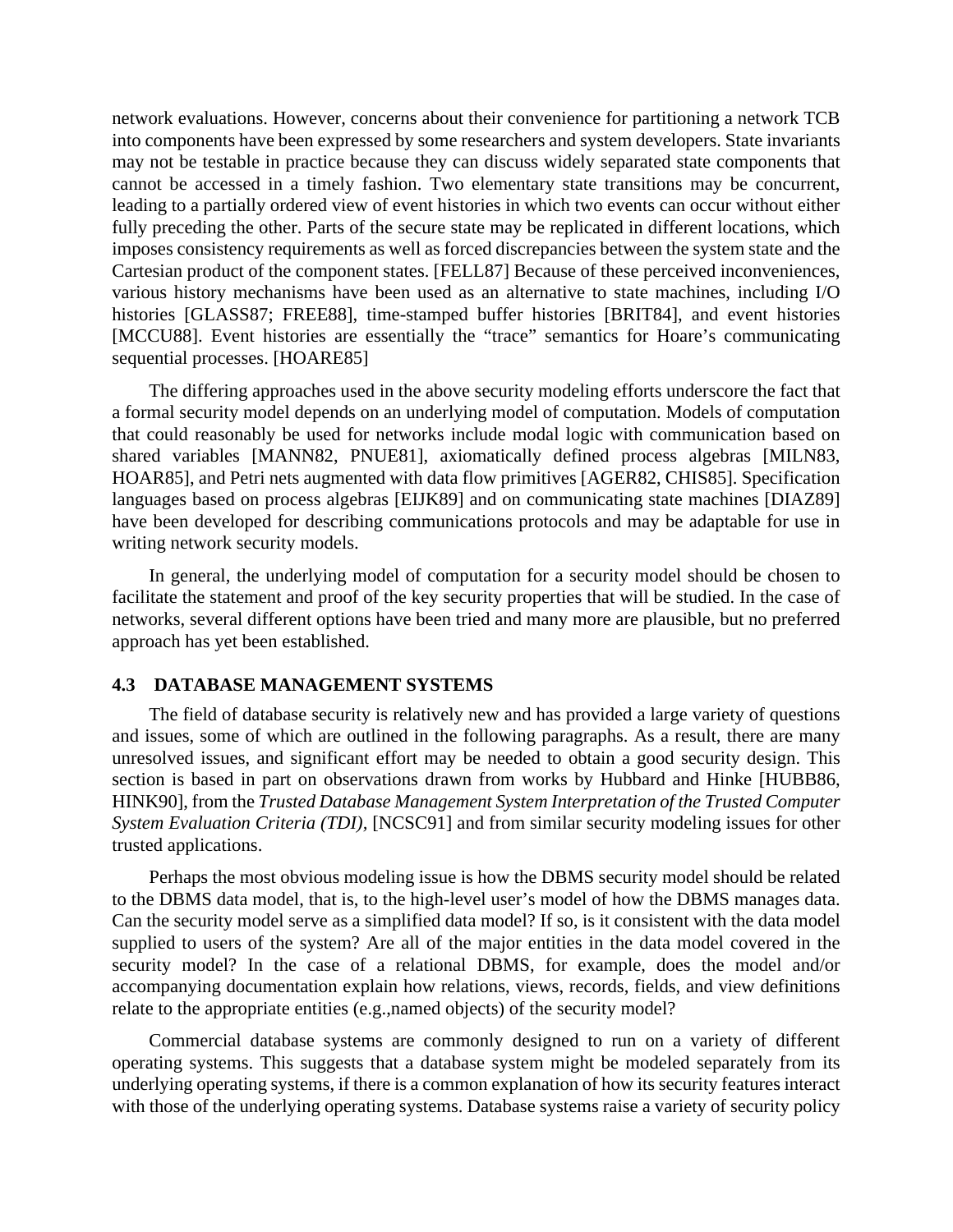network evaluations. However, concerns about their convenience for partitioning a network TCB into components have been expressed by some researchers and system developers. State invariants may not be testable in practice because they can discuss widely separated state components that cannot be accessed in a timely fashion. Two elementary state transitions may be concurrent, leading to a partially ordered view of event histories in which two events can occur without either fully preceding the other. Parts of the secure state may be replicated in different locations, which imposes consistency requirements as well as forced discrepancies between the system state and the Cartesian product of the component states. [FELL87] Because of these perceived inconveniences, various history mechanisms have been used as an alternative to state machines, including I/O histories [GLASS87; FREE88], time-stamped buffer histories [BRIT84], and event histories [MCCU88]. Event histories are essentially the "trace" semantics for Hoare's communicating sequential processes. [HOARE85]

The differing approaches used in the above security modeling efforts underscore the fact that a formal security model depends on an underlying model of computation. Models of computation that could reasonably be used for networks include modal logic with communication based on shared variables [MANN82, PNUE81], axiomatically defined process algebras [MILN83, HOAR85], and Petri nets augmented with data flow primitives [AGER82, CHIS85]. Specification languages based on process algebras [EIJK89] and on communicating state machines [DIAZ89] have been developed for describing communications protocols and may be adaptable for use in writing network security models.

In general, the underlying model of computation for a security model should be chosen to facilitate the statement and proof of the key security properties that will be studied. In the case of networks, several different options have been tried and many more are plausible, but no preferred approach has yet been established.

## 4.3 DATABASE MANAGEMENT SYSTEMS

The field of database security is relatively new and has provided a large variety of questions and issues, some of which are outlined in the following paragraphs. As a result, there are many unresolved issues, and significant effort may be needed to obtain a good security design. This section is based in part on observations drawn from works by Hubbard and Hinke [HUBB86, HINK90], from the *Trusted Database Management System Interpretation of the Trusted Computer System Evaluation Criteria (TDI)*, [NCSC91] and from similar security modeling issues for other trusted applications.

Perhaps the most obvious modeling issue is how the DBMS security model should be related to the DBMS data model, that is, to the high-level user's model of how the DBMS manages data. Can the security model serve as a simplified data model? If so, is it consistent with the data model supplied to users of the system? Are all of the major entities in the data model covered in the security model? In the case of a relational DBMS, for example, does the model and/or accompanying documentation explain how relations, views, records, fields, and view definitions relate to the appropriate entities (e.g.,named objects) of the security model?

Commercial database systems are commonly designed to run on a variety of different operating systems. This suggests that a database system might be modeled separately from its underlying operating systems, if there is a common explanation of how its security features interact with those of the underlying operating systems. Database systems raise a variety of security policy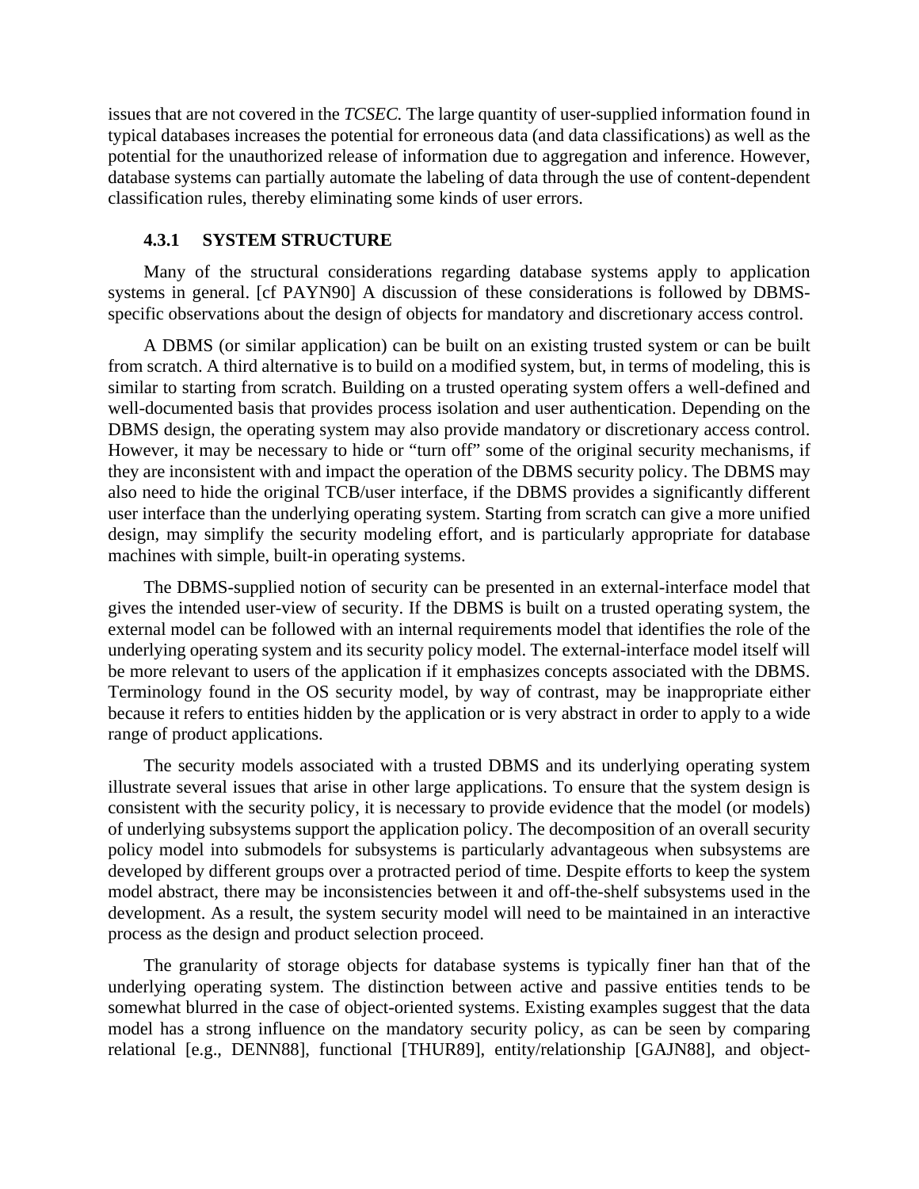issues that are not covered in the *TCSEC.* The large quantity of user-supplied information found in typical databases increases the potential for erroneous data (and data classifications) as well as the potential for the unauthorized release of information due to aggregation and inference. However, database systems can partially automate the labeling of data through the use of content-dependent classification rules, thereby eliminating some kinds of user errors.

### 4.3.1 SYSTEM STRUCTURE

Many of the structural considerations regarding database systems apply to application systems in general. [cf PAYN90] A discussion of these considerations is followed by DBMS-specific observations about the design of objects for mandatory and discretionary access control.

A DBMS (or similar application) can be built on an existing trusted system or can be built from scratch. A third alternative is to build on a modified system, but, in terms of modeling, this is similar to starting from scratch. Building on a trusted operating system offers a well-defined and well-documented basis that provides process isolation and user authentication. Depending on the DBMS design, the operating system may also provide mandatory or discretionary access control. However, it may be necessary to hide or "turn off" some of the original security mechanisms, if they are inconsistent with and impact the operation of the DBMS security policy. The DBMS may also need to hide the original TCB/user interface, if the DBMS provides a significantly different user interface than the underlying operating system. Starting from scratch can give a more unified design, may simplify the security modeling effort, and is particularly appropriate for database machines with simple, built-in operating systems.

The DBMS-supplied notion of security can be presented in an external-interface model that gives the intended user-view of security. If the DBMS is built on a trusted operating system, the external model can be followed with an internal requirements model that identifies the role of the underlying operating system and its security policy model. The external-interface model itself will be more relevant to users of the application if it emphasizes concepts associated with the DBMS. Terminology found in the OS security model, by way of contrast, may be inappropriate either because it refers to entities hidden by the application or is very abstract in order to apply to a wide range of product applications.

The security models associated with a trusted DBMS and its underlying operating system illustrate several issues that arise in other large applications. To ensure that the system design is consistent with the security policy, it is necessary to provide evidence that the model (or models) of underlying subsystems support the application policy. The decomposition of an overall security policy model into submodels for subsystems is particularly advantageous when subsystems are developed by different groups over a protracted period of time. Despite efforts to keep the system model abstract, there may be inconsistencies between it and off-the-shelf subsystems used in the development. As a result, the system security model will need to be maintained in an interactive process as the design and product selection proceed.

The granularity of storage objects for database systems is typically finer han that of the underlying operating system. The distinction between active and passive entities tends to be somewhat blurred in the case of object-oriented systems. Existing examples suggest that the data model has a strong influence on the mandatory security policy, as can be seen by comparing relational [e.g., DENN88], functional [THUR89], entity/relationship [GAJN88], and object-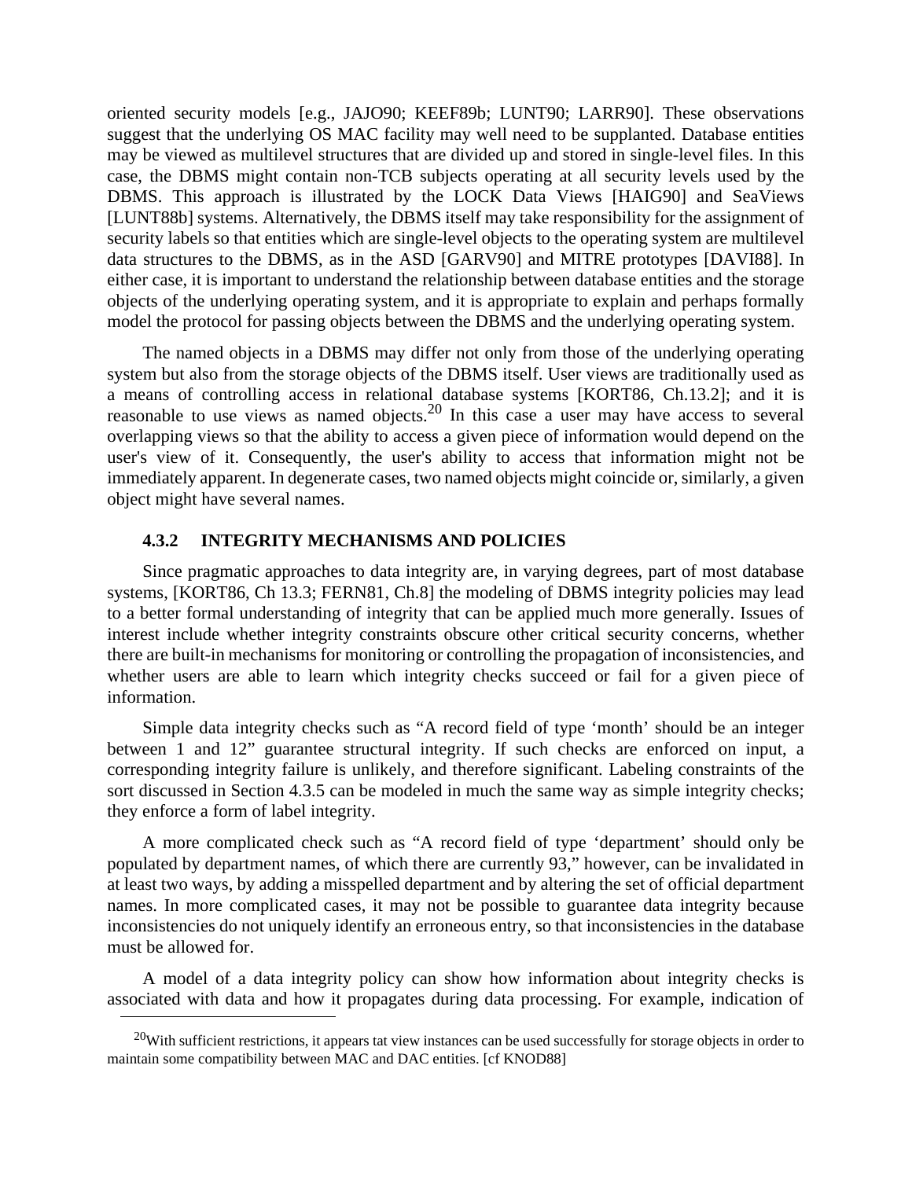oriented security models [e.g., JAJO90; KEEF89b; LUNT90; LARR90]. These observations suggest that the underlying OS MAC facility may well need to be supplanted. Database entities may be viewed as multilevel structures that are divided up and stored in single-level files. In this case, the DBMS might contain non-TCB subjects operating at all security levels used by the DBMS. This approach is illustrated by the LOCK Data Views [HAIG90] and SeaViews [LUNT88b] systems. Alternatively, the DBMS itself may take responsibility for the assignment of security labels so that entities which are single-level objects to the operating system are multilevel data structures to the DBMS, as in the ASD [GARV90] and MITRE prototypes [DAVI88]. In either case, it is important to understand the relationship between database entities and the storage objects of the underlying operating system, and it is appropriate to explain and perhaps formally model the protocol for passing objects between the DBMS and the underlying operating system.

The named objects in a DBMS may differ not only from those of the underlying operating system but also from the storage objects of the DBMS itself. User views are traditionally used as a means of controlling access in relational database systems [KORT86, Ch.13.2]; and it is reasonable to use views as named objects.[20] In this case a user may have access to several overlapping views so that the ability to access a given piece of information would depend on the user's view of it. Consequently, the user's ability to access that information might not be immediately apparent. In degenerate cases, two named objects might coincide or, similarly, a given object might have several names.

### 4.3.2 INTEGRITY MECHANISMS AND POLICIES

Since pragmatic approaches to data integrity are, in varying degrees, part of most database systems, [KORT86, Ch 13.3; FERN81, Ch.8] the modeling of DBMS integrity policies may lead to a better formal understanding of integrity that can be applied much more generally. Issues of interest include whether integrity constraints obscure other critical security concerns, whether there are built-in mechanisms for monitoring or controlling the propagation of inconsistencies, and whether users are able to learn which integrity checks succeed or fail for a given piece of information.

Simple data integrity checks such as “A record field of type ‘month’ should be an integer between 1 and 12” guarantee structural integrity. If such checks are enforced on input, a corresponding integrity failure is unlikely, and therefore significant. Labeling constraints of the sort discussed in Section 4.3.5 can be modeled in much the same way as simple integrity checks; they enforce a form of label integrity.

A more complicated check such as “A record field of type ‘department’ should only be populated by department names, of which there are currently 93,” however, can be invalidated in at least two ways, by adding a misspelled department and by altering the set of official department names. In more complicated cases, it may not be possible to guarantee data integrity because inconsistencies do not uniquely identify an erroneous entry, so that inconsistencies in the database must be allowed for.

A model of a data integrity policy can show how information about integrity checks is associated with data and how it propagates during data processing. For example, indication of

[20] With sufficient restrictions, it appears tat view instances can be used successfully for storage objects in order to maintain some compatibility between MAC and DAC entities. [cf KNOD88]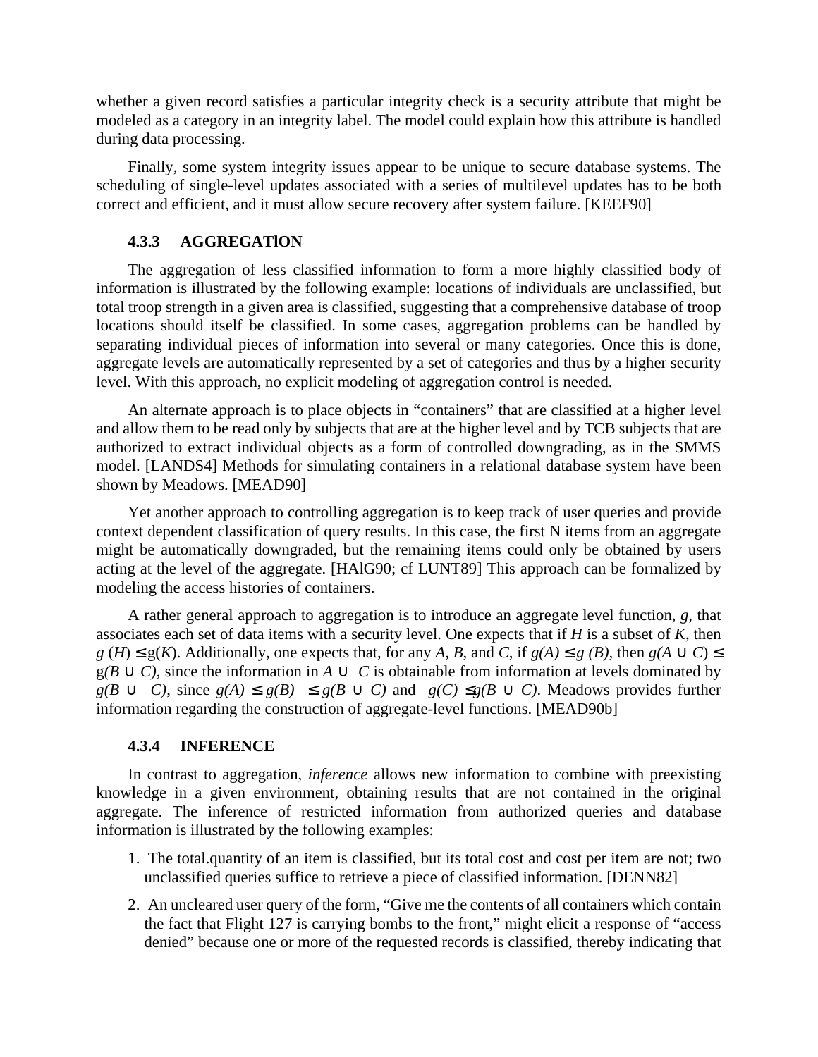whether a given record satisfies a particular integrity check is a security attribute that might be modeled as a category in an integrity label. The model could explain how this attribute is handled during data processing.

Finally, some system integrity issues appear to be unique to secure database systems. The scheduling of single-level updates associated with a series of multilevel updates has to be both correct and efficient, and it must allow secure recovery after system failure. [KEEF90]

### 4.3.3 AGGREGATlON

The aggregation of less classified information to form a more highly classified body of information is illustrated by the following example: locations of individuals are unclassified, but total troop strength in a given area is classified, suggesting that a comprehensive database of troop locations should itself be classified. In some cases, aggregation problems can be handled by separating individual pieces of information into several or many categories. Once this is done, aggregate levels are automatically represented by a set of categories and thus by a higher security level. With this approach, no explicit modeling of aggregation control is needed.

An alternate approach is to place objects in "containers" that are classified at a higher level and allow them to be read only by subjects that are at the higher level and by TCB subjects that are authorized to extract individual objects as a form of controlled downgrading, as in the SMMS model. [LANDS4] Methods for simulating containers in a relational database system have been shown by Meadows. [MEAD90]

Yet another approach to controlling aggregation is to keep track of user queries and provide context dependent classification of query results. In this case, the first N items from an aggregate might be automatically downgraded, but the remaining items could only be obtained by users acting at the level of the aggregate. [HAlG90; cf LUNT89] This approach can be formalized by modeling the access histories of containers.

A rather general approach to aggregation is to introduce an aggregate level function, $g$, that associates each set of data items with a security level. One expects that if $H$ is a subset of $K$, then $g(H) \leq g(K)$. Additionally, one expects that, for any $A$, $B$, and $C$, if $g(A) \leq g(B)$, then $g(A \cup C) \leq g(B \cup C)$, since the information in $A \cup C$ is obtainable from information at levels dominated by $g(B \cup C)$, since $g(A) \leq g(B) \leq g(B \cup C)$ and $g(C) \leq g(B \cup C)$. Meadows provides further information regarding the construction of aggregate-level functions. [MEAD90b]

### 4.3.4 INFERENCE

In contrast to aggregation, *inference* allows new information to combine with preexisting knowledge in a given environment, obtaining results that are not contained in the original aggregate. The inference of restricted information from authorized queries and database information is illustrated by the following examples:

1. The total.quantity of an item is classified, but its total cost and cost per item are not; two unclassified queries suffice to retrieve a piece of classified information. [DENN82]
2. An uncleared user query of the form, "Give me the contents of all containers which contain the fact that Flight 127 is carrying bombs to the front," might elicit a response of "access denied" because one or more of the requested records is classified, thereby indicating that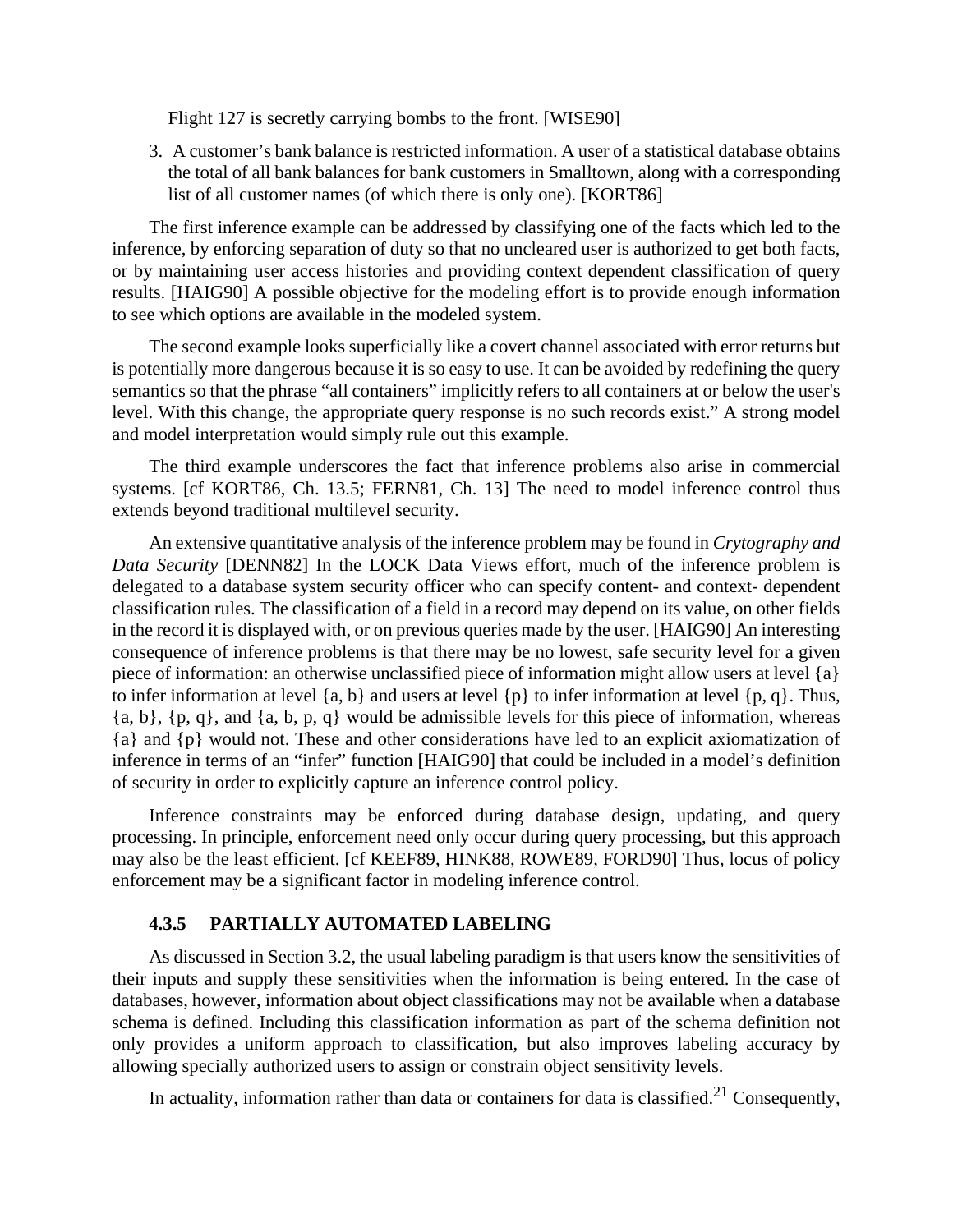Flight 127 is secretly carrying bombs to the front. [WISE90]

3. A customer's bank balance is restricted information. A user of a statistical database obtains the total of all bank balances for bank customers in Smalltown, along with a corresponding list of all customer names (of which there is only one). [KORT86]

The first inference example can be addressed by classifying one of the facts which led to the inference, by enforcing separation of duty so that no uncleared user is authorized to get both facts, or by maintaining user access histories and providing context dependent classification of query results. [HAIG90] A possible objective for the modeling effort is to provide enough information to see which options are available in the modeled system.

The second example looks superficially like a covert channel associated with error returns but is potentially more dangerous because it is so easy to use. It can be avoided by redefining the query semantics so that the phrase "all containers" implicitly refers to all containers at or below the user's level. With this change, the appropriate query response is no such records exist." A strong model and model interpretation would simply rule out this example.

The third example underscores the fact that inference problems also arise in commercial systems. [cf KORT86, Ch. 13.5; FERN81, Ch. 13] The need to model inference control thus extends beyond traditional multilevel security.

An extensive quantitative analysis of the inference problem may be found in *Crytography and Data Security* [DENN82] In the LOCK Data Views effort, much of the inference problem is delegated to a database system security officer who can specify content- and context- dependent classification rules. The classification of a field in a record may depend on its value, on other fields in the record it is displayed with, or on previous queries made by the user. [HAIG90] An interesting consequence of inference problems is that there may be no lowest, safe security level for a given piece of information: an otherwise unclassified piece of information might allow users at level {a} to infer information at level {a, b} and users at level {p} to infer information at level {p, q}. Thus, {a, b}, {p, q}, and {a, b, p, q} would be admissible levels for this piece of information, whereas {a} and {p} would not. These and other considerations have led to an explicit axiomatization of inference in terms of an "infer" function [HAIG90] that could be included in a model's definition of security in order to explicitly capture an inference control policy.

Inference constraints may be enforced during database design, updating, and query processing. In principle, enforcement need only occur during query processing, but this approach may also be the least efficient. [cf KEEF89, HINK88, ROWE89, FORD90] Thus, locus of policy enforcement may be a significant factor in modeling inference control.

### 4.3.5 PARTIALLY AUTOMATED LABELING

As discussed in Section 3.2, the usual labeling paradigm is that users know the sensitivities of their inputs and supply these sensitivities when the information is being entered. In the case of databases, however, information about object classifications may not be available when a database schema is defined. Including this classification information as part of the schema definition not only provides a uniform approach to classification, but also improves labeling accuracy by allowing specially authorized users to assign or constrain object sensitivity levels.

In actuality, information rather than data or containers for data is classified.[21] Consequently,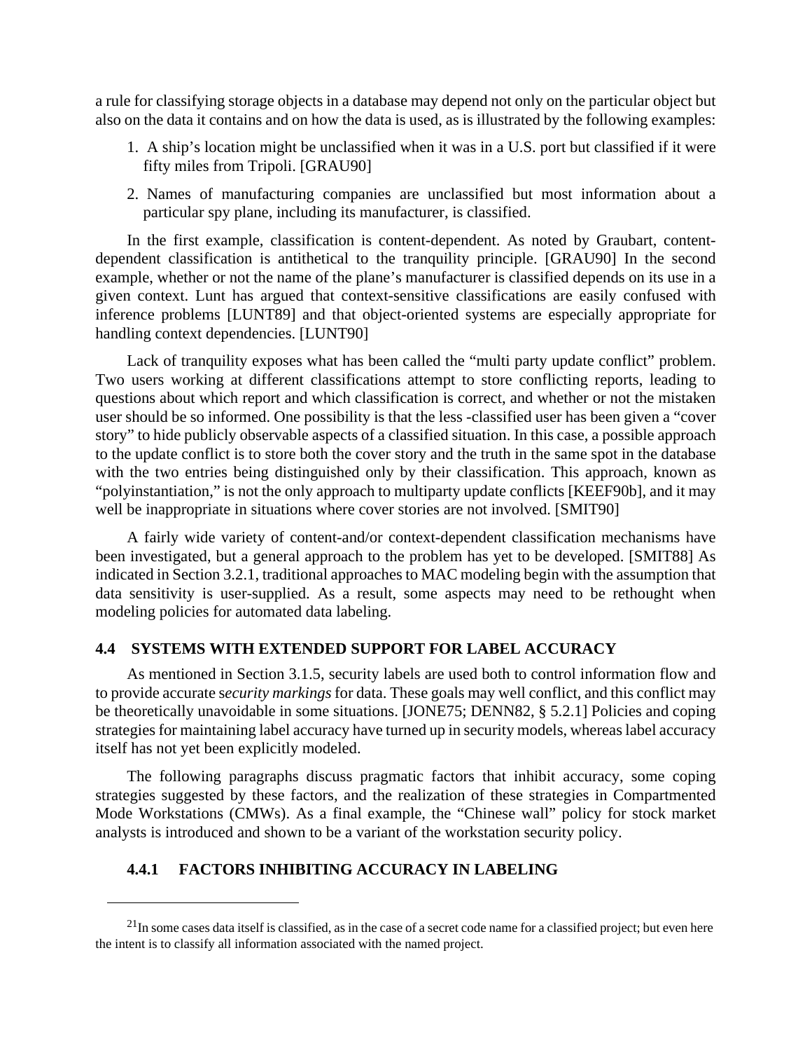a rule for classifying storage objects in a database may depend not only on the particular object but also on the data it contains and on how the data is used, as is illustrated by the following examples:

1. A ship's location might be unclassified when it was in a U.S. port but classified if it were fifty miles from Tripoli. [GRAU90]
2. Names of manufacturing companies are unclassified but most information about a particular spy plane, including its manufacturer, is classified.

In the first example, classification is content-dependent. As noted by Graubart, content-dependent classification is antithetical to the tranquility principle. [GRAU90] In the second example, whether or not the name of the plane's manufacturer is classified depends on its use in a given context. Lunt has argued that context-sensitive classifications are easily confused with inference problems [LUNT89] and that object-oriented systems are especially appropriate for handling context dependencies. [LUNT90]

Lack of tranquility exposes what has been called the "multi party update conflict" problem. Two users working at different classifications attempt to store conflicting reports, leading to questions about which report and which classification is correct, and whether or not the mistaken user should be so informed. One possibility is that the less -classified user has been given a "cover story" to hide publicly observable aspects of a classified situation. In this case, a possible approach to the update conflict is to store both the cover story and the truth in the same spot in the database with the two entries being distinguished only by their classification. This approach, known as "polyinstantiation," is not the only approach to multiparty update conflicts [KEEF90b], and it may well be inappropriate in situations where cover stories are not involved. [SMIT90]

A fairly wide variety of content-and/or context-dependent classification mechanisms have been investigated, but a general approach to the problem has yet to be developed. [SMIT88] As indicated in Section 3.2.1, traditional approaches to MAC modeling begin with the assumption that data sensitivity is user-supplied. As a result, some aspects may need to be rethought when modeling policies for automated data labeling.

## 4.4 SYSTEMS WITH EXTENDED SUPPORT FOR LABEL ACCURACY

As mentioned in Section 3.1.5, security labels are used both to control information flow and to provide accurate s*ecurity markings* for data. These goals may well conflict, and this conflict may be theoretically unavoidable in some situations. [JONE75; DENN82, § 5.2.1] Policies and coping strategies for maintaining label accuracy have turned up in security models, whereas label accuracy itself has not yet been explicitly modeled.

The following paragraphs discuss pragmatic factors that inhibit accuracy, some coping strategies suggested by these factors, and the realization of these strategies in Compartmented Mode Workstations (CMWs). As a final example, the "Chinese wall" policy for stock market analysts is introduced and shown to be a variant of the workstation security policy.

### 4.4.1 FACTORS INHIBITING ACCURACY IN LABELING

---

[21] In some cases data itself is classified, as in the case of a secret code name for a classified project; but even here the intent is to classify all information associated with the named project.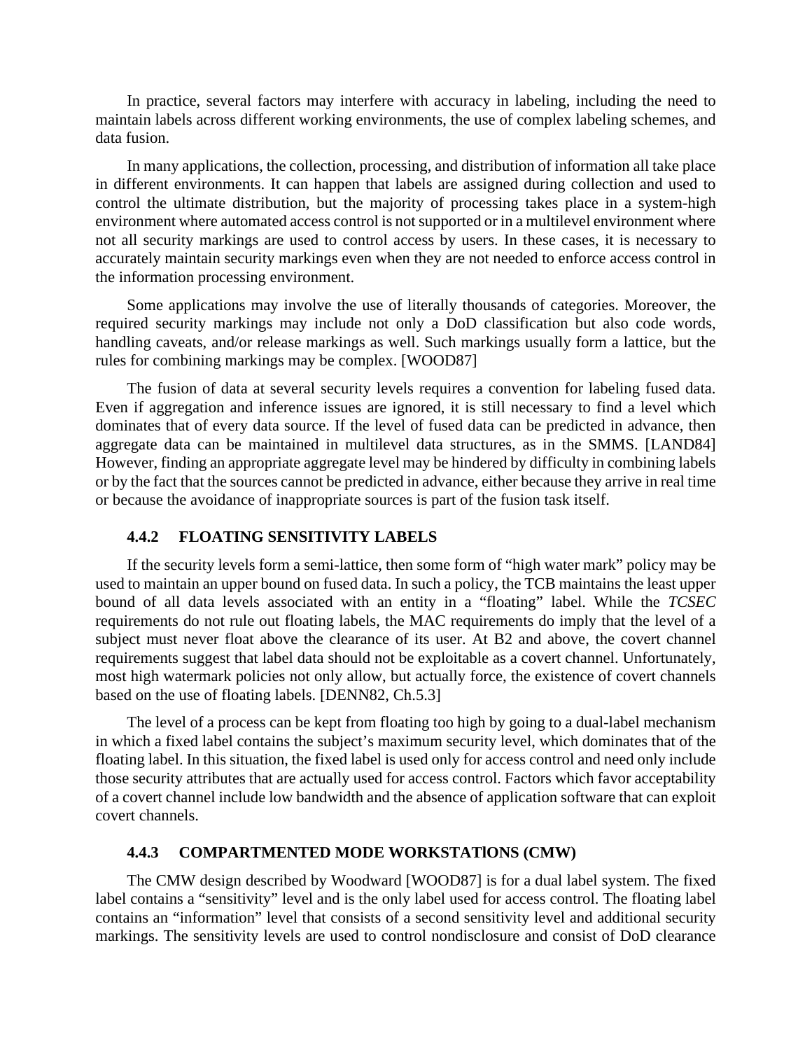In practice, several factors may interfere with accuracy in labeling, including the need to maintain labels across different working environments, the use of complex labeling schemes, and data fusion.

In many applications, the collection, processing, and distribution of information all take place in different environments. It can happen that labels are assigned during collection and used to control the ultimate distribution, but the majority of processing takes place in a system-high environment where automated access control is not supported or in a multilevel environment where not all security markings are used to control access by users. In these cases, it is necessary to accurately maintain security markings even when they are not needed to enforce access control in the information processing environment.

Some applications may involve the use of literally thousands of categories. Moreover, the required security markings may include not only a DoD classification but also code words, handling caveats, and/or release markings as well. Such markings usually form a lattice, but the rules for combining markings may be complex. [WOOD87]

The fusion of data at several security levels requires a convention for labeling fused data. Even if aggregation and inference issues are ignored, it is still necessary to find a level which dominates that of every data source. If the level of fused data can be predicted in advance, then aggregate data can be maintained in multilevel data structures, as in the SMMS. [LAND84] However, finding an appropriate aggregate level may be hindered by difficulty in combining labels or by the fact that the sources cannot be predicted in advance, either because they arrive in real time or because the avoidance of inappropriate sources is part of the fusion task itself.

### 4.4.2 FLOATING SENSITIVITY LABELS

If the security levels form a semi-lattice, then some form of "high water mark" policy may be used to maintain an upper bound on fused data. In such a policy, the TCB maintains the least upper bound of all data levels associated with an entity in a "floating" label. While the *TCSEC* requirements do not rule out floating labels, the MAC requirements do imply that the level of a subject must never float above the clearance of its user. At B2 and above, the covert channel requirements suggest that label data should not be exploitable as a covert channel. Unfortunately, most high watermark policies not only allow, but actually force, the existence of covert channels based on the use of floating labels. [DENN82, Ch.5.3]

The level of a process can be kept from floating too high by going to a dual-label mechanism in which a fixed label contains the subject's maximum security level, which dominates that of the floating label. In this situation, the fixed label is used only for access control and need only include those security attributes that are actually used for access control. Factors which favor acceptability of a covert channel include low bandwidth and the absence of application software that can exploit covert channels.

### 4.4.3 COMPARTMENTED MODE WORKSTATIONS (CMW)

The CMW design described by Woodward [WOOD87] is for a dual label system. The fixed label contains a "sensitivity" level and is the only label used for access control. The floating label contains an "information" level that consists of a second sensitivity level and additional security markings. The sensitivity levels are used to control nondisclosure and consist of DoD clearance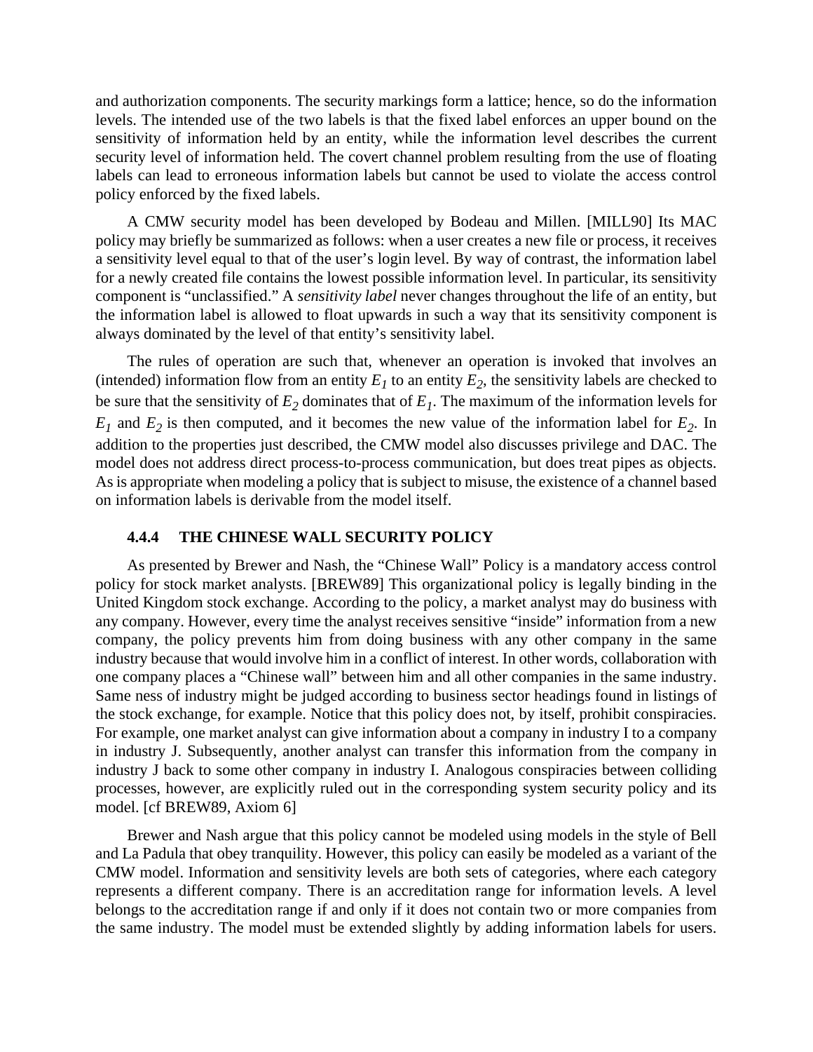and authorization components. The security markings form a lattice; hence, so do the information levels. The intended use of the two labels is that the fixed label enforces an upper bound on the sensitivity of information held by an entity, while the information level describes the current security level of information held. The covert channel problem resulting from the use of floating labels can lead to erroneous information labels but cannot be used to violate the access control policy enforced by the fixed labels.

A CMW security model has been developed by Bodeau and Millen. [MILL90] Its MAC policy may briefly be summarized as follows: when a user creates a new file or process, it receives a sensitivity level equal to that of the user's login level. By way of contrast, the information label for a newly created file contains the lowest possible information level. In particular, its sensitivity component is "unclassified." A *sensitivity label* never changes throughout the life of an entity, but the information label is allowed to float upwards in such a way that its sensitivity component is always dominated by the level of that entity's sensitivity label.

The rules of operation are such that, whenever an operation is invoked that involves an (intended) information flow from an entity $E_1$ to an entity $E_2$, the sensitivity labels are checked to be sure that the sensitivity of $E_2$ dominates that of $E_1$. The maximum of the information levels for $E_1$ and $E_2$ is then computed, and it becomes the new value of the information label for $E_2$. In addition to the properties just described, the CMW model also discusses privilege and DAC. The model does not address direct process-to-process communication, but does treat pipes as objects. As is appropriate when modeling a policy that is subject to misuse, the existence of a channel based on information labels is derivable from the model itself.

### 4.4.4 THE CHINESE WALL SECURITY POLICY

As presented by Brewer and Nash, the "Chinese Wall" Policy is a mandatory access control policy for stock market analysts. [BREW89] This organizational policy is legally binding in the United Kingdom stock exchange. According to the policy, a market analyst may do business with any company. However, every time the analyst receives sensitive "inside" information from a new company, the policy prevents him from doing business with any other company in the same industry because that would involve him in a conflict of interest. In other words, collaboration with one company places a "Chinese wall" between him and all other companies in the same industry. Same ness of industry might be judged according to business sector headings found in listings of the stock exchange, for example. Notice that this policy does not, by itself, prohibit conspiracies. For example, one market analyst can give information about a company in industry I to a company in industry J. Subsequently, another analyst can transfer this information from the company in industry J back to some other company in industry I. Analogous conspiracies between colliding processes, however, are explicitly ruled out in the corresponding system security policy and its model. [cf BREW89, Axiom 6]

Brewer and Nash argue that this policy cannot be modeled using models in the style of Bell and La Padula that obey tranquility. However, this policy can easily be modeled as a variant of the CMW model. Information and sensitivity levels are both sets of categories, where each category represents a different company. There is an accreditation range for information levels. A level belongs to the accreditation range if and only if it does not contain two or more companies from the same industry. The model must be extended slightly by adding information labels for users.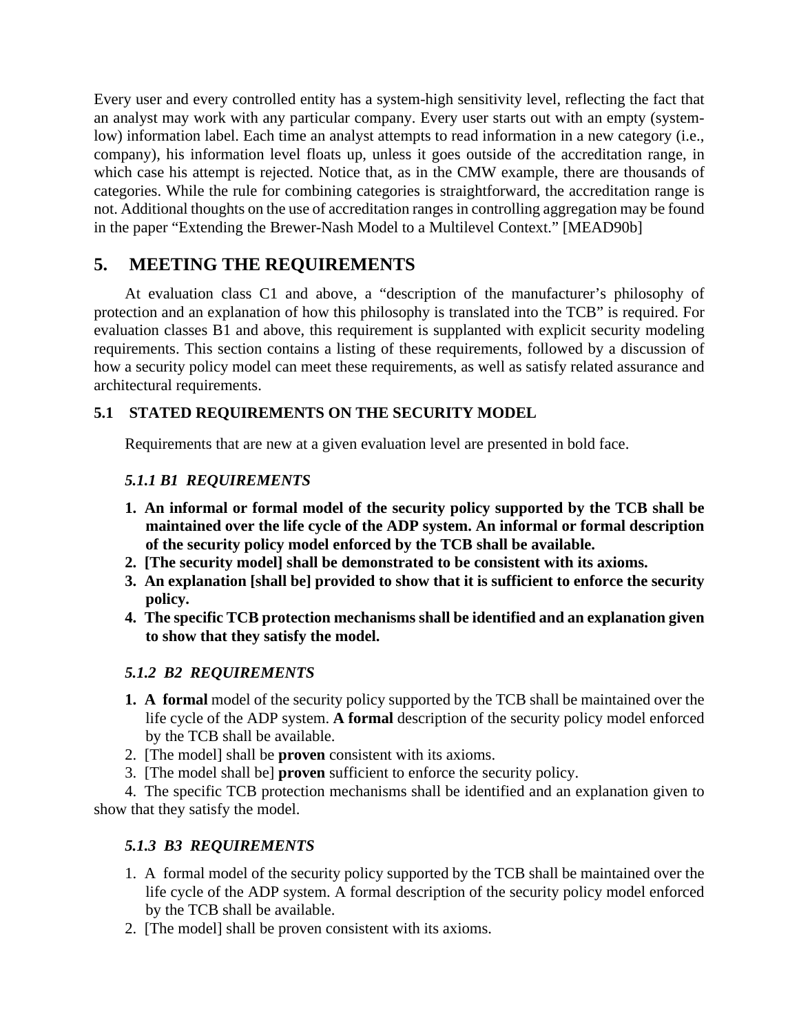Every user and every controlled entity has a system-high sensitivity level, reflecting the fact that an analyst may work with any particular company. Every user starts out with an empty (system-low) information label. Each time an analyst attempts to read information in a new category (i.e., company), his information level floats up, unless it goes outside of the accreditation range, in which case his attempt is rejected. Notice that, as in the CMW example, there are thousands of categories. While the rule for combining categories is straightforward, the accreditation range is not. Additional thoughts on the use of accreditation ranges in controlling aggregation may be found in the paper "Extending the Brewer-Nash Model to a Multilevel Context." [MEAD90b]

# 5. MEETING THE REQUIREMENTS

At evaluation class C1 and above, a "description of the manufacturer's philosophy of protection and an explanation of how this philosophy is translated into the TCB" is required. For evaluation classes B1 and above, this requirement is supplanted with explicit security modeling requirements. This section contains a listing of these requirements, followed by a discussion of how a security policy model can meet these requirements, as well as satisfy related assurance and architectural requirements.

## 5.1 STATED REQUIREMENTS ON THE SECURITY MODEL

Requirements that are new at a given evaluation level are presented in bold face.

### *5.1.1 B1 REQUIREMENTS*

1. **An informal or formal model of the security policy supported by the TCB shall be maintained over the life cycle of the ADP system. An informal or formal description of the security policy model enforced by the TCB shall be available.**
2. **[The security model] shall be demonstrated to be consistent with its axioms.**
3. **An explanation [shall be] provided to show that it is sufficient to enforce the security policy.**
4. **The specific TCB protection mechanisms shall be identified and an explanation given to show that they satisfy the model.**

### *5.1.2 B2 REQUIREMENTS*

1. **A formal** model of the security policy supported by the TCB shall be maintained over the life cycle of the ADP system. **A formal** description of the security policy model enforced by the TCB shall be available.
2. [The model] shall be **proven** consistent with its axioms.
3. [The model shall be] **proven** sufficient to enforce the security policy.
4. The specific TCB protection mechanisms shall be identified and an explanation given to show that they satisfy the model.

### *5.1.3 B3 REQUIREMENTS*

1. A formal model of the security policy supported by the TCB shall be maintained over the life cycle of the ADP system. A formal description of the security policy model enforced by the TCB shall be available.
2. [The model] shall be proven consistent with its axioms.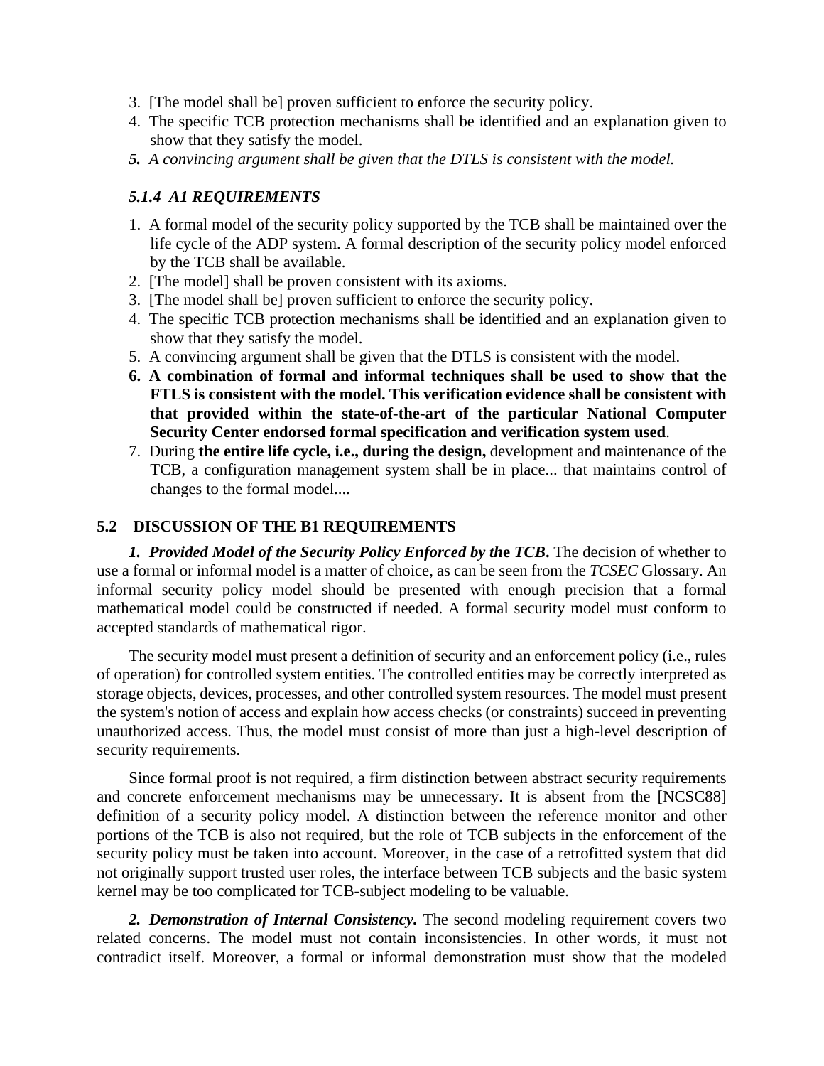3. [The model shall be] proven sufficient to enforce the security policy.
4. The specific TCB protection mechanisms shall be identified and an explanation given to show that they satisfy the model.
5. *A convincing argument shall be given that the DTLS is consistent with the model.*

### *5.1.4 A1 REQUIREMENTS*

1. A formal model of the security policy supported by the TCB shall be maintained over the life cycle of the ADP system. A formal description of the security policy model enforced by the TCB shall be available.
2. [The model] shall be proven consistent with its axioms.
3. [The model shall be] proven sufficient to enforce the security policy.
4. The specific TCB protection mechanisms shall be identified and an explanation given to show that they satisfy the model.
5. A convincing argument shall be given that the DTLS is consistent with the model.
6. **A combination of formal and informal techniques shall be used to show that the FTLS is consistent with the model. This verification evidence shall be consistent with that provided within the state-of-the-art of the particular National Computer Security Center endorsed formal specification and verification system used**.
7. During **the entire life cycle, i.e., during the design,** development and maintenance of the TCB, a configuration management system shall be in place... that maintains control of changes to the formal model....

## 5.2 DISCUSSION OF THE B1 REQUIREMENTS

***1. Provided Model of the Security Policy Enforced by the TCB.*** The decision of whether to use a formal or informal model is a matter of choice, as can be seen from the *TCSEC* Glossary. An informal security policy model should be presented with enough precision that a formal mathematical model could be constructed if needed. A formal security model must conform to accepted standards of mathematical rigor.

The security model must present a definition of security and an enforcement policy (i.e., rules of operation) for controlled system entities. The controlled entities may be correctly interpreted as storage objects, devices, processes, and other controlled system resources. The model must present the system's notion of access and explain how access checks (or constraints) succeed in preventing unauthorized access. Thus, the model must consist of more than just a high-level description of security requirements.

Since formal proof is not required, a firm distinction between abstract security requirements and concrete enforcement mechanisms may be unnecessary. It is absent from the [NCSC88] definition of a security policy model. A distinction between the reference monitor and other portions of the TCB is also not required, but the role of TCB subjects in the enforcement of the security policy must be taken into account. Moreover, in the case of a retrofitted system that did not originally support trusted user roles, the interface between TCB subjects and the basic system kernel may be too complicated for TCB-subject modeling to be valuable.

***2. Demonstration of Internal Consistency.*** The second modeling requirement covers two related concerns. The model must not contain inconsistencies. In other words, it must not contradict itself. Moreover, a formal or informal demonstration must show that the modeled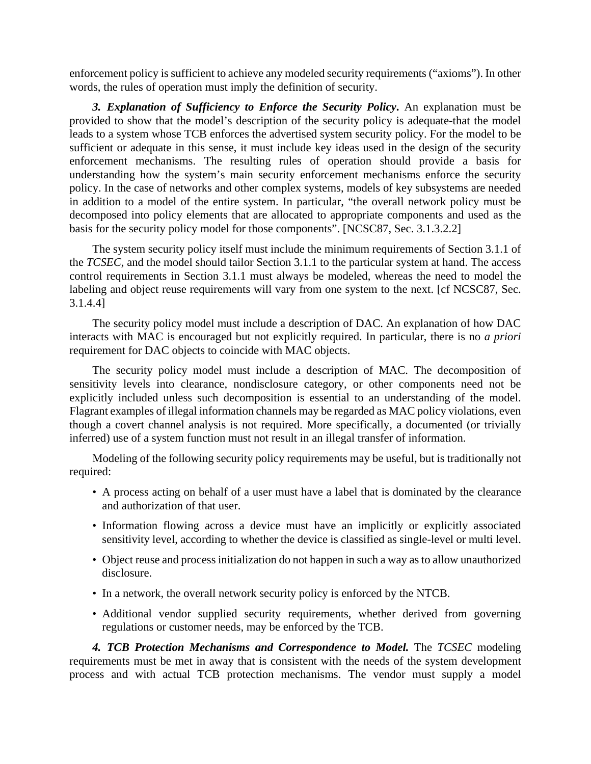enforcement policy is sufficient to achieve any modeled security requirements ("axioms"). In other words, the rules of operation must imply the definition of security.

***3. Explanation of Sufficiency to Enforce the Security Policy.*** An explanation must be provided to show that the model's description of the security policy is adequate-that the model leads to a system whose TCB enforces the advertised system security policy. For the model to be sufficient or adequate in this sense, it must include key ideas used in the design of the security enforcement mechanisms. The resulting rules of operation should provide a basis for understanding how the system's main security enforcement mechanisms enforce the security policy. In the case of networks and other complex systems, models of key subsystems are needed in addition to a model of the entire system. In particular, "the overall network policy must be decomposed into policy elements that are allocated to appropriate components and used as the basis for the security policy model for those components". [NCSC87, Sec. 3.1.3.2.2]

The system security policy itself must include the minimum requirements of Section 3.1.1 of the *TCSEC*, and the model should tailor Section 3.1.1 to the particular system at hand. The access control requirements in Section 3.1.1 must always be modeled, whereas the need to model the labeling and object reuse requirements will vary from one system to the next. [cf NCSC87, Sec. 3.1.4.4]

The security policy model must include a description of DAC. An explanation of how DAC interacts with MAC is encouraged but not explicitly required. In particular, there is no *a priori* requirement for DAC objects to coincide with MAC objects.

The security policy model must include a description of MAC. The decomposition of sensitivity levels into clearance, nondisclosure category, or other components need not be explicitly included unless such decomposition is essential to an understanding of the model. Flagrant examples of illegal information channels may be regarded as MAC policy violations, even though a covert channel analysis is not required. More specifically, a documented (or trivially inferred) use of a system function must not result in an illegal transfer of information.

Modeling of the following security policy requirements may be useful, but is traditionally not required:

- A process acting on behalf of a user must have a label that is dominated by the clearance and authorization of that user.
- Information flowing across a device must have an implicitly or explicitly associated sensitivity level, according to whether the device is classified as single-level or multi level.
- Object reuse and process initialization do not happen in such a way as to allow unauthorized disclosure.
- In a network, the overall network security policy is enforced by the NTCB.
- Additional vendor supplied security requirements, whether derived from governing regulations or customer needs, may be enforced by the TCB.

***4. TCB Protection Mechanisms and Correspondence to Model.*** The *TCSEC* modeling requirements must be met in away that is consistent with the needs of the system development process and with actual TCB protection mechanisms. The vendor must supply a model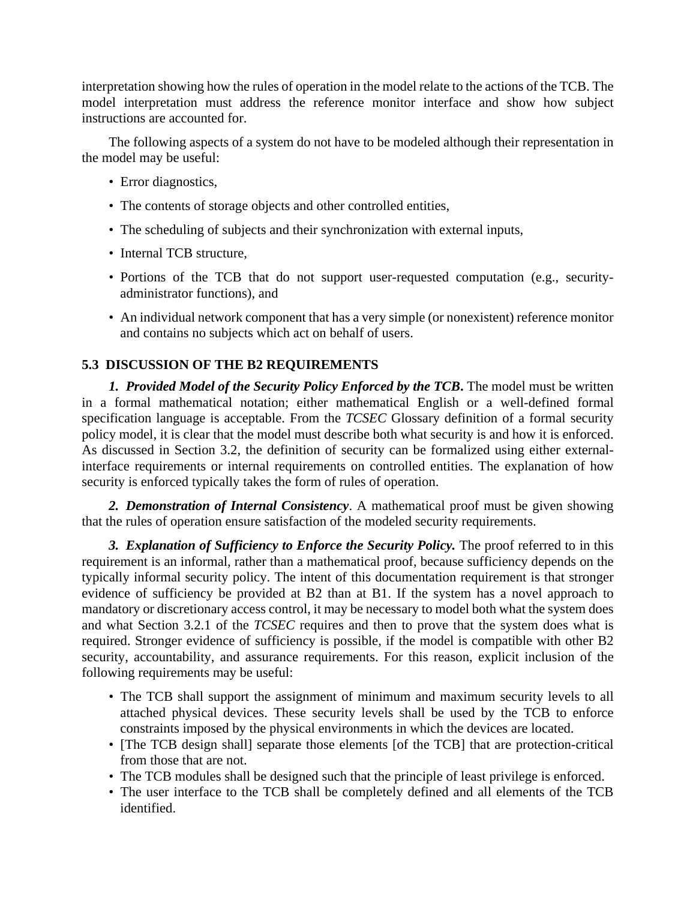interpretation showing how the rules of operation in the model relate to the actions of the TCB. The model interpretation must address the reference monitor interface and show how subject instructions are accounted for.

The following aspects of a system do not have to be modeled although their representation in the model may be useful:

- Error diagnostics,
- The contents of storage objects and other controlled entities,
- The scheduling of subjects and their synchronization with external inputs,
- Internal TCB structure,
- Portions of the TCB that do not support user-requested computation (e.g., security-administrator functions), and
- An individual network component that has a very simple (or nonexistent) reference monitor and contains no subjects which act on behalf of users.

### 5.3 DISCUSSION OF THE B2 REQUIREMENTS

***1. Provided Model of the Security Policy Enforced by the TCB.*** The model must be written in a formal mathematical notation; either mathematical English or a well-defined formal specification language is acceptable. From the *TCSEC* Glossary definition of a formal security policy model, it is clear that the model must describe both what security is and how it is enforced. As discussed in Section 3.2, the definition of security can be formalized using either external-interface requirements or internal requirements on controlled entities. The explanation of how security is enforced typically takes the form of rules of operation.

***2. Demonstration of Internal Consistency***. A mathematical proof must be given showing that the rules of operation ensure satisfaction of the modeled security requirements.

***3. Explanation of Sufficiency to Enforce the Security Policy.*** The proof referred to in this requirement is an informal, rather than a mathematical proof, because sufficiency depends on the typically informal security policy. The intent of this documentation requirement is that stronger evidence of sufficiency be provided at B2 than at B1. If the system has a novel approach to mandatory or discretionary access control, it may be necessary to model both what the system does and what Section 3.2.1 of the *TCSEC* requires and then to prove that the system does what is required. Stronger evidence of sufficiency is possible, if the model is compatible with other B2 security, accountability, and assurance requirements. For this reason, explicit inclusion of the following requirements may be useful:

- The TCB shall support the assignment of minimum and maximum security levels to all attached physical devices. These security levels shall be used by the TCB to enforce constraints imposed by the physical environments in which the devices are located.
- [The TCB design shall] separate those elements [of the TCB] that are protection-critical from those that are not.
- The TCB modules shall be designed such that the principle of least privilege is enforced.
- The user interface to the TCB shall be completely defined and all elements of the TCB identified.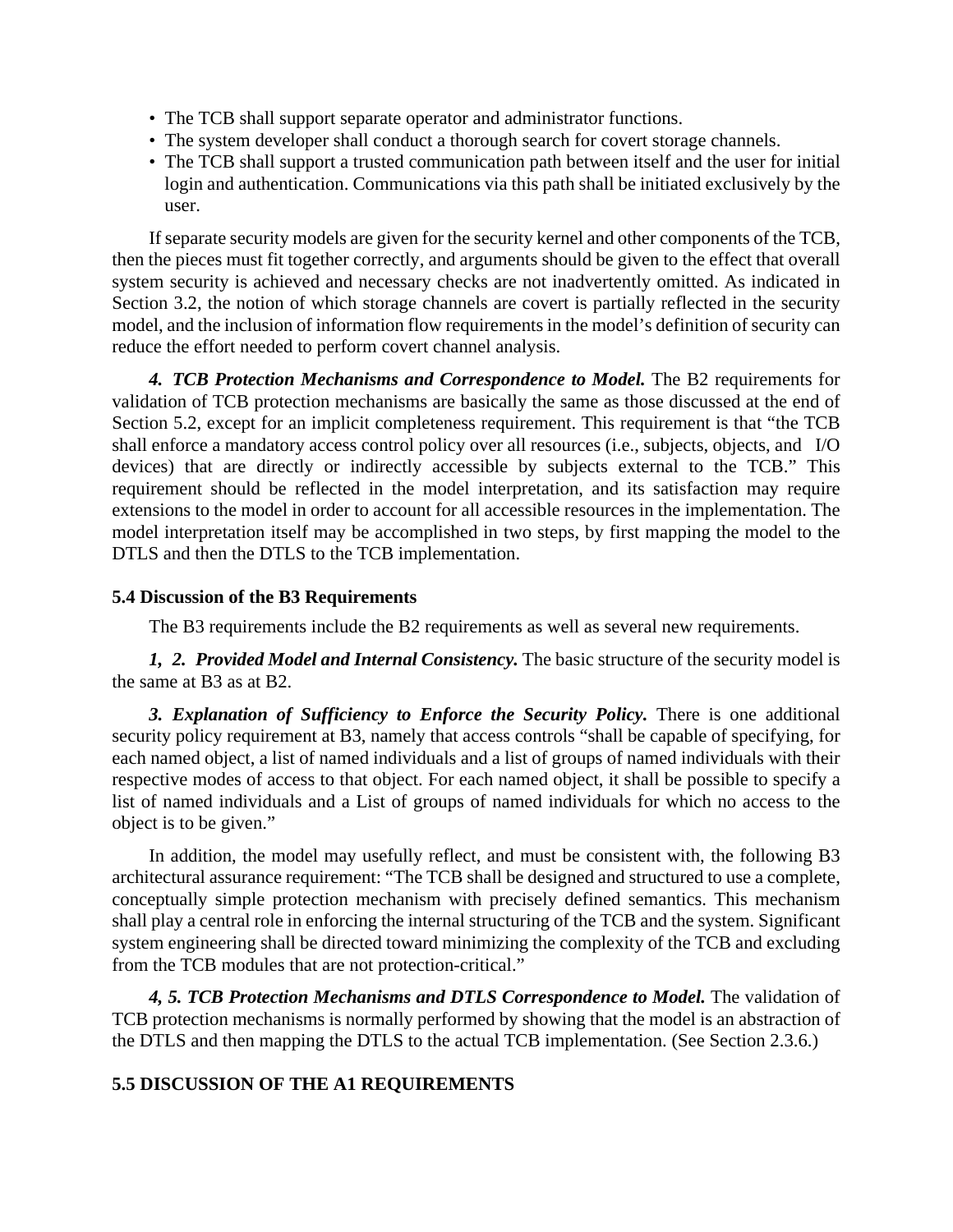- The TCB shall support separate operator and administrator functions.
- The system developer shall conduct a thorough search for covert storage channels.
- The TCB shall support a trusted communication path between itself and the user for initial login and authentication. Communications via this path shall be initiated exclusively by the user.

If separate security models are given for the security kernel and other components of the TCB, then the pieces must fit together correctly, and arguments should be given to the effect that overall system security is achieved and necessary checks are not inadvertently omitted. As indicated in Section 3.2, the notion of which storage channels are covert is partially reflected in the security model, and the inclusion of information flow requirements in the model's definition of security can reduce the effort needed to perform covert channel analysis.

***4. TCB Protection Mechanisms and Correspondence to Model.*** The B2 requirements for validation of TCB protection mechanisms are basically the same as those discussed at the end of Section 5.2, except for an implicit completeness requirement. This requirement is that "the TCB shall enforce a mandatory access control policy over all resources (i.e., subjects, objects, and I/O devices) that are directly or indirectly accessible by subjects external to the TCB." This requirement should be reflected in the model interpretation, and its satisfaction may require extensions to the model in order to account for all accessible resources in the implementation. The model interpretation itself may be accomplished in two steps, by first mapping the model to the DTLS and then the DTLS to the TCB implementation.

### 5.4 Discussion of the B3 Requirements

The B3 requirements include the B2 requirements as well as several new requirements.

***1, 2. Provided Model and Internal Consistency.*** The basic structure of the security model is the same at B3 as at B2.

***3. Explanation of Sufficiency to Enforce the Security Policy.*** There is one additional security policy requirement at B3, namely that access controls "shall be capable of specifying, for each named object, a list of named individuals and a list of groups of named individuals with their respective modes of access to that object. For each named object, it shall be possible to specify a list of named individuals and a List of groups of named individuals for which no access to the object is to be given."

In addition, the model may usefully reflect, and must be consistent with, the following B3 architectural assurance requirement: "The TCB shall be designed and structured to use a complete, conceptually simple protection mechanism with precisely defined semantics. This mechanism shall play a central role in enforcing the internal structuring of the TCB and the system. Significant system engineering shall be directed toward minimizing the complexity of the TCB and excluding from the TCB modules that are not protection-critical."

***4, 5. TCB Protection Mechanisms and DTLS Correspondence to Model.*** The validation of TCB protection mechanisms is normally performed by showing that the model is an abstraction of the DTLS and then mapping the DTLS to the actual TCB implementation. (See Section 2.3.6.)

### 5.5 DISCUSSION OF THE A1 REQUIREMENTS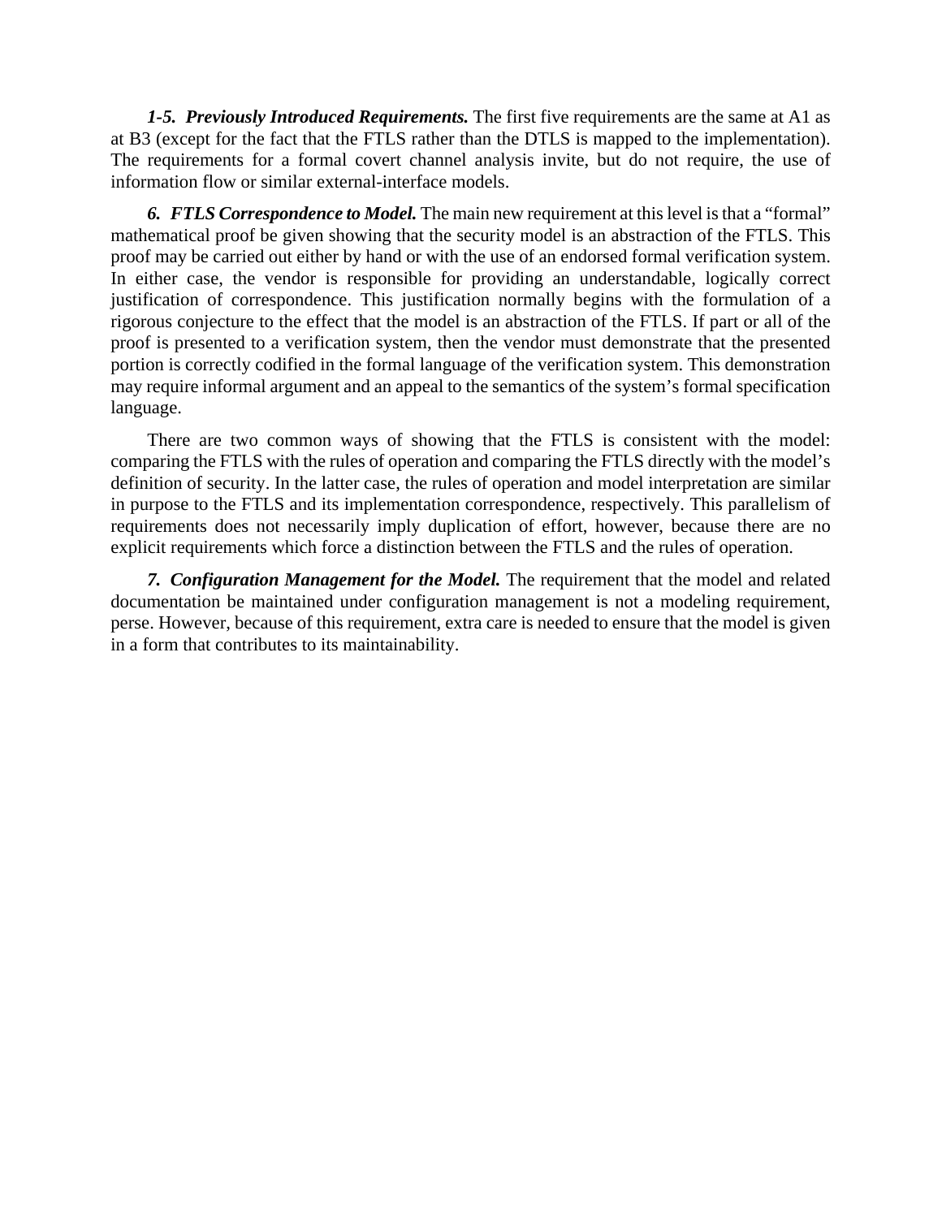***1-5. Previously Introduced Requirements.*** The first five requirements are the same at A1 as at B3 (except for the fact that the FTLS rather than the DTLS is mapped to the implementation). The requirements for a formal covert channel analysis invite, but do not require, the use of information flow or similar external-interface models.

***6. FTLS Correspondence to Model.*** The main new requirement at this level is that a "formal" mathematical proof be given showing that the security model is an abstraction of the FTLS. This proof may be carried out either by hand or with the use of an endorsed formal verification system. In either case, the vendor is responsible for providing an understandable, logically correct justification of correspondence. This justification normally begins with the formulation of a rigorous conjecture to the effect that the model is an abstraction of the FTLS. If part or all of the proof is presented to a verification system, then the vendor must demonstrate that the presented portion is correctly codified in the formal language of the verification system. This demonstration may require informal argument and an appeal to the semantics of the system's formal specification language.

There are two common ways of showing that the FTLS is consistent with the model: comparing the FTLS with the rules of operation and comparing the FTLS directly with the model's definition of security. In the latter case, the rules of operation and model interpretation are similar in purpose to the FTLS and its implementation correspondence, respectively. This parallelism of requirements does not necessarily imply duplication of effort, however, because there are no explicit requirements which force a distinction between the FTLS and the rules of operation.

***7. Configuration Management for the Model.*** The requirement that the model and related documentation be maintained under configuration management is not a modeling requirement, perse. However, because of this requirement, extra care is needed to ensure that the model is given in a form that contributes to its maintainability.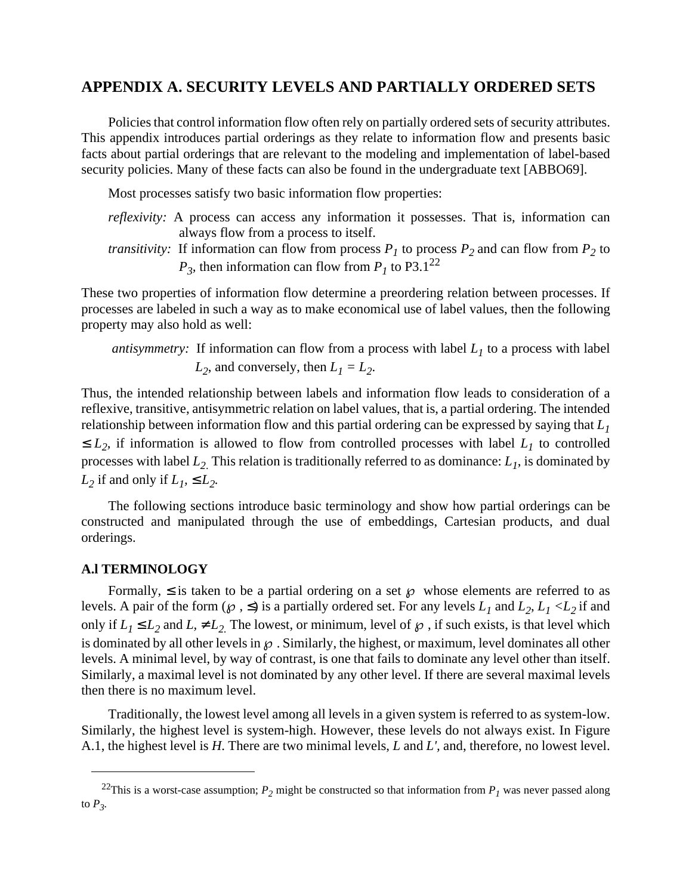# APPENDIX A. SECURITY LEVELS AND PARTIALLY ORDERED SETS

Policies that control information flow often rely on partially ordered sets of security attributes. This appendix introduces partial orderings as they relate to information flow and presents basic facts about partial orderings that are relevant to the modeling and implementation of label-based security policies. Many of these facts can also be found in the undergraduate text [ABBO69].

Most processes satisfy two basic information flow properties:

*reflexivity:* A process can access any information it possesses. That is, information can always flow from a process to itself.

*transitivity:* If information can flow from process $P_1$ to process $P_2$ and can flow from $P_2$ to $P_3$, then information can flow from $P_1$ to P3.1[22]

These two properties of information flow determine a preordering relation between processes. If processes are labeled in such a way as to make economical use of label values, then the following property may also hold as well:

*antisymmetry:* If information can flow from a process with label $L_1$ to a process with label $L_2$, and conversely, then $L_1 = L_2$.

Thus, the intended relationship between labels and information flow leads to consideration of a reflexive, transitive, antisymmetric relation on label values, that is, a partial ordering. The intended relationship between information flow and this partial ordering can be expressed by saying that $L_1 \leq L_2$, if information is allowed to flow from controlled processes with label $L_1$ to controlled processes with label $L_2$. This relation is traditionally referred to as dominance: $L_1$, is dominated by $L_2$ if and only if $L_1, \leq L_2$.

The following sections introduce basic terminology and show how partial orderings can be constructed and manipulated through the use of embeddings, Cartesian products, and dual orderings.

## A.l TERMINOLOGY

Formally, $\leq$ is taken to be a partial ordering on a set $\wp$ whose elements are referred to as levels. A pair of the form $(\wp, \leq)$ is a partially ordered set. For any levels $L_1$ and $L_2$, $L_1 < L_2$ if and only if $L_1 \leq L_2$ and $L, \neq L_2$. The lowest, or minimum, level of $\wp$, if such exists, is that level which is dominated by all other levels in $\wp$. Similarly, the highest, or maximum, level dominates all other levels. A minimal level, by way of contrast, is one that fails to dominate any level other than itself. Similarly, a maximal level is not dominated by any other level. If there are several maximal levels then there is no maximum level.

Traditionally, the lowest level among all levels in a given system is referred to as system-low. Similarly, the highest level is system-high. However, these levels do not always exist. In Figure A.1, the highest level is *H*. There are two minimal levels, *L* and *L'*, and, therefore, no lowest level.

---

[22]This is a worst-case assumption; $P_2$ might be constructed so that information from $P_1$ was never passed along to $P_3$.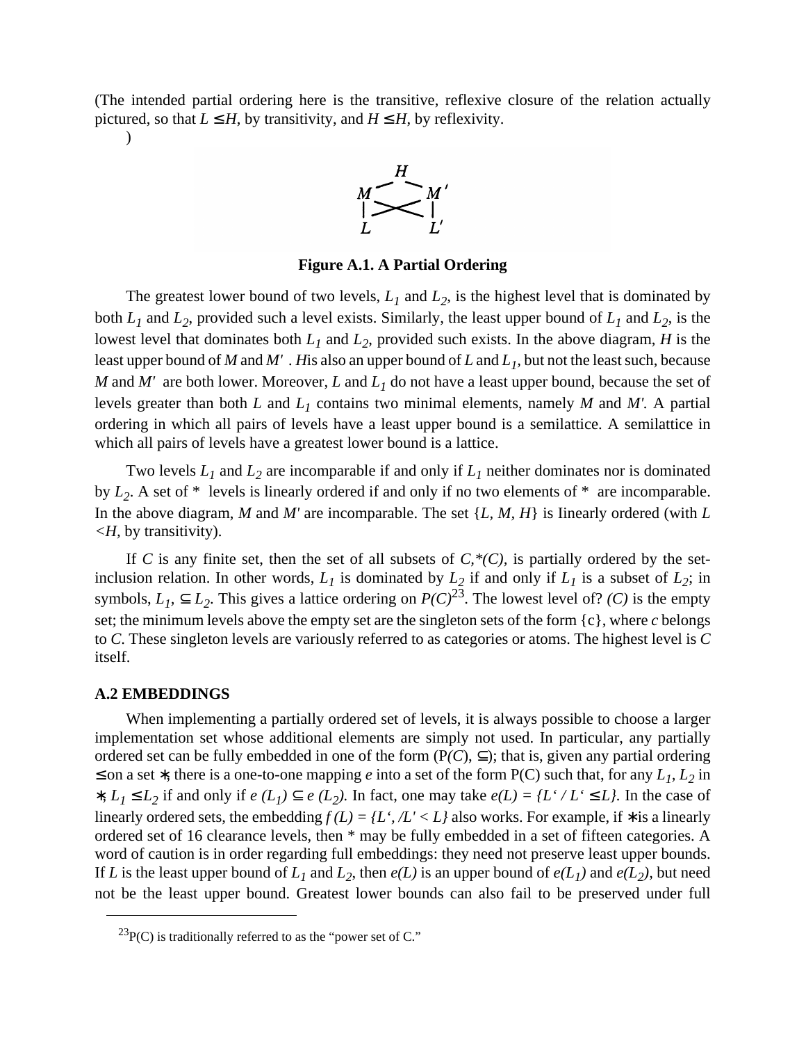(The intended partial ordering here is the transitive, reflexive closure of the relation actually pictured, so that $L \leq H$, by transitivity, and $H \leq H$, by reflexivity.
)

**Figure A.1. A Partial Ordering**

The greatest lower bound of two levels, $L_1$ and $L_2$, is the highest level that is dominated by both $L_1$ and $L_2$, provided such a level exists. Similarly, the least upper bound of $L_1$ and $L_2$, is the lowest level that dominates both $L_1$ and $L_2$, provided such exists. In the above diagram, $H$ is the least upper bound of $M$ and $M'$ . $H$is also an upper bound of $L$ and $L_1$, but not the least such, because $M$ and $M'$ are both lower. Moreover, $L$ and $L_1$ do not have a least upper bound, because the set of levels greater than both $L$ and $L_1$ contains two minimal elements, namely $M$ and $M'$. A partial ordering in which all pairs of levels have a least upper bound is a semilattice. A semilattice in which all pairs of levels have a greatest lower bound is a lattice.

Two levels $L_1$ and $L_2$ are incomparable if and only if $L_1$ neither dominates nor is dominated by $L_2$. A set of * levels is linearly ordered if and only if no two elements of * are incomparable. In the above diagram, $M$ and $M'$ are incomparable. The set $\{L, M, H\}$ is Iinearly ordered (with $L < H$, by transitivity).

If $C$ is any finite set, then the set of all subsets of $C$,*(C), is partially ordered by the set-inclusion relation. In other words, $L_1$ is dominated by $L_2$ if and only if $L_1$ is a subset of $L_2$; in symbols, $L_1, \subseteq L_2$. This gives a lattice ordering on $P(C)$[23]. The lowest level of? *(C)* is the empty set; the minimum levels above the empty set are the singleton sets of the form {c}, where $c$ belongs to $C$. These singleton levels are variously referred to as categories or atoms. The highest level is $C$ itself.

## A.2 EMBEDDINGS

When implementing a partially ordered set of levels, it is always possible to choose a larger implementation set whose additional elements are simply not used. In particular, any partially ordered set can be fully embedded in one of the form (P($C$), $\subseteq$); that is, given any partial ordering $\leq$ on a set ∗, there is a one-to-one mapping $e$ into a set of the form P(C) such that, for any $L_1, L_2$ in ∗, $L_1 \leq L_2$ if and only if $e(L_1) \subseteq e(L_2)$. In fact, one may take $e(L) = \{L' / L' \leq L\}$. In the case of linearly ordered sets, the embedding $f(L) = \{L', /L' < L\}$ also works. For example, if ∗ is a linearly ordered set of 16 clearance levels, then * may be fully embedded in a set of fifteen categories. A word of caution is in order regarding full embeddings: they need not preserve least upper bounds. If $L$ is the least upper bound of $L_1$ and $L_2$, then $e(L)$ is an upper bound of $e(L_1)$ and $e(L_2)$, but need not be the least upper bound. Greatest lower bounds can also fail to be preserved under full

[23]P(C) is traditionally referred to as the "power set of C."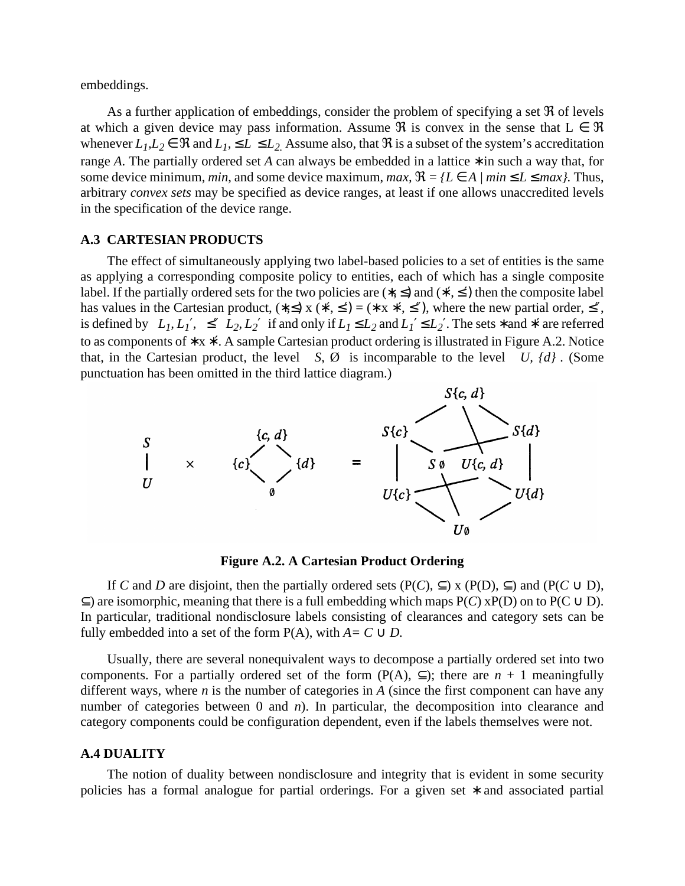embeddings.

As a further application of embeddings, consider the problem of specifying a set $\Re$ of levels at which a given device may pass information. Assume $\Re$ is convex in the sense that $L \in \Re$ whenever $L_1, L_2 \in \Re$ and $L_1 \leq L \leq L_2$. Assume also, that $\Re$ is a subset of the system's accreditation range $A$. The partially ordered set $A$ can always be embedded in a lattice ∗ in such a way that, for some device minimum, *min*, and some device maximum, *max*, $\Re = \{L \in A \mid min \leq L \leq max\}$. Thus, arbitrary *convex sets* may be specified as device ranges, at least if one allows unaccredited levels in the specification of the device range.

### A.3 CARTESIAN PRODUCTS

The effect of simultaneously applying two label-based policies to a set of entities is the same as applying a corresponding composite policy to entities, each of which has a single composite label. If the partially ordered sets for the two policies are (∗, ≤) and (∗, ≤′) then the composite label has values in the Cartesian product, (∗,≤) x (∗, ≤′) = (∗x ∗, ≤″), where the new partial order, ≤″, is defined by $\langle L_1, L_1' \rangle \leq'' \langle L_2, L_2' \rangle$ if and only if $L_1 \leq L_2$ and $L_1' \leq L_2'$. The sets ∗ and ∗ are referred to as components of ∗x ∗. A sample Cartesian product ordering is illustrated in Figure A.2. Notice that, in the Cartesian product, the level $\langle S, \emptyset \rangle$ is incomparable to the level $\langle U, \{d\} \rangle$. (Some punctuation has been omitted in the third lattice diagram.)

**Figure A.2. A Cartesian Product Ordering**

If $C$ and $D$ are disjoint, then the partially ordered sets (P($C$), ⊆) x (P(D), ⊆) and (P($C$ ∪ D), ⊆) are isomorphic, meaning that there is a full embedding which maps P($C$) xP(D) on to P(C ∪ D). In particular, traditional nondisclosure labels consisting of clearances and category sets can be fully embedded into a set of the form P(A), with $A = C \cup D$.

Usually, there are several nonequivalent ways to decompose a partially ordered set into two components. For a partially ordered set of the form (P(A), ⊆); there are $n + 1$ meaningfully different ways, where $n$ is the number of categories in $A$ (since the first component can have any number of categories between 0 and $n$). In particular, the decomposition into clearance and category components could be configuration dependent, even if the labels themselves were not.

### A.4 DUALITY

The notion of duality between nondisclosure and integrity that is evident in some security policies has a formal analogue for partial orderings. For a given set ∗ and associated partial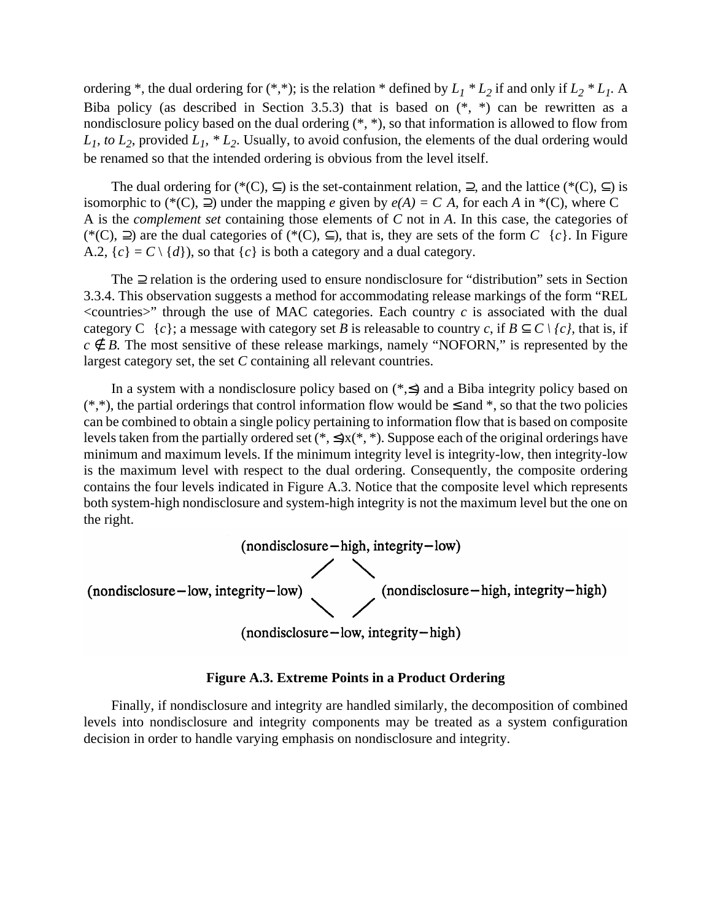ordering *, the dual ordering for (*,*); is the relation * defined by $L_1 * L_2$ if and only if $L_2 * L_1$. A Biba policy (as described in Section 3.5.3) that is based on (*, *) can be rewritten as a nondisclosure policy based on the dual ordering (*, *), so that information is allowed to flow from $L_1$, *to* $L_2$, provided $L_1$, * $L_2$. Usually, to avoid confusion, the elements of the dual ordering would be renamed so that the intended ordering is obvious from the level itself.

The dual ordering for (*(C), ⊆) is the set-containment relation, ⊇, and the lattice (*(C), ⊆) is isomorphic to (*(C), ⊇) under the mapping *e* given by *e(A)* = *C A*, for each *A* in *(C), where C A is the *complement set* containing those elements of *C* not in *A*. In this case, the categories of (*(C), ⊇) are the dual categories of (*(C), ⊆), that is, they are sets of the form *C* {*c*}. In Figure A.2, {*c*} = *C* \ {*d*}), so that {*c*} is both a category and a dual category.

The ⊇ relation is the ordering used to ensure nondisclosure for "distribution" sets in Section 3.3.4. This observation suggests a method for accommodating release markings of the form "REL <countries>" through the use of MAC categories. Each country *c* is associated with the dual category C {*c*}; a message with category set *B* is releasable to country *c*, if *B* ⊆ *C* \ {*c*}, that is, if *c* ∉ *B*. The most sensitive of these release markings, namely "NOFORN," is represented by the largest category set, the set *C* containing all relevant countries.

In a system with a nondisclosure policy based on (*,⊴) and a Biba integrity policy based on (*,*), the partial orderings that control information flow would be ≤ and *, so that the two policies can be combined to obtain a single policy pertaining to information flow that is based on composite levels taken from the partially ordered set (*, ⊴)x(*, *). Suppose each of the original orderings have minimum and maximum levels. If the minimum integrity level is integrity-low, then integrity-low is the maximum level with respect to the dual ordering. Consequently, the composite ordering contains the four levels indicated in Figure A.3. Notice that the composite level which represents both system-high nondisclosure and system-high integrity is not the maximum level but the one on the right.

```
                    (nondisclosure−high, integrity−low)
                              /         \
(nondisclosure−low, integrity−low)       (nondisclosure−high, integrity−high)
                              \         /
                    (nondisclosure−low, integrity−high)
```

**Figure A.3. Extreme Points in a Product Ordering**

Finally, if nondisclosure and integrity are handled similarly, the decomposition of combined levels into nondisclosure and integrity components may be treated as a system configuration decision in order to handle varying emphasis on nondisclosure and integrity.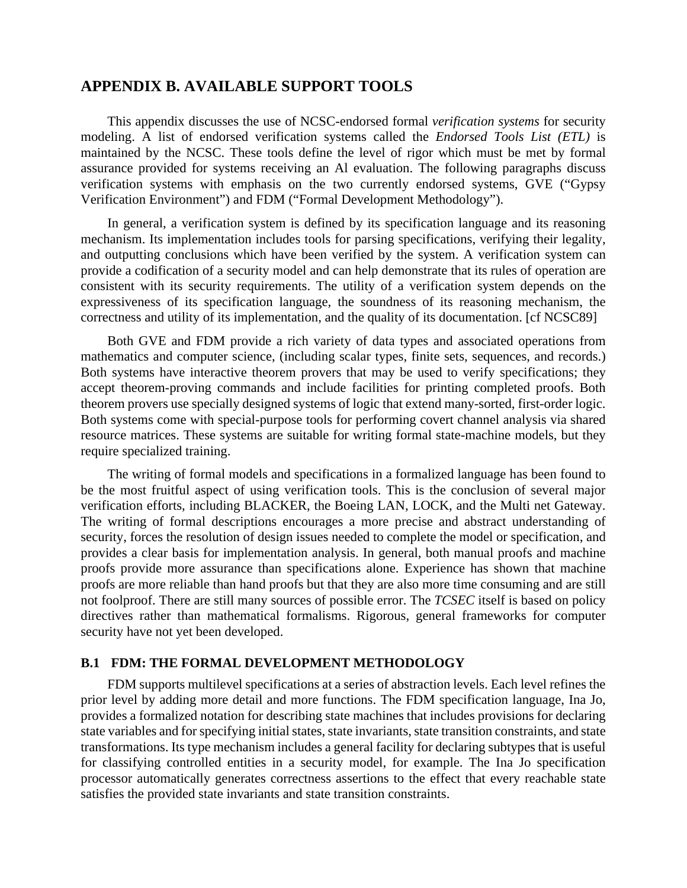## APPENDIX B. AVAILABLE SUPPORT TOOLS

This appendix discusses the use of NCSC-endorsed formal *verification systems* for security modeling. A list of endorsed verification systems called the *Endorsed Tools List (ETL)* is maintained by the NCSC. These tools define the level of rigor which must be met by formal assurance provided for systems receiving an Al evaluation. The following paragraphs discuss verification systems with emphasis on the two currently endorsed systems, GVE ("Gypsy Verification Environment") and FDM ("Formal Development Methodology").

In general, a verification system is defined by its specification language and its reasoning mechanism. Its implementation includes tools for parsing specifications, verifying their legality, and outputting conclusions which have been verified by the system. A verification system can provide a codification of a security model and can help demonstrate that its rules of operation are consistent with its security requirements. The utility of a verification system depends on the expressiveness of its specification language, the soundness of its reasoning mechanism, the correctness and utility of its implementation, and the quality of its documentation. [cf NCSC89]

Both GVE and FDM provide a rich variety of data types and associated operations from mathematics and computer science, (including scalar types, finite sets, sequences, and records.) Both systems have interactive theorem provers that may be used to verify specifications; they accept theorem-proving commands and include facilities for printing completed proofs. Both theorem provers use specially designed systems of logic that extend many-sorted, first-order logic. Both systems come with special-purpose tools for performing covert channel analysis via shared resource matrices. These systems are suitable for writing formal state-machine models, but they require specialized training.

The writing of formal models and specifications in a formalized language has been found to be the most fruitful aspect of using verification tools. This is the conclusion of several major verification efforts, including BLACKER, the Boeing LAN, LOCK, and the Multi net Gateway. The writing of formal descriptions encourages a more precise and abstract understanding of security, forces the resolution of design issues needed to complete the model or specification, and provides a clear basis for implementation analysis. In general, both manual proofs and machine proofs provide more assurance than specifications alone. Experience has shown that machine proofs are more reliable than hand proofs but that they are also more time consuming and are still not foolproof. There are still many sources of possible error. The *TCSEC* itself is based on policy directives rather than mathematical formalisms. Rigorous, general frameworks for computer security have not yet been developed.

### B.1 FDM: THE FORMAL DEVELOPMENT METHODOLOGY

FDM supports multilevel specifications at a series of abstraction levels. Each level refines the prior level by adding more detail and more functions. The FDM specification language, Ina Jo, provides a formalized notation for describing state machines that includes provisions for declaring state variables and for specifying initial states, state invariants, state transition constraints, and state transformations. Its type mechanism includes a general facility for declaring subtypes that is useful for classifying controlled entities in a security model, for example. The Ina Jo specification processor automatically generates correctness assertions to the effect that every reachable state satisfies the provided state invariants and state transition constraints.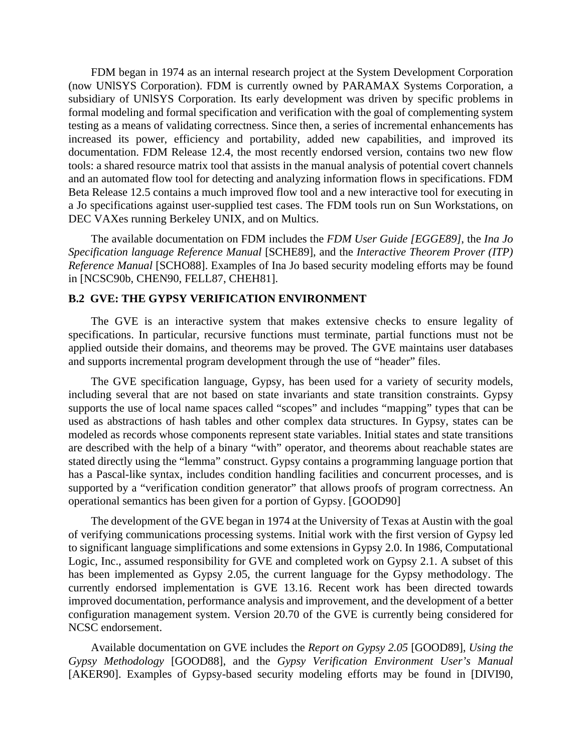FDM began in 1974 as an internal research project at the System Development Corporation (now UNlSYS Corporation). FDM is currently owned by PARAMAX Systems Corporation, a subsidiary of UNlSYS Corporation. Its early development was driven by specific problems in formal modeling and formal specification and verification with the goal of complementing system testing as a means of validating correctness. Since then, a series of incremental enhancements has increased its power, efficiency and portability, added new capabilities, and improved its documentation. FDM Release 12.4, the most recently endorsed version, contains two new flow tools: a shared resource matrix tool that assists in the manual analysis of potential covert channels and an automated flow tool for detecting and analyzing information flows in specifications. FDM Beta Release 12.5 contains a much improved flow tool and a new interactive tool for executing in a Jo specifications against user-supplied test cases. The FDM tools run on Sun Workstations, on DEC VAXes running Berkeley UNIX, and on Multics.

The available documentation on FDM includes the *FDM User Guide [EGGE89]*, the *Ina Jo Specification language Reference Manual* [SCHE89], and the *Interactive Theorem Prover (ITP) Reference Manual* [SCHO88]. Examples of Ina Jo based security modeling efforts may be found in [NCSC90b, CHEN90, FELL87, CHEH81].

### B.2 GVE: THE GYPSY VERIFICATION ENVIRONMENT

The GVE is an interactive system that makes extensive checks to ensure legality of specifications. In particular, recursive functions must terminate, partial functions must not be applied outside their domains, and theorems may be proved. The GVE maintains user databases and supports incremental program development through the use of "header" files.

The GVE specification language, Gypsy, has been used for a variety of security models, including several that are not based on state invariants and state transition constraints. Gypsy supports the use of local name spaces called "scopes" and includes "mapping" types that can be used as abstractions of hash tables and other complex data structures. In Gypsy, states can be modeled as records whose components represent state variables. Initial states and state transitions are described with the help of a binary "with" operator, and theorems about reachable states are stated directly using the "lemma" construct. Gypsy contains a programming language portion that has a Pascal-like syntax, includes condition handling facilities and concurrent processes, and is supported by a "verification condition generator" that allows proofs of program correctness. An operational semantics has been given for a portion of Gypsy. [GOOD90]

The development of the GVE began in 1974 at the University of Texas at Austin with the goal of verifying communications processing systems. Initial work with the first version of Gypsy led to significant language simplifications and some extensions in Gypsy 2.0. In 1986, Computational Logic, Inc., assumed responsibility for GVE and completed work on Gypsy 2.1. A subset of this has been implemented as Gypsy 2.05, the current language for the Gypsy methodology. The currently endorsed implementation is GVE 13.16. Recent work has been directed towards improved documentation, performance analysis and improvement, and the development of a better configuration management system. Version 20.70 of the GVE is currently being considered for NCSC endorsement.

Available documentation on GVE includes the *Report on Gypsy 2.05* [GOOD89], *Using the Gypsy Methodology* [GOOD88], and the *Gypsy Verification Environment User's Manual* [AKER90]. Examples of Gypsy-based security modeling efforts may be found in [DIVI90,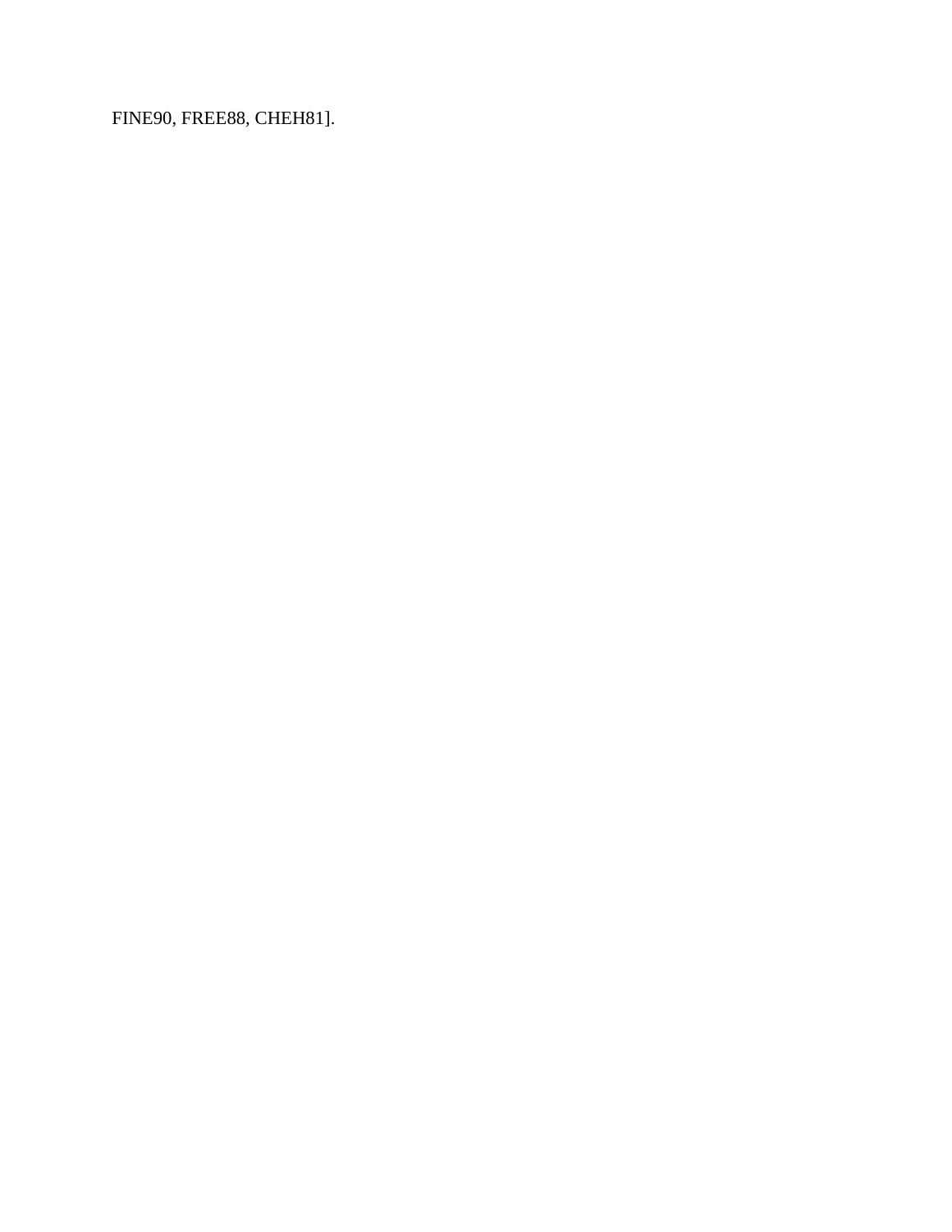FINE90, FREE88, CHEH81].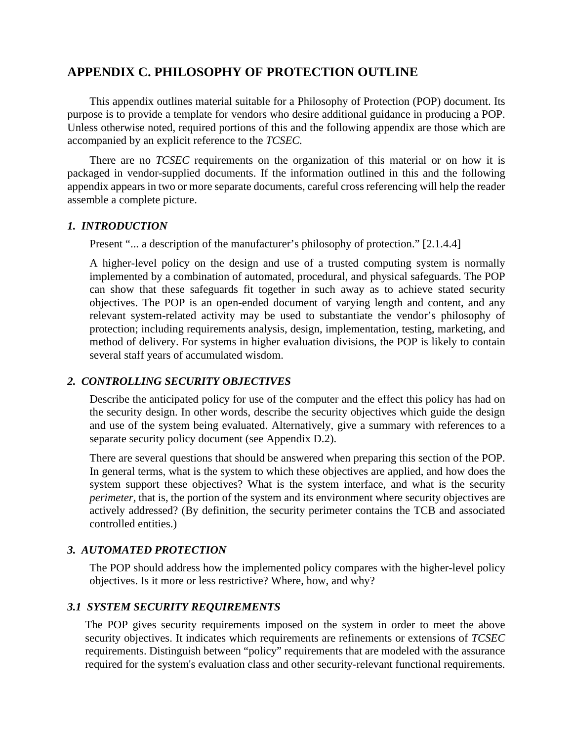## APPENDIX C. PHILOSOPHY OF PROTECTION OUTLINE

This appendix outlines material suitable for a Philosophy of Protection (POP) document. Its purpose is to provide a template for vendors who desire additional guidance in producing a POP. Unless otherwise noted, required portions of this and the following appendix are those which are accompanied by an explicit reference to the *TCSEC.*

There are no *TCSEC* requirements on the organization of this material or on how it is packaged in vendor-supplied documents. If the information outlined in this and the following appendix appears in two or more separate documents, careful cross referencing will help the reader assemble a complete picture.

### *1. INTRODUCTION*

Present "... a description of the manufacturer's philosophy of protection." [2.1.4.4]

A higher-level policy on the design and use of a trusted computing system is normally implemented by a combination of automated, procedural, and physical safeguards. The POP can show that these safeguards fit together in such away as to achieve stated security objectives. The POP is an open-ended document of varying length and content, and any relevant system-related activity may be used to substantiate the vendor's philosophy of protection; including requirements analysis, design, implementation, testing, marketing, and method of delivery. For systems in higher evaluation divisions, the POP is likely to contain several staff years of accumulated wisdom.

### *2. CONTROLLING SECURITY OBJECTIVES*

Describe the anticipated policy for use of the computer and the effect this policy has had on the security design. In other words, describe the security objectives which guide the design and use of the system being evaluated. Alternatively, give a summary with references to a separate security policy document (see Appendix D.2).

There are several questions that should be answered when preparing this section of the POP. In general terms, what is the system to which these objectives are applied, and how does the system support these objectives? What is the system interface, and what is the security *perimeter,* that is, the portion of the system and its environment where security objectives are actively addressed? (By definition, the security perimeter contains the TCB and associated controlled entities.)

### *3. AUTOMATED PROTECTION*

The POP should address how the implemented policy compares with the higher-level policy objectives. Is it more or less restrictive? Where, how, and why?

### *3.1 SYSTEM SECURITY REQUIREMENTS*

The POP gives security requirements imposed on the system in order to meet the above security objectives. It indicates which requirements are refinements or extensions of *TCSEC* requirements. Distinguish between "policy" requirements that are modeled with the assurance required for the system's evaluation class and other security-relevant functional requirements.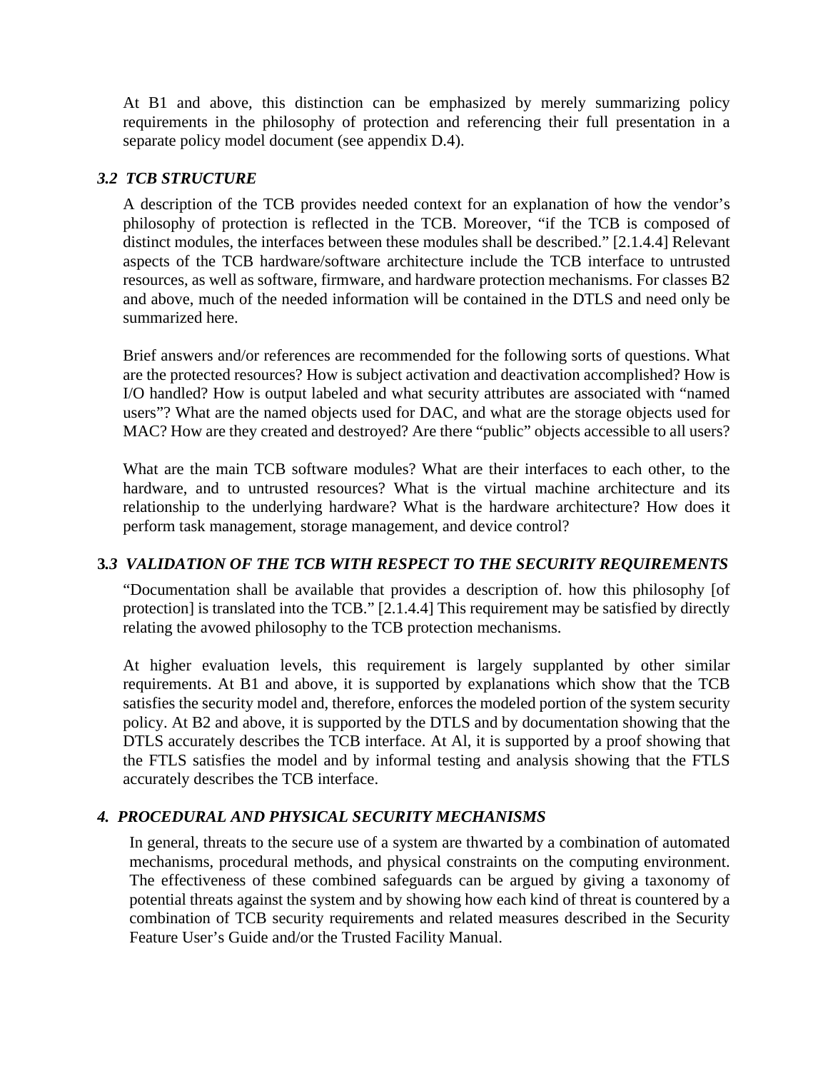At B1 and above, this distinction can be emphasized by merely summarizing policy requirements in the philosophy of protection and referencing their full presentation in a separate policy model document (see appendix D.4).

### *3.2 TCB STRUCTURE*

A description of the TCB provides needed context for an explanation of how the vendor's philosophy of protection is reflected in the TCB. Moreover, "if the TCB is composed of distinct modules, the interfaces between these modules shall be described." [2.1.4.4] Relevant aspects of the TCB hardware/software architecture include the TCB interface to untrusted resources, as well as software, firmware, and hardware protection mechanisms. For classes B2 and above, much of the needed information will be contained in the DTLS and need only be summarized here.

Brief answers and/or references are recommended for the following sorts of questions. What are the protected resources? How is subject activation and deactivation accomplished? How is I/O handled? How is output labeled and what security attributes are associated with "named users"? What are the named objects used for DAC, and what are the storage objects used for MAC? How are they created and destroyed? Are there "public" objects accessible to all users?

What are the main TCB software modules? What are their interfaces to each other, to the hardware, and to untrusted resources? What is the virtual machine architecture and its relationship to the underlying hardware? What is the hardware architecture? How does it perform task management, storage management, and device control?

### **3.***3 VALIDATION OF THE TCB WITH RESPECT TO THE SECURITY REQUIREMENTS*

"Documentation shall be available that provides a description of. how this philosophy [of protection] is translated into the TCB." [2.1.4.4] This requirement may be satisfied by directly relating the avowed philosophy to the TCB protection mechanisms.

At higher evaluation levels, this requirement is largely supplanted by other similar requirements. At B1 and above, it is supported by explanations which show that the TCB satisfies the security model and, therefore, enforces the modeled portion of the system security policy. At B2 and above, it is supported by the DTLS and by documentation showing that the DTLS accurately describes the TCB interface. At Al, it is supported by a proof showing that the FTLS satisfies the model and by informal testing and analysis showing that the FTLS accurately describes the TCB interface.

## *4. PROCEDURAL AND PHYSICAL SECURITY MECHANISMS*

In general, threats to the secure use of a system are thwarted by a combination of automated mechanisms, procedural methods, and physical constraints on the computing environment. The effectiveness of these combined safeguards can be argued by giving a taxonomy of potential threats against the system and by showing how each kind of threat is countered by a combination of TCB security requirements and related measures described in the Security Feature User's Guide and/or the Trusted Facility Manual.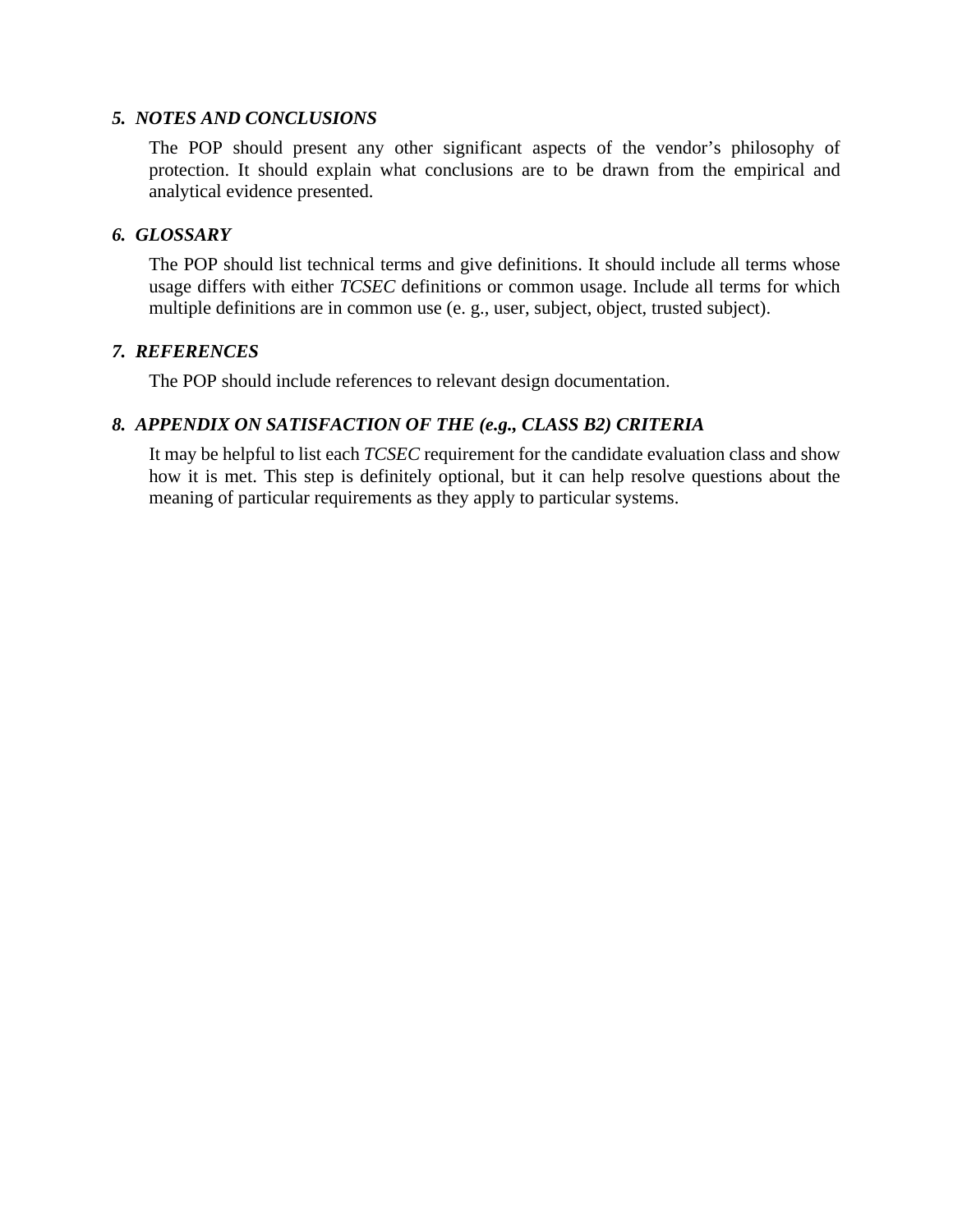### *5. NOTES AND CONCLUSIONS*

The POP should present any other significant aspects of the vendor's philosophy of protection. It should explain what conclusions are to be drawn from the empirical and analytical evidence presented.

### *6. GLOSSARY*

The POP should list technical terms and give definitions. It should include all terms whose usage differs with either *TCSEC* definitions or common usage. Include all terms for which multiple definitions are in common use (e. g., user, subject, object, trusted subject).

### *7. REFERENCES*

The POP should include references to relevant design documentation.

### *8. APPENDIX ON SATISFACTION OF THE (e.g., CLASS B2) CRITERIA*

It may be helpful to list each *TCSEC* requirement for the candidate evaluation class and show how it is met. This step is definitely optional, but it can help resolve questions about the meaning of particular requirements as they apply to particular systems.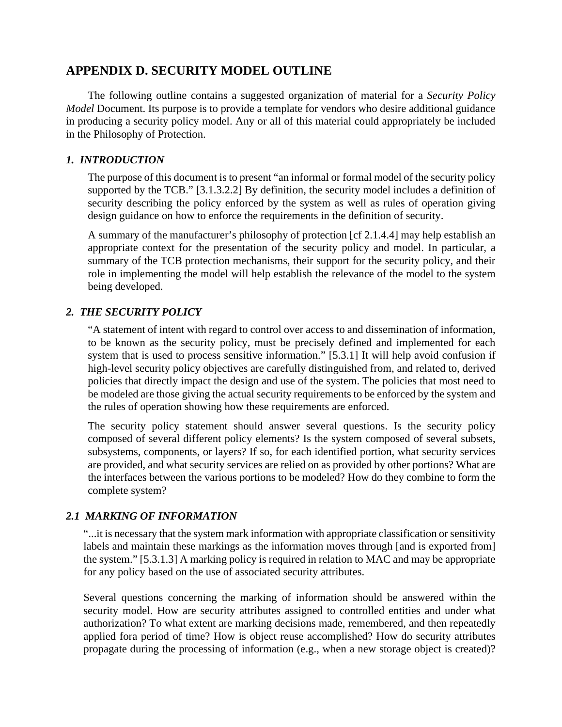# APPENDIX D. SECURITY MODEL OUTLINE

The following outline contains a suggested organization of material for a *Security Policy Model* Document. Its purpose is to provide a template for vendors who desire additional guidance in producing a security policy model. Any or all of this material could appropriately be included in the Philosophy of Protection.

### *1. INTRODUCTION*

The purpose of this document is to present "an informal or formal model of the security policy supported by the TCB." [3.1.3.2.2] By definition, the security model includes a definition of security describing the policy enforced by the system as well as rules of operation giving design guidance on how to enforce the requirements in the definition of security.

A summary of the manufacturer's philosophy of protection [cf 2.1.4.4] may help establish an appropriate context for the presentation of the security policy and model. In particular, a summary of the TCB protection mechanisms, their support for the security policy, and their role in implementing the model will help establish the relevance of the model to the system being developed.

### *2. THE SECURITY POLICY*

"A statement of intent with regard to control over access to and dissemination of information, to be known as the security policy, must be precisely defined and implemented for each system that is used to process sensitive information." [5.3.1] It will help avoid confusion if high-level security policy objectives are carefully distinguished from, and related to, derived policies that directly impact the design and use of the system. The policies that most need to be modeled are those giving the actual security requirements to be enforced by the system and the rules of operation showing how these requirements are enforced.

The security policy statement should answer several questions. Is the security policy composed of several different policy elements? Is the system composed of several subsets, subsystems, components, or layers? If so, for each identified portion, what security services are provided, and what security services are relied on as provided by other portions? What are the interfaces between the various portions to be modeled? How do they combine to form the complete system?

### *2.1 MARKING OF INFORMATION*

"...it is necessary that the system mark information with appropriate classification or sensitivity labels and maintain these markings as the information moves through [and is exported from] the system." [5.3.1.3] A marking policy is required in relation to MAC and may be appropriate for any policy based on the use of associated security attributes.

Several questions concerning the marking of information should be answered within the security model. How are security attributes assigned to controlled entities and under what authorization? To what extent are marking decisions made, remembered, and then repeatedly applied fora period of time? How is object reuse accomplished? How do security attributes propagate during the processing of information (e.g., when a new storage object is created)?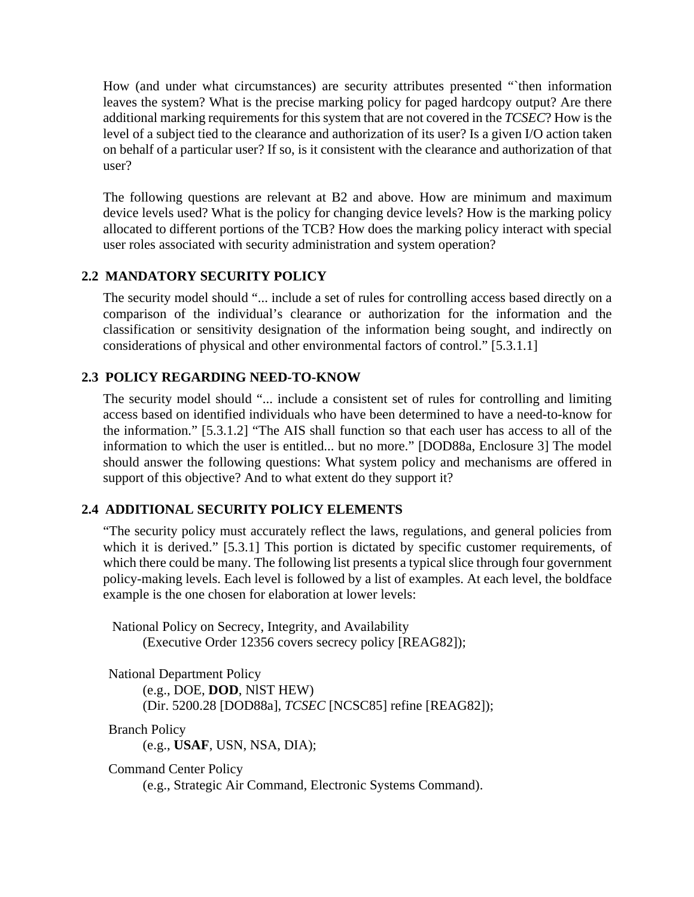How (and under what circumstances) are security attributes presented "`then information leaves the system? What is the precise marking policy for paged hardcopy output? Are there additional marking requirements for this system that are not covered in the *TCSEC*? How is the level of a subject tied to the clearance and authorization of its user? Is a given I/O action taken on behalf of a particular user? If so, is it consistent with the clearance and authorization of that user?

The following questions are relevant at B2 and above. How are minimum and maximum device levels used? What is the policy for changing device levels? How is the marking policy allocated to different portions of the TCB? How does the marking policy interact with special user roles associated with security administration and system operation?

## 2.2 MANDATORY SECURITY POLICY

The security model should "... include a set of rules for controlling access based directly on a comparison of the individual's clearance or authorization for the information and the classification or sensitivity designation of the information being sought, and indirectly on considerations of physical and other environmental factors of control." [5.3.1.1]

## 2.3 POLICY REGARDING NEED-TO-KNOW

The security model should "... include a consistent set of rules for controlling and limiting access based on identified individuals who have been determined to have a need-to-know for the information." [5.3.1.2] "The AIS shall function so that each user has access to all of the information to which the user is entitled... but no more." [DOD88a, Enclosure 3] The model should answer the following questions: What system policy and mechanisms are offered in support of this objective? And to what extent do they support it?

## 2.4 ADDITIONAL SECURITY POLICY ELEMENTS

"The security policy must accurately reflect the laws, regulations, and general policies from which it is derived." [5.3.1] This portion is dictated by specific customer requirements, of which there could be many. The following list presents a typical slice through four government policy-making levels. Each level is followed by a list of examples. At each level, the boldface example is the one chosen for elaboration at lower levels:

National Policy on Secrecy, Integrity, and Availability
(Executive Order 12356 covers secrecy policy [REAG82]);

National Department Policy
(e.g., DOE, **DOD**, NlST HEW)
(Dir. 5200.28 [DOD88a], *TCSEC* [NCSC85] refine [REAG82]);

Branch Policy
(e.g., **USAF**, USN, NSA, DIA);

Command Center Policy
(e.g., Strategic Air Command, Electronic Systems Command).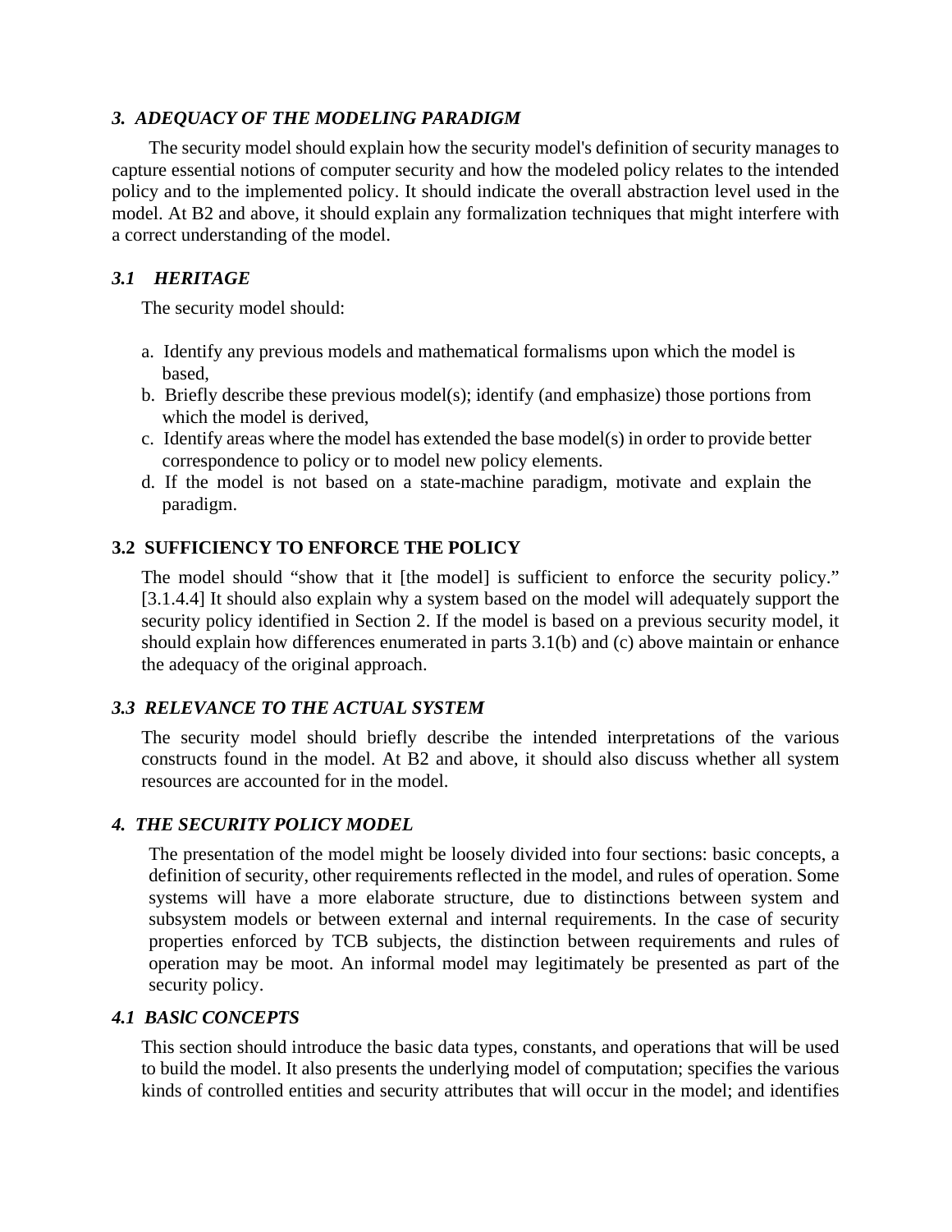### *3. ADEQUACY OF THE MODELING PARADIGM*

The security model should explain how the security model's definition of security manages to capture essential notions of computer security and how the modeled policy relates to the intended policy and to the implemented policy. It should indicate the overall abstraction level used in the model. At B2 and above, it should explain any formalization techniques that might interfere with a correct understanding of the model.

### *3.1 HERITAGE*

The security model should:

a. Identify any previous models and mathematical formalisms upon which the model is based,
b. Briefly describe these previous model(s); identify (and emphasize) those portions from which the model is derived,
c. Identify areas where the model has extended the base model(s) in order to provide better correspondence to policy or to model new policy elements.
d. If the model is not based on a state-machine paradigm, motivate and explain the paradigm.

### 3.2 SUFFICIENCY TO ENFORCE THE POLICY

The model should "show that it [the model] is sufficient to enforce the security policy." [3.1.4.4] It should also explain why a system based on the model will adequately support the security policy identified in Section 2. If the model is based on a previous security model, it should explain how differences enumerated in parts 3.1(b) and (c) above maintain or enhance the adequacy of the original approach.

### *3.3 RELEVANCE TO THE ACTUAL SYSTEM*

The security model should briefly describe the intended interpretations of the various constructs found in the model. At B2 and above, it should also discuss whether all system resources are accounted for in the model.

### *4. THE SECURITY POLICY MODEL*

The presentation of the model might be loosely divided into four sections: basic concepts, a definition of security, other requirements reflected in the model, and rules of operation. Some systems will have a more elaborate structure, due to distinctions between system and subsystem models or between external and internal requirements. In the case of security properties enforced by TCB subjects, the distinction between requirements and rules of operation may be moot. An informal model may legitimately be presented as part of the security policy.

### *4.1 BASIC CONCEPTS*

This section should introduce the basic data types, constants, and operations that will be used to build the model. It also presents the underlying model of computation; specifies the various kinds of controlled entities and security attributes that will occur in the model; and identifies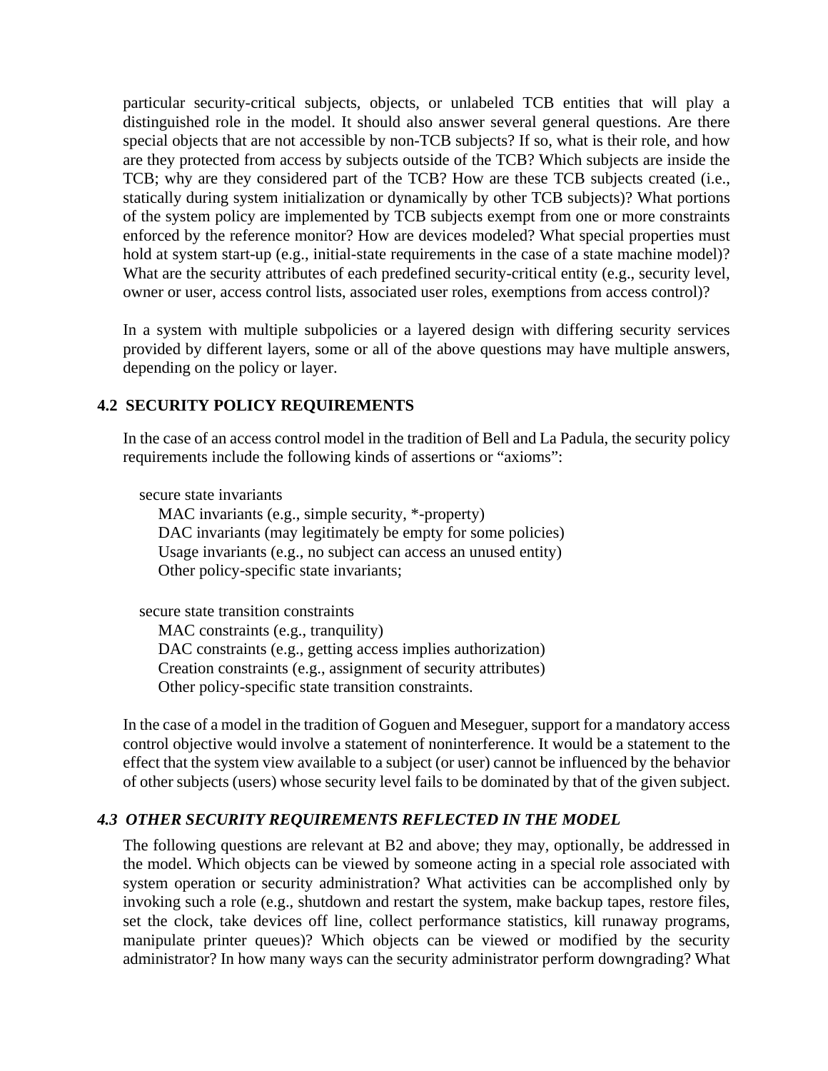particular security-critical subjects, objects, or unlabeled TCB entities that will play a distinguished role in the model. It should also answer several general questions. Are there special objects that are not accessible by non-TCB subjects? If so, what is their role, and how are they protected from access by subjects outside of the TCB? Which subjects are inside the TCB; why are they considered part of the TCB? How are these TCB subjects created (i.e., statically during system initialization or dynamically by other TCB subjects)? What portions of the system policy are implemented by TCB subjects exempt from one or more constraints enforced by the reference monitor? How are devices modeled? What special properties must hold at system start-up (e.g., initial-state requirements in the case of a state machine model)? What are the security attributes of each predefined security-critical entity (e.g., security level, owner or user, access control lists, associated user roles, exemptions from access control)?

In a system with multiple subpolicies or a layered design with differing security services provided by different layers, some or all of the above questions may have multiple answers, depending on the policy or layer.

### 4.2 SECURITY POLICY REQUIREMENTS

In the case of an access control model in the tradition of Bell and La Padula, the security policy requirements include the following kinds of assertions or "axioms":

- secure state invariants
  - MAC invariants (e.g., simple security, *-property)
  - DAC invariants (may legitimately be empty for some policies)
  - Usage invariants (e.g., no subject can access an unused entity)
  - Other policy-specific state invariants;
- secure state transition constraints
  - MAC constraints (e.g., tranquility)
  - DAC constraints (e.g., getting access implies authorization)
  - Creation constraints (e.g., assignment of security attributes)
  - Other policy-specific state transition constraints.

In the case of a model in the tradition of Goguen and Meseguer, support for a mandatory access control objective would involve a statement of noninterference. It would be a statement to the effect that the system view available to a subject (or user) cannot be influenced by the behavior of other subjects (users) whose security level fails to be dominated by that of the given subject.

### *4.3 OTHER SECURITY REQUIREMENTS REFLECTED IN THE MODEL*

The following questions are relevant at B2 and above; they may, optionally, be addressed in the model. Which objects can be viewed by someone acting in a special role associated with system operation or security administration? What activities can be accomplished only by invoking such a role (e.g., shutdown and restart the system, make backup tapes, restore files, set the clock, take devices off line, collect performance statistics, kill runaway programs, manipulate printer queues)? Which objects can be viewed or modified by the security administrator? In how many ways can the security administrator perform downgrading? What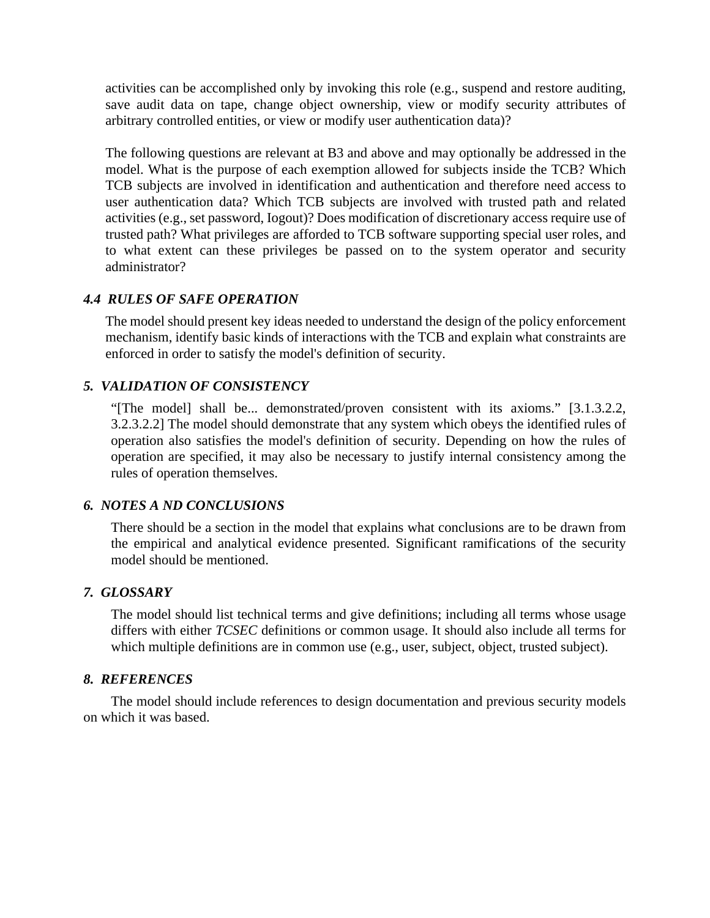activities can be accomplished only by invoking this role (e.g., suspend and restore auditing, save audit data on tape, change object ownership, view or modify security attributes of arbitrary controlled entities, or view or modify user authentication data)?

The following questions are relevant at B3 and above and may optionally be addressed in the model. What is the purpose of each exemption allowed for subjects inside the TCB? Which TCB subjects are involved in identification and authentication and therefore need access to user authentication data? Which TCB subjects are involved with trusted path and related activities (e.g., set password, Iogout)? Does modification of discretionary access require use of trusted path? What privileges are afforded to TCB software supporting special user roles, and to what extent can these privileges be passed on to the system operator and security administrator?

### *4.4 RULES OF SAFE OPERATION*

The model should present key ideas needed to understand the design of the policy enforcement mechanism, identify basic kinds of interactions with the TCB and explain what constraints are enforced in order to satisfy the model's definition of security.

## *5. VALIDATION OF CONSISTENCY*

"[The model] shall be... demonstrated/proven consistent with its axioms." [3.1.3.2.2, 3.2.3.2.2] The model should demonstrate that any system which obeys the identified rules of operation also satisfies the model's definition of security. Depending on how the rules of operation are specified, it may also be necessary to justify internal consistency among the rules of operation themselves.

## *6. NOTES A ND CONCLUSIONS*

There should be a section in the model that explains what conclusions are to be drawn from the empirical and analytical evidence presented. Significant ramifications of the security model should be mentioned.

## *7. GLOSSARY*

The model should list technical terms and give definitions; including all terms whose usage differs with either *TCSEC* definitions or common usage. It should also include all terms for which multiple definitions are in common use (e.g., user, subject, object, trusted subject).

## *8. REFERENCES*

The model should include references to design documentation and previous security models on which it was based.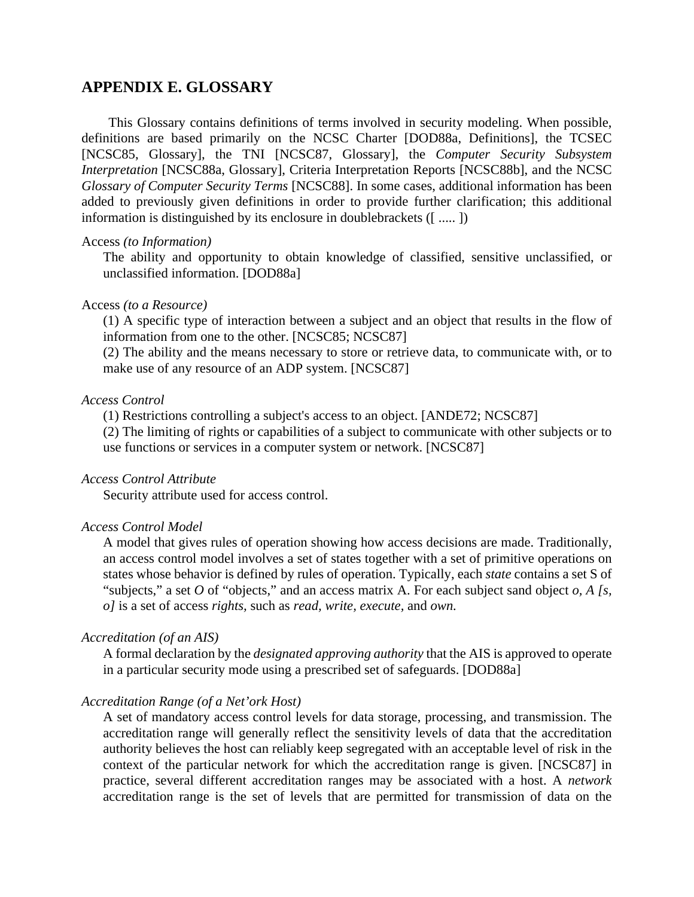# APPENDIX E. GLOSSARY

This Glossary contains definitions of terms involved in security modeling. When possible, definitions are based primarily on the NCSC Charter [DOD88a, Definitions], the TCSEC [NCSC85, Glossary], the TNI [NCSC87, Glossary], the *Computer Security Subsystem Interpretation* [NCSC88a, Glossary], Criteria Interpretation Reports [NCSC88b], and the NCSC *Glossary of Computer Security Terms* [NCSC88]. In some cases, additional information has been added to previously given definitions in order to provide further clarification; this additional information is distinguished by its enclosure in doublebrackets ([ ..... ])

Access *(to Information)*

The ability and opportunity to obtain knowledge of classified, sensitive unclassified, or unclassified information. [DOD88a]

Access *(to a Resource)*

(1) A specific type of interaction between a subject and an object that results in the flow of information from one to the other. [NCSC85; NCSC87]

(2) The ability and the means necessary to store or retrieve data, to communicate with, or to make use of any resource of an ADP system. [NCSC87]

*Access Control*

(1) Restrictions controlling a subject's access to an object. [ANDE72; NCSC87]

(2) The limiting of rights or capabilities of a subject to communicate with other subjects or to use functions or services in a computer system or network. [NCSC87]

*Access Control Attribute*

Security attribute used for access control.

*Access Control Model*

A model that gives rules of operation showing how access decisions are made. Traditionally, an access control model involves a set of states together with a set of primitive operations on states whose behavior is defined by rules of operation. Typically, each *state* contains a set S of "subjects," a set *O* of "objects," and an access matrix A. For each subject sand object *o, A [s, o]* is a set of access *rights*, such as *read*, *write*, *execute*, and *own.*

*Accreditation (of an AIS)*

A formal declaration by the *designated approving authority* that the AIS is approved to operate in a particular security mode using a prescribed set of safeguards. [DOD88a]

*Accreditation Range (of a Net'ork Host)*

A set of mandatory access control levels for data storage, processing, and transmission. The accreditation range will generally reflect the sensitivity levels of data that the accreditation authority believes the host can reliably keep segregated with an acceptable level of risk in the context of the particular network for which the accreditation range is given. [NCSC87] in practice, several different accreditation ranges may be associated with a host. A *network* accreditation range is the set of levels that are permitted for transmission of data on the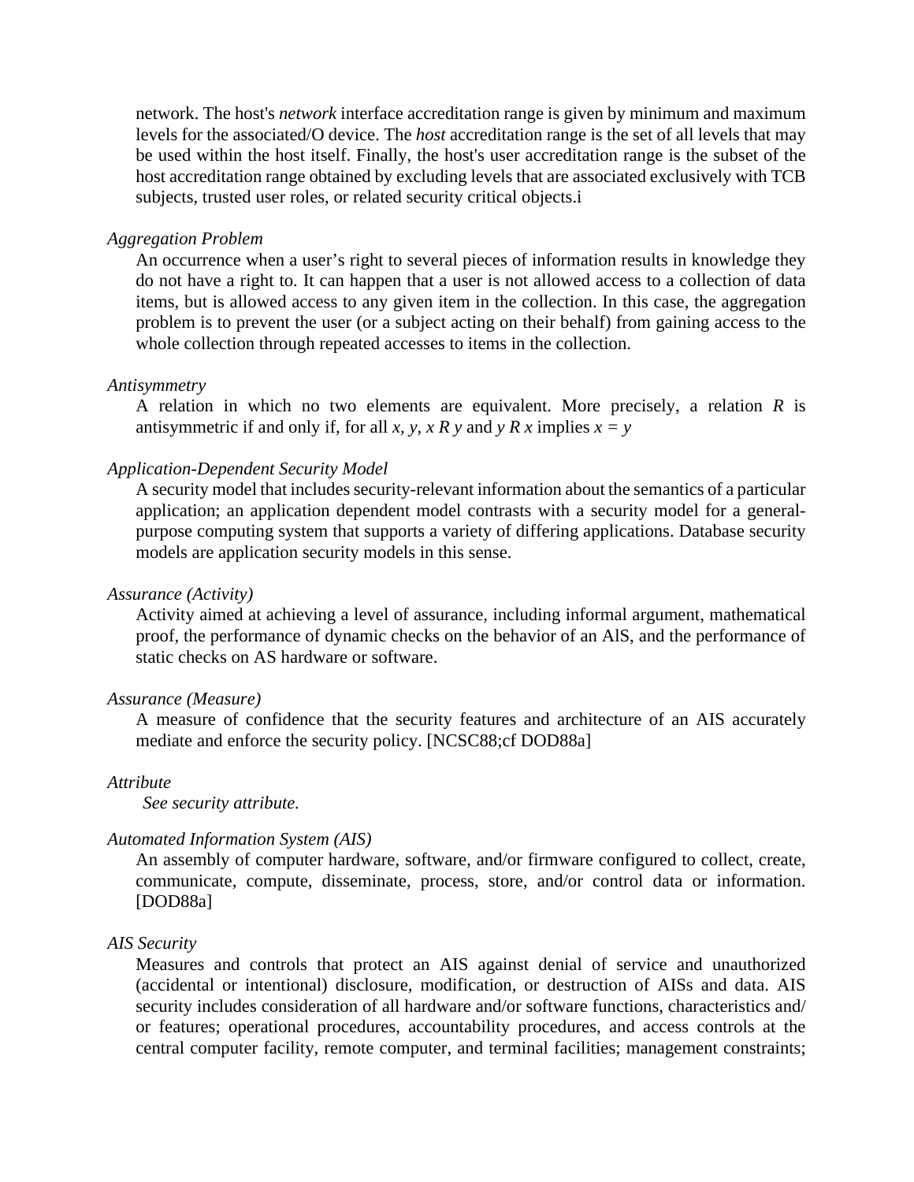network. The host's *network* interface accreditation range is given by minimum and maximum levels for the associated/O device. The *host* accreditation range is the set of all levels that may be used within the host itself. Finally, the host's user accreditation range is the subset of the host accreditation range obtained by excluding levels that are associated exclusively with TCB subjects, trusted user roles, or related security critical objects.i

*Aggregation Problem*

An occurrence when a user's right to several pieces of information results in knowledge they do not have a right to. It can happen that a user is not allowed access to a collection of data items, but is allowed access to any given item in the collection. In this case, the aggregation problem is to prevent the user (or a subject acting on their behalf) from gaining access to the whole collection through repeated accesses to items in the collection.

*Antisymmetry*

A relation in which no two elements are equivalent. More precisely, a relation $R$ is antisymmetric if and only if, for all $x, y$, $x\ R\ y$ and $y\ R\ x$ implies $x = y$

*Application-Dependent Security Model*

A security model that includes security-relevant information about the semantics of a particular application; an application dependent model contrasts with a security model for a general-purpose computing system that supports a variety of differing applications. Database security models are application security models in this sense.

*Assurance (Activity)*

Activity aimed at achieving a level of assurance, including informal argument, mathematical proof, the performance of dynamic checks on the behavior of an AlS, and the performance of static checks on AS hardware or software.

*Assurance (Measure)*

A measure of confidence that the security features and architecture of an AIS accurately mediate and enforce the security policy. [NCSC88;cf DOD88a]

*Attribute*

*See security attribute.*

*Automated Information System (AIS)*

An assembly of computer hardware, software, and/or firmware configured to collect, create, communicate, compute, disseminate, process, store, and/or control data or information. [DOD88a]

*AIS Security*

Measures and controls that protect an AIS against denial of service and unauthorized (accidental or intentional) disclosure, modification, or destruction of AISs and data. AIS security includes consideration of all hardware and/or software functions, characteristics and/or features; operational procedures, accountability procedures, and access controls at the central computer facility, remote computer, and terminal facilities; management constraints;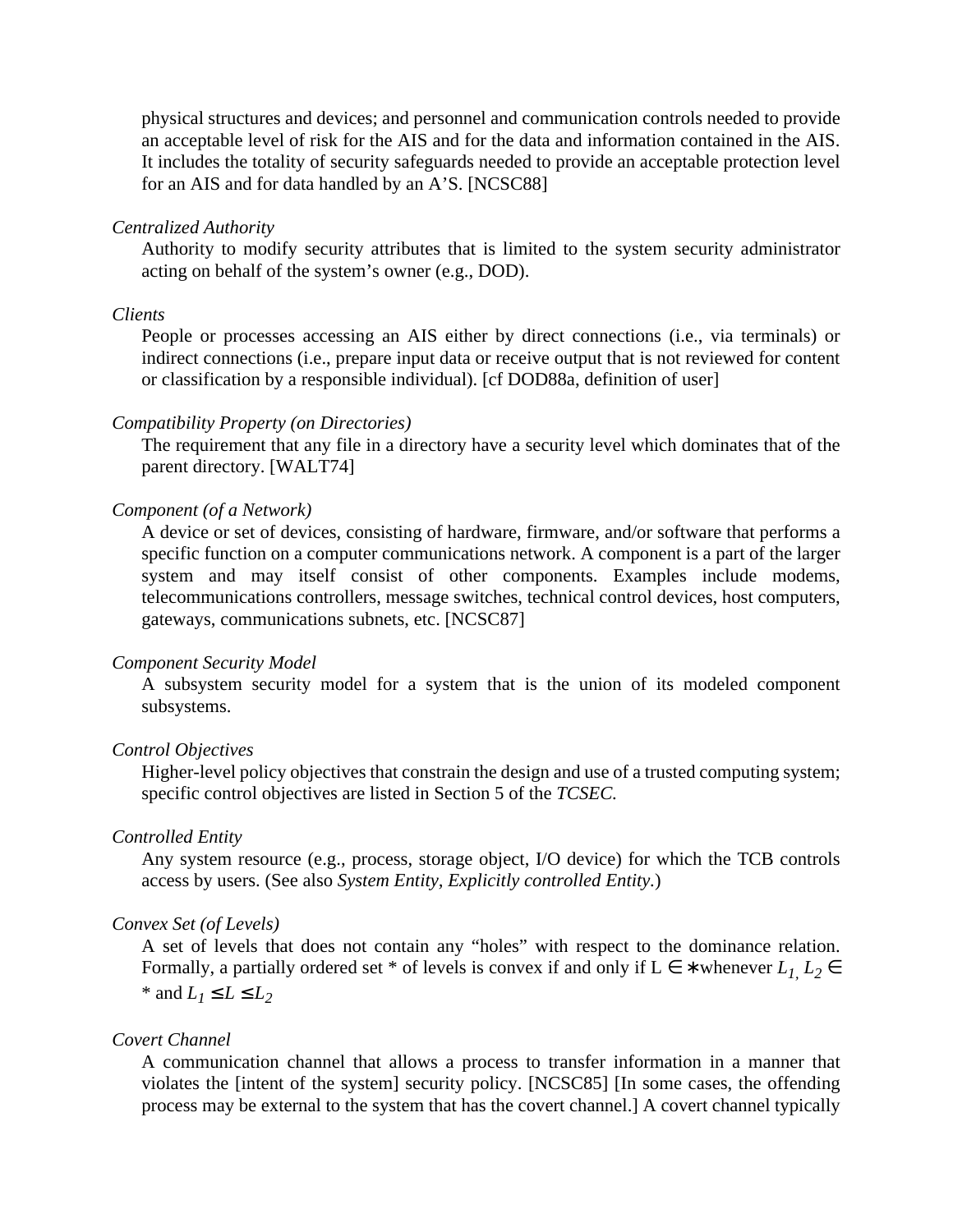physical structures and devices; and personnel and communication controls needed to provide an acceptable level of risk for the AIS and for the data and information contained in the AIS. It includes the totality of security safeguards needed to provide an acceptable protection level for an AIS and for data handled by an A'S. [NCSC88]

*Centralized Authority*

Authority to modify security attributes that is limited to the system security administrator acting on behalf of the system's owner (e.g., DOD).

*Clients*

People or processes accessing an AIS either by direct connections (i.e., via terminals) or indirect connections (i.e., prepare input data or receive output that is not reviewed for content or classification by a responsible individual). [cf DOD88a, definition of user]

*Compatibility Property (on Directories)*

The requirement that any file in a directory have a security level which dominates that of the parent directory. [WALT74]

*Component (of a Network)*

A device or set of devices, consisting of hardware, firmware, and/or software that performs a specific function on a computer communications network. A component is a part of the larger system and may itself consist of other components. Examples include modems, telecommunications controllers, message switches, technical control devices, host computers, gateways, communications subnets, etc. [NCSC87]

*Component Security Model*

A subsystem security model for a system that is the union of its modeled component subsystems.

*Control Objectives*

Higher-level policy objectives that constrain the design and use of a trusted computing system; specific control objectives are listed in Section 5 of the *TCSEC.*

*Controlled Entity*

Any system resource (e.g., process, storage object, I/O device) for which the TCB controls access by users. (See also *System Entity, Explicitly controlled Entity*.)

*Convex Set (of Levels)*

A set of levels that does not contain any "holes" with respect to the dominance relation. Formally, a partially ordered set * of levels is convex if and only if $L \in *$ whenever $L_1, L_2 \in *$ and $L_1 \leq L \leq L_2$

*Covert Channel*

A communication channel that allows a process to transfer information in a manner that violates the [intent of the system] security policy. [NCSC85] [In some cases, the offending process may be external to the system that has the covert channel.] A covert channel typically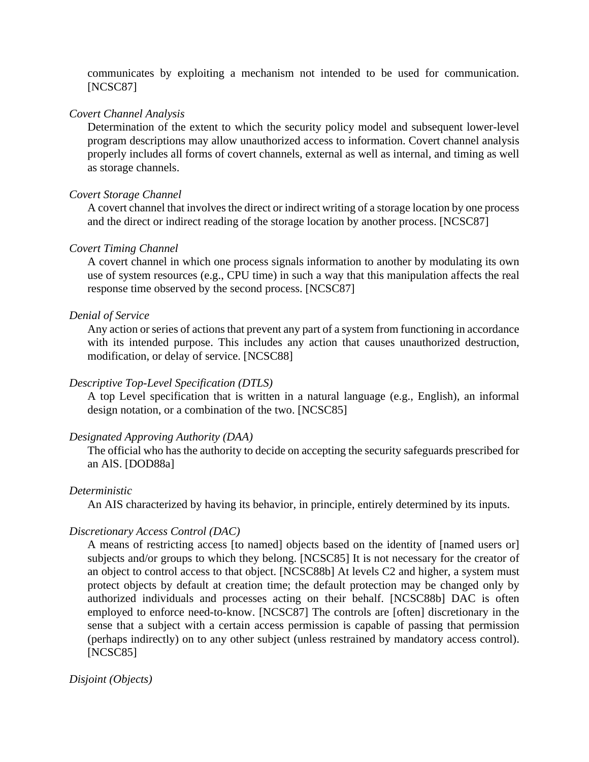communicates by exploiting a mechanism not intended to be used for communication. [NCSC87]

*Covert Channel Analysis*

Determination of the extent to which the security policy model and subsequent lower-level program descriptions may allow unauthorized access to information. Covert channel analysis properly includes all forms of covert channels, external as well as internal, and timing as well as storage channels.

*Covert Storage Channel*

A covert channel that involves the direct or indirect writing of a storage location by one process and the direct or indirect reading of the storage location by another process. [NCSC87]

*Covert Timing Channel*

A covert channel in which one process signals information to another by modulating its own use of system resources (e.g., CPU time) in such a way that this manipulation affects the real response time observed by the second process. [NCSC87]

*Denial of Service*

Any action or series of actions that prevent any part of a system from functioning in accordance with its intended purpose. This includes any action that causes unauthorized destruction, modification, or delay of service. [NCSC88]

*Descriptive Top-Level Specification (DTLS)*

A top Level specification that is written in a natural language (e.g., English), an informal design notation, or a combination of the two. [NCSC85]

*Designated Approving Authority (DAA)*

The official who has the authority to decide on accepting the security safeguards prescribed for an AlS. [DOD88a]

*Deterministic*

An AIS characterized by having its behavior, in principle, entirely determined by its inputs.

*Discretionary Access Control (DAC)*

A means of restricting access [to named] objects based on the identity of [named users or] subjects and/or groups to which they belong. [NCSC85] It is not necessary for the creator of an object to control access to that object. [NCSC88b] At levels C2 and higher, a system must protect objects by default at creation time; the default protection may be changed only by authorized individuals and processes acting on their behalf. [NCSC88b] DAC is often employed to enforce need-to-know. [NCSC87] The controls are [often] discretionary in the sense that a subject with a certain access permission is capable of passing that permission (perhaps indirectly) on to any other subject (unless restrained by mandatory access control). [NCSC85]

*Disjoint (Objects)*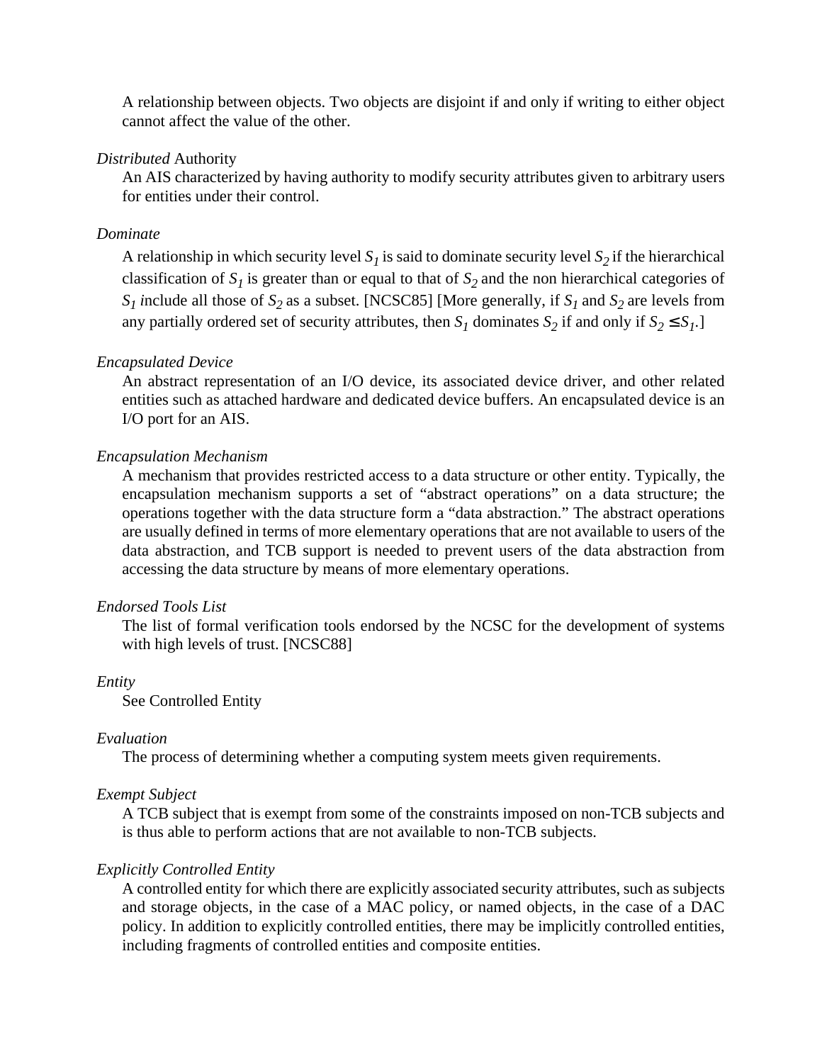A relationship between objects. Two objects are disjoint if and only if writing to either object cannot affect the value of the other.

*Distributed* Authority

An AIS characterized by having authority to modify security attributes given to arbitrary users for entities under their control.

*Dominate*

A relationship in which security level $S_1$ is said to dominate security level $S_2$ if the hierarchical classification of $S_1$ is greater than or equal to that of $S_2$ and the non hierarchical categories of $S_1$ include all those of $S_2$ as a subset. [NCSC85] [More generally, if $S_1$ and $S_2$ are levels from any partially ordered set of security attributes, then $S_1$ dominates $S_2$ if and only if $S_2 \leq S_1$.]

*Encapsulated Device*

An abstract representation of an I/O device, its associated device driver, and other related entities such as attached hardware and dedicated device buffers. An encapsulated device is an I/O port for an AIS.

*Encapsulation Mechanism*

A mechanism that provides restricted access to a data structure or other entity. Typically, the encapsulation mechanism supports a set of "abstract operations" on a data structure; the operations together with the data structure form a "data abstraction." The abstract operations are usually defined in terms of more elementary operations that are not available to users of the data abstraction, and TCB support is needed to prevent users of the data abstraction from accessing the data structure by means of more elementary operations.

*Endorsed Tools List*

The list of formal verification tools endorsed by the NCSC for the development of systems with high levels of trust. [NCSC88]

*Entity*

See Controlled Entity

*Evaluation*

The process of determining whether a computing system meets given requirements.

*Exempt Subject*

A TCB subject that is exempt from some of the constraints imposed on non-TCB subjects and is thus able to perform actions that are not available to non-TCB subjects.

*Explicitly Controlled Entity*

A controlled entity for which there are explicitly associated security attributes, such as subjects and storage objects, in the case of a MAC policy, or named objects, in the case of a DAC policy. In addition to explicitly controlled entities, there may be implicitly controlled entities, including fragments of controlled entities and composite entities.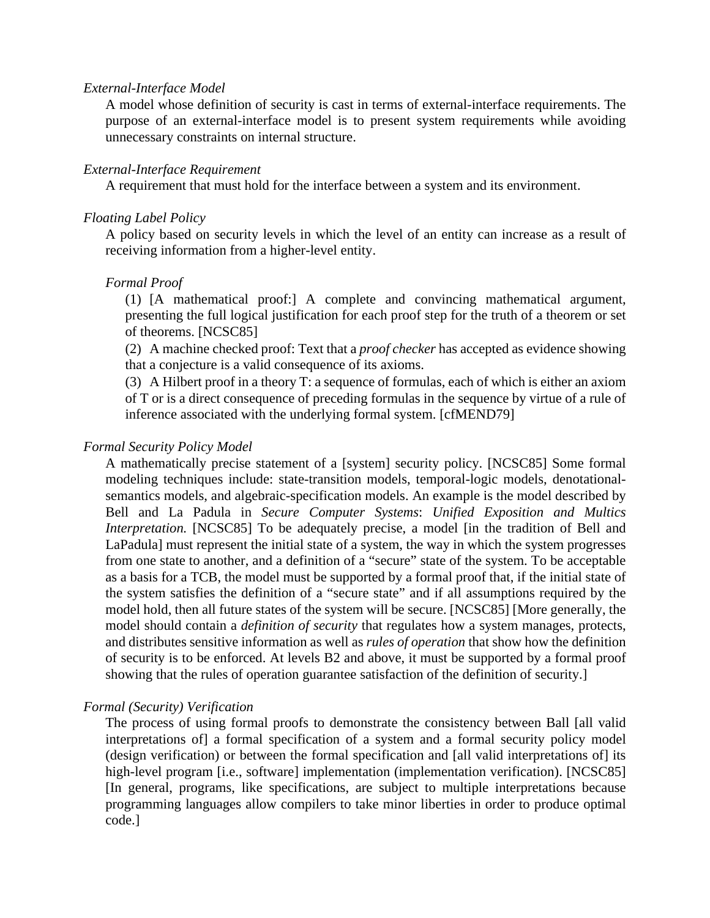*External-Interface Model*

A model whose definition of security is cast in terms of external-interface requirements. The purpose of an external-interface model is to present system requirements while avoiding unnecessary constraints on internal structure.

*External-Interface Requirement*

A requirement that must hold for the interface between a system and its environment.

*Floating Label Policy*

A policy based on security levels in which the level of an entity can increase as a result of receiving information from a higher-level entity.

*Formal Proof*

(1) [A mathematical proof:] A complete and convincing mathematical argument, presenting the full logical justification for each proof step for the truth of a theorem or set of theorems. [NCSC85]

(2) A machine checked proof: Text that a *proof checker* has accepted as evidence showing that a conjecture is a valid consequence of its axioms.

(3) A Hilbert proof in a theory T: a sequence of formulas, each of which is either an axiom of T or is a direct consequence of preceding formulas in the sequence by virtue of a rule of inference associated with the underlying formal system. [cfMEND79]

*Formal Security Policy Model*

A mathematically precise statement of a [system] security policy. [NCSC85] Some formal modeling techniques include: state-transition models, temporal-logic models, denotational-semantics models, and algebraic-specification models. An example is the model described by Bell and La Padula in *Secure Computer Systems*: *Unified Exposition and Multics Interpretation.* [NCSC85] To be adequately precise, a model [in the tradition of Bell and LaPadula] must represent the initial state of a system, the way in which the system progresses from one state to another, and a definition of a "secure" state of the system. To be acceptable as a basis for a TCB, the model must be supported by a formal proof that, if the initial state of the system satisfies the definition of a "secure state" and if all assumptions required by the model hold, then all future states of the system will be secure. [NCSC85] [More generally, the model should contain a *definition of security* that regulates how a system manages, protects, and distributes sensitive information as well as *rules of operation* that show how the definition of security is to be enforced. At levels B2 and above, it must be supported by a formal proof showing that the rules of operation guarantee satisfaction of the definition of security.]

*Formal (Security) Verification*

The process of using formal proofs to demonstrate the consistency between Ball [all valid interpretations of] a formal specification of a system and a formal security policy model (design verification) or between the formal specification and [all valid interpretations of] its high-level program [i.e., software] implementation (implementation verification). [NCSC85] [In general, programs, like specifications, are subject to multiple interpretations because programming languages allow compilers to take minor liberties in order to produce optimal code.]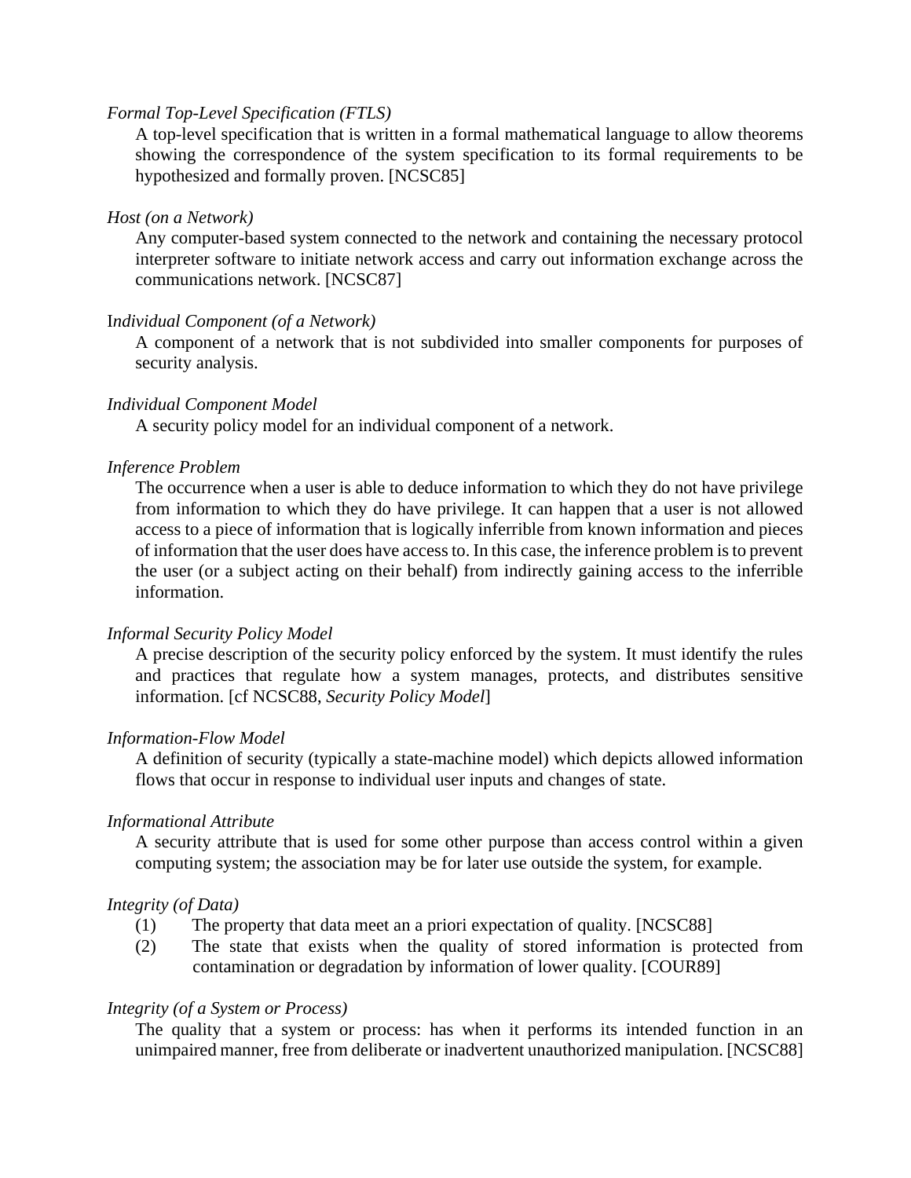*Formal Top-Level Specification (FTLS)*

A top-level specification that is written in a formal mathematical language to allow theorems showing the correspondence of the system specification to its formal requirements to be hypothesized and formally proven. [NCSC85]

*Host (on a Network)*

Any computer-based system connected to the network and containing the necessary protocol interpreter software to initiate network access and carry out information exchange across the communications network. [NCSC87]

I*ndividual Component (of a Network)*

A component of a network that is not subdivided into smaller components for purposes of security analysis.

*Individual Component Model*

A security policy model for an individual component of a network.

*Inference Problem*

The occurrence when a user is able to deduce information to which they do not have privilege from information to which they do have privilege. It can happen that a user is not allowed access to a piece of information that is logically inferrible from known information and pieces of information that the user does have access to. In this case, the inference problem is to prevent the user (or a subject acting on their behalf) from indirectly gaining access to the inferrible information.

*Informal Security Policy Model*

A precise description of the security policy enforced by the system. It must identify the rules and practices that regulate how a system manages, protects, and distributes sensitive information. [cf NCSC88, *Security Policy Model*]

*Information-Flow Model*

A definition of security (typically a state-machine model) which depicts allowed information flows that occur in response to individual user inputs and changes of state.

*Informational Attribute*

A security attribute that is used for some other purpose than access control within a given computing system; the association may be for later use outside the system, for example.

*Integrity (of Data)*

(1) The property that data meet an a priori expectation of quality. [NCSC88]

(2) The state that exists when the quality of stored information is protected from contamination or degradation by information of lower quality. [COUR89]

*Integrity (of a System or Process)*

The quality that a system or process: has when it performs its intended function in an unimpaired manner, free from deliberate or inadvertent unauthorized manipulation. [NCSC88]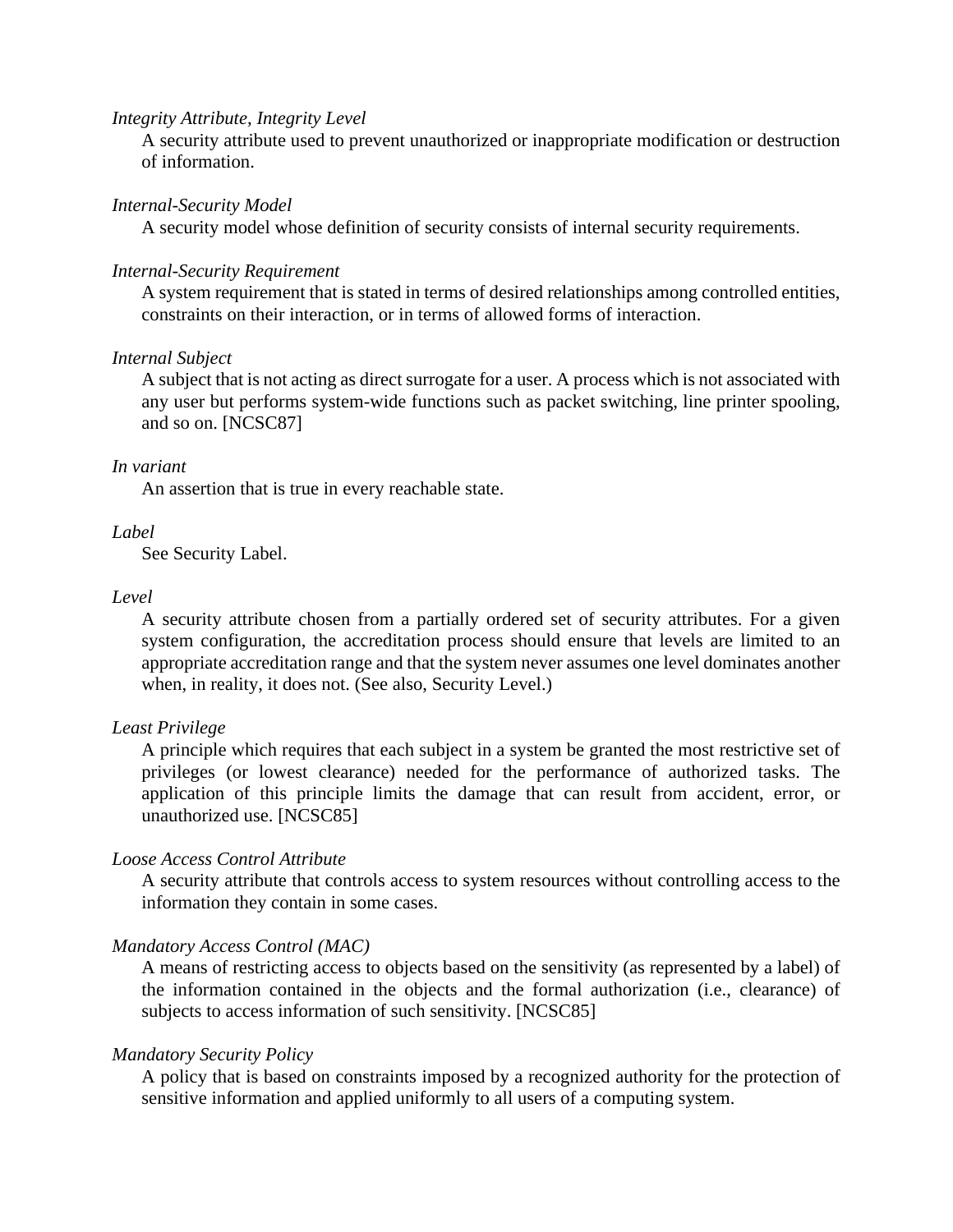*Integrity Attribute, Integrity Level*

A security attribute used to prevent unauthorized or inappropriate modification or destruction of information.

*Internal-Security Model*

A security model whose definition of security consists of internal security requirements.

*Internal-Security Requirement*

A system requirement that is stated in terms of desired relationships among controlled entities, constraints on their interaction, or in terms of allowed forms of interaction.

*Internal Subject*

A subject that is not acting as direct surrogate for a user. A process which is not associated with any user but performs system-wide functions such as packet switching, line printer spooling, and so on. [NCSC87]

*In variant*

An assertion that is true in every reachable state.

*Label*

See Security Label.

*Level*

A security attribute chosen from a partially ordered set of security attributes. For a given system configuration, the accreditation process should ensure that levels are limited to an appropriate accreditation range and that the system never assumes one level dominates another when, in reality, it does not. (See also, Security Level.)

*Least Privilege*

A principle which requires that each subject in a system be granted the most restrictive set of privileges (or lowest clearance) needed for the performance of authorized tasks. The application of this principle limits the damage that can result from accident, error, or unauthorized use. [NCSC85]

*Loose Access Control Attribute*

A security attribute that controls access to system resources without controlling access to the information they contain in some cases.

*Mandatory Access Control (MAC)*

A means of restricting access to objects based on the sensitivity (as represented by a label) of the information contained in the objects and the formal authorization (i.e., clearance) of subjects to access information of such sensitivity. [NCSC85]

*Mandatory Security Policy*

A policy that is based on constraints imposed by a recognized authority for the protection of sensitive information and applied uniformly to all users of a computing system.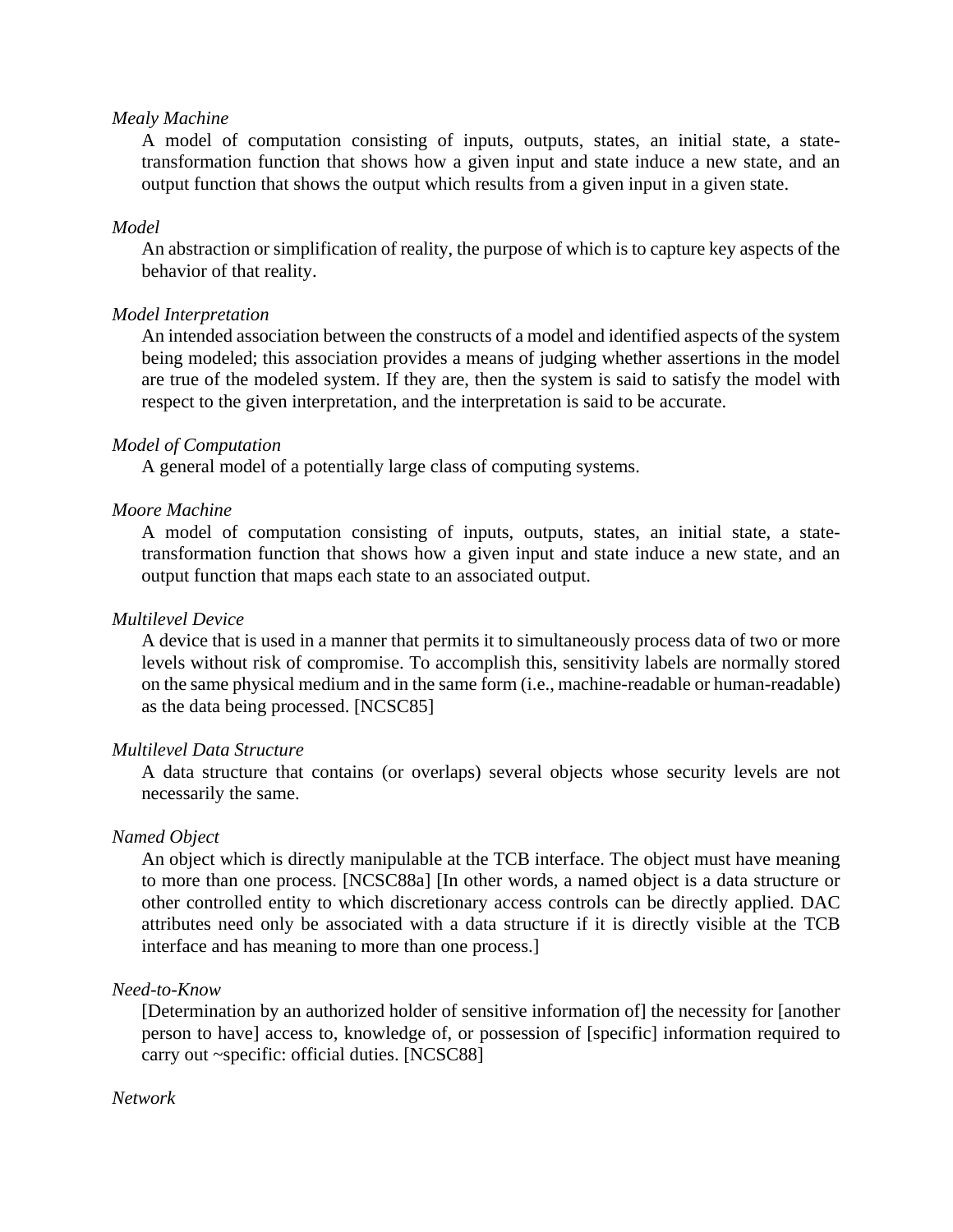*Mealy Machine*

A model of computation consisting of inputs, outputs, states, an initial state, a state-transformation function that shows how a given input and state induce a new state, and an output function that shows the output which results from a given input in a given state.

*Model*

An abstraction or simplification of reality, the purpose of which is to capture key aspects of the behavior of that reality.

*Model Interpretation*

An intended association between the constructs of a model and identified aspects of the system being modeled; this association provides a means of judging whether assertions in the model are true of the modeled system. If they are, then the system is said to satisfy the model with respect to the given interpretation, and the interpretation is said to be accurate.

*Model of Computation*

A general model of a potentially large class of computing systems.

*Moore Machine*

A model of computation consisting of inputs, outputs, states, an initial state, a state-transformation function that shows how a given input and state induce a new state, and an output function that maps each state to an associated output.

*Multilevel Device*

A device that is used in a manner that permits it to simultaneously process data of two or more levels without risk of compromise. To accomplish this, sensitivity labels are normally stored on the same physical medium and in the same form (i.e., machine-readable or human-readable) as the data being processed. [NCSC85]

*Multilevel Data Structure*

A data structure that contains (or overlaps) several objects whose security levels are not necessarily the same.

*Named Object*

An object which is directly manipulable at the TCB interface. The object must have meaning to more than one process. [NCSC88a] [In other words, a named object is a data structure or other controlled entity to which discretionary access controls can be directly applied. DAC attributes need only be associated with a data structure if it is directly visible at the TCB interface and has meaning to more than one process.]

*Need-to-Know*

[Determination by an authorized holder of sensitive information of] the necessity for [another person to have] access to, knowledge of, or possession of [specific] information required to carry out ~specific: official duties. [NCSC88]

*Network*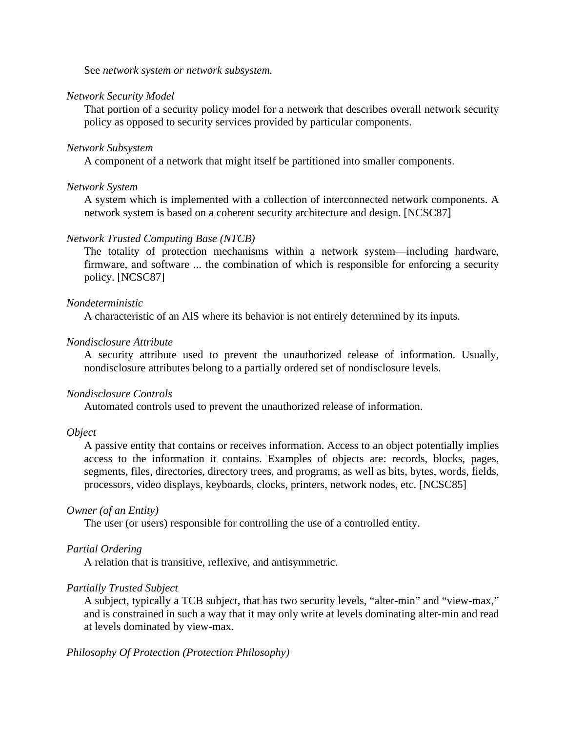See *network system or network subsystem.*

*Network Security Model*

That portion of a security policy model for a network that describes overall network security policy as opposed to security services provided by particular components.

*Network Subsystem*

A component of a network that might itself be partitioned into smaller components.

*Network System*

A system which is implemented with a collection of interconnected network components. A network system is based on a coherent security architecture and design. [NCSC87]

*Network Trusted Computing Base (NTCB)*

The totality of protection mechanisms within a network system—including hardware, firmware, and software ... the combination of which is responsible for enforcing a security policy. [NCSC87]

*Nondeterministic*

A characteristic of an AlS where its behavior is not entirely determined by its inputs.

*Nondisclosure Attribute*

A security attribute used to prevent the unauthorized release of information. Usually, nondisclosure attributes belong to a partially ordered set of nondisclosure levels.

*Nondisclosure Controls*

Automated controls used to prevent the unauthorized release of information.

*Object*

A passive entity that contains or receives information. Access to an object potentially implies access to the information it contains. Examples of objects are: records, blocks, pages, segments, files, directories, directory trees, and programs, as well as bits, bytes, words, fields, processors, video displays, keyboards, clocks, printers, network nodes, etc. [NCSC85]

*Owner (of an Entity)*

The user (or users) responsible for controlling the use of a controlled entity.

*Partial Ordering*

A relation that is transitive, reflexive, and antisymmetric.

*Partially Trusted Subject*

A subject, typically a TCB subject, that has two security levels, "alter-min" and "view-max," and is constrained in such a way that it may only write at levels dominating alter-min and read at levels dominated by view-max.

*Philosophy Of Protection (Protection Philosophy)*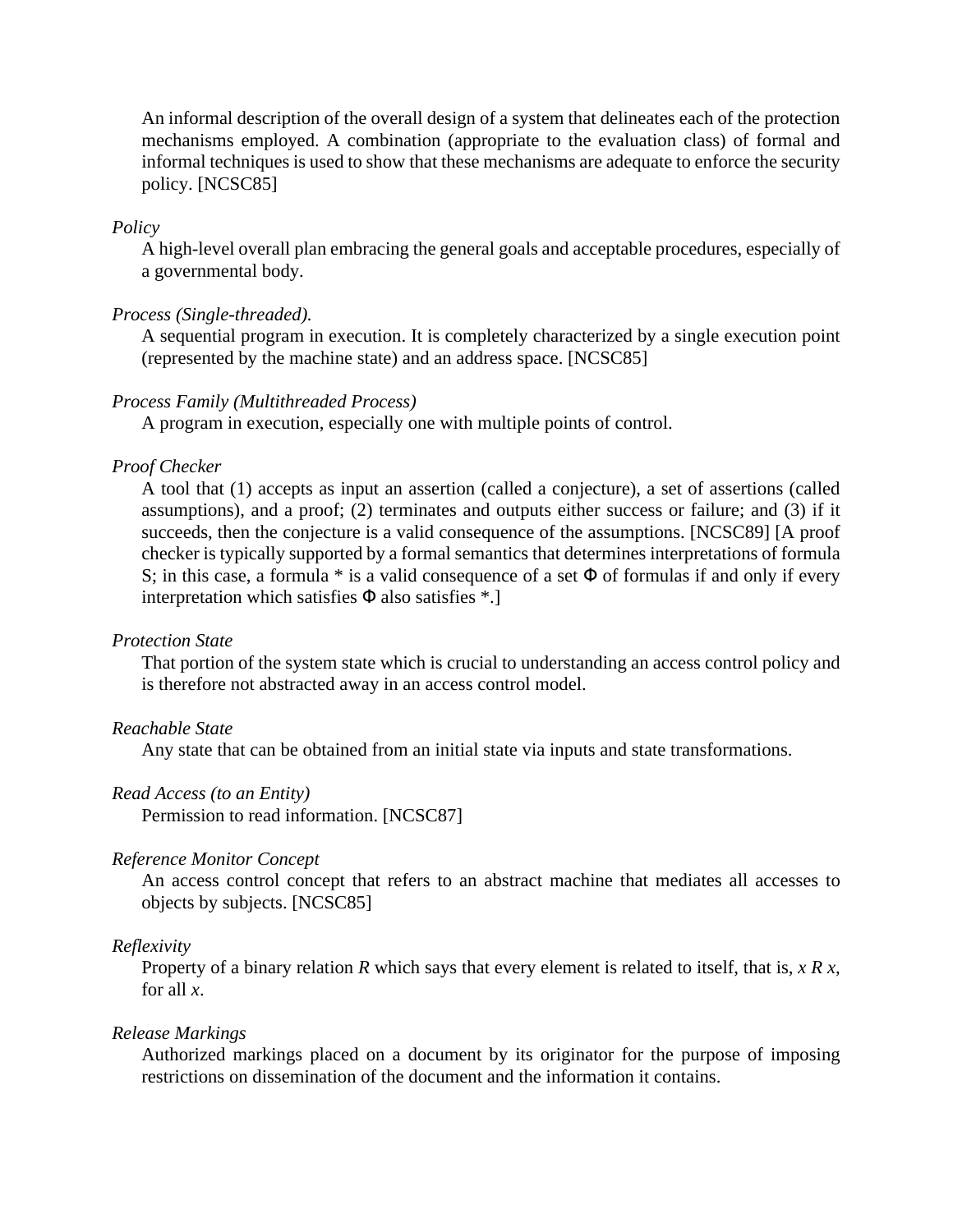An informal description of the overall design of a system that delineates each of the protection mechanisms employed. A combination (appropriate to the evaluation class) of formal and informal techniques is used to show that these mechanisms are adequate to enforce the security policy. [NCSC85]

*Policy*

A high-level overall plan embracing the general goals and acceptable procedures, especially of a governmental body.

*Process (Single-threaded).*

A sequential program in execution. It is completely characterized by a single execution point (represented by the machine state) and an address space. [NCSC85]

*Process Family (Multithreaded Process)*

A program in execution, especially one with multiple points of control.

*Proof Checker*

A tool that (1) accepts as input an assertion (called a conjecture), a set of assertions (called assumptions), and a proof; (2) terminates and outputs either success or failure; and (3) if it succeeds, then the conjecture is a valid consequence of the assumptions. [NCSC89] [A proof checker is typically supported by a formal semantics that determines interpretations of formula S; in this case, a formula * is a valid consequence of a set $\Phi$ of formulas if and only if every interpretation which satisfies $\Phi$ also satisfies *.]

*Protection State*

That portion of the system state which is crucial to understanding an access control policy and is therefore not abstracted away in an access control model.

*Reachable State*

Any state that can be obtained from an initial state via inputs and state transformations.

*Read Access (to an Entity)*

Permission to read information. [NCSC87]

*Reference Monitor Concept*

An access control concept that refers to an abstract machine that mediates all accesses to objects by subjects. [NCSC85]

*Reflexivity*

Property of a binary relation $R$ which says that every element is related to itself, that is, $x\ R\ x$, for all $x$.

*Release Markings*

Authorized markings placed on a document by its originator for the purpose of imposing restrictions on dissemination of the document and the information it contains.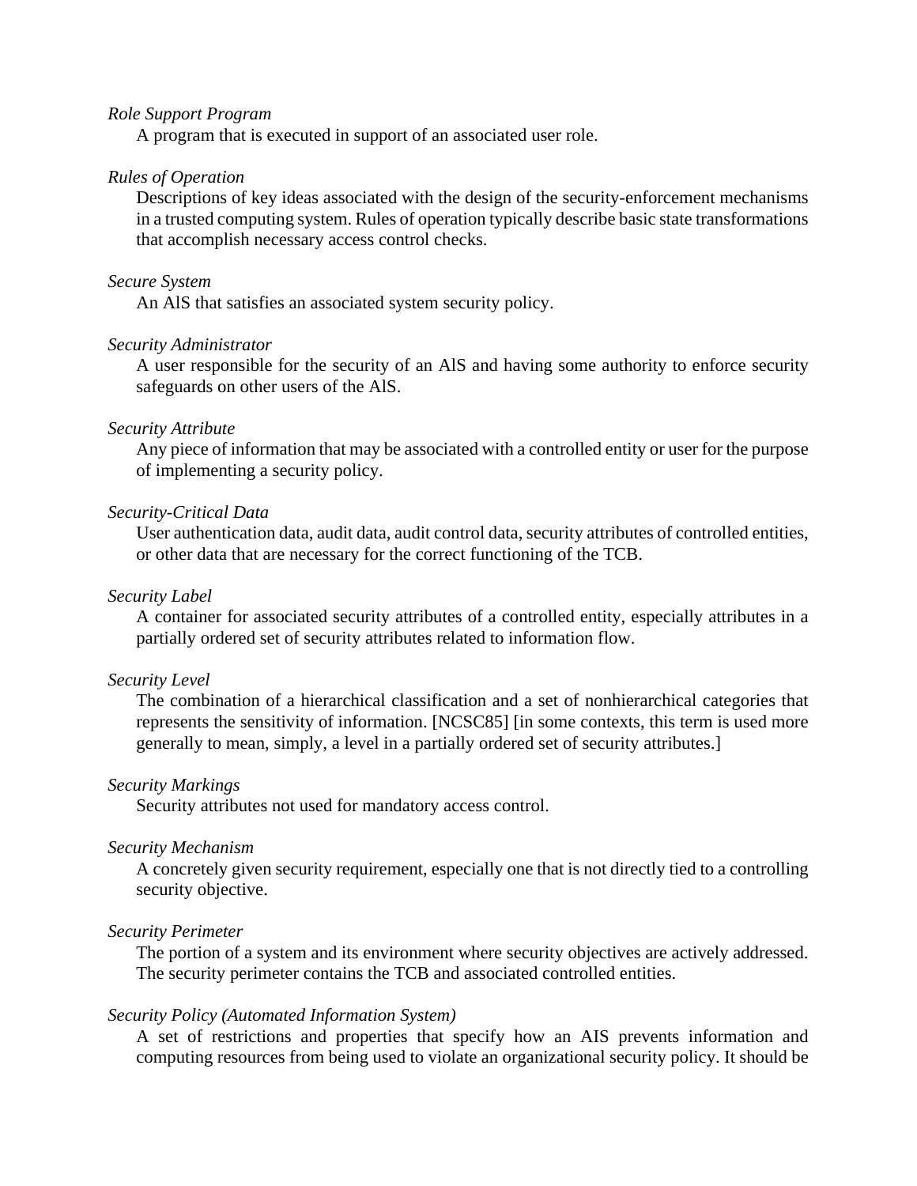*Role Support Program*

A program that is executed in support of an associated user role.

*Rules of Operation*

Descriptions of key ideas associated with the design of the security-enforcement mechanisms in a trusted computing system. Rules of operation typically describe basic state transformations that accomplish necessary access control checks.

*Secure System*

An AlS that satisfies an associated system security policy.

*Security Administrator*

A user responsible for the security of an AlS and having some authority to enforce security safeguards on other users of the AlS.

*Security Attribute*

Any piece of information that may be associated with a controlled entity or user for the purpose of implementing a security policy.

*Security-Critical Data*

User authentication data, audit data, audit control data, security attributes of controlled entities, or other data that are necessary for the correct functioning of the TCB.

*Security Label*

A container for associated security attributes of a controlled entity, especially attributes in a partially ordered set of security attributes related to information flow.

*Security Level*

The combination of a hierarchical classification and a set of nonhierarchical categories that represents the sensitivity of information. [NCSC85] [in some contexts, this term is used more generally to mean, simply, a level in a partially ordered set of security attributes.]

*Security Markings*

Security attributes not used for mandatory access control.

*Security Mechanism*

A concretely given security requirement, especially one that is not directly tied to a controlling security objective.

*Security Perimeter*

The portion of a system and its environment where security objectives are actively addressed. The security perimeter contains the TCB and associated controlled entities.

*Security Policy (Automated Information System)*

A set of restrictions and properties that specify how an AIS prevents information and computing resources from being used to violate an organizational security policy. It should be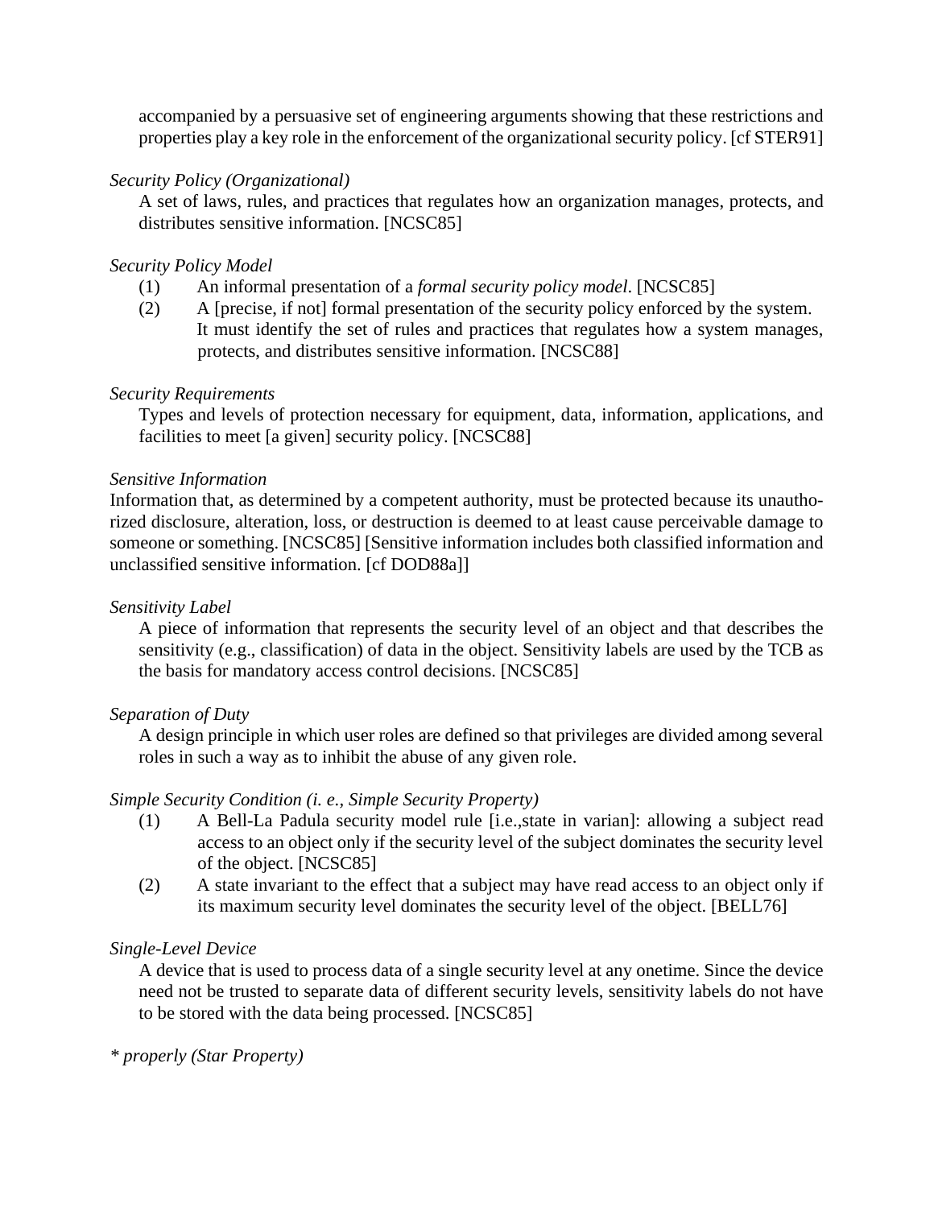accompanied by a persuasive set of engineering arguments showing that these restrictions and properties play a key role in the enforcement of the organizational security policy. [cf STER91]

*Security Policy (Organizational)*

A set of laws, rules, and practices that regulates how an organization manages, protects, and distributes sensitive information. [NCSC85]

*Security Policy Model*

(1) An informal presentation of a *formal security policy model*. [NCSC85]

(2) A [precise, if not] formal presentation of the security policy enforced by the system. It must identify the set of rules and practices that regulates how a system manages, protects, and distributes sensitive information. [NCSC88]

*Security Requirements*

Types and levels of protection necessary for equipment, data, information, applications, and facilities to meet [a given] security policy. [NCSC88]

*Sensitive Information*

Information that, as determined by a competent authority, must be protected because its unauthorized disclosure, alteration, loss, or destruction is deemed to at least cause perceivable damage to someone or something. [NCSC85] [Sensitive information includes both classified information and unclassified sensitive information. [cf DOD88a]]

*Sensitivity Label*

A piece of information that represents the security level of an object and that describes the sensitivity (e.g., classification) of data in the object. Sensitivity labels are used by the TCB as the basis for mandatory access control decisions. [NCSC85]

*Separation of Duty*

A design principle in which user roles are defined so that privileges are divided among several roles in such a way as to inhibit the abuse of any given role.

*Simple Security Condition (i. e., Simple Security Property)*

(1) A Bell-La Padula security model rule [i.e.,state in varian]: allowing a subject read access to an object only if the security level of the subject dominates the security level of the object. [NCSC85]

(2) A state invariant to the effect that a subject may have read access to an object only if its maximum security level dominates the security level of the object. [BELL76]

*Single-Level Device*

A device that is used to process data of a single security level at any onetime. Since the device need not be trusted to separate data of different security levels, sensitivity labels do not have to be stored with the data being processed. [NCSC85]

*\* properly (Star Property)*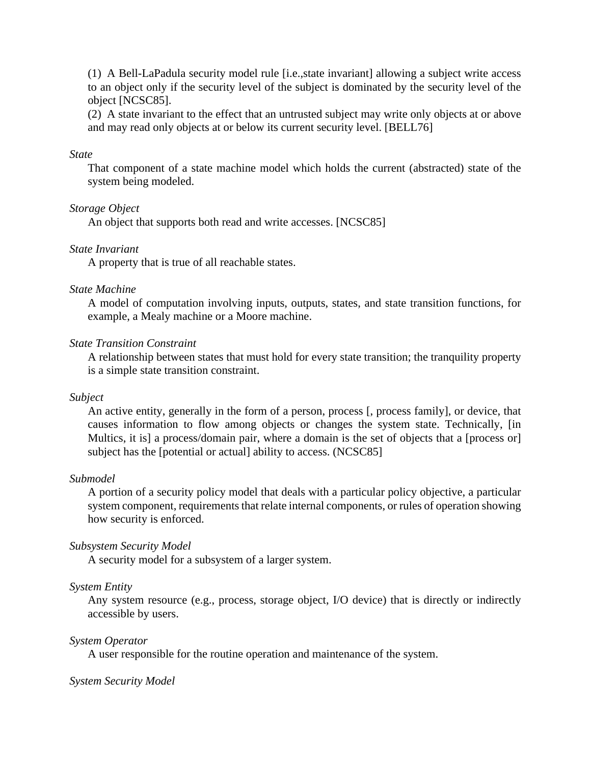(1) A Bell-LaPadula security model rule [i.e.,state invariant] allowing a subject write access to an object only if the security level of the subject is dominated by the security level of the object [NCSC85].

(2) A state invariant to the effect that an untrusted subject may write only objects at or above and may read only objects at or below its current security level. [BELL76]

*State*

That component of a state machine model which holds the current (abstracted) state of the system being modeled.

*Storage Object*

An object that supports both read and write accesses. [NCSC85]

*State Invariant*

A property that is true of all reachable states.

*State Machine*

A model of computation involving inputs, outputs, states, and state transition functions, for example, a Mealy machine or a Moore machine.

*State Transition Constraint*

A relationship between states that must hold for every state transition; the tranquility property is a simple state transition constraint.

*Subject*

An active entity, generally in the form of a person, process [, process family], or device, that causes information to flow among objects or changes the system state. Technically, [in Multics, it is] a process/domain pair, where a domain is the set of objects that a [process or] subject has the [potential or actual] ability to access. (NCSC85]

*Submodel*

A portion of a security policy model that deals with a particular policy objective, a particular system component, requirements that relate internal components, or rules of operation showing how security is enforced.

*Subsystem Security Model*

A security model for a subsystem of a larger system.

*System Entity*

Any system resource (e.g., process, storage object, I/O device) that is directly or indirectly accessible by users.

*System Operator*

A user responsible for the routine operation and maintenance of the system.

*System Security Model*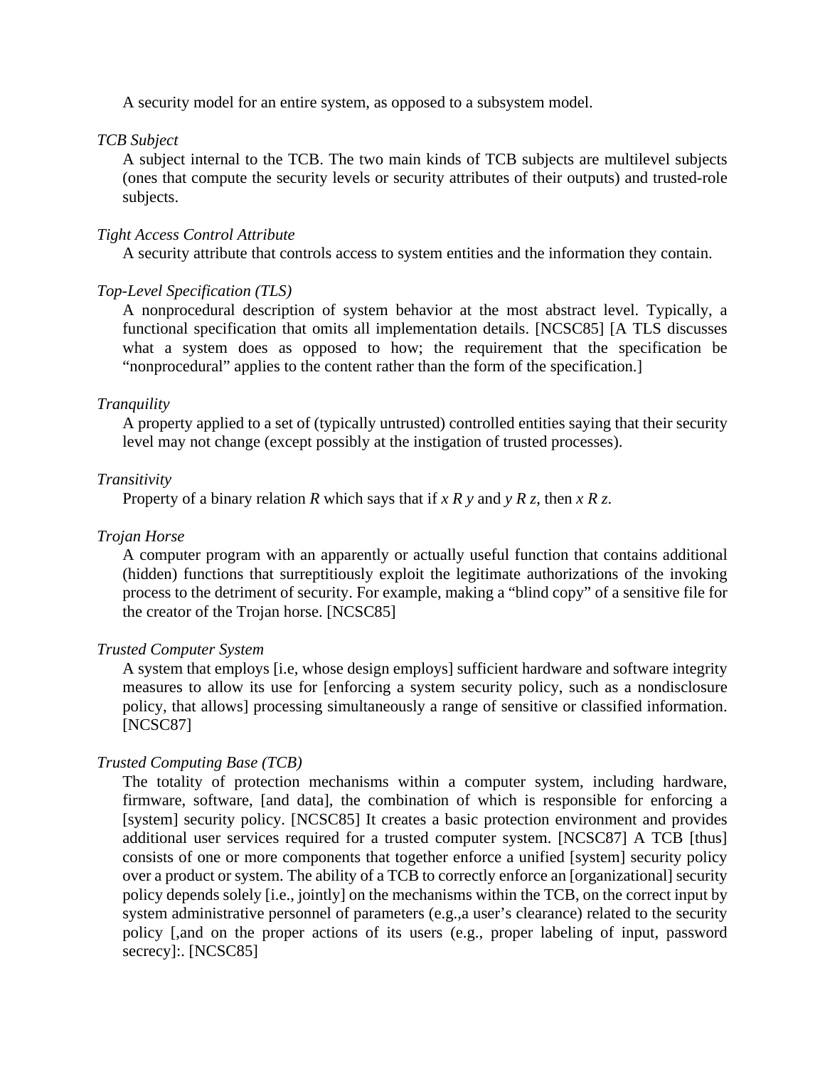A security model for an entire system, as opposed to a subsystem model.

*TCB Subject*

A subject internal to the TCB. The two main kinds of TCB subjects are multilevel subjects (ones that compute the security levels or security attributes of their outputs) and trusted-role subjects.

*Tight Access Control Attribute*

A security attribute that controls access to system entities and the information they contain.

*Top-Level Specification (TLS)*

A nonprocedural description of system behavior at the most abstract level. Typically, a functional specification that omits all implementation details. [NCSC85] [A TLS discusses what a system does as opposed to how; the requirement that the specification be "nonprocedural" applies to the content rather than the form of the specification.]

*Tranquility*

A property applied to a set of (typically untrusted) controlled entities saying that their security level may not change (except possibly at the instigation of trusted processes).

*Transitivity*

Property of a binary relation $R$ which says that if $x R y$ and $y R z$, then $x R z$.

*Trojan Horse*

A computer program with an apparently or actually useful function that contains additional (hidden) functions that surreptitiously exploit the legitimate authorizations of the invoking process to the detriment of security. For example, making a "blind copy" of a sensitive file for the creator of the Trojan horse. [NCSC85]

*Trusted Computer System*

A system that employs [i.e, whose design employs] sufficient hardware and software integrity measures to allow its use for [enforcing a system security policy, such as a nondisclosure policy, that allows] processing simultaneously a range of sensitive or classified information. [NCSC87]

*Trusted Computing Base (TCB)*

The totality of protection mechanisms within a computer system, including hardware, firmware, software, [and data], the combination of which is responsible for enforcing a [system] security policy. [NCSC85] It creates a basic protection environment and provides additional user services required for a trusted computer system. [NCSC87] A TCB [thus] consists of one or more components that together enforce a unified [system] security policy over a product or system. The ability of a TCB to correctly enforce an [organizational] security policy depends solely [i.e., jointly] on the mechanisms within the TCB, on the correct input by system administrative personnel of parameters (e.g.,a user's clearance) related to the security policy [,and on the proper actions of its users (e.g., proper labeling of input, password secrecy]:. [NCSC85]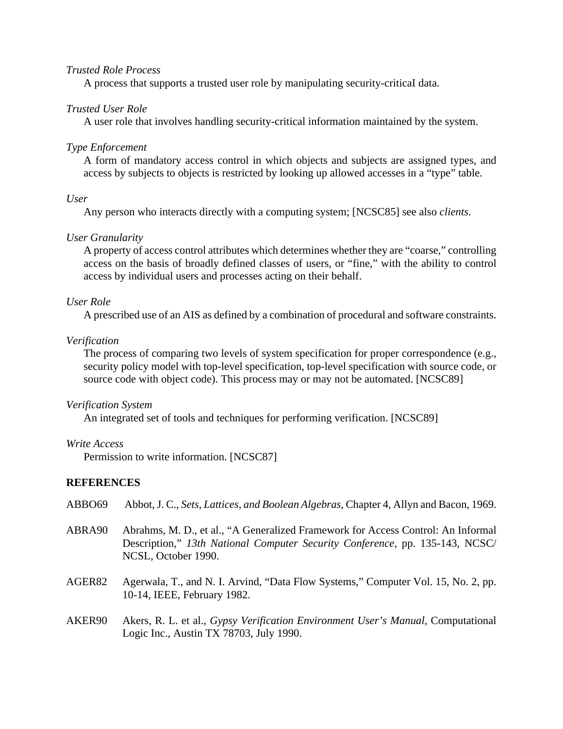*Trusted Role Process*

A process that supports a trusted user role by manipulating security-criticaI data.

*Trusted User Role*

A user role that involves handling security-critical information maintained by the system.

*Type Enforcement*

A form of mandatory access control in which objects and subjects are assigned types, and access by subjects to objects is restricted by looking up allowed accesses in a "type" table.

*User*

Any person who interacts directly with a computing system; [NCSC85] see also *clients*.

*User Granularity*

A property of access control attributes which determines whether they are "coarse," controlling access on the basis of broadly defined classes of users, or "fine," with the ability to control access by individual users and processes acting on their behalf.

*User Role*

A prescribed use of an AIS as defined by a combination of procedural and software constraints.

*Verification*

The process of comparing two levels of system specification for proper correspondence (e.g., security policy model with top-level specification, top-level specification with source code, or source code with object code). This process may or may not be automated. [NCSC89]

*Verification System*

An integrated set of tools and techniques for performing verification. [NCSC89]

*Write Access*

Permission to write information. [NCSC87]

**REFERENCES**

ABBO69 Abbot, J. C., *Sets, Lattices, and Boolean Algebras*, Chapter 4, Allyn and Bacon, 1969.

ABRA90 Abrahms, M. D., et al., "A Generalized Framework for Access Control: An Informal Description," *13th National Computer Security Conference*, pp. 135-143, NCSC/NCSL, October 1990.

AGER82 Agerwala, T., and N. I. Arvind, "Data Flow Systems," Computer Vol. 15, No. 2, pp. 10-14, IEEE, February 1982.

AKER90 Akers, R. L. et al., *Gypsy Verification Environment User's Manual,* Computational Logic Inc., Austin TX 78703, July 1990.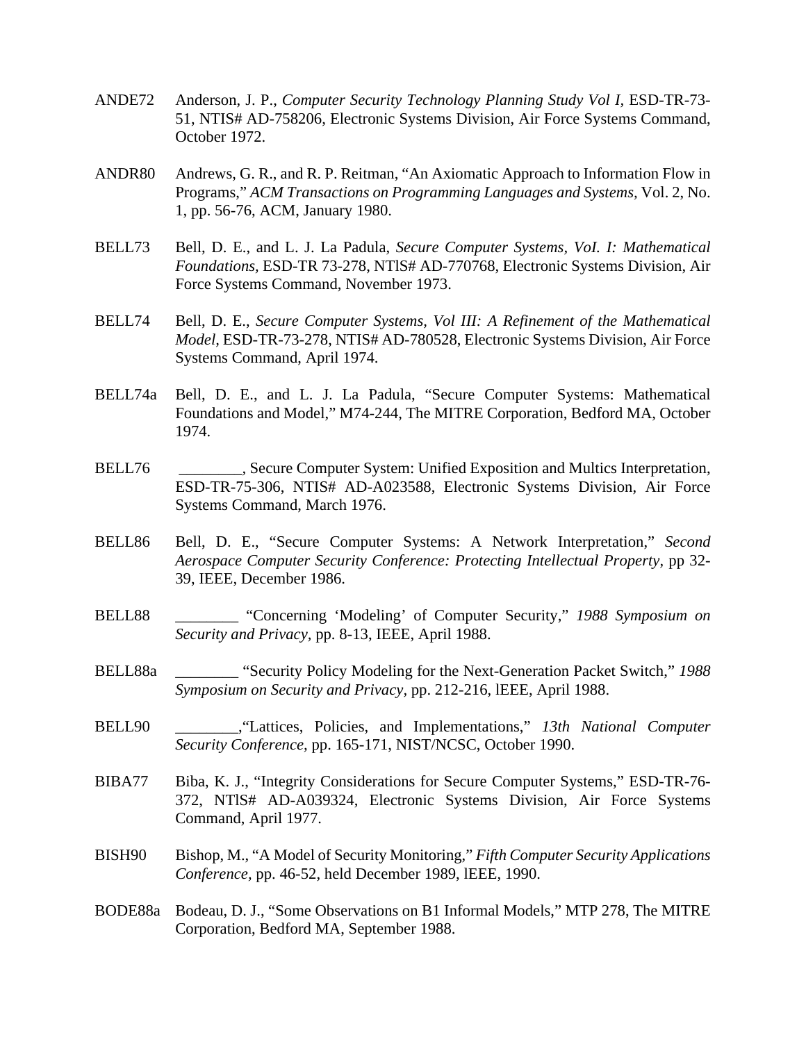ANDE72 Anderson, J. P., *Computer Security Technology Planning Study Vol I,* ESD-TR-73-51, NTIS# AD-758206, Electronic Systems Division, Air Force Systems Command, October 1972.

ANDR80 Andrews, G. R., and R. P. Reitman, "An Axiomatic Approach to Information Flow in Programs," *ACM Transactions on Programming Languages and Systems*, Vol. 2, No. 1, pp. 56-76, ACM, January 1980.

BELL73 Bell, D. E., and L. J. La Padula, *Secure Computer Systems, VoI. I: Mathematical Foundations*, ESD-TR 73-278, NTlS# AD-770768, Electronic Systems Division, Air Force Systems Command, November 1973.

BELL74 Bell, D. E., *Secure Computer Systems, Vol III: A Refinement of the Mathematical Model,* ESD-TR-73-278, NTIS# AD-780528, Electronic Systems Division, Air Force Systems Command, April 1974.

BELL74a Bell, D. E., and L. J. La Padula, "Secure Computer Systems: Mathematical Foundations and Model," M74-244, The MITRE Corporation, Bedford MA, October 1974.

BELL76 ________, Secure Computer System: Unified Exposition and Multics Interpretation, ESD-TR-75-306, NTIS# AD-A023588, Electronic Systems Division, Air Force Systems Command, March 1976.

BELL86 Bell, D. E., "Secure Computer Systems: A Network Interpretation," *Second Aerospace Computer Security Conference: Protecting Intellectual Property*, pp 32-39, IEEE, December 1986.

BELL88 ________ "Concerning 'Modeling' of Computer Security," *1988 Symposium on Security and Privacy*, pp. 8-13, IEEE, April 1988.

BELL88a ________ "Security Policy Modeling for the Next-Generation Packet Switch," *1988 Symposium on Security and Privacy*, pp. 212-216, lEEE, April 1988.

BELL90 ________,"Lattices, Policies, and Implementations," *13th National Computer Security Conference*, pp. 165-171, NIST/NCSC, October 1990.

BIBA77 Biba, K. J., "Integrity Considerations for Secure Computer Systems," ESD-TR-76-372, NTlS# AD-A039324, Electronic Systems Division, Air Force Systems Command, April 1977.

BISH90 Bishop, M., "A Model of Security Monitoring," *Fifth Computer Security Applications Conference,* pp. 46-52, held December 1989, lEEE, 1990.

BODE88a Bodeau, D. J., "Some Observations on B1 Informal Models," MTP 278, The MITRE Corporation, Bedford MA, September 1988.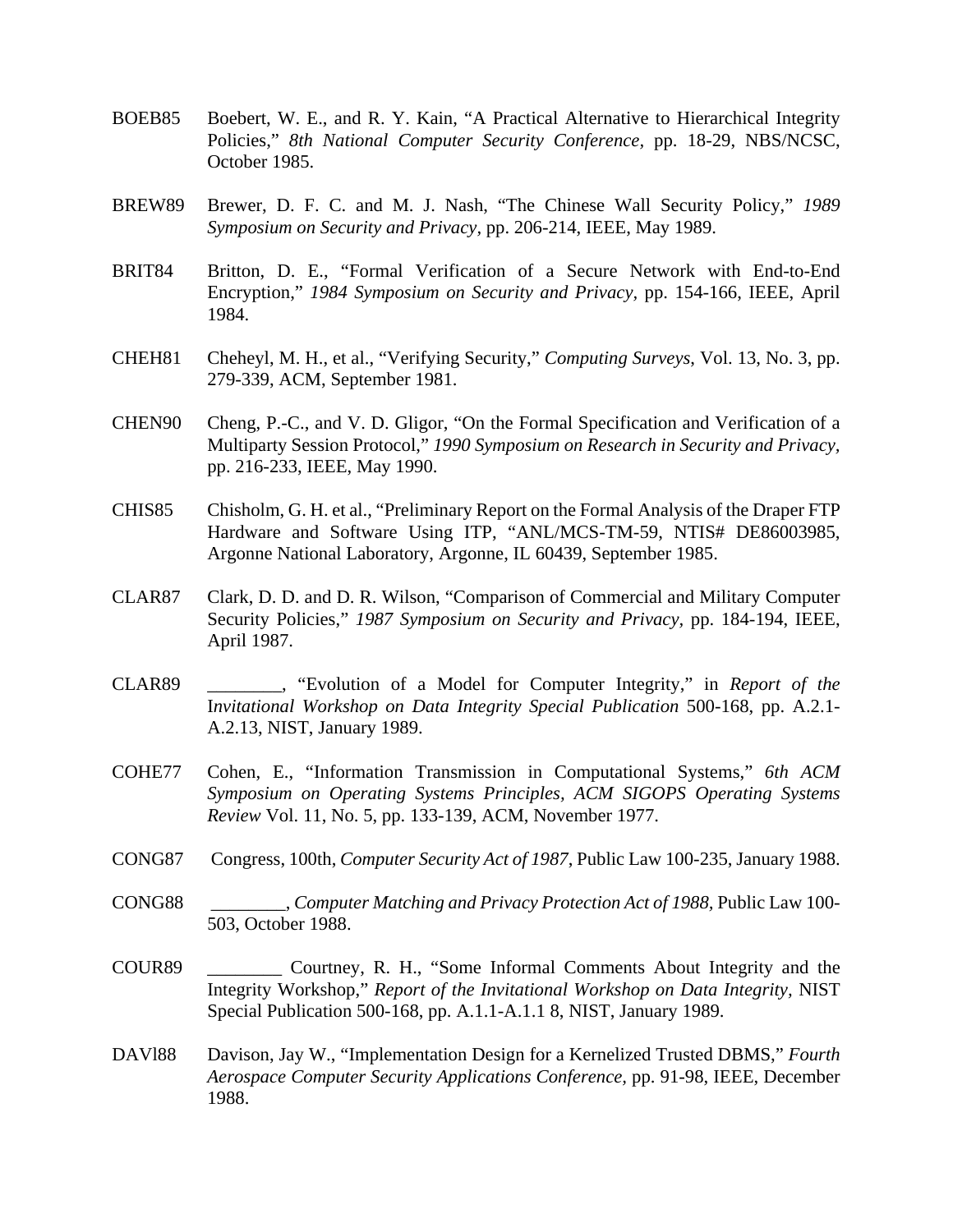BOEB85 Boebert, W. E., and R. Y. Kain, “A Practical Alternative to Hierarchical Integrity Policies,” *8th National Computer Security Conference,* pp. 18-29, NBS/NCSC, October 1985.

BREW89 Brewer, D. F. C. and M. J. Nash, “The Chinese Wall Security Policy,” *1989 Symposium on Security and Privacy,* pp. 206-214, IEEE, May 1989.

BRIT84 Britton, D. E., “Formal Verification of a Secure Network with End-to-End Encryption,” *1984 Symposium on Security and Privacy,* pp. 154-166, IEEE, April 1984.

CHEH81 Cheheyl, M. H., et al., “Verifying Security,” *Computing Surveys*, Vol. 13, No. 3, pp. 279-339, ACM, September 1981.

CHEN90 Cheng, P.-C., and V. D. Gligor, “On the Formal Specification and Verification of a Multiparty Session Protocol,” *1990 Symposium on Research in Security and Privacy,* pp. 216-233, IEEE, May 1990.

CHIS85 Chisholm, G. H. et al., “Preliminary Report on the Formal Analysis of the Draper FTP Hardware and Software Using ITP, “ANL/MCS-TM-59, NTIS# DE86003985, Argonne National Laboratory, Argonne, IL 60439, September 1985.

CLAR87 Clark, D. D. and D. R. Wilson, “Comparison of Commercial and Military Computer Security Policies,” *1987 Symposium on Security and Privacy,* pp. 184-194, IEEE, April 1987.

CLAR89 ________, “Evolution of a Model for Computer Integrity,” in *Report of the* I*nvitational Workshop on Data Integrity Special Publication* 500-168, pp. A.2.1-A.2.13, NIST, January 1989.

COHE77 Cohen, E., “Information Transmission in Computational Systems,” *6th ACM Symposium on Operating Systems Principles, ACM SIGOPS Operating Systems Review* Vol. 11, No. 5, pp. 133-139, ACM, November 1977.

CONG87 Congress, 100th, *Computer Security Act of 1987*, Public Law 100-235, January 1988.

CONG88 ________, *Computer Matching and Privacy Protection Act of 1988,* Public Law 100-503, October 1988.

COUR89 ________ Courtney, R. H., “Some Informal Comments About Integrity and the Integrity Workshop,” *Report of the Invitational Workshop on Data Integrity,* NIST Special Publication 500-168, pp. A.1.1-A.1.1 8, NIST, January 1989.

DAVI88 Davison, Jay W., “Implementation Design for a Kernelized Trusted DBMS,” *Fourth Aerospace Computer Security Applications Conference,* pp. 91-98, IEEE, December 1988.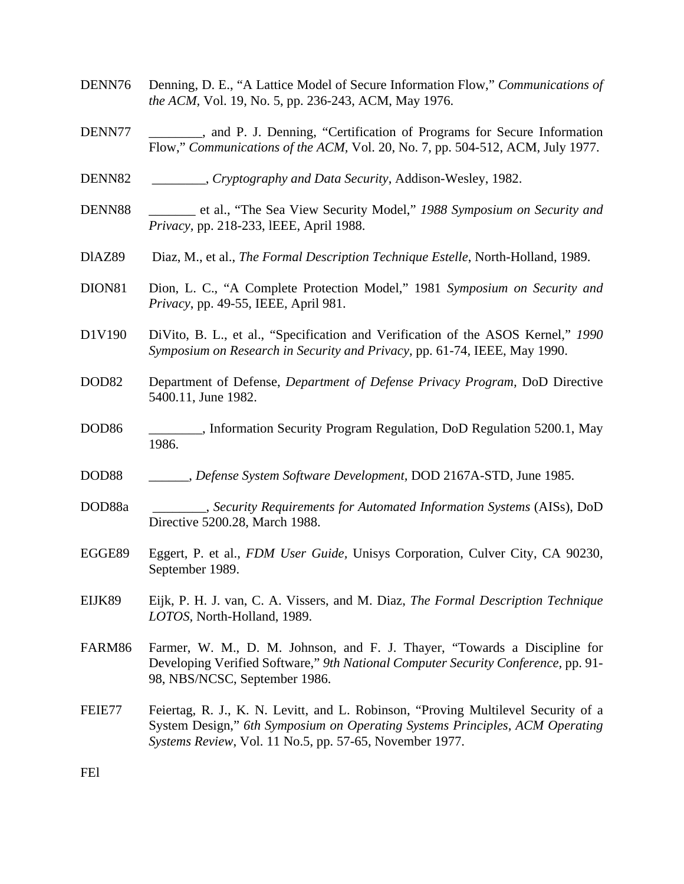DENN76 Denning, D. E., "A Lattice Model of Secure Information Flow," *Communications of the ACM*, Vol. 19, No. 5, pp. 236-243, ACM, May 1976.

DENN77 ________, and P. J. Denning, "Certification of Programs for Secure Information Flow," *Communications of the ACM*, Vol. 20, No. 7, pp. 504-512, ACM, July 1977.

DENN82 ________, *Cryptography and Data Security*, Addison-Wesley, 1982.

DENN88 _______ et al., "The Sea View Security Model," *1988 Symposium on Security and Privacy*, pp. 218-233, lEEE, April 1988.

DlAZ89 Diaz, M., et al., *The Formal Description Technique Estelle*, North-Holland, 1989.

DION81 Dion, L. C., "A Complete Protection Model," 1981 *Symposium on Security and Privacy*, pp. 49-55, IEEE, April 981.

D1V190 DiVito, B. L., et al., "Specification and Verification of the ASOS Kernel," *1990 Symposium on Research in Security and Privacy*, pp. 61-74, IEEE, May 1990.

DOD82 Department of Defense, *Department of Defense Privacy Program*, DoD Directive 5400.11, June 1982.

DOD86 ________, Information Security Program Regulation, DoD Regulation 5200.1, May 1986.

DOD88 ______, *Defense System Software Development*, DOD 2167A-STD, June 1985.

DOD88a ________, *Security Requirements for Automated Information Systems* (AISs), DoD Directive 5200.28, March 1988.

EGGE89 Eggert, P. et al., *FDM User Guide*, Unisys Corporation, Culver City, CA 90230, September 1989.

EIJK89 Eijk, P. H. J. van, C. A. Vissers, and M. Diaz, *The Formal Description Technique LOTOS*, North-Holland, 1989.

FARM86 Farmer, W. M., D. M. Johnson, and F. J. Thayer, "Towards a Discipline for Developing Verified Software," *9th National Computer Security Conference*, pp. 91-98, NBS/NCSC, September 1986.

FEIE77 Feiertag, R. J., K. N. Levitt, and L. Robinson, "Proving Multilevel Security of a System Design," *6th Symposium on Operating Systems Principles*, *ACM Operating Systems Review*, Vol. 11 No.5, pp. 57-65, November 1977.

FEl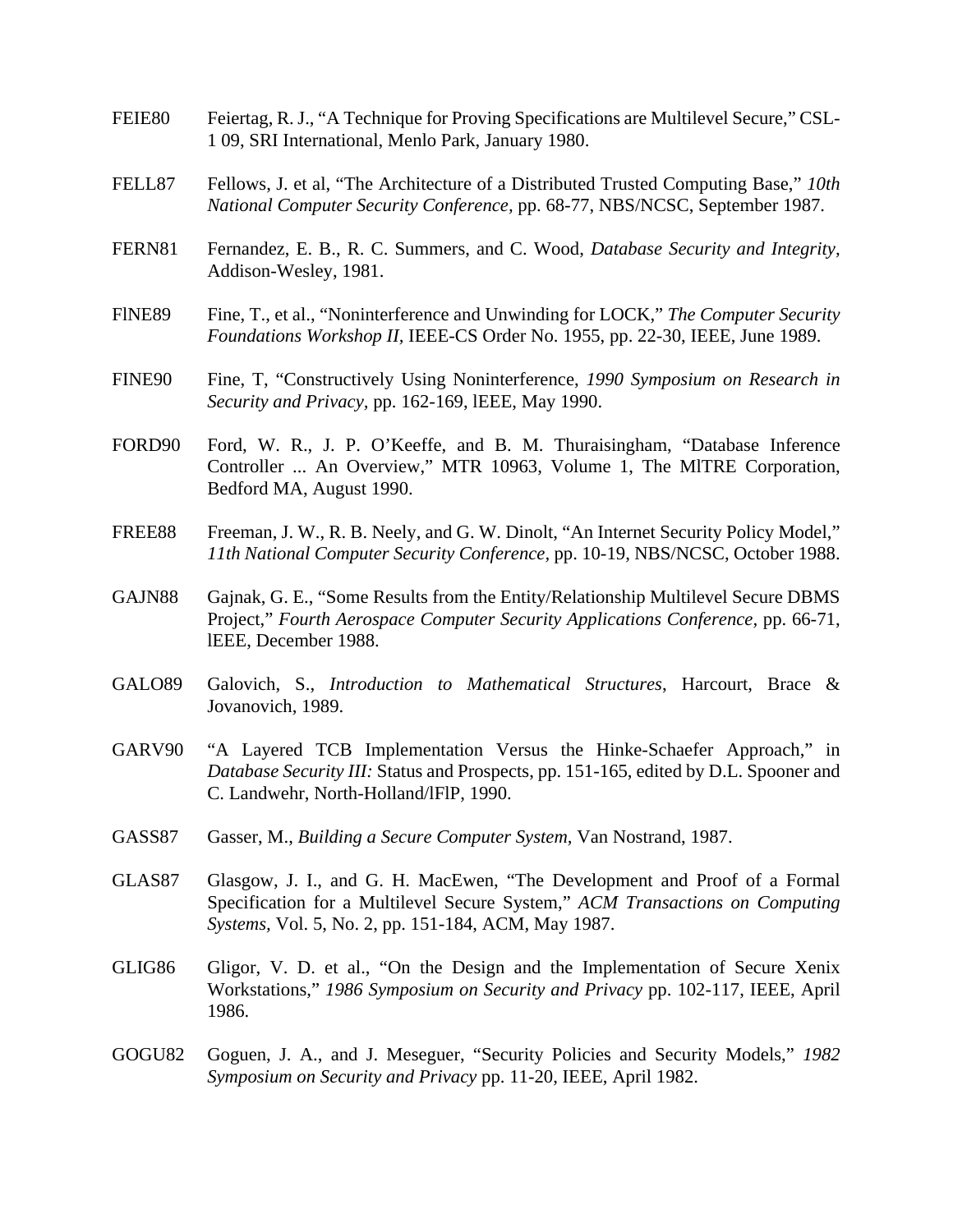FEIE80 Feiertag, R. J., “A Technique for Proving Specifications are Multilevel Secure,” CSL-1 09, SRI International, Menlo Park, January 1980.

FELL87 Fellows, J. et al, “The Architecture of a Distributed Trusted Computing Base,” *10th National Computer Security Conference*, pp. 68-77, NBS/NCSC, September 1987.

FERN81 Fernandez, E. B., R. C. Summers, and C. Wood, *Database Security and Integrity*, Addison-Wesley, 1981.

FlNE89 Fine, T., et al., “Noninterference and Unwinding for LOCK,” *The Computer Security Foundations Workshop II*, IEEE-CS Order No. 1955, pp. 22-30, IEEE, June 1989.

FINE90 Fine, T, “Constructively Using Noninterference, *1990 Symposium on Research in Security and Privacy*, pp. 162-169, lEEE, May 1990.

FORD90 Ford, W. R., J. P. O’Keeffe, and B. M. Thuraisingham, “Database Inference Controller ... An Overview,” MTR 10963, Volume 1, The MlTRE Corporation, Bedford MA, August 1990.

FREE88 Freeman, J. W., R. B. Neely, and G. W. Dinolt, “An Internet Security Policy Model,” *11th National Computer Security Conference*, pp. 10-19, NBS/NCSC, October 1988.

GAJN88 Gajnak, G. E., “Some Results from the Entity/Relationship Multilevel Secure DBMS Project,” *Fourth Aerospace Computer Security Applications Conference,* pp. 66-71, lEEE, December 1988.

GALO89 Galovich, S., *Introduction to Mathematical Structures*, Harcourt, Brace & Jovanovich, 1989.

GARV90 “A Layered TCB Implementation Versus the Hinke-Schaefer Approach,” in *Database Security III:* Status and Prospects, pp. 151-165, edited by D.L. Spooner and C. Landwehr, North-Holland/lFlP, 1990.

GASS87 Gasser, M., *Building a Secure Computer System,* Van Nostrand, 1987.

GLAS87 Glasgow, J. I., and G. H. MacEwen, “The Development and Proof of a Formal Specification for a Multilevel Secure System,” *ACM Transactions on Computing Systems*, Vol. 5, No. 2, pp. 151-184, ACM, May 1987.

GLIG86 Gligor, V. D. et al., “On the Design and the Implementation of Secure Xenix Workstations,” *1986 Symposium on Security and Privacy* pp. 102-117, IEEE, April 1986.

GOGU82 Goguen, J. A., and J. Meseguer, “Security Policies and Security Models,” *1982 Symposium on Security and Privacy* pp. 11-20, IEEE, April 1982.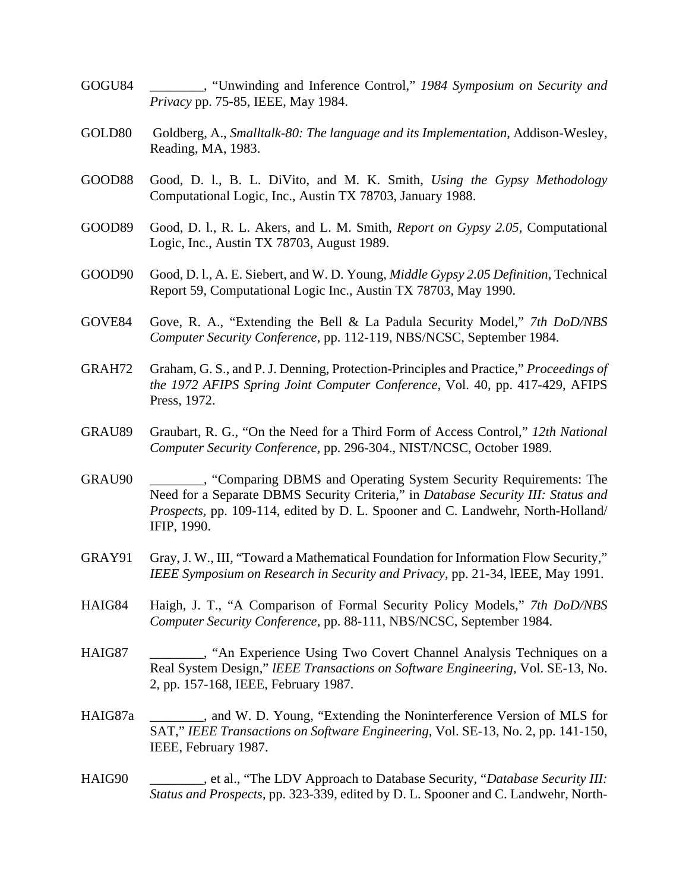GOGU84 ________, "Unwinding and Inference Control," *1984 Symposium on Security and Privacy* pp. 75-85, IEEE, May 1984.

GOLD80 Goldberg, A., *Smalltalk-80: The language and its Implementation*, Addison-Wesley, Reading, MA, 1983.

GOOD88 Good, D. l., B. L. DiVito, and M. K. Smith, *Using the Gypsy Methodology* Computational Logic, Inc., Austin TX 78703, January 1988.

GOOD89 Good, D. l., R. L. Akers, and L. M. Smith, *Report on Gypsy 2.05*, Computational Logic, Inc., Austin TX 78703, August 1989.

GOOD90 Good, D. l., A. E. Siebert, and W. D. Young, *Middle Gypsy 2.05 Definition*, Technical Report 59, Computational Logic Inc., Austin TX 78703, May 1990.

GOVE84 Gove, R. A., "Extending the Bell & La Padula Security Model," *7th DoD/NBS Computer Security Conference*, pp. 112-119, NBS/NCSC, September 1984.

GRAH72 Graham, G. S., and P. J. Denning, Protection-Principles and Practice," *Proceedings of the 1972 AFIPS Spring Joint Computer Conference*, Vol. 40, pp. 417-429, AFIPS Press, 1972.

GRAU89 Graubart, R. G., "On the Need for a Third Form of Access Control," *12th National Computer Security Conference*, pp. 296-304., NIST/NCSC, October 1989.

GRAU90 ________, "Comparing DBMS and Operating System Security Requirements: The Need for a Separate DBMS Security Criteria," in *Database Security III: Status and Prospects*, pp. 109-114, edited by D. L. Spooner and C. Landwehr, North-Holland/ IFIP, 1990.

GRAY91 Gray, J. W., III, "Toward a Mathematical Foundation for Information Flow Security," *IEEE Symposium on Research in Security and Privacy*, pp. 21-34, lEEE, May 1991.

HAIG84 Haigh, J. T., "A Comparison of Formal Security Policy Models," *7th DoD/NBS Computer Security Conference*, pp. 88-111, NBS/NCSC, September 1984.

HAIG87 ________, "An Experience Using Two Covert Channel Analysis Techniques on a Real System Design," *lEEE Transactions on Software Engineering*, Vol. SE-13, No. 2, pp. 157-168, IEEE, February 1987.

HAIG87a ________, and W. D. Young, "Extending the Noninterference Version of MLS for SAT," *IEEE Transactions on Software Engineering*, Vol. SE-13, No. 2, pp. 141-150, IEEE, February 1987.

HAIG90 ________, et al., "The LDV Approach to Database Security, "*Database Security III: Status and Prospects*, pp. 323-339, edited by D. L. Spooner and C. Landwehr, North-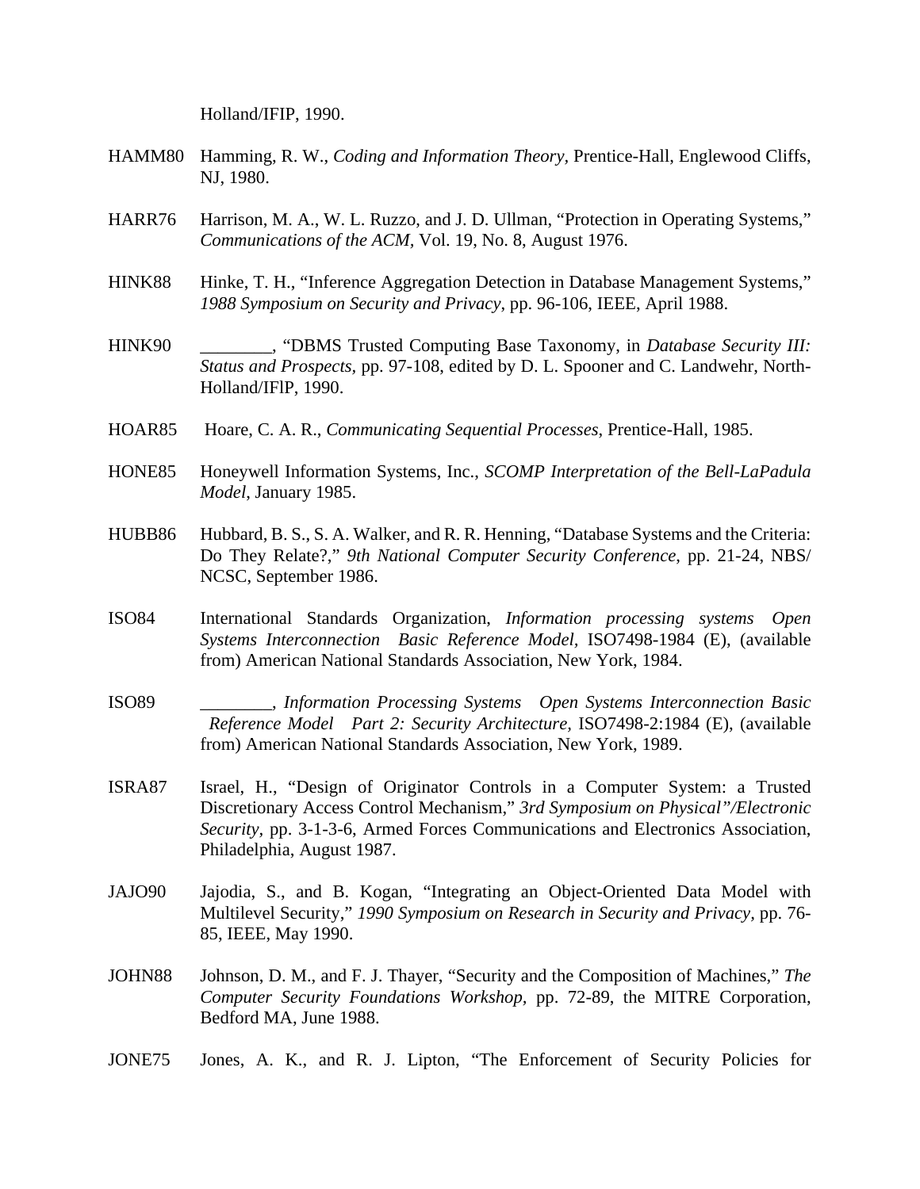Holland/IFIP, 1990.

HAMM80 Hamming, R. W., *Coding and Information Theory*, Prentice-Hall, Englewood Cliffs, NJ, 1980.

HARR76 Harrison, M. A., W. L. Ruzzo, and J. D. Ullman, "Protection in Operating Systems," *Communications of the ACM*, Vol. 19, No. 8, August 1976.

HINK88 Hinke, T. H., "Inference Aggregation Detection in Database Management Systems," *1988 Symposium on Security and Privacy*, pp. 96-106, IEEE, April 1988.

HINK90 ________, "DBMS Trusted Computing Base Taxonomy, in *Database Security III: Status and Prospects*, pp. 97-108, edited by D. L. Spooner and C. Landwehr, North-Holland/IFlP, 1990.

HOAR85 Hoare, C. A. R., *Communicating Sequential Processes*, Prentice-Hall, 1985.

HONE85 Honeywell Information Systems, Inc., *SCOMP Interpretation of the Bell-LaPadula Model*, January 1985.

HUBB86 Hubbard, B. S., S. A. Walker, and R. R. Henning, "Database Systems and the Criteria: Do They Relate?," *9th National Computer Security Conference*, pp. 21-24, NBS/NCSC, September 1986.

ISO84 International Standards Organization, *Information processing systems Open Systems Interconnection Basic Reference Model*, ISO7498-1984 (E), (available from) American National Standards Association, New York, 1984.

ISO89 ________, *Information Processing Systems Open Systems Interconnection Basic Reference Model Part 2: Security Architecture*, ISO7498-2:1984 (E), (available from) American National Standards Association, New York, 1989.

ISRA87 Israel, H., "Design of Originator Controls in a Computer System: a Trusted Discretionary Access Control Mechanism," *3rd Symposium on Physical"/Electronic Security*, pp. 3-1-3-6, Armed Forces Communications and Electronics Association, Philadelphia, August 1987.

JAJO90 Jajodia, S., and B. Kogan, "Integrating an Object-Oriented Data Model with Multilevel Security," *1990 Symposium on Research in Security and Privacy*, pp. 76-85, IEEE, May 1990.

JOHN88 Johnson, D. M., and F. J. Thayer, "Security and the Composition of Machines," *The Computer Security Foundations Workshop*, pp. 72-89, the MITRE Corporation, Bedford MA, June 1988.

JONE75 Jones, A. K., and R. J. Lipton, "The Enforcement of Security Policies for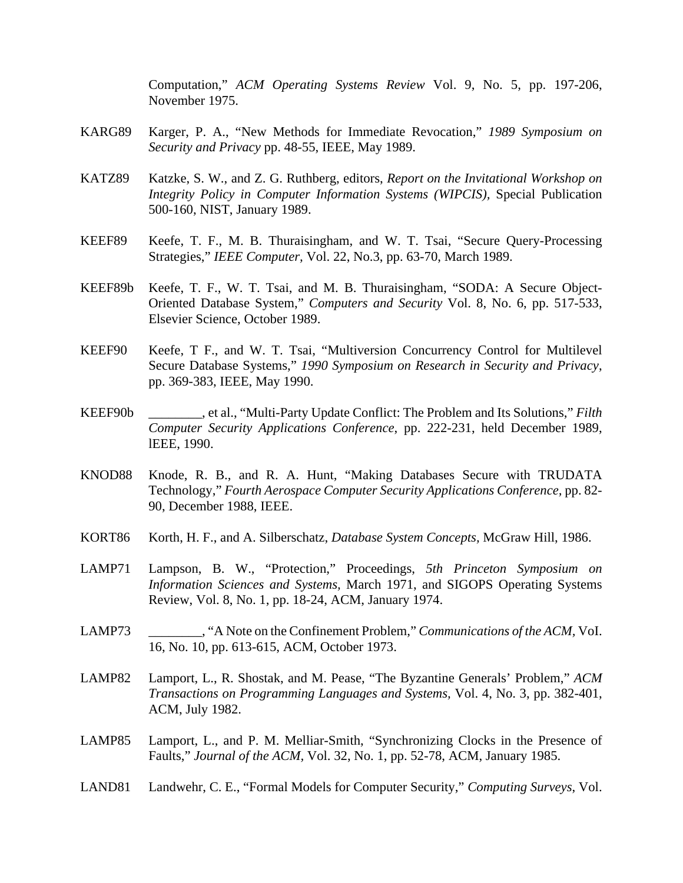Computation," *ACM Operating Systems Review* Vol. 9, No. 5, pp. 197-206, November 1975.

KARG89 Karger, P. A., "New Methods for Immediate Revocation," *1989 Symposium on Security and Privacy* pp. 48-55, IEEE, May 1989.

KATZ89 Katzke, S. W., and Z. G. Ruthberg, editors, *Report on the Invitational Workshop on Integrity Policy in Computer Information Systems (WIPCIS),* Special Publication 500-160, NIST, January 1989.

KEEF89 Keefe, T. F., M. B. Thuraisingham, and W. T. Tsai, "Secure Query-Processing Strategies," *IEEE Computer,* Vol. 22, No.3, pp. 63-70, March 1989.

KEEF89b Keefe, T. F., W. T. Tsai, and M. B. Thuraisingham, "SODA: A Secure Object-Oriented Database System," *Computers and Security* Vol. 8, No. 6, pp. 517-533, Elsevier Science, October 1989.

KEEF90 Keefe, T F., and W. T. Tsai, "Multiversion Concurrency Control for Multilevel Secure Database Systems," *1990 Symposium on Research in Security and Privacy*, pp. 369-383, IEEE, May 1990.

KEEF90b ________, et al., "Multi-Party Update Conflict: The Problem and Its Solutions," *Filth Computer Security Applications Conference*, pp. 222-231, held December 1989, lEEE, 1990.

KNOD88 Knode, R. B., and R. A. Hunt, "Making Databases Secure with TRUDATA Technology," *Fourth Aerospace Computer Security Applications Conference,* pp. 82-90, December 1988, IEEE.

KORT86 Korth, H. F., and A. Silberschatz, *Database System Concepts,* McGraw Hill, 1986.

LAMP71 Lampson, B. W., "Protection," Proceedings, *5th Princeton Symposium on Information Sciences and Systems,* March 1971, and SIGOPS Operating Systems Review, Vol. 8, No. 1, pp. 18-24, ACM, January 1974.

LAMP73 ________, "A Note on the Confinement Problem," *Communications of the ACM,* VoI. 16, No. 10, pp. 613-615, ACM, October 1973.

LAMP82 Lamport, L., R. Shostak, and M. Pease, "The Byzantine Generals' Problem," *ACM Transactions on Programming Languages and Systems,* Vol. 4, No. 3, pp. 382-401, ACM, July 1982.

LAMP85 Lamport, L., and P. M. Melliar-Smith, "Synchronizing Clocks in the Presence of Faults," *Journal of the ACM,* Vol. 32, No. 1, pp. 52-78, ACM, January 1985.

LAND81 Landwehr, C. E., "Formal Models for Computer Security," *Computing Surveys,* Vol.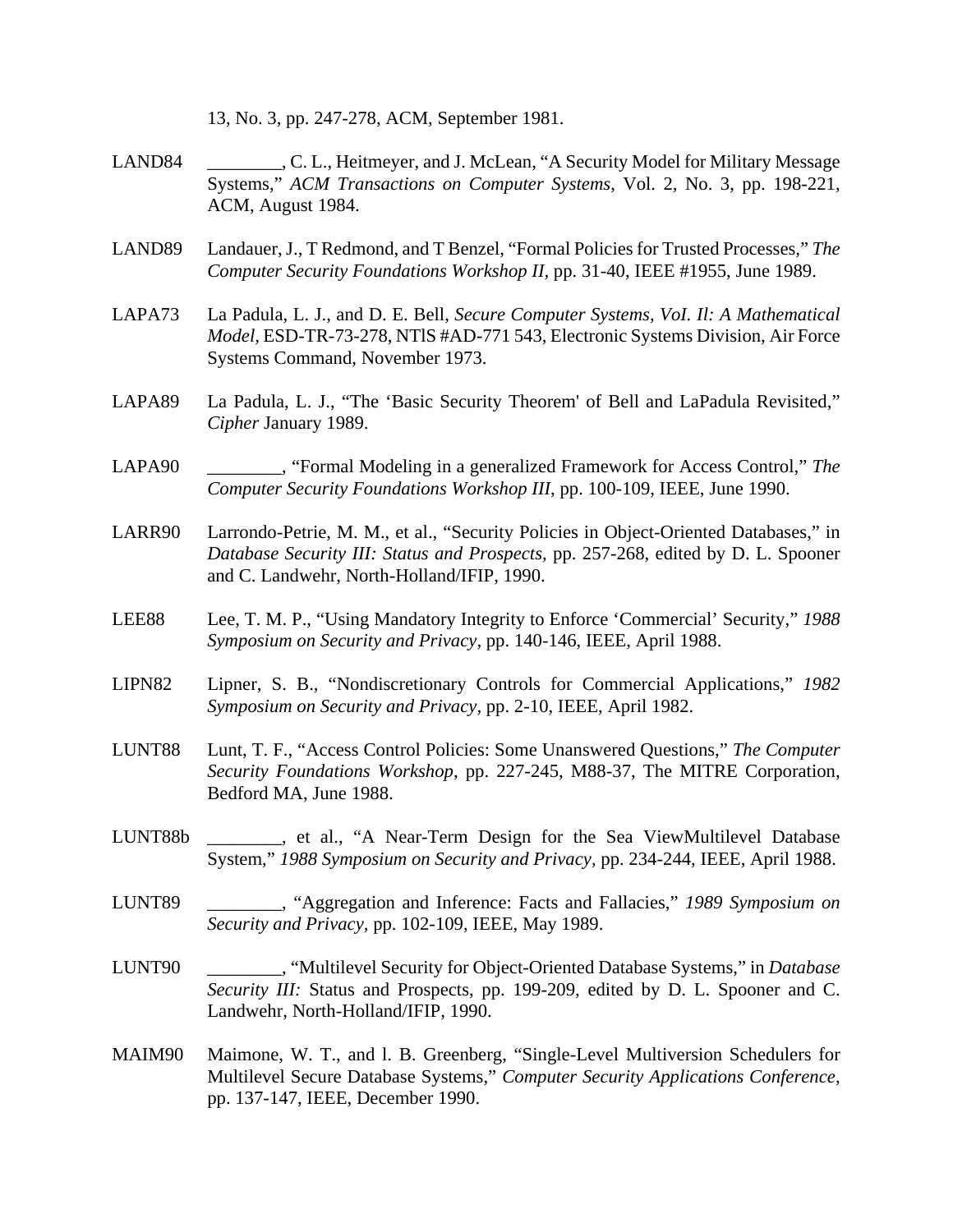13, No. 3, pp. 247-278, ACM, September 1981.

LAND84 ________, C. L., Heitmeyer, and J. McLean, "A Security Model for Military Message Systems," *ACM Transactions on Computer Systems*, Vol. 2, No. 3, pp. 198-221, ACM, August 1984.

LAND89 Landauer, J., T Redmond, and T Benzel, "Formal Policies for Trusted Processes," *The Computer Security Foundations Workshop II,* pp. 31-40, IEEE #1955, June 1989.

LAPA73 La Padula, L. J., and D. E. Bell, *Secure Computer Systems, VoI. Il: A Mathematical Model,* ESD-TR-73-278, NTlS #AD-771 543, Electronic Systems Division, Air Force Systems Command, November 1973.

LAPA89 La Padula, L. J., "The 'Basic Security Theorem' of Bell and LaPadula Revisited," *Cipher* January 1989.

LAPA90 ________, "Formal Modeling in a generalized Framework for Access Control," *The Computer Security Foundations Workshop III,* pp. 100-109, IEEE, June 1990.

LARR90 Larrondo-Petrie, M. M., et al., "Security Policies in Object-Oriented Databases," in *Database Security III: Status and Prospects,* pp. 257-268, edited by D. L. Spooner and C. Landwehr, North-Holland/IFIP, 1990.

LEE88 Lee, T. M. P., "Using Mandatory Integrity to Enforce 'Commercial' Security," *1988 Symposium on Security and Privacy,* pp. 140-146, IEEE, April 1988.

LIPN82 Lipner, S. B., "Nondiscretionary Controls for Commercial Applications," *1982 Symposium on Security and Privacy,* pp. 2-10, IEEE, April 1982.

LUNT88 Lunt, T. F., "Access Control Policies: Some Unanswered Questions," *The Computer Security Foundations Workshop*, pp. 227-245, M88-37, The MITRE Corporation, Bedford MA, June 1988.

LUNT88b ________, et al., "A Near-Term Design for the Sea ViewMultilevel Database System," *1988 Symposium on Security and Privacy,* pp. 234-244, IEEE, April 1988.

LUNT89 ________, "Aggregation and Inference: Facts and Fallacies," *1989 Symposium on Security and Privacy,* pp. 102-109, IEEE, May 1989.

LUNT90 ________, "Multilevel Security for Object-Oriented Database Systems," in *Database Security III:* Status and Prospects, pp. 199-209, edited by D. L. Spooner and C. Landwehr, North-Holland/IFIP, 1990.

MAIM90 Maimone, W. T., and l. B. Greenberg, "Single-Level Multiversion Schedulers for Multilevel Secure Database Systems," *Computer Security Applications Conference,* pp. 137-147, IEEE, December 1990.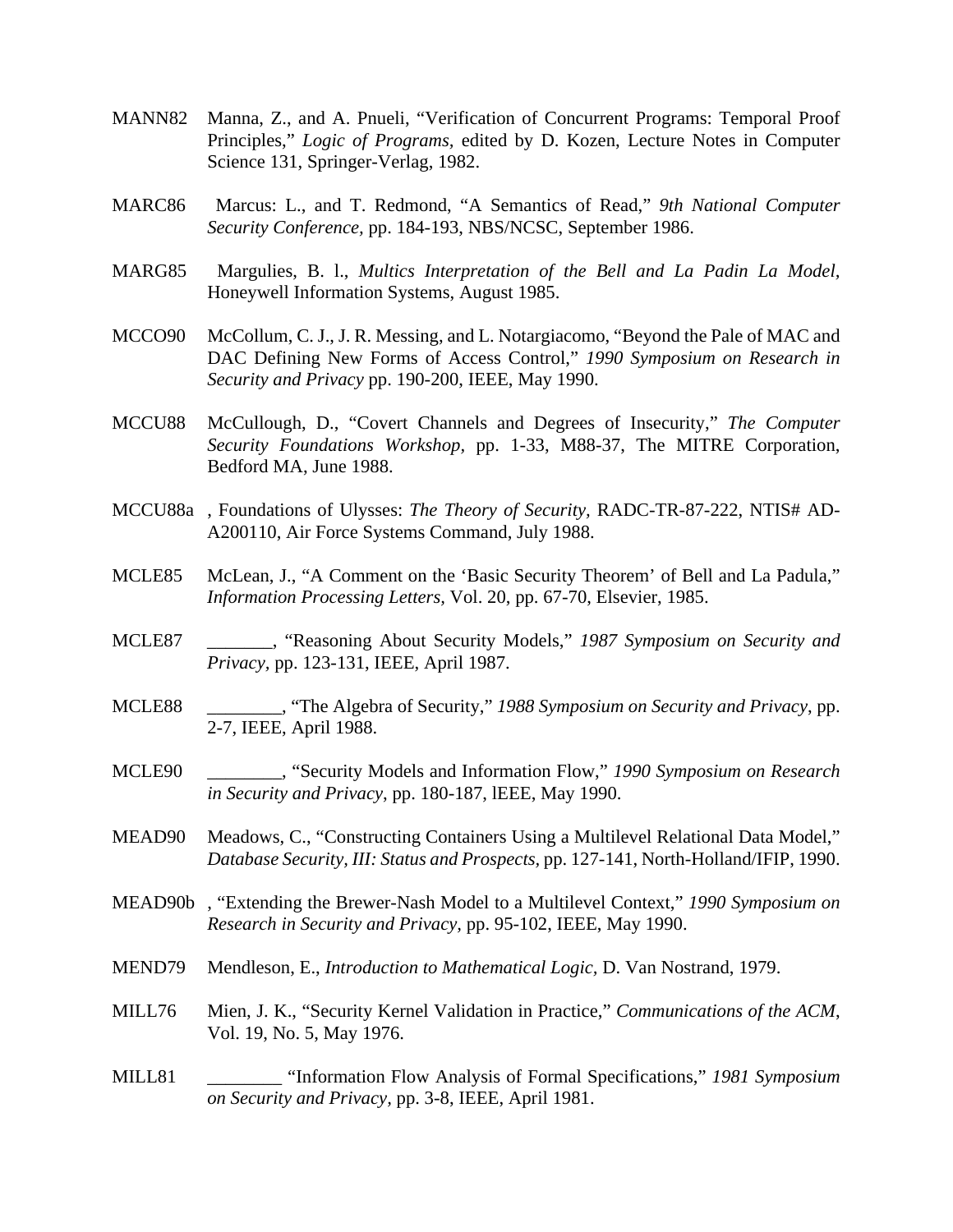MANN82 Manna, Z., and A. Pnueli, "Verification of Concurrent Programs: Temporal Proof Principles," *Logic of Programs*, edited by D. Kozen, Lecture Notes in Computer Science 131, Springer-Verlag, 1982.

MARC86 Marcus: L., and T. Redmond, "A Semantics of Read," *9th National Computer Security Conference*, pp. 184-193, NBS/NCSC, September 1986.

MARG85 Margulies, B. l., *Multics Interpretation of the Bell and La Padin La Model*, Honeywell Information Systems, August 1985.

MCCO90 McCollum, C. J., J. R. Messing, and L. Notargiacomo, "Beyond the Pale of MAC and DAC Defining New Forms of Access Control," *1990 Symposium on Research in Security and Privacy* pp. 190-200, IEEE, May 1990.

MCCU88 McCullough, D., "Covert Channels and Degrees of Insecurity," *The Computer Security Foundations Workshop*, pp. 1-33, M88-37, The MITRE Corporation, Bedford MA, June 1988.

MCCU88a , Foundations of Ulysses: *The Theory of Security*, RADC-TR-87-222, NTIS# AD-A200110, Air Force Systems Command, July 1988.

MCLE85 McLean, J., "A Comment on the 'Basic Security Theorem' of Bell and La Padula," *Information Processing Letters*, Vol. 20, pp. 67-70, Elsevier, 1985.

MCLE87 _______, "Reasoning About Security Models," *1987 Symposium on Security and Privacy*, pp. 123-131, IEEE, April 1987.

MCLE88 ________, "The Algebra of Security," *1988 Symposium on Security and Privacy*, pp. 2-7, IEEE, April 1988.

MCLE90 ________, "Security Models and Information Flow," *1990 Symposium on Research in Security and Privacy*, pp. 180-187, lEEE, May 1990.

MEAD90 Meadows, C., "Constructing Containers Using a Multilevel Relational Data Model," *Database Security, III: Status and Prospects*, pp. 127-141, North-Holland/IFIP, 1990.

MEAD90b , "Extending the Brewer-Nash Model to a Multilevel Context," *1990 Symposium on Research in Security and Privacy*, pp. 95-102, IEEE, May 1990.

MEND79 Mendleson, E., *Introduction to Mathematical Logic*, D. Van Nostrand, 1979.

MILL76 Mien, J. K., "Security Kernel Validation in Practice," *Communications of the ACM*, Vol. 19, No. 5, May 1976.

MILL81 ________ "Information Flow Analysis of Formal Specifications," *1981 Symposium on Security and Privacy*, pp. 3-8, IEEE, April 1981.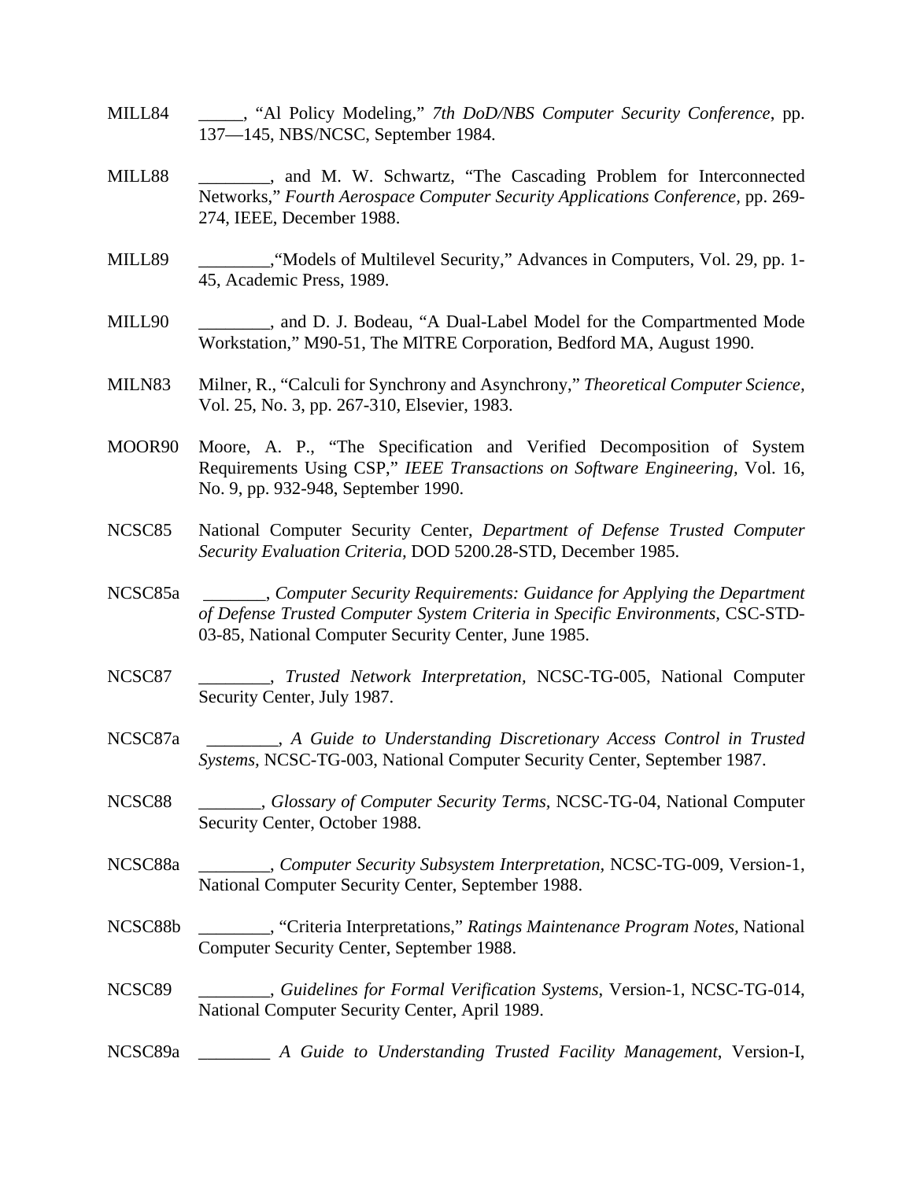MILL84 _____, "Al Policy Modeling," *7th DoD/NBS Computer Security Conference*, pp. 137—145, NBS/NCSC, September 1984.

MILL88 ________, and M. W. Schwartz, "The Cascading Problem for Interconnected Networks," *Fourth Aerospace Computer Security Applications Conference,* pp. 269-274, IEEE, December 1988.

MILL89 ________,"Models of Multilevel Security," Advances in Computers, Vol. 29, pp. 1-45, Academic Press, 1989.

MILL90 ________, and D. J. Bodeau, "A Dual-Label Model for the Compartmented Mode Workstation," M90-51, The MlTRE Corporation, Bedford MA, August 1990.

MILN83 Milner, R., "Calculi for Synchrony and Asynchrony," *Theoretical Computer Science,* Vol. 25, No. 3, pp. 267-310, Elsevier, 1983.

MOOR90 Moore, A. P., "The Specification and Verified Decomposition of System Requirements Using CSP," *IEEE Transactions on Software Engineering,* Vol. 16, No. 9, pp. 932-948, September 1990.

NCSC85 National Computer Security Center, *Department of Defense Trusted Computer Security Evaluation Criteria,* DOD 5200.28-STD, December 1985.

NCSC85a _______, *Computer Security Requirements: Guidance for Applying the Department of Defense Trusted Computer System Criteria in Specific Environments,* CSC-STD-03-85, National Computer Security Center, June 1985.

NCSC87 ________, *Trusted Network Interpretation,* NCSC-TG-005, National Computer Security Center, July 1987.

NCSC87a ________, *A Guide to Understanding Discretionary Access Control in Trusted Systems*, NCSC-TG-003, National Computer Security Center, September 1987.

NCSC88 _______, *Glossary of Computer Security Terms,* NCSC-TG-04, National Computer Security Center, October 1988.

NCSC88a ________, *Computer Security Subsystem Interpretation,* NCSC-TG-009, Version-1, National Computer Security Center, September 1988.

NCSC88b ________, "Criteria Interpretations," *Ratings Maintenance Program Notes,* National Computer Security Center, September 1988.

NCSC89 ________, *Guidelines for Formal Verification Systems*, Version-1, NCSC-TG-014, National Computer Security Center, April 1989.

NCSC89a ________ *A Guide to Understanding Trusted Facility Management*, Version-I,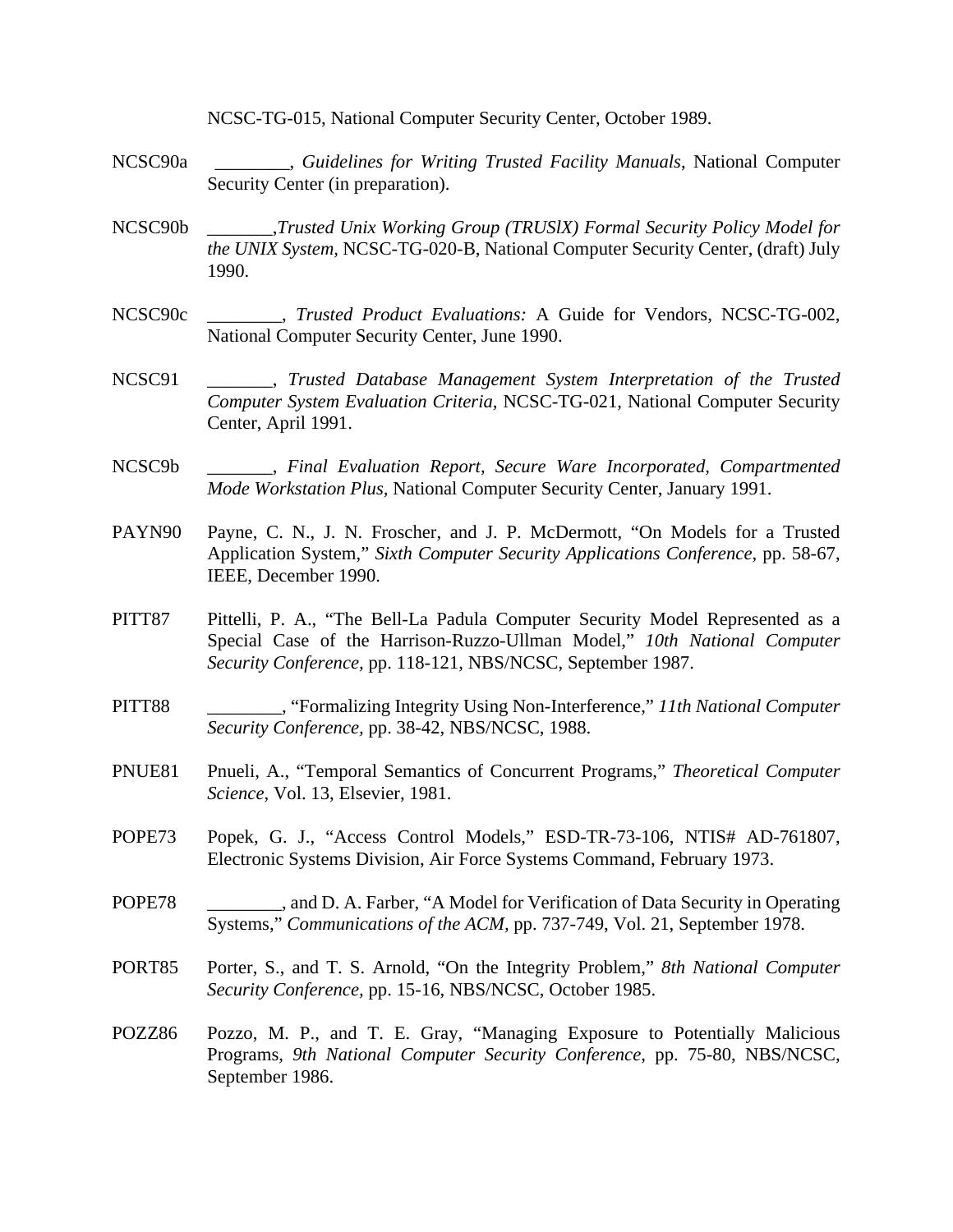NCSC-TG-015, National Computer Security Center, October 1989.

NCSC90a ________, *Guidelines for Writing Trusted Facility Manuals*, National Computer Security Center (in preparation).

NCSC90b _______,*Trusted Unix Working Group (TRUSlX) Formal Security Policy Model for the UNIX System,* NCSC-TG-020-B, National Computer Security Center, (draft) July 1990.

NCSC90c ________, *Trusted Product Evaluations:* A Guide for Vendors, NCSC-TG-002, National Computer Security Center, June 1990.

NCSC91 _______, *Trusted Database Management System Interpretation of the Trusted Computer System Evaluation Criteria,* NCSC-TG-021, National Computer Security Center, April 1991.

NCSC9b _______, *Final Evaluation Report, Secure Ware Incorporated, Compartmented Mode Workstation Plus,* National Computer Security Center, January 1991.

PAYN90 Payne, C. N., J. N. Froscher, and J. P. McDermott, "On Models for a Trusted Application System," *Sixth Computer Security Applications Conference*, pp. 58-67, IEEE, December 1990.

PITT87 Pittelli, P. A., "The Bell-La Padula Computer Security Model Represented as a Special Case of the Harrison-Ruzzo-Ullman Model," *10th National Computer Security Conference,* pp. 118-121, NBS/NCSC, September 1987.

PITT88 ________, "Formalizing Integrity Using Non-Interference," *11th National Computer Security Conference,* pp. 38-42, NBS/NCSC, 1988.

PNUE81 Pnueli, A., "Temporal Semantics of Concurrent Programs," *Theoretical Computer Science*, Vol. 13, Elsevier, 1981.

POPE73 Popek, G. J., "Access Control Models," ESD-TR-73-106, NTIS# AD-761807, Electronic Systems Division, Air Force Systems Command, February 1973.

POPE78 ________, and D. A. Farber, "A Model for Verification of Data Security in Operating Systems," *Communications of the ACM*, pp. 737-749, Vol. 21, September 1978.

PORT85 Porter, S., and T. S. Arnold, "On the Integrity Problem," *8th National Computer Security Conference,* pp. 15-16, NBS/NCSC, October 1985.

POZZ86 Pozzo, M. P., and T. E. Gray, "Managing Exposure to Potentially Malicious Programs, *9th National Computer Security Conference*, pp. 75-80, NBS/NCSC, September 1986.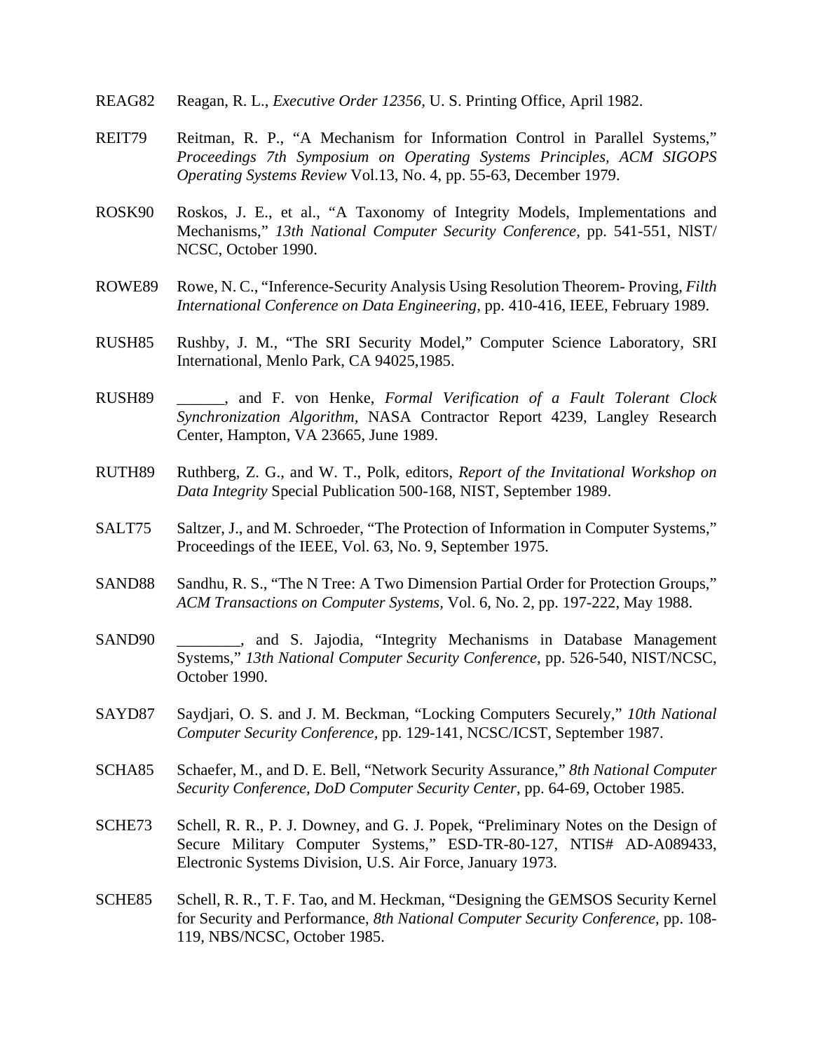REAG82 Reagan, R. L., *Executive Order 12356*, U. S. Printing Office, April 1982.

REIT79 Reitman, R. P., "A Mechanism for Information Control in Parallel Systems," *Proceedings 7th Symposium on Operating Systems Principles, ACM SIGOPS Operating Systems Review* Vol.13, No. 4, pp. 55-63, December 1979.

ROSK90 Roskos, J. E., et al., "A Taxonomy of Integrity Models, Implementations and Mechanisms," *13th National Computer Security Conference*, pp. 541-551, NlST/NCSC, October 1990.

ROWE89 Rowe, N. C., "Inference-Security Analysis Using Resolution Theorem- Proving, *Filth International Conference on Data Engineering*, pp. 410-416, IEEE, February 1989.

RUSH85 Rushby, J. M., "The SRI Security Model," Computer Science Laboratory, SRI International, Menlo Park, CA 94025,1985.

RUSH89 ______, and F. von Henke, *Formal Verification of a Fault Tolerant Clock Synchronization Algorithm*, NASA Contractor Report 4239, Langley Research Center, Hampton, VA 23665, June 1989.

RUTH89 Ruthberg, Z. G., and W. T., Polk, editors, *Report of the Invitational Workshop on Data Integrity* Special Publication 500-168, NIST, September 1989.

SALT75 Saltzer, J., and M. Schroeder, "The Protection of Information in Computer Systems," Proceedings of the IEEE, Vol. 63, No. 9, September 1975.

SAND88 Sandhu, R. S., "The N Tree: A Two Dimension Partial Order for Protection Groups," *ACM Transactions on Computer Systems*, Vol. 6, No. 2, pp. 197-222, May 1988.

SAND90 ________, and S. Jajodia, "Integrity Mechanisms in Database Management Systems," *13th National Computer Security Conference*, pp. 526-540, NIST/NCSC, October 1990.

SAYD87 Saydjari, O. S. and J. M. Beckman, "Locking Computers Securely," *10th National Computer Security Conference*, pp. 129-141, NCSC/ICST, September 1987.

SCHA85 Schaefer, M., and D. E. Bell, "Network Security Assurance," *8th National Computer Security Conference, DoD Computer Security Center*, pp. 64-69, October 1985.

SCHE73 Schell, R. R., P. J. Downey, and G. J. Popek, "Preliminary Notes on the Design of Secure Military Computer Systems," ESD-TR-80-127, NTIS# AD-A089433, Electronic Systems Division, U.S. Air Force, January 1973.

SCHE85 Schell, R. R., T. F. Tao, and M. Heckman, "Designing the GEMSOS Security Kernel for Security and Performance, *8th National Computer Security Conference*, pp. 108-119, NBS/NCSC, October 1985.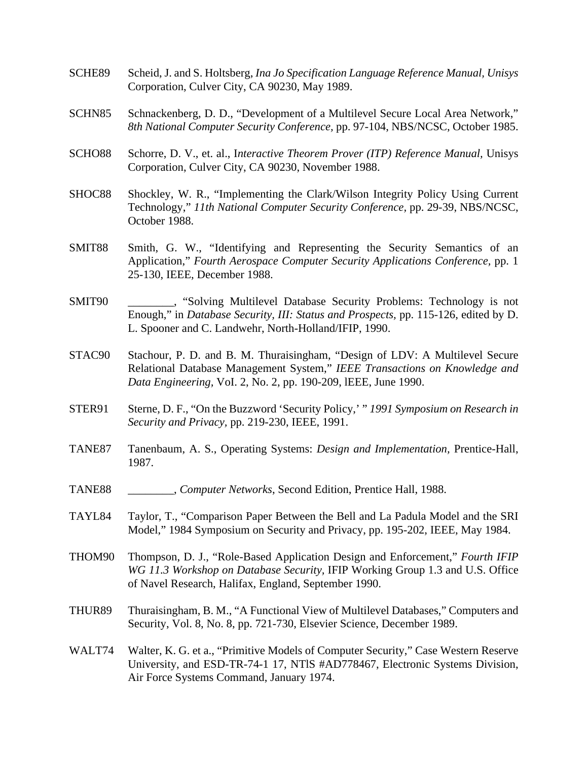SCHE89 Scheid, J. and S. Holtsberg, *Ina Jo Specification Language Reference Manual, Unisys* Corporation, Culver City, CA 90230, May 1989.

SCHN85 Schnackenberg, D. D., “Development of a Multilevel Secure Local Area Network,” *8th National Computer Security Conference,* pp. 97-104, NBS/NCSC, October 1985.

SCHO88 Schorre, D. V., et. al., I*nteractive Theorem Prover (ITP) Reference Manual*, Unisys Corporation, Culver City, CA 90230, November 1988.

SHOC88 Shockley, W. R., “Implementing the Clark/Wilson Integrity Policy Using Current Technology,” *11th National Computer Security Conference*, pp. 29-39, NBS/NCSC, October 1988.

SMIT88 Smith, G. W., “Identifying and Representing the Security Semantics of an Application,” *Fourth Aerospace Computer Security Applications Conference,* pp. 1 25-130, IEEE, December 1988.

SMIT90 ________, “Solving Multilevel Database Security Problems: Technology is not Enough,” in *Database Security, III: Status and Prospects*, pp. 115-126, edited by D. L. Spooner and C. Landwehr, North-Holland/IFIP, 1990.

STAC90 Stachour, P. D. and B. M. Thuraisingham, “Design of LDV: A Multilevel Secure Relational Database Management System,” *IEEE Transactions on Knowledge and Data Engineering,* VoI. 2, No. 2, pp. 190-209, lEEE, June 1990.

STER91 Sterne, D. F., “On the Buzzword ‘Security Policy,’ ” *1991 Symposium on Research in Security and Privacy,* pp. 219-230, IEEE, 1991.

TANE87 Tanenbaum, A. S., Operating Systems: *Design and Implementation,* Prentice-Hall, 1987.

TANE88 ________, *Computer Networks*, Second Edition, Prentice Hall, 1988.

TAYL84 Taylor, T., “Comparison Paper Between the Bell and La Padula Model and the SRI Model,” 1984 Symposium on Security and Privacy, pp. 195-202, IEEE, May 1984.

THOM90 Thompson, D. J., “Role-Based Application Design and Enforcement,” *Fourth IFIP WG 11.3 Workshop on Database Security,* IFIP Working Group 1.3 and U.S. Office of Navel Research, Halifax, England, September 1990.

THUR89 Thuraisingham, B. M., “A Functional View of Multilevel Databases,” Computers and Security, Vol. 8, No. 8, pp. 721-730, Elsevier Science, December 1989.

WALT74 Walter, K. G. et a., “Primitive Models of Computer Security,” Case Western Reserve University, and ESD-TR-74-1 17, NTlS #AD778467, Electronic Systems Division, Air Force Systems Command, January 1974.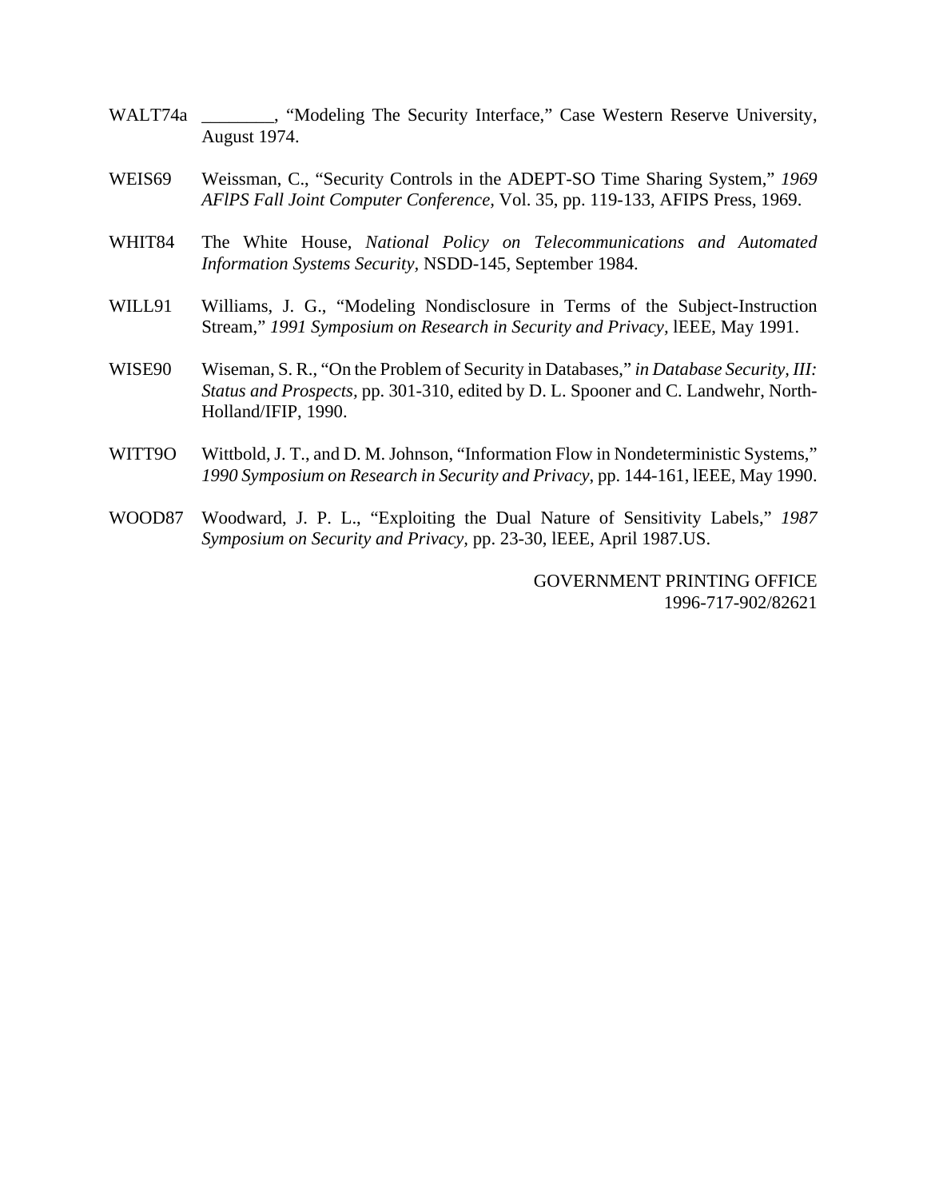WALT74a ________, "Modeling The Security Interface," Case Western Reserve University, August 1974.

WEIS69 Weissman, C., "Security Controls in the ADEPT-SO Time Sharing System," *1969 AFlPS Fall Joint Computer Conference,* Vol. 35, pp. 119-133, AFIPS Press, 1969.

WHIT84 The White House, *National Policy on Telecommunications and Automated Information Systems Security,* NSDD-145, September 1984.

WILL91 Williams, J. G., "Modeling Nondisclosure in Terms of the Subject-Instruction Stream," *1991 Symposium on Research in Security and Privacy,* lEEE, May 1991.

WISE90 Wiseman, S. R., "On the Problem of Security in Databases," *in Database Security, III: Status and Prospects,* pp. 301-310, edited by D. L. Spooner and C. Landwehr, North-Holland/IFIP, 1990.

WITT9O Wittbold, J. T., and D. M. Johnson, "Information Flow in Nondeterministic Systems," *1990 Symposium on Research in Security and Privacy*, pp. 144-161, lEEE, May 1990.

WOOD87 Woodward, J. P. L., "Exploiting the Dual Nature of Sensitivity Labels," *1987 Symposium on Security and Privacy*, pp. 23-30, lEEE, April 1987.US.

GOVERNMENT PRINTING OFFICE
1996-717-902/82621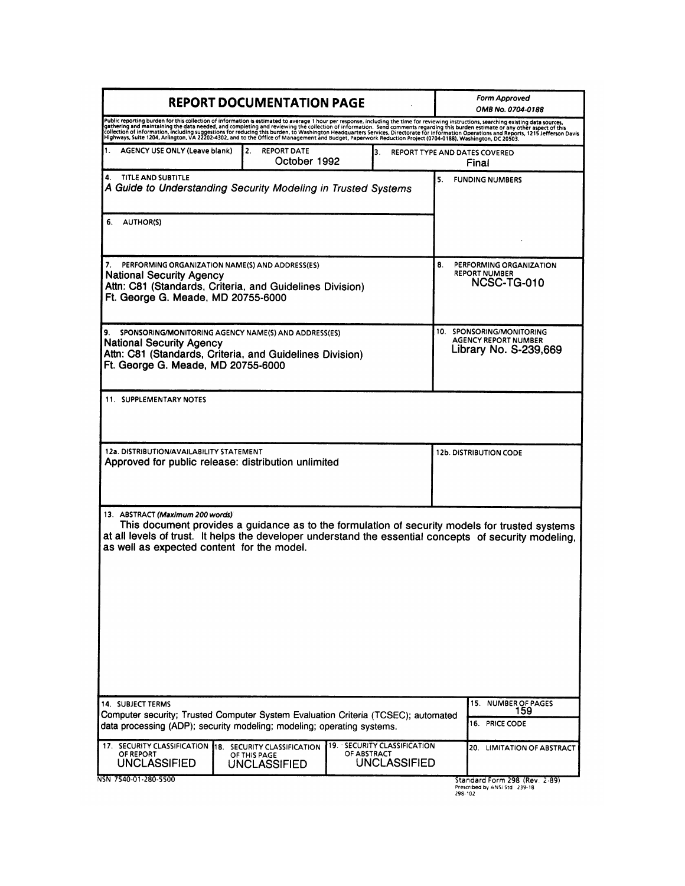# REPORT DOCUMENTATION PAGE

*Form Approved*
*OMB No. 0704-0188*

Public reporting burden for this collection of information is estimated to average 1 hour per response, including the time for reviewing instructions, searching existing data sources, gathering and maintaining the data needed, and completing and reviewing the collection of information. Send comments regarding this burden estimate or any other aspect of this collection of information, including suggestions for reducing this burden, to Washington Headquarters Services, Directorate for Information Operations and Reports, 1215 Jefferson Davis Highways, Suite 1204, Arlington, VA 22202-4302, and to the Office of Management and Budget, Paperwork Reduction Project (0704-0188), Washington, DC 20503.

| | | |
|---|---|---|
| 1. AGENCY USE ONLY (Leave blank) | 2. REPORT DATE<br>October 1992 | 3. REPORT TYPE AND DATES COVERED<br>Final |

**4. TITLE AND SUBTITLE**
*A Guide to Understanding Security Modeling in Trusted Systems*

**5. FUNDING NUMBERS**

**6. AUTHOR(S)**

**7. PERFORMING ORGANIZATION NAME(S) AND ADDRESS(ES)**
National Security Agency
Attn: C81 (Standards, Criteria, and Guidelines Division)
Ft. George G. Meade, MD 20755-6000

**8. PERFORMING ORGANIZATION REPORT NUMBER**
NCSC-TG-010

**9. SPONSORING/MONITORING AGENCY NAME(S) AND ADDRESS(ES)**
National Security Agency
Attn: C81 (Standards, Criteria, and Guidelines Division)
Ft. George G. Meade, MD 20755-6000

**10. SPONSORING/MONITORING AGENCY REPORT NUMBER**
Library No. S-239,669

**11. SUPPLEMENTARY NOTES**

**12a. DISTRIBUTION/AVAILABILITY STATEMENT**
Approved for public release: distribution unlimited

**12b. DISTRIBUTION CODE**

**13. ABSTRACT** *(Maximum 200 words)*

This document provides a guidance as to the formulation of security models for trusted systems at all levels of trust. It helps the developer understand the essential concepts of security modeling, as well as expected content for the model.

**14. SUBJECT TERMS**
Computer security; Trusted Computer System Evaluation Criteria (TCSEC); automated data processing (ADP); security modeling; modeling; operating systems.

**15. NUMBER OF PAGES**
159

**16. PRICE CODE**

| | | | |
|---|---|---|---|
| 17. SECURITY CLASSIFICATION OF REPORT<br>UNCLASSIFIED | 18. SECURITY CLASSIFICATION OF THIS PAGE<br>UNCLASSIFIED | 19. SECURITY CLASSIFICATION OF ABSTRACT<br>UNCLASSIFIED | 20. LIMITATION OF ABSTRACT |

NSN 7540-01-280-5500

Standard Form 298 (Rev. 2-89)
Prescribed by ANSI Std 239-18
298-102